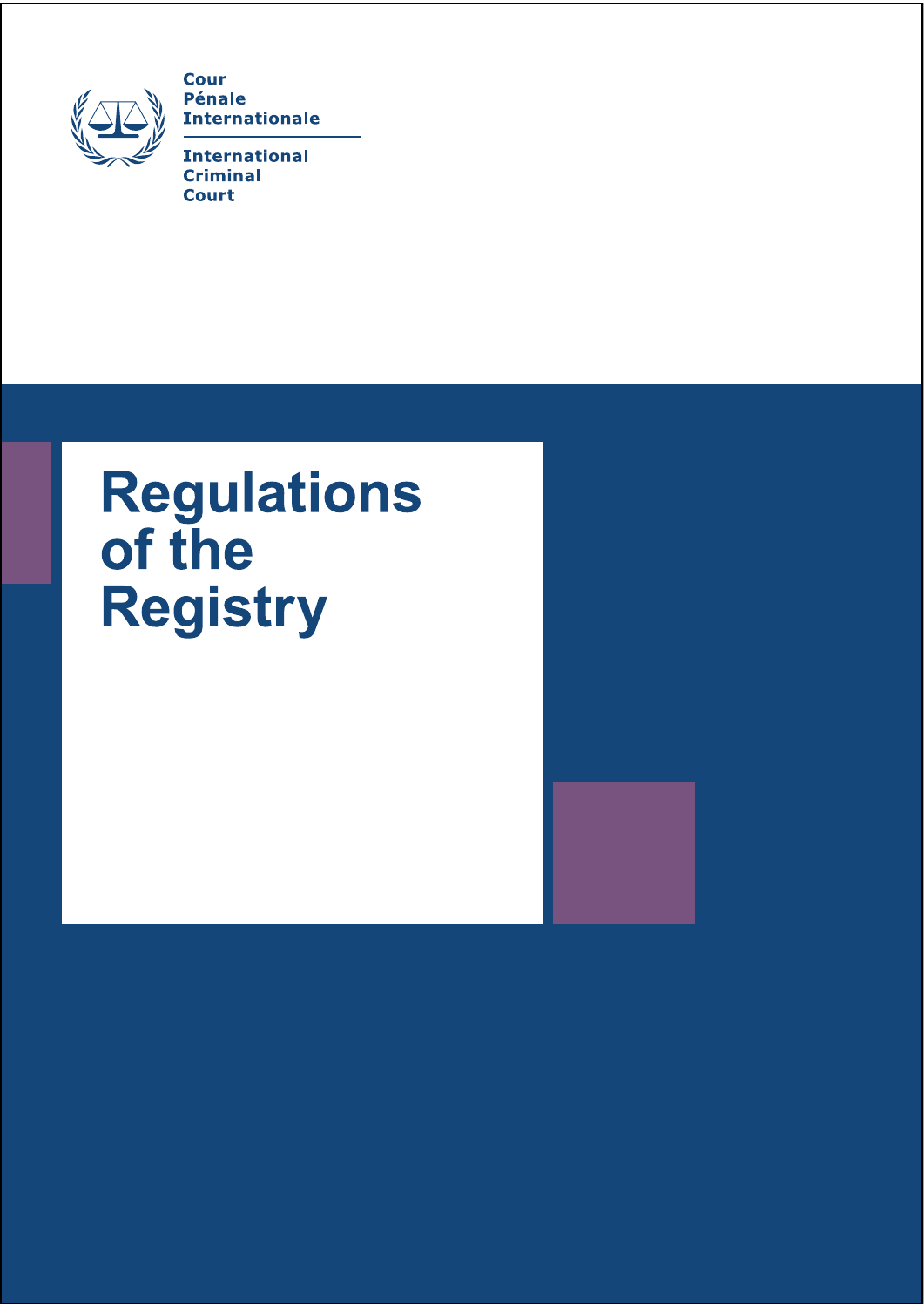Cour
Pénale
Internationale

International
Criminal
Court

# Regulations of the Registry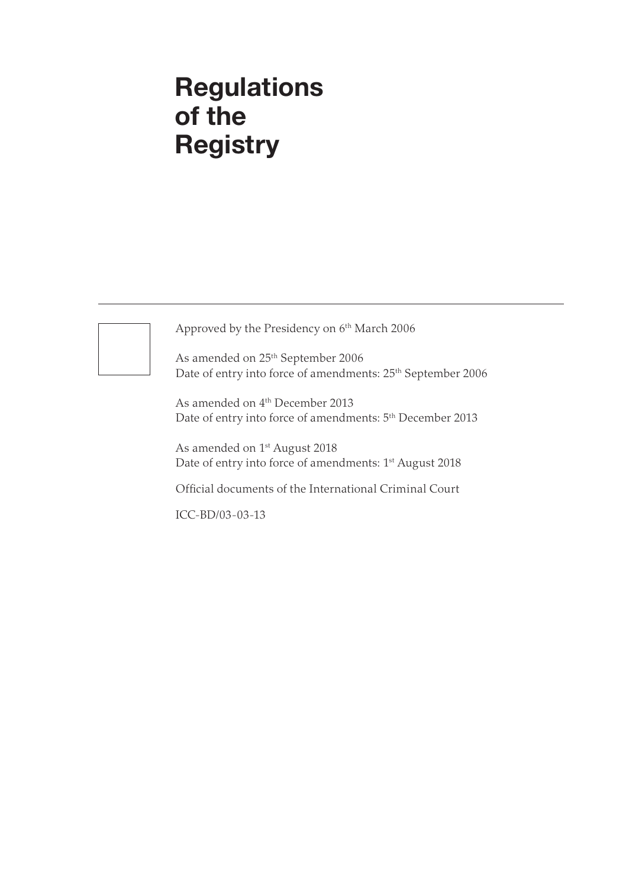# Regulations of the Registry

Approved by the Presidency on 6th March 2006

As amended on 25th September 2006
Date of entry into force of amendments: 25th September 2006

As amended on 4th December 2013
Date of entry into force of amendments: 5th December 2013

As amended on 1st August 2018
Date of entry into force of amendments: 1st August 2018

Official documents of the International Criminal Court

ICC-BD/03-03-13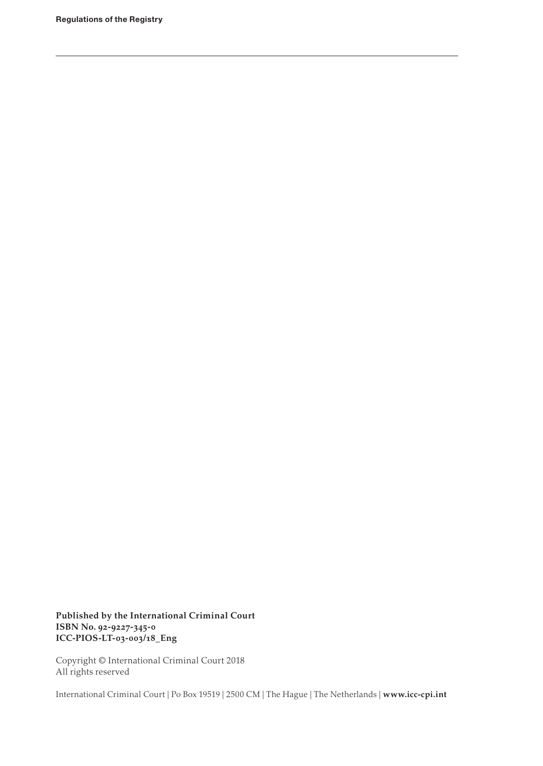**Published by the International Criminal Court**
**ISBN No. 92-9227-345-0**
**ICC-PIOS-LT-03-003/18_Eng**

Copyright © International Criminal Court 2018
All rights reserved

International Criminal Court | Po Box 19519 | 2500 CM | The Hague | The Netherlands | **www.icc-cpi.int**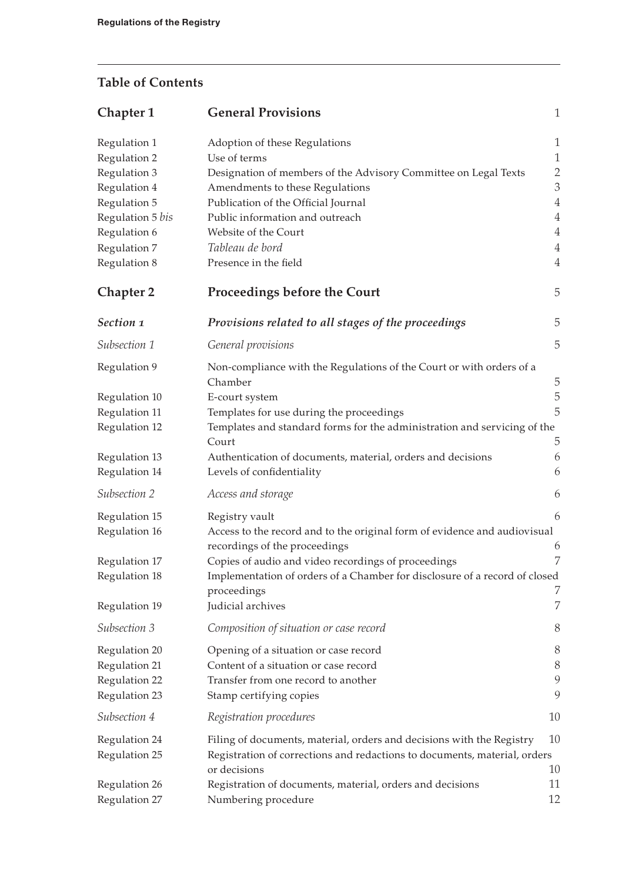## Table of Contents

| | | |
|---|---|---|
| **Chapter 1** | **General Provisions** | 1 |
| Regulation 1 | Adoption of these Regulations | 1 |
| Regulation 2 | Use of terms | 1 |
| Regulation 3 | Designation of members of the Advisory Committee on Legal Texts | 2 |
| Regulation 4 | Amendments to these Regulations | 3 |
| Regulation 5 | Publication of the Official Journal | 4 |
| Regulation 5 *bis* | Public information and outreach | 4 |
| Regulation 6 | Website of the Court | 4 |
| Regulation 7 | *Tableau de bord* | 4 |
| Regulation 8 | Presence in the field | 4 |
| **Chapter 2** | **Proceedings before the Court** | 5 |
| ***Section 1*** | ***Provisions related to all stages of the proceedings*** | 5 |
| *Subsection 1* | *General provisions* | 5 |
| Regulation 9 | Non-compliance with the Regulations of the Court or with orders of a Chamber | 5 |
| Regulation 10 | E-court system | 5 |
| Regulation 11 | Templates for use during the proceedings | 5 |
| Regulation 12 | Templates and standard forms for the administration and servicing of the Court | 5 |
| Regulation 13 | Authentication of documents, material, orders and decisions | 6 |
| Regulation 14 | Levels of confidentiality | 6 |
| *Subsection 2* | *Access and storage* | 6 |
| Regulation 15 | Registry vault | 6 |
| Regulation 16 | Access to the record and to the original form of evidence and audiovisual recordings of the proceedings | 6 |
| Regulation 17 | Copies of audio and video recordings of proceedings | 7 |
| Regulation 18 | Implementation of orders of a Chamber for disclosure of a record of closed proceedings | 7 |
| Regulation 19 | Judicial archives | 7 |
| *Subsection 3* | *Composition of situation or case record* | 8 |
| Regulation 20 | Opening of a situation or case record | 8 |
| Regulation 21 | Content of a situation or case record | 8 |
| Regulation 22 | Transfer from one record to another | 9 |
| Regulation 23 | Stamp certifying copies | 9 |
| *Subsection 4* | *Registration procedures* | 10 |
| Regulation 24 | Filing of documents, material, orders and decisions with the Registry | 10 |
| Regulation 25 | Registration of corrections and redactions to documents, material, orders or decisions | 10 |
| Regulation 26 | Registration of documents, material, orders and decisions | 11 |
| Regulation 27 | Numbering procedure | 12 |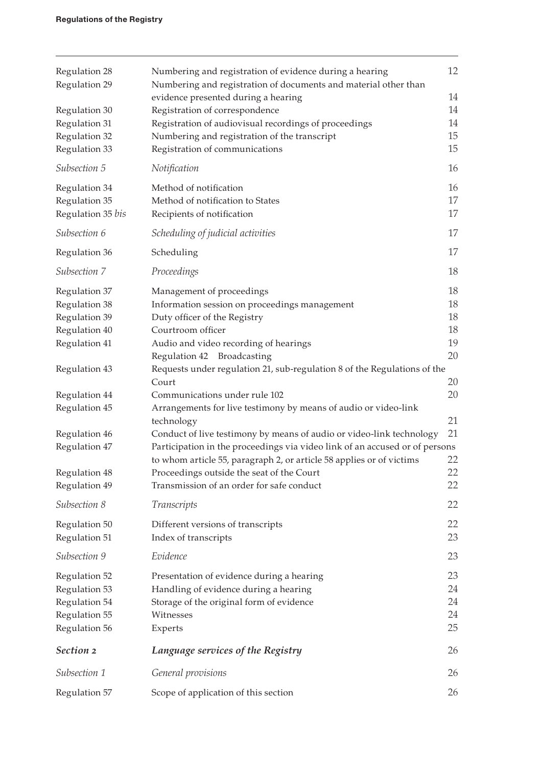| | | |
|---|---|---|
| Regulation 28 | Numbering and registration of evidence during a hearing | 12 |
| Regulation 29 | Numbering and registration of documents and material other than evidence presented during a hearing | 14 |
| Regulation 30 | Registration of correspondence | 14 |
| Regulation 31 | Registration of audiovisual recordings of proceedings | 14 |
| Regulation 32 | Numbering and registration of the transcript | 15 |
| Regulation 33 | Registration of communications | 15 |
| *Subsection 5* | *Notification* | 16 |
| Regulation 34 | Method of notification | 16 |
| Regulation 35 | Method of notification to States | 17 |
| Regulation 35 *bis* | Recipients of notification | 17 |
| *Subsection 6* | *Scheduling of judicial activities* | 17 |
| Regulation 36 | Scheduling | 17 |
| *Subsection 7* | *Proceedings* | 18 |
| Regulation 37 | Management of proceedings | 18 |
| Regulation 38 | Information session on proceedings management | 18 |
| Regulation 39 | Duty officer of the Registry | 18 |
| Regulation 40 | Courtroom officer | 18 |
| Regulation 41 | Audio and video recording of hearings | 19 |
| | Regulation 42 Broadcasting | 20 |
| Regulation 43 | Requests under regulation 21, sub-regulation 8 of the Regulations of the Court | 20 |
| Regulation 44 | Communications under rule 102 | 20 |
| Regulation 45 | Arrangements for live testimony by means of audio or video-link technology | 21 |
| Regulation 46 | Conduct of live testimony by means of audio or video-link technology | 21 |
| Regulation 47 | Participation in the proceedings via video link of an accused or of persons to whom article 55, paragraph 2, or article 58 applies or of victims | 22 |
| Regulation 48 | Proceedings outside the seat of the Court | 22 |
| Regulation 49 | Transmission of an order for safe conduct | 22 |
| *Subsection 8* | *Transcripts* | 22 |
| Regulation 50 | Different versions of transcripts | 22 |
| Regulation 51 | Index of transcripts | 23 |
| *Subsection 9* | *Evidence* | 23 |
| Regulation 52 | Presentation of evidence during a hearing | 23 |
| Regulation 53 | Handling of evidence during a hearing | 24 |
| Regulation 54 | Storage of the original form of evidence | 24 |
| Regulation 55 | Witnesses | 24 |
| Regulation 56 | Experts | 25 |
| ***Section 2*** | ***Language services of the Registry*** | 26 |
| *Subsection 1* | *General provisions* | 26 |
| Regulation 57 | Scope of application of this section | 26 |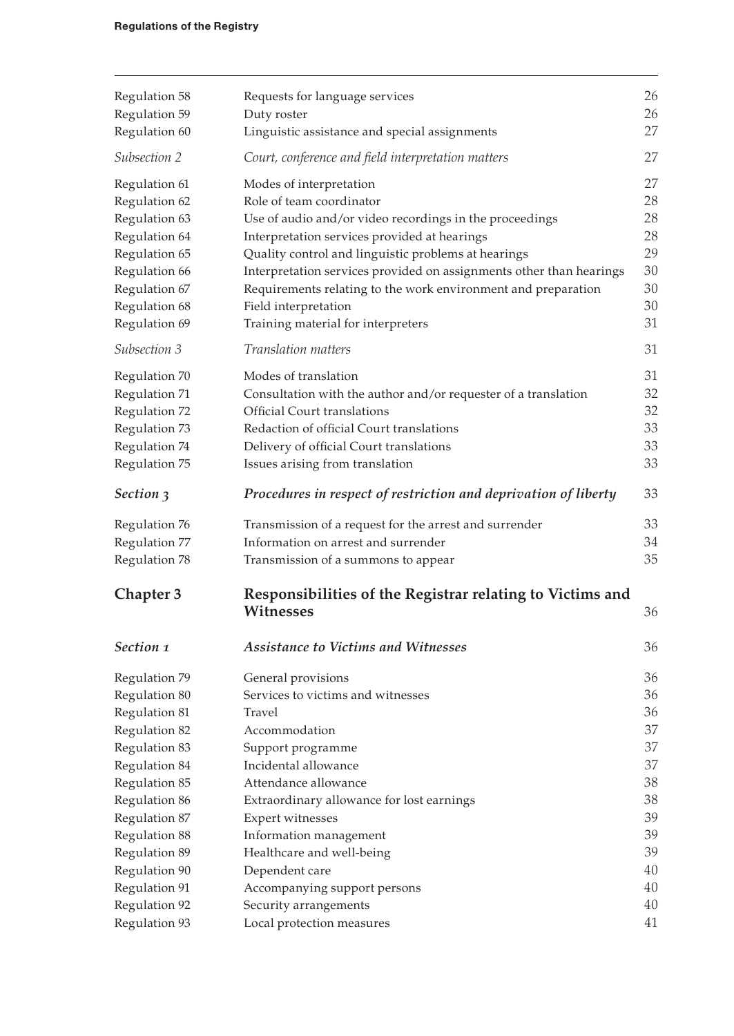| | | |
|---|---|---|
| Regulation 58 | Requests for language services | 26 |
| Regulation 59 | Duty roster | 26 |
| Regulation 60 | Linguistic assistance and special assignments | 27 |
| *Subsection 2* | *Court, conference and field interpretation matters* | 27 |
| Regulation 61 | Modes of interpretation | 27 |
| Regulation 62 | Role of team coordinator | 28 |
| Regulation 63 | Use of audio and/or video recordings in the proceedings | 28 |
| Regulation 64 | Interpretation services provided at hearings | 28 |
| Regulation 65 | Quality control and linguistic problems at hearings | 29 |
| Regulation 66 | Interpretation services provided on assignments other than hearings | 30 |
| Regulation 67 | Requirements relating to the work environment and preparation | 30 |
| Regulation 68 | Field interpretation | 30 |
| Regulation 69 | Training material for interpreters | 31 |
| *Subsection 3* | *Translation matters* | 31 |
| Regulation 70 | Modes of translation | 31 |
| Regulation 71 | Consultation with the author and/or requester of a translation | 32 |
| Regulation 72 | Official Court translations | 32 |
| Regulation 73 | Redaction of official Court translations | 33 |
| Regulation 74 | Delivery of official Court translations | 33 |
| Regulation 75 | Issues arising from translation | 33 |
| ***Section 3*** | ***Procedures in respect of restriction and deprivation of liberty*** | 33 |
| Regulation 76 | Transmission of a request for the arrest and surrender | 33 |
| Regulation 77 | Information on arrest and surrender | 34 |
| Regulation 78 | Transmission of a summons to appear | 35 |
| **Chapter 3** | **Responsibilities of the Registrar relating to Victims and Witnesses** | 36 |
| ***Section 1*** | ***Assistance to Victims and Witnesses*** | 36 |
| Regulation 79 | General provisions | 36 |
| Regulation 80 | Services to victims and witnesses | 36 |
| Regulation 81 | Travel | 36 |
| Regulation 82 | Accommodation | 37 |
| Regulation 83 | Support programme | 37 |
| Regulation 84 | Incidental allowance | 37 |
| Regulation 85 | Attendance allowance | 38 |
| Regulation 86 | Extraordinary allowance for lost earnings | 38 |
| Regulation 87 | Expert witnesses | 39 |
| Regulation 88 | Information management | 39 |
| Regulation 89 | Healthcare and well-being | 39 |
| Regulation 90 | Dependent care | 40 |
| Regulation 91 | Accompanying support persons | 40 |
| Regulation 92 | Security arrangements | 40 |
| Regulation 93 | Local protection measures | 41 |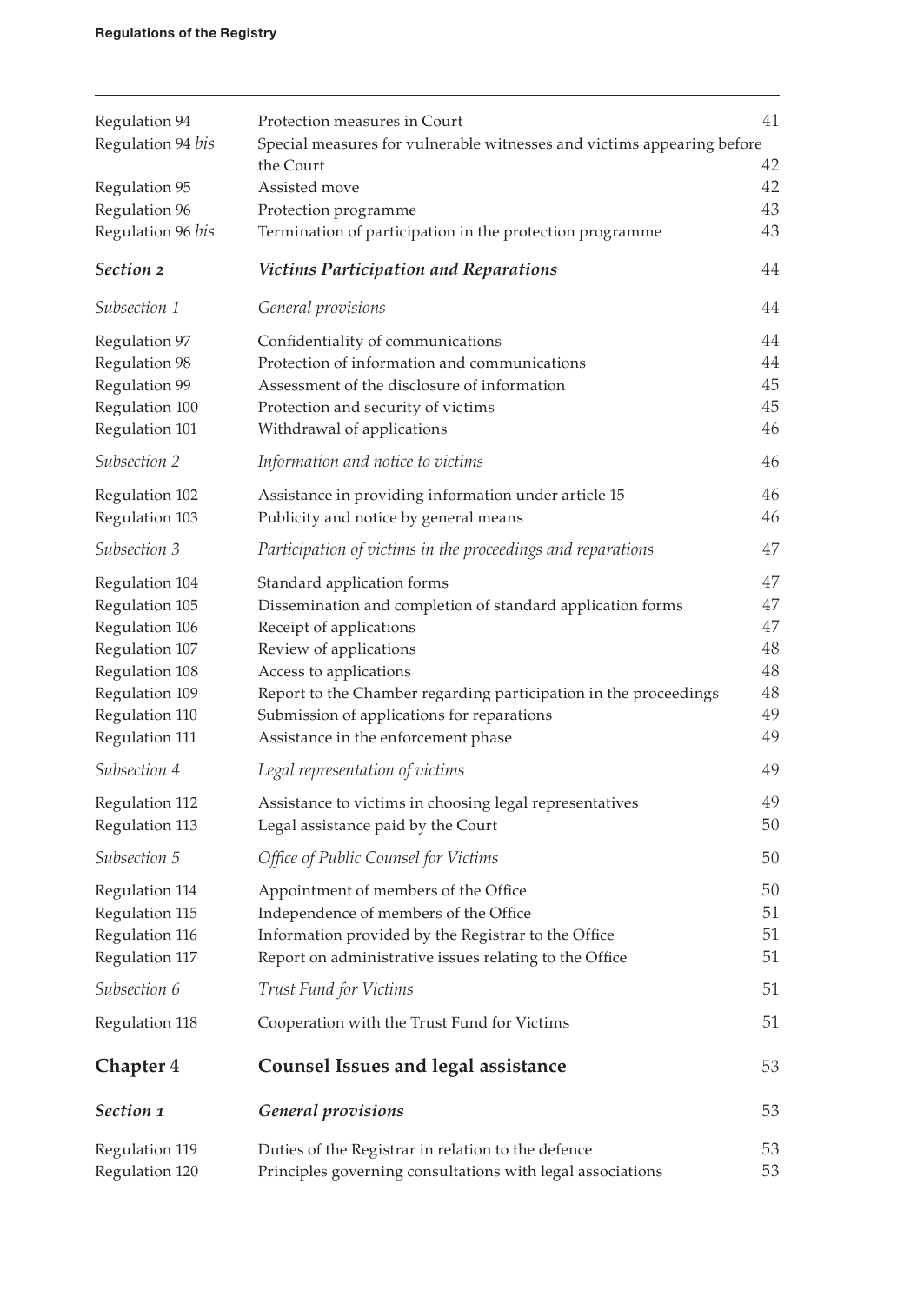| | | |
|---|---|---|
| Regulation 94 | Protection measures in Court | 41 |
| Regulation 94 *bis* | Special measures for vulnerable witnesses and victims appearing before the Court | 42 |
| Regulation 95 | Assisted move | 42 |
| Regulation 96 | Protection programme | 43 |
| Regulation 96 *bis* | Termination of participation in the protection programme | 43 |
| ***Section 2*** | ***Victims Participation and Reparations*** | 44 |
| *Subsection 1* | *General provisions* | 44 |
| Regulation 97 | Confidentiality of communications | 44 |
| Regulation 98 | Protection of information and communications | 44 |
| Regulation 99 | Assessment of the disclosure of information | 45 |
| Regulation 100 | Protection and security of victims | 45 |
| Regulation 101 | Withdrawal of applications | 46 |
| *Subsection 2* | *Information and notice to victims* | 46 |
| Regulation 102 | Assistance in providing information under article 15 | 46 |
| Regulation 103 | Publicity and notice by general means | 46 |
| *Subsection 3* | *Participation of victims in the proceedings and reparations* | 47 |
| Regulation 104 | Standard application forms | 47 |
| Regulation 105 | Dissemination and completion of standard application forms | 47 |
| Regulation 106 | Receipt of applications | 47 |
| Regulation 107 | Review of applications | 48 |
| Regulation 108 | Access to applications | 48 |
| Regulation 109 | Report to the Chamber regarding participation in the proceedings | 48 |
| Regulation 110 | Submission of applications for reparations | 49 |
| Regulation 111 | Assistance in the enforcement phase | 49 |
| *Subsection 4* | *Legal representation of victims* | 49 |
| Regulation 112 | Assistance to victims in choosing legal representatives | 49 |
| Regulation 113 | Legal assistance paid by the Court | 50 |
| *Subsection 5* | *Office of Public Counsel for Victims* | 50 |
| Regulation 114 | Appointment of members of the Office | 50 |
| Regulation 115 | Independence of members of the Office | 51 |
| Regulation 116 | Information provided by the Registrar to the Office | 51 |
| Regulation 117 | Report on administrative issues relating to the Office | 51 |
| *Subsection 6* | *Trust Fund for Victims* | 51 |
| Regulation 118 | Cooperation with the Trust Fund for Victims | 51 |
| **Chapter 4** | **Counsel Issues and legal assistance** | 53 |
| ***Section 1*** | ***General provisions*** | 53 |
| Regulation 119 | Duties of the Registrar in relation to the defence | 53 |
| Regulation 120 | Principles governing consultations with legal associations | 53 |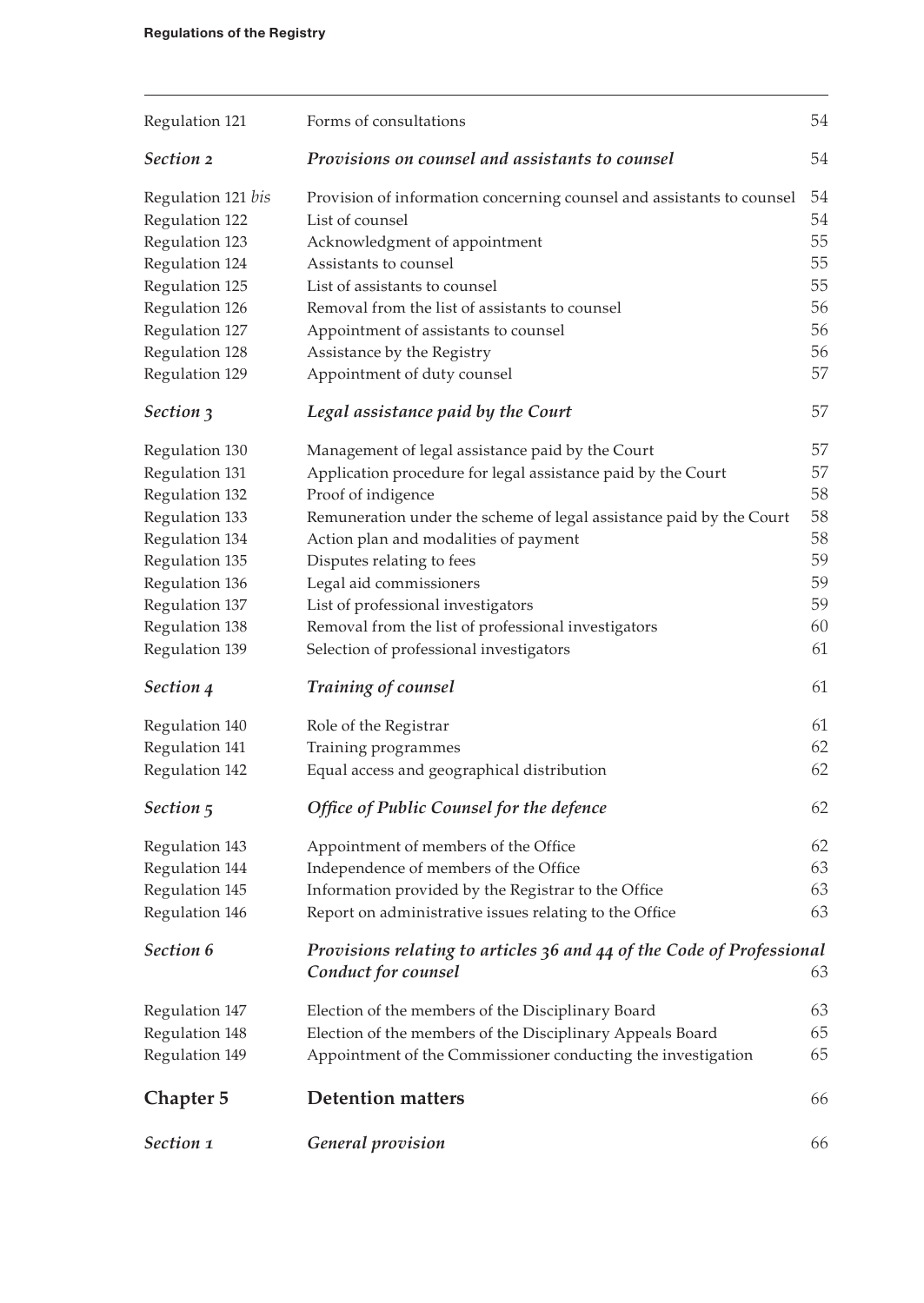| | | |
|---|---|---|
| Regulation 121 | Forms of consultations | 54 |
| ***Section 2*** | ***Provisions on counsel and assistants to counsel*** | 54 |
| Regulation 121 *bis* | Provision of information concerning counsel and assistants to counsel | 54 |
| Regulation 122 | List of counsel | 54 |
| Regulation 123 | Acknowledgment of appointment | 55 |
| Regulation 124 | Assistants to counsel | 55 |
| Regulation 125 | List of assistants to counsel | 55 |
| Regulation 126 | Removal from the list of assistants to counsel | 56 |
| Regulation 127 | Appointment of assistants to counsel | 56 |
| Regulation 128 | Assistance by the Registry | 56 |
| Regulation 129 | Appointment of duty counsel | 57 |
| ***Section 3*** | ***Legal assistance paid by the Court*** | 57 |
| Regulation 130 | Management of legal assistance paid by the Court | 57 |
| Regulation 131 | Application procedure for legal assistance paid by the Court | 57 |
| Regulation 132 | Proof of indigence | 58 |
| Regulation 133 | Remuneration under the scheme of legal assistance paid by the Court | 58 |
| Regulation 134 | Action plan and modalities of payment | 58 |
| Regulation 135 | Disputes relating to fees | 59 |
| Regulation 136 | Legal aid commissioners | 59 |
| Regulation 137 | List of professional investigators | 59 |
| Regulation 138 | Removal from the list of professional investigators | 60 |
| Regulation 139 | Selection of professional investigators | 61 |
| ***Section 4*** | ***Training of counsel*** | 61 |
| Regulation 140 | Role of the Registrar | 61 |
| Regulation 141 | Training programmes | 62 |
| Regulation 142 | Equal access and geographical distribution | 62 |
| ***Section 5*** | ***Office of Public Counsel for the defence*** | 62 |
| Regulation 143 | Appointment of members of the Office | 62 |
| Regulation 144 | Independence of members of the Office | 63 |
| Regulation 145 | Information provided by the Registrar to the Office | 63 |
| Regulation 146 | Report on administrative issues relating to the Office | 63 |
| ***Section 6*** | ***Provisions relating to articles 36 and 44 of the Code of Professional Conduct for counsel*** | 63 |
| Regulation 147 | Election of the members of the Disciplinary Board | 63 |
| Regulation 148 | Election of the members of the Disciplinary Appeals Board | 65 |
| Regulation 149 | Appointment of the Commissioner conducting the investigation | 65 |
| **Chapter 5** | **Detention matters** | 66 |
| ***Section 1*** | ***General provision*** | 66 |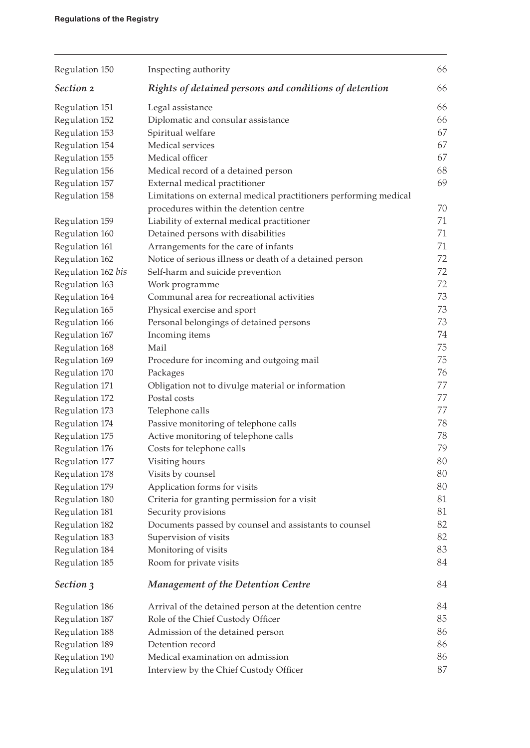| | | |
|---|---|---|
| Regulation 150 | Inspecting authority | 66 |
| ***Section 2*** | ***Rights of detained persons and conditions of detention*** | 66 |
| Regulation 151 | Legal assistance | 66 |
| Regulation 152 | Diplomatic and consular assistance | 66 |
| Regulation 153 | Spiritual welfare | 67 |
| Regulation 154 | Medical services | 67 |
| Regulation 155 | Medical officer | 67 |
| Regulation 156 | Medical record of a detained person | 68 |
| Regulation 157 | External medical practitioner | 69 |
| Regulation 158 | Limitations on external medical practitioners performing medical procedures within the detention centre | 70 |
| Regulation 159 | Liability of external medical practitioner | 71 |
| Regulation 160 | Detained persons with disabilities | 71 |
| Regulation 161 | Arrangements for the care of infants | 71 |
| Regulation 162 | Notice of serious illness or death of a detained person | 72 |
| Regulation 162 *bis* | Self-harm and suicide prevention | 72 |
| Regulation 163 | Work programme | 72 |
| Regulation 164 | Communal area for recreational activities | 73 |
| Regulation 165 | Physical exercise and sport | 73 |
| Regulation 166 | Personal belongings of detained persons | 73 |
| Regulation 167 | Incoming items | 74 |
| Regulation 168 | Mail | 75 |
| Regulation 169 | Procedure for incoming and outgoing mail | 75 |
| Regulation 170 | Packages | 76 |
| Regulation 171 | Obligation not to divulge material or information | 77 |
| Regulation 172 | Postal costs | 77 |
| Regulation 173 | Telephone calls | 77 |
| Regulation 174 | Passive monitoring of telephone calls | 78 |
| Regulation 175 | Active monitoring of telephone calls | 78 |
| Regulation 176 | Costs for telephone calls | 79 |
| Regulation 177 | Visiting hours | 80 |
| Regulation 178 | Visits by counsel | 80 |
| Regulation 179 | Application forms for visits | 80 |
| Regulation 180 | Criteria for granting permission for a visit | 81 |
| Regulation 181 | Security provisions | 81 |
| Regulation 182 | Documents passed by counsel and assistants to counsel | 82 |
| Regulation 183 | Supervision of visits | 82 |
| Regulation 184 | Monitoring of visits | 83 |
| Regulation 185 | Room for private visits | 84 |
| ***Section 3*** | ***Management of the Detention Centre*** | 84 |
| Regulation 186 | Arrival of the detained person at the detention centre | 84 |
| Regulation 187 | Role of the Chief Custody Officer | 85 |
| Regulation 188 | Admission of the detained person | 86 |
| Regulation 189 | Detention record | 86 |
| Regulation 190 | Medical examination on admission | 86 |
| Regulation 191 | Interview by the Chief Custody Officer | 87 |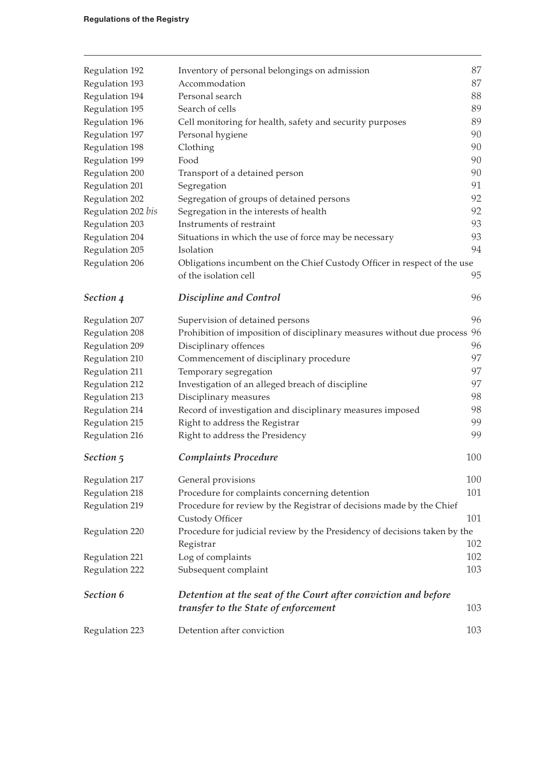| | | |
|---|---|---|
| Regulation 192 | Inventory of personal belongings on admission | 87 |
| Regulation 193 | Accommodation | 87 |
| Regulation 194 | Personal search | 88 |
| Regulation 195 | Search of cells | 89 |
| Regulation 196 | Cell monitoring for health, safety and security purposes | 89 |
| Regulation 197 | Personal hygiene | 90 |
| Regulation 198 | Clothing | 90 |
| Regulation 199 | Food | 90 |
| Regulation 200 | Transport of a detained person | 90 |
| Regulation 201 | Segregation | 91 |
| Regulation 202 | Segregation of groups of detained persons | 92 |
| Regulation 202 *bis* | Segregation in the interests of health | 92 |
| Regulation 203 | Instruments of restraint | 93 |
| Regulation 204 | Situations in which the use of force may be necessary | 93 |
| Regulation 205 | Isolation | 94 |
| Regulation 206 | Obligations incumbent on the Chief Custody Officer in respect of the use of the isolation cell | 95 |
| ***Section 4*** | ***Discipline and Control*** | 96 |
| Regulation 207 | Supervision of detained persons | 96 |
| Regulation 208 | Prohibition of imposition of disciplinary measures without due process | 96 |
| Regulation 209 | Disciplinary offences | 96 |
| Regulation 210 | Commencement of disciplinary procedure | 97 |
| Regulation 211 | Temporary segregation | 97 |
| Regulation 212 | Investigation of an alleged breach of discipline | 97 |
| Regulation 213 | Disciplinary measures | 98 |
| Regulation 214 | Record of investigation and disciplinary measures imposed | 98 |
| Regulation 215 | Right to address the Registrar | 99 |
| Regulation 216 | Right to address the Presidency | 99 |
| ***Section 5*** | ***Complaints Procedure*** | 100 |
| Regulation 217 | General provisions | 100 |
| Regulation 218 | Procedure for complaints concerning detention | 101 |
| Regulation 219 | Procedure for review by the Registrar of decisions made by the Chief Custody Officer | 101 |
| Regulation 220 | Procedure for judicial review by the Presidency of decisions taken by the Registrar | 102 |
| Regulation 221 | Log of complaints | 102 |
| Regulation 222 | Subsequent complaint | 103 |
| ***Section 6*** | ***Detention at the seat of the Court after conviction and before transfer to the State of enforcement*** | 103 |
| Regulation 223 | Detention after conviction | 103 |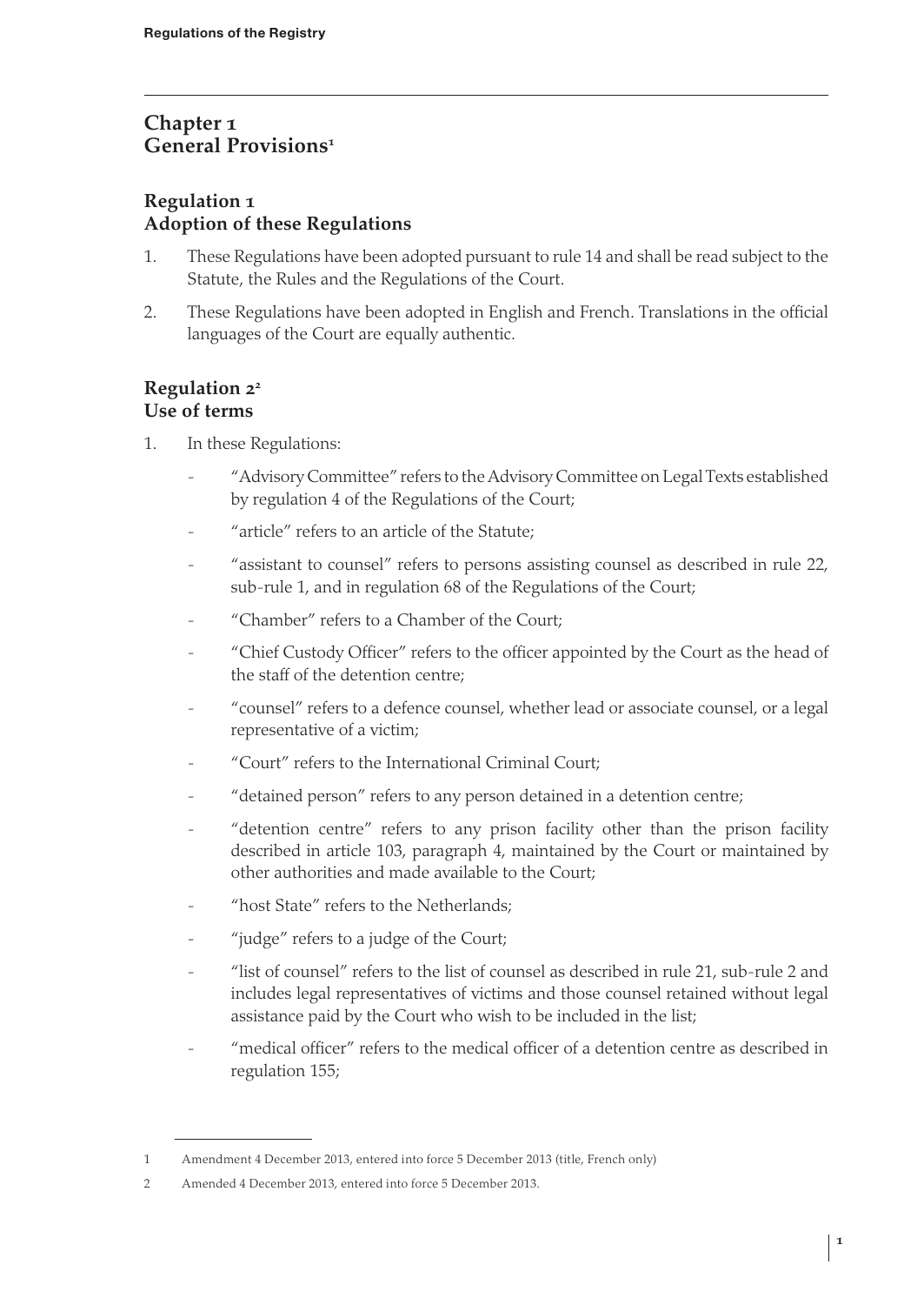# Chapter 1
# General Provisions[1]

## Regulation 1
## Adoption of these Regulations

1. These Regulations have been adopted pursuant to rule 14 and shall be read subject to the Statute, the Rules and the Regulations of the Court.

2. These Regulations have been adopted in English and French. Translations in the official languages of the Court are equally authentic.

## Regulation 2[2]
## Use of terms

1. In these Regulations:

   - "Advisory Committee" refers to the Advisory Committee on Legal Texts established by regulation 4 of the Regulations of the Court;
   - "article" refers to an article of the Statute;
   - "assistant to counsel" refers to persons assisting counsel as described in rule 22, sub-rule 1, and in regulation 68 of the Regulations of the Court;
   - "Chamber" refers to a Chamber of the Court;
   - "Chief Custody Officer" refers to the officer appointed by the Court as the head of the staff of the detention centre;
   - "counsel" refers to a defence counsel, whether lead or associate counsel, or a legal representative of a victim;
   - "Court" refers to the International Criminal Court;
   - "detained person" refers to any person detained in a detention centre;
   - "detention centre" refers to any prison facility other than the prison facility described in article 103, paragraph 4, maintained by the Court or maintained by other authorities and made available to the Court;
   - "host State" refers to the Netherlands;
   - "judge" refers to a judge of the Court;
   - "list of counsel" refers to the list of counsel as described in rule 21, sub-rule 2 and includes legal representatives of victims and those counsel retained without legal assistance paid by the Court who wish to be included in the list;
   - "medical officer" refers to the medical officer of a detention centre as described in regulation 155;

---

1 Amendment 4 December 2013, entered into force 5 December 2013 (title, French only)

2 Amended 4 December 2013, entered into force 5 December 2013.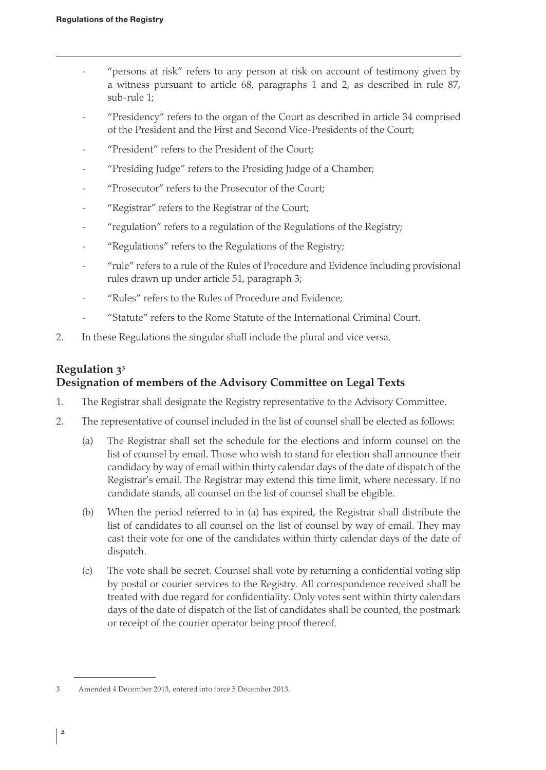- "persons at risk" refers to any person at risk on account of testimony given by a witness pursuant to article 68, paragraphs 1 and 2, as described in rule 87, sub-rule 1;
- "Presidency" refers to the organ of the Court as described in article 34 comprised of the President and the First and Second Vice-Presidents of the Court;
- "President" refers to the President of the Court;
- "Presiding Judge" refers to the Presiding Judge of a Chamber;
- "Prosecutor" refers to the Prosecutor of the Court;
- "Registrar" refers to the Registrar of the Court;
- "regulation" refers to a regulation of the Regulations of the Registry;
- "Regulations" refers to the Regulations of the Registry;
- "rule" refers to a rule of the Rules of Procedure and Evidence including provisional rules drawn up under article 51, paragraph 3;
- "Rules" refers to the Rules of Procedure and Evidence;
- "Statute" refers to the Rome Statute of the International Criminal Court.

2. In these Regulations the singular shall include the plural and vice versa.

## Regulation 3[3]
## Designation of members of the Advisory Committee on Legal Texts

1. The Registrar shall designate the Registry representative to the Advisory Committee.
2. The representative of counsel included in the list of counsel shall be elected as follows:
   (a) The Registrar shall set the schedule for the elections and inform counsel on the list of counsel by email. Those who wish to stand for election shall announce their candidacy by way of email within thirty calendar days of the date of dispatch of the Registrar's email. The Registrar may extend this time limit, where necessary. If no candidate stands, all counsel on the list of counsel shall be eligible.
   (b) When the period referred to in (a) has expired, the Registrar shall distribute the list of candidates to all counsel on the list of counsel by way of email. They may cast their vote for one of the candidates within thirty calendar days of the date of dispatch.
   (c) The vote shall be secret. Counsel shall vote by returning a confidential voting slip by postal or courier services to the Registry. All correspondence received shall be treated with due regard for confidentiality. Only votes sent within thirty calendars days of the date of dispatch of the list of candidates shall be counted, the postmark or receipt of the courier operator being proof thereof.

[3] Amended 4 December 2013, entered into force 5 December 2013.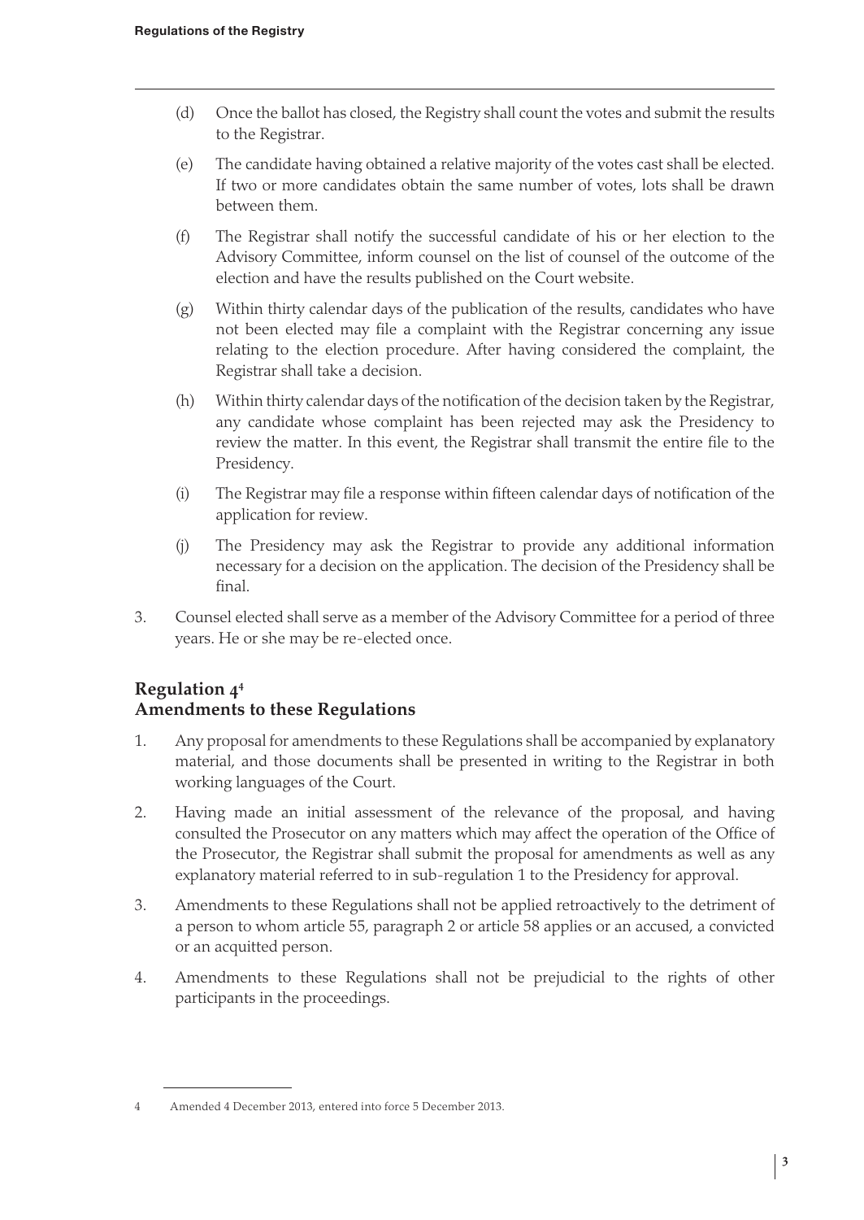(d) Once the ballot has closed, the Registry shall count the votes and submit the results to the Registrar.

(e) The candidate having obtained a relative majority of the votes cast shall be elected. If two or more candidates obtain the same number of votes, lots shall be drawn between them.

(f) The Registrar shall notify the successful candidate of his or her election to the Advisory Committee, inform counsel on the list of counsel of the outcome of the election and have the results published on the Court website.

(g) Within thirty calendar days of the publication of the results, candidates who have not been elected may file a complaint with the Registrar concerning any issue relating to the election procedure. After having considered the complaint, the Registrar shall take a decision.

(h) Within thirty calendar days of the notification of the decision taken by the Registrar, any candidate whose complaint has been rejected may ask the Presidency to review the matter. In this event, the Registrar shall transmit the entire file to the Presidency.

(i) The Registrar may file a response within fifteen calendar days of notification of the application for review.

(j) The Presidency may ask the Registrar to provide any additional information necessary for a decision on the application. The decision of the Presidency shall be final.

3. Counsel elected shall serve as a member of the Advisory Committee for a period of three years. He or she may be re-elected once.

## Regulation 4[4]
## Amendments to these Regulations

1. Any proposal for amendments to these Regulations shall be accompanied by explanatory material, and those documents shall be presented in writing to the Registrar in both working languages of the Court.

2. Having made an initial assessment of the relevance of the proposal, and having consulted the Prosecutor on any matters which may affect the operation of the Office of the Prosecutor, the Registrar shall submit the proposal for amendments as well as any explanatory material referred to in sub-regulation 1 to the Presidency for approval.

3. Amendments to these Regulations shall not be applied retroactively to the detriment of a person to whom article 55, paragraph 2 or article 58 applies or an accused, a convicted or an acquitted person.

4. Amendments to these Regulations shall not be prejudicial to the rights of other participants in the proceedings.

---

4 Amended 4 December 2013, entered into force 5 December 2013.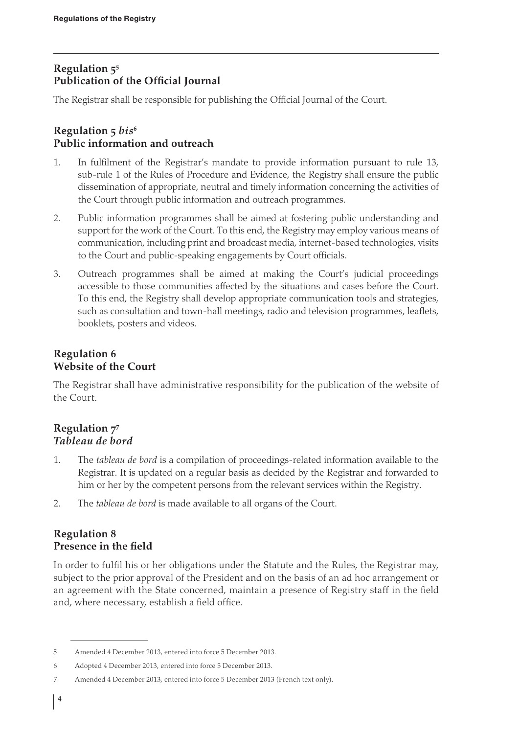## Regulation 5[5]
## Publication of the Official Journal

The Registrar shall be responsible for publishing the Official Journal of the Court.

## Regulation 5 *bis*[6]
## Public information and outreach

1. In fulfilment of the Registrar's mandate to provide information pursuant to rule 13, sub-rule 1 of the Rules of Procedure and Evidence, the Registry shall ensure the public dissemination of appropriate, neutral and timely information concerning the activities of the Court through public information and outreach programmes.

2. Public information programmes shall be aimed at fostering public understanding and support for the work of the Court. To this end, the Registry may employ various means of communication, including print and broadcast media, internet-based technologies, visits to the Court and public-speaking engagements by Court officials.

3. Outreach programmes shall be aimed at making the Court's judicial proceedings accessible to those communities affected by the situations and cases before the Court. To this end, the Registry shall develop appropriate communication tools and strategies, such as consultation and town-hall meetings, radio and television programmes, leaflets, booklets, posters and videos.

## Regulation 6
## Website of the Court

The Registrar shall have administrative responsibility for the publication of the website of the Court.

## Regulation 7[7]
## *Tableau de bord*

1. The *tableau de bord* is a compilation of proceedings-related information available to the Registrar. It is updated on a regular basis as decided by the Registrar and forwarded to him or her by the competent persons from the relevant services within the Registry.

2. The *tableau de bord* is made available to all organs of the Court.

## Regulation 8
## Presence in the field

In order to fulfil his or her obligations under the Statute and the Rules, the Registrar may, subject to the prior approval of the President and on the basis of an ad hoc arrangement or an agreement with the State concerned, maintain a presence of Registry staff in the field and, where necessary, establish a field office.

---

5 Amended 4 December 2013, entered into force 5 December 2013.

6 Adopted 4 December 2013, entered into force 5 December 2013.

7 Amended 4 December 2013, entered into force 5 December 2013 (French text only).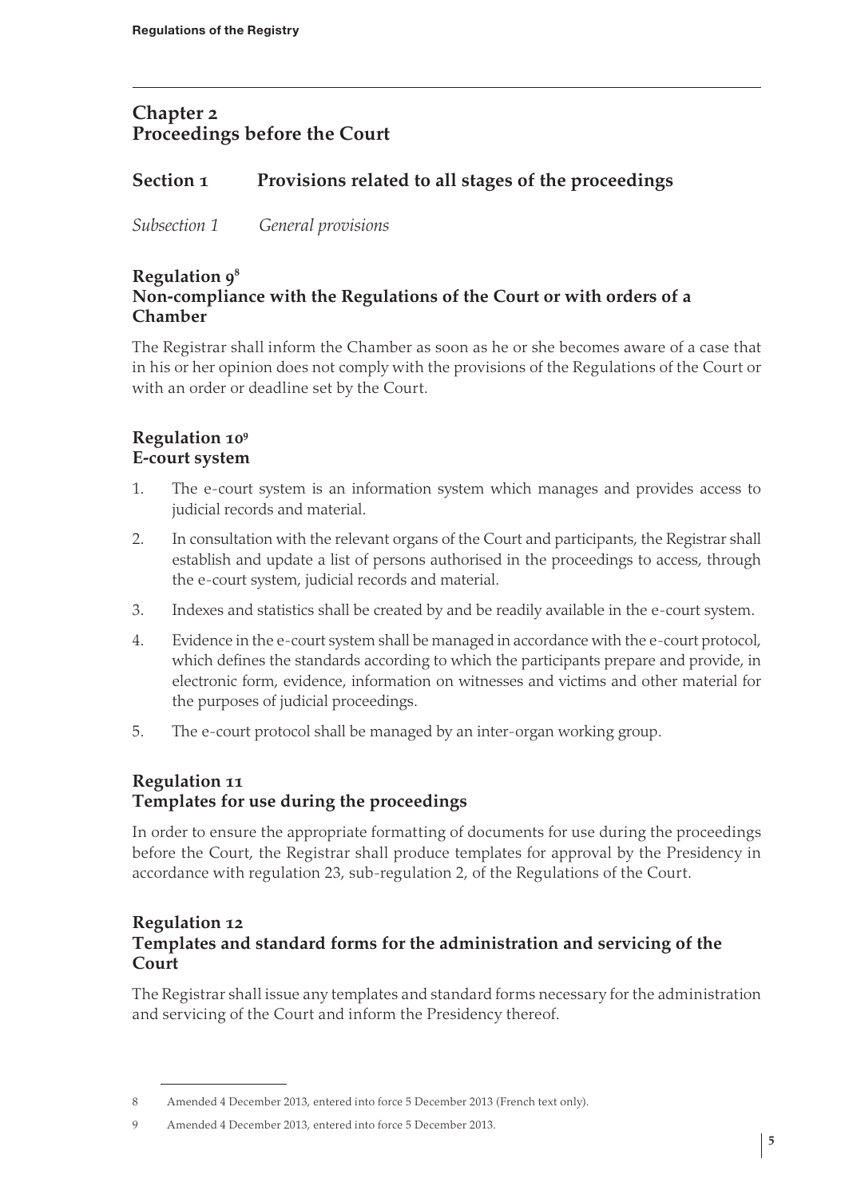# Chapter 2
# Proceedings before the Court

## Section 1 Provisions related to all stages of the proceedings

*Subsection 1 General provisions*

### Regulation 9[8]
### Non-compliance with the Regulations of the Court or with orders of a Chamber

The Registrar shall inform the Chamber as soon as he or she becomes aware of a case that in his or her opinion does not comply with the provisions of the Regulations of the Court or with an order or deadline set by the Court.

### Regulation 10[9]
### E-court system

1. The e-court system is an information system which manages and provides access to judicial records and material.
2. In consultation with the relevant organs of the Court and participants, the Registrar shall establish and update a list of persons authorised in the proceedings to access, through the e-court system, judicial records and material.
3. Indexes and statistics shall be created by and be readily available in the e-court system.
4. Evidence in the e-court system shall be managed in accordance with the e-court protocol, which defines the standards according to which the participants prepare and provide, in electronic form, evidence, information on witnesses and victims and other material for the purposes of judicial proceedings.
5. The e-court protocol shall be managed by an inter-organ working group.

### Regulation 11
### Templates for use during the proceedings

In order to ensure the appropriate formatting of documents for use during the proceedings before the Court, the Registrar shall produce templates for approval by the Presidency in accordance with regulation 23, sub-regulation 2, of the Regulations of the Court.

### Regulation 12
### Templates and standard forms for the administration and servicing of the Court

The Registrar shall issue any templates and standard forms necessary for the administration and servicing of the Court and inform the Presidency thereof.

---

8 Amended 4 December 2013, entered into force 5 December 2013 (French text only).

9 Amended 4 December 2013, entered into force 5 December 2013.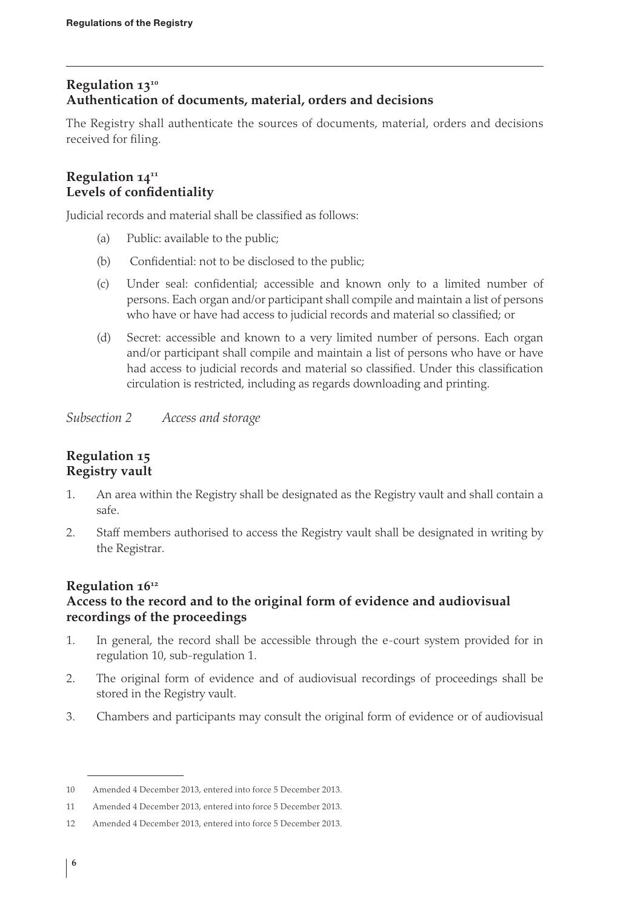## Regulation 13[10]
## Authentication of documents, material, orders and decisions

The Registry shall authenticate the sources of documents, material, orders and decisions received for filing.

## Regulation 14[11]
## Levels of confidentiality

Judicial records and material shall be classified as follows:

(a) Public: available to the public;

(b) Confidential: not to be disclosed to the public;

(c) Under seal: confidential; accessible and known only to a limited number of persons. Each organ and/or participant shall compile and maintain a list of persons who have or have had access to judicial records and material so classified; or

(d) Secret: accessible and known to a very limited number of persons. Each organ and/or participant shall compile and maintain a list of persons who have or have had access to judicial records and material so classified. Under this classification circulation is restricted, including as regards downloading and printing.

*Subsection 2 Access and storage*

## Regulation 15
## Registry vault

1. An area within the Registry shall be designated as the Registry vault and shall contain a safe.
2. Staff members authorised to access the Registry vault shall be designated in writing by the Registrar.

## Regulation 16[12]
## Access to the record and to the original form of evidence and audiovisual recordings of the proceedings

1. In general, the record shall be accessible through the e-court system provided for in regulation 10, sub-regulation 1.
2. The original form of evidence and of audiovisual recordings of proceedings shall be stored in the Registry vault.
3. Chambers and participants may consult the original form of evidence or of audiovisual

---

10 Amended 4 December 2013, entered into force 5 December 2013.

11 Amended 4 December 2013, entered into force 5 December 2013.

12 Amended 4 December 2013, entered into force 5 December 2013.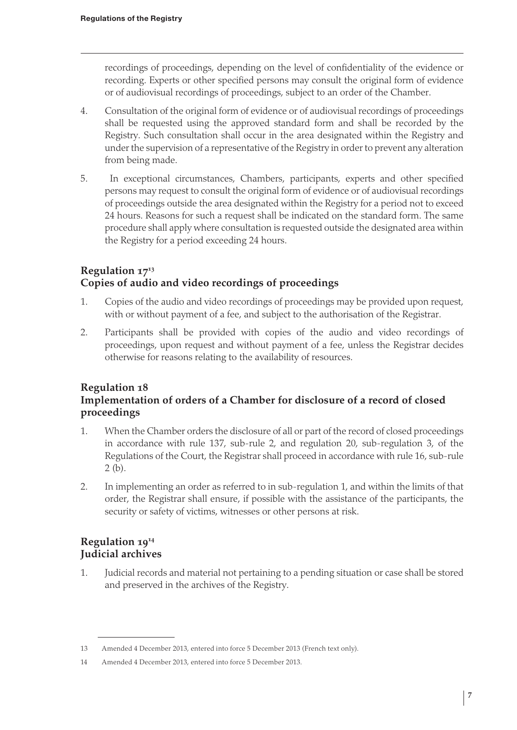recordings of proceedings, depending on the level of confidentiality of the evidence or recording. Experts or other specified persons may consult the original form of evidence or of audiovisual recordings of proceedings, subject to an order of the Chamber.

4. Consultation of the original form of evidence or of audiovisual recordings of proceedings shall be requested using the approved standard form and shall be recorded by the Registry. Such consultation shall occur in the area designated within the Registry and under the supervision of a representative of the Registry in order to prevent any alteration from being made.

5. In exceptional circumstances, Chambers, participants, experts and other specified persons may request to consult the original form of evidence or of audiovisual recordings of proceedings outside the area designated within the Registry for a period not to exceed 24 hours. Reasons for such a request shall be indicated on the standard form. The same procedure shall apply where consultation is requested outside the designated area within the Registry for a period exceeding 24 hours.

## Regulation 17[13]
## Copies of audio and video recordings of proceedings

1. Copies of the audio and video recordings of proceedings may be provided upon request, with or without payment of a fee, and subject to the authorisation of the Registrar.

2. Participants shall be provided with copies of the audio and video recordings of proceedings, upon request and without payment of a fee, unless the Registrar decides otherwise for reasons relating to the availability of resources.

## Regulation 18
## Implementation of orders of a Chamber for disclosure of a record of closed proceedings

1. When the Chamber orders the disclosure of all or part of the record of closed proceedings in accordance with rule 137, sub-rule 2, and regulation 20, sub-regulation 3, of the Regulations of the Court, the Registrar shall proceed in accordance with rule 16, sub-rule 2 (b).

2. In implementing an order as referred to in sub-regulation 1, and within the limits of that order, the Registrar shall ensure, if possible with the assistance of the participants, the security or safety of victims, witnesses or other persons at risk.

## Regulation 19[14]
## Judicial archives

1. Judicial records and material not pertaining to a pending situation or case shall be stored and preserved in the archives of the Registry.

---

13 Amended 4 December 2013, entered into force 5 December 2013 (French text only).

14 Amended 4 December 2013, entered into force 5 December 2013.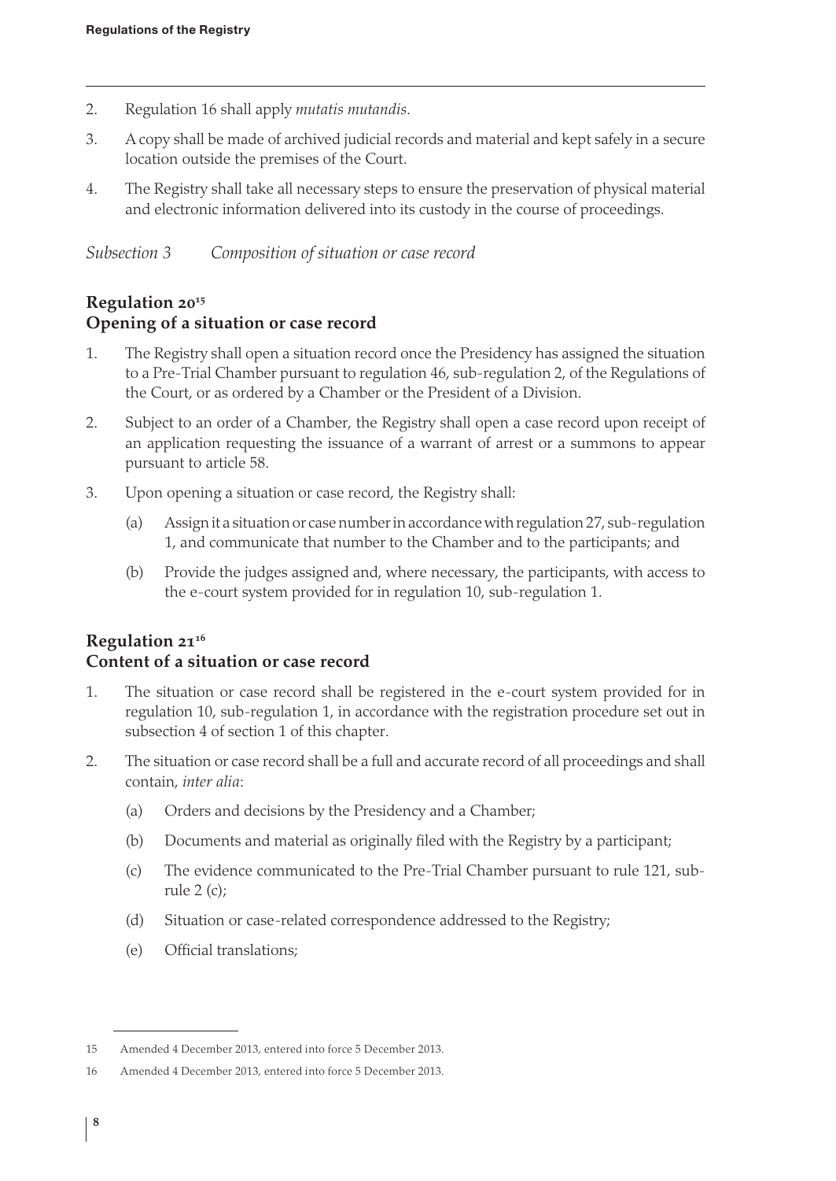2. Regulation 16 shall apply *mutatis mutandis*.

3. A copy shall be made of archived judicial records and material and kept safely in a secure location outside the premises of the Court.

4. The Registry shall take all necessary steps to ensure the preservation of physical material and electronic information delivered into its custody in the course of proceedings.

*Subsection 3 Composition of situation or case record*

## Regulation 20[15]
## Opening of a situation or case record

1. The Registry shall open a situation record once the Presidency has assigned the situation to a Pre-Trial Chamber pursuant to regulation 46, sub-regulation 2, of the Regulations of the Court, or as ordered by a Chamber or the President of a Division.

2. Subject to an order of a Chamber, the Registry shall open a case record upon receipt of an application requesting the issuance of a warrant of arrest or a summons to appear pursuant to article 58.

3. Upon opening a situation or case record, the Registry shall:

   (a) Assign it a situation or case number in accordance with regulation 27, sub-regulation 1, and communicate that number to the Chamber and to the participants; and

   (b) Provide the judges assigned and, where necessary, the participants, with access to the e-court system provided for in regulation 10, sub-regulation 1.

## Regulation 21[16]
## Content of a situation or case record

1. The situation or case record shall be registered in the e-court system provided for in regulation 10, sub-regulation 1, in accordance with the registration procedure set out in subsection 4 of section 1 of this chapter.

2. The situation or case record shall be a full and accurate record of all proceedings and shall contain, *inter alia*:

   (a) Orders and decisions by the Presidency and a Chamber;

   (b) Documents and material as originally filed with the Registry by a participant;

   (c) The evidence communicated to the Pre-Trial Chamber pursuant to rule 121, sub-rule 2 (c);

   (d) Situation or case-related correspondence addressed to the Registry;

   (e) Official translations;

---

15 Amended 4 December 2013, entered into force 5 December 2013.

16 Amended 4 December 2013, entered into force 5 December 2013.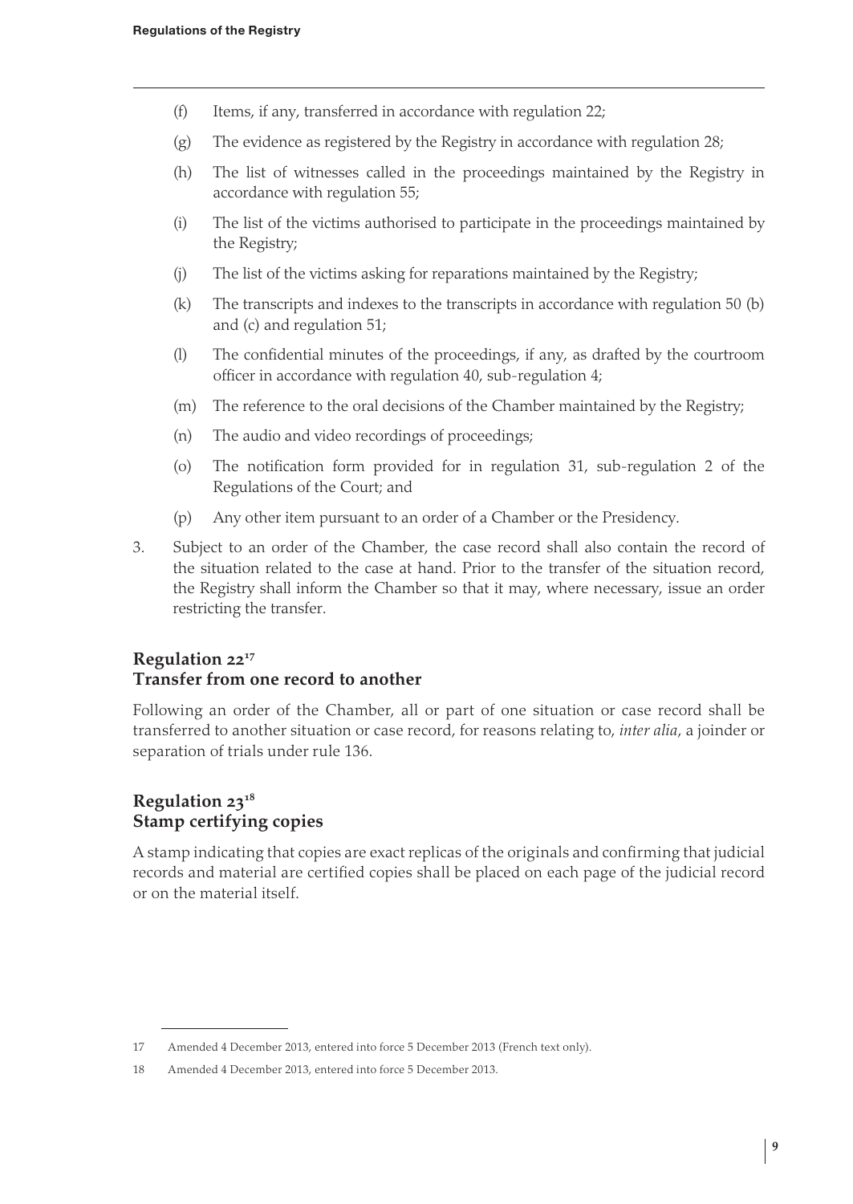(f) Items, if any, transferred in accordance with regulation 22;

(g) The evidence as registered by the Registry in accordance with regulation 28;

(h) The list of witnesses called in the proceedings maintained by the Registry in accordance with regulation 55;

(i) The list of the victims authorised to participate in the proceedings maintained by the Registry;

(j) The list of the victims asking for reparations maintained by the Registry;

(k) The transcripts and indexes to the transcripts in accordance with regulation 50 (b) and (c) and regulation 51;

(l) The confidential minutes of the proceedings, if any, as drafted by the courtroom officer in accordance with regulation 40, sub-regulation 4;

(m) The reference to the oral decisions of the Chamber maintained by the Registry;

(n) The audio and video recordings of proceedings;

(o) The notification form provided for in regulation 31, sub-regulation 2 of the Regulations of the Court; and

(p) Any other item pursuant to an order of a Chamber or the Presidency.

3. Subject to an order of the Chamber, the case record shall also contain the record of the situation related to the case at hand. Prior to the transfer of the situation record, the Registry shall inform the Chamber so that it may, where necessary, issue an order restricting the transfer.

## Regulation 22[17]
## Transfer from one record to another

Following an order of the Chamber, all or part of one situation or case record shall be transferred to another situation or case record, for reasons relating to, *inter alia*, a joinder or separation of trials under rule 136.

## Regulation 23[18]
## Stamp certifying copies

A stamp indicating that copies are exact replicas of the originals and confirming that judicial records and material are certified copies shall be placed on each page of the judicial record or on the material itself.

---

17 Amended 4 December 2013, entered into force 5 December 2013 (French text only).

18 Amended 4 December 2013, entered into force 5 December 2013.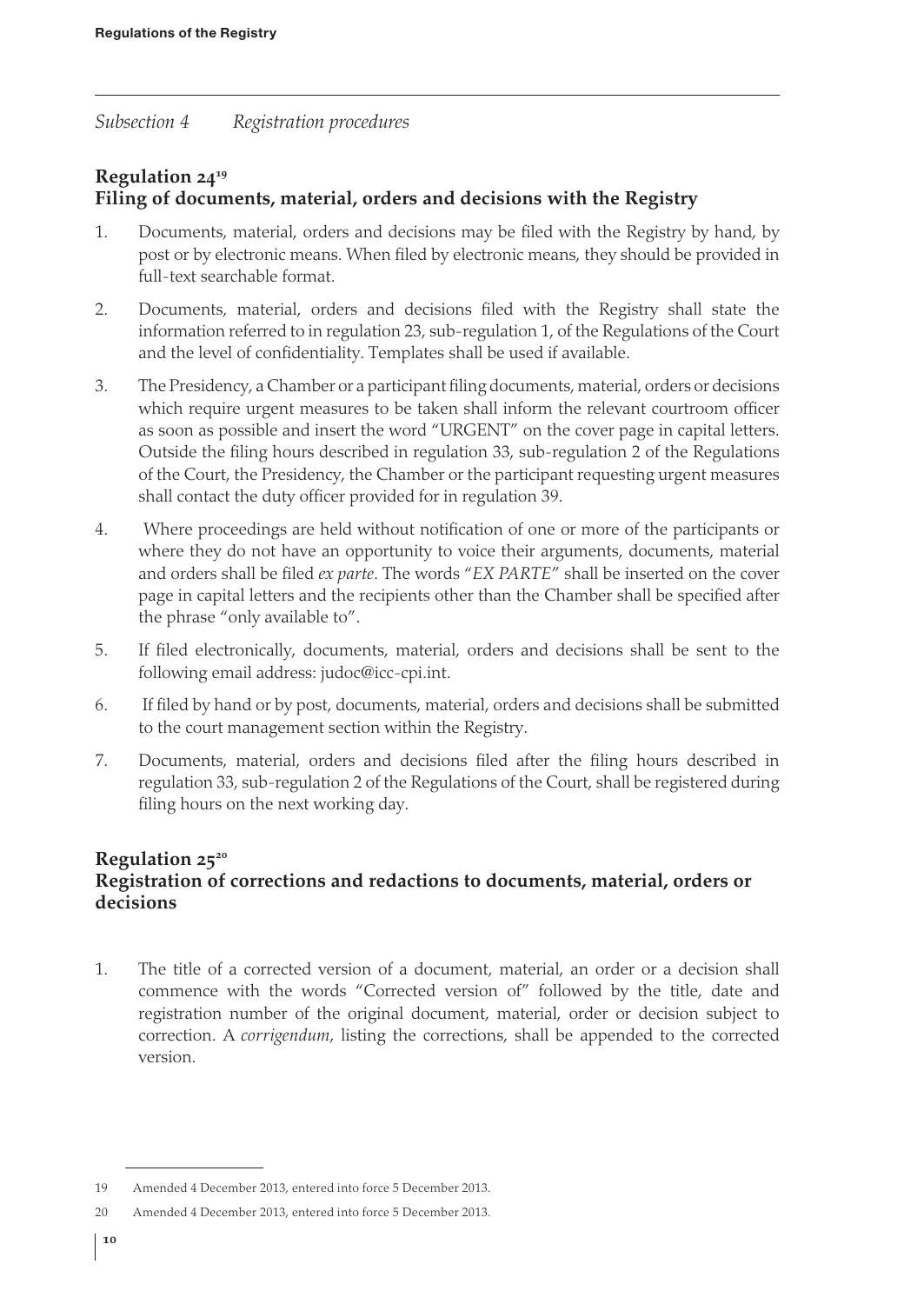*Subsection 4 Registration procedures*

## Regulation 24[19]
## Filing of documents, material, orders and decisions with the Registry

1. Documents, material, orders and decisions may be filed with the Registry by hand, by post or by electronic means. When filed by electronic means, they should be provided in full-text searchable format.

2. Documents, material, orders and decisions filed with the Registry shall state the information referred to in regulation 23, sub-regulation 1, of the Regulations of the Court and the level of confidentiality. Templates shall be used if available.

3. The Presidency, a Chamber or a participant filing documents, material, orders or decisions which require urgent measures to be taken shall inform the relevant courtroom officer as soon as possible and insert the word "URGENT" on the cover page in capital letters. Outside the filing hours described in regulation 33, sub-regulation 2 of the Regulations of the Court, the Presidency, the Chamber or the participant requesting urgent measures shall contact the duty officer provided for in regulation 39.

4. Where proceedings are held without notification of one or more of the participants or where they do not have an opportunity to voice their arguments, documents, material and orders shall be filed *ex parte*. The words "*EX PARTE*" shall be inserted on the cover page in capital letters and the recipients other than the Chamber shall be specified after the phrase "only available to".

5. If filed electronically, documents, material, orders and decisions shall be sent to the following email address: judoc@icc-cpi.int.

6. If filed by hand or by post, documents, material, orders and decisions shall be submitted to the court management section within the Registry.

7. Documents, material, orders and decisions filed after the filing hours described in regulation 33, sub-regulation 2 of the Regulations of the Court, shall be registered during filing hours on the next working day.

## Regulation 25[20]
## Registration of corrections and redactions to documents, material, orders or decisions

1. The title of a corrected version of a document, material, an order or a decision shall commence with the words "Corrected version of" followed by the title, date and registration number of the original document, material, order or decision subject to correction. A *corrigendum*, listing the corrections, shall be appended to the corrected version.

---

19 Amended 4 December 2013, entered into force 5 December 2013.

20 Amended 4 December 2013, entered into force 5 December 2013.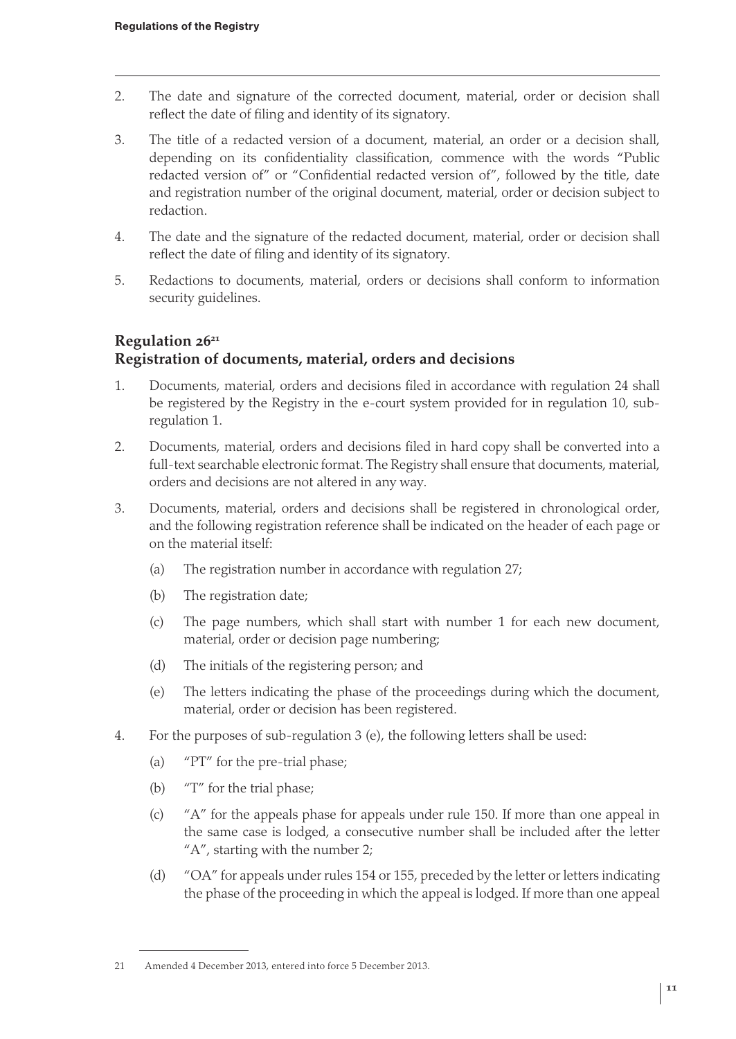2. The date and signature of the corrected document, material, order or decision shall reflect the date of filing and identity of its signatory.

3. The title of a redacted version of a document, material, an order or a decision shall, depending on its confidentiality classification, commence with the words "Public redacted version of" or "Confidential redacted version of", followed by the title, date and registration number of the original document, material, order or decision subject to redaction.

4. The date and the signature of the redacted document, material, order or decision shall reflect the date of filing and identity of its signatory.

5. Redactions to documents, material, orders or decisions shall conform to information security guidelines.

## Regulation 26[21]
## Registration of documents, material, orders and decisions

1. Documents, material, orders and decisions filed in accordance with regulation 24 shall be registered by the Registry in the e-court system provided for in regulation 10, sub-regulation 1.

2. Documents, material, orders and decisions filed in hard copy shall be converted into a full-text searchable electronic format. The Registry shall ensure that documents, material, orders and decisions are not altered in any way.

3. Documents, material, orders and decisions shall be registered in chronological order, and the following registration reference shall be indicated on the header of each page or on the material itself:

   (a) The registration number in accordance with regulation 27;

   (b) The registration date;

   (c) The page numbers, which shall start with number 1 for each new document, material, order or decision page numbering;

   (d) The initials of the registering person; and

   (e) The letters indicating the phase of the proceedings during which the document, material, order or decision has been registered.

4. For the purposes of sub-regulation 3 (e), the following letters shall be used:

   (a) "PT" for the pre-trial phase;

   (b) "T" for the trial phase;

   (c) "A" for the appeals phase for appeals under rule 150. If more than one appeal in the same case is lodged, a consecutive number shall be included after the letter "A", starting with the number 2;

   (d) "OA" for appeals under rules 154 or 155, preceded by the letter or letters indicating the phase of the proceeding in which the appeal is lodged. If more than one appeal

---

21 Amended 4 December 2013, entered into force 5 December 2013.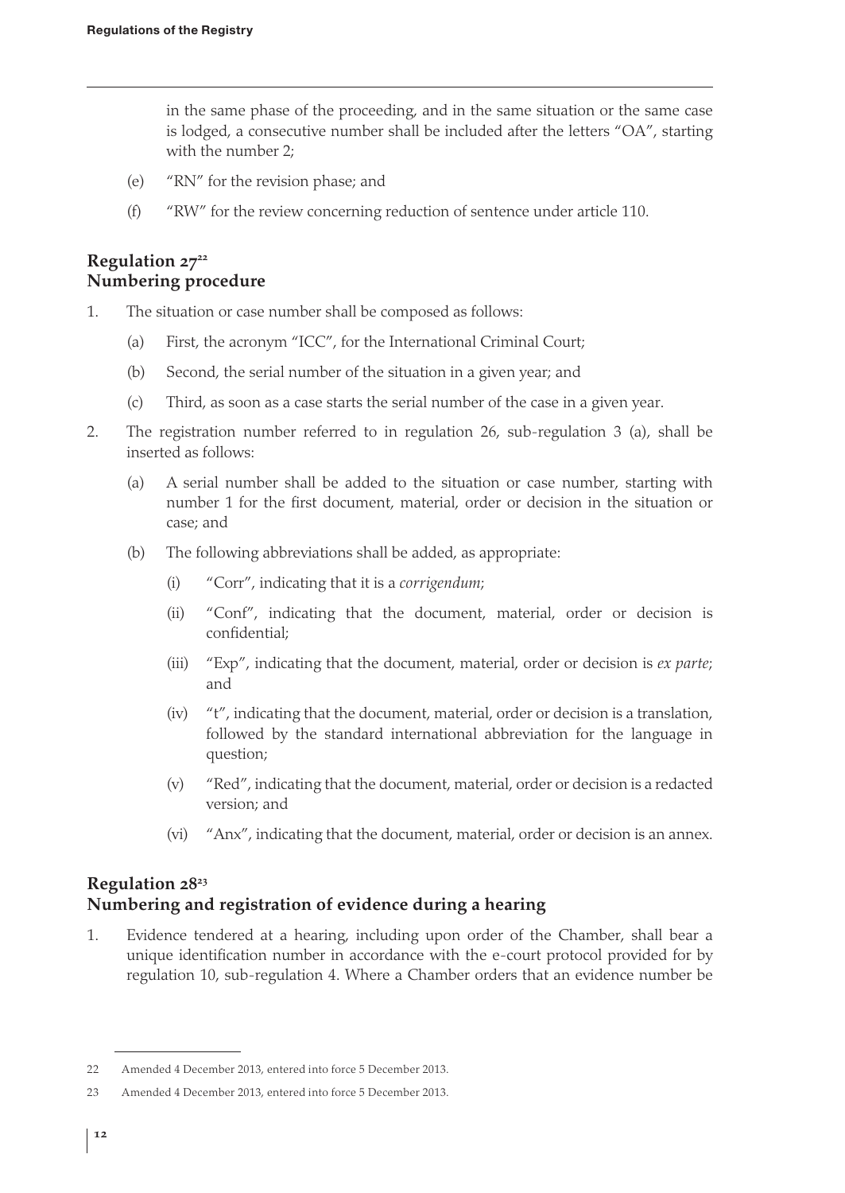in the same phase of the proceeding, and in the same situation or the same case is lodged, a consecutive number shall be included after the letters "OA", starting with the number 2;

(e) "RN" for the revision phase; and

(f) "RW" for the review concerning reduction of sentence under article 110.

## Regulation 27[22]
## Numbering procedure

1. The situation or case number shall be composed as follows:

   (a) First, the acronym "ICC", for the International Criminal Court;

   (b) Second, the serial number of the situation in a given year; and

   (c) Third, as soon as a case starts the serial number of the case in a given year.

2. The registration number referred to in regulation 26, sub-regulation 3 (a), shall be inserted as follows:

   (a) A serial number shall be added to the situation or case number, starting with number 1 for the first document, material, order or decision in the situation or case; and

   (b) The following abbreviations shall be added, as appropriate:

      (i) "Corr", indicating that it is a *corrigendum*;

      (ii) "Conf", indicating that the document, material, order or decision is confidential;

      (iii) "Exp", indicating that the document, material, order or decision is *ex parte*; and

      (iv) "t", indicating that the document, material, order or decision is a translation, followed by the standard international abbreviation for the language in question;

      (v) "Red", indicating that the document, material, order or decision is a redacted version; and

      (vi) "Anx", indicating that the document, material, order or decision is an annex.

## Regulation 28[23]
## Numbering and registration of evidence during a hearing

1. Evidence tendered at a hearing, including upon order of the Chamber, shall bear a unique identification number in accordance with the e-court protocol provided for by regulation 10, sub-regulation 4. Where a Chamber orders that an evidence number be

---

22 Amended 4 December 2013, entered into force 5 December 2013.

23 Amended 4 December 2013, entered into force 5 December 2013.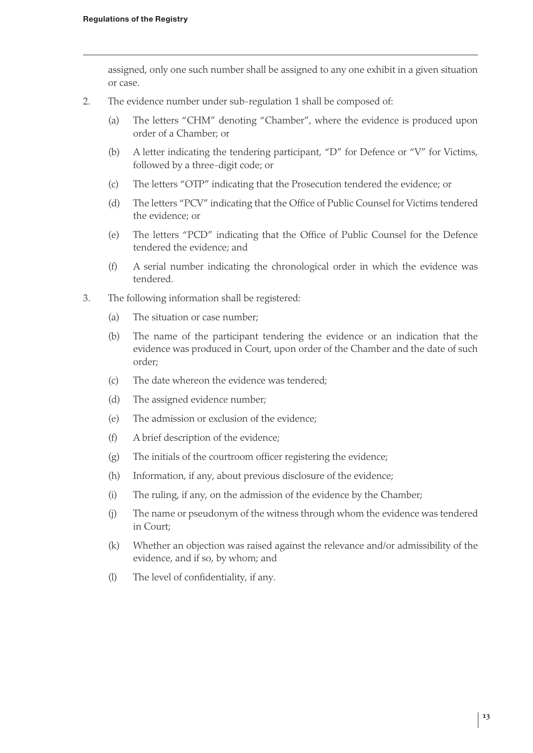assigned, only one such number shall be assigned to any one exhibit in a given situation or case.

2. The evidence number under sub-regulation 1 shall be composed of:

   (a) The letters "CHM" denoting "Chamber", where the evidence is produced upon order of a Chamber; or

   (b) A letter indicating the tendering participant, "D" for Defence or "V" for Victims, followed by a three-digit code; or

   (c) The letters "OTP" indicating that the Prosecution tendered the evidence; or

   (d) The letters "PCV" indicating that the Office of Public Counsel for Victims tendered the evidence; or

   (e) The letters "PCD" indicating that the Office of Public Counsel for the Defence tendered the evidence; and

   (f) A serial number indicating the chronological order in which the evidence was tendered.

3. The following information shall be registered:

   (a) The situation or case number;

   (b) The name of the participant tendering the evidence or an indication that the evidence was produced in Court, upon order of the Chamber and the date of such order;

   (c) The date whereon the evidence was tendered;

   (d) The assigned evidence number;

   (e) The admission or exclusion of the evidence;

   (f) A brief description of the evidence;

   (g) The initials of the courtroom officer registering the evidence;

   (h) Information, if any, about previous disclosure of the evidence;

   (i) The ruling, if any, on the admission of the evidence by the Chamber;

   (j) The name or pseudonym of the witness through whom the evidence was tendered in Court;

   (k) Whether an objection was raised against the relevance and/or admissibility of the evidence, and if so, by whom; and

   (l) The level of confidentiality, if any.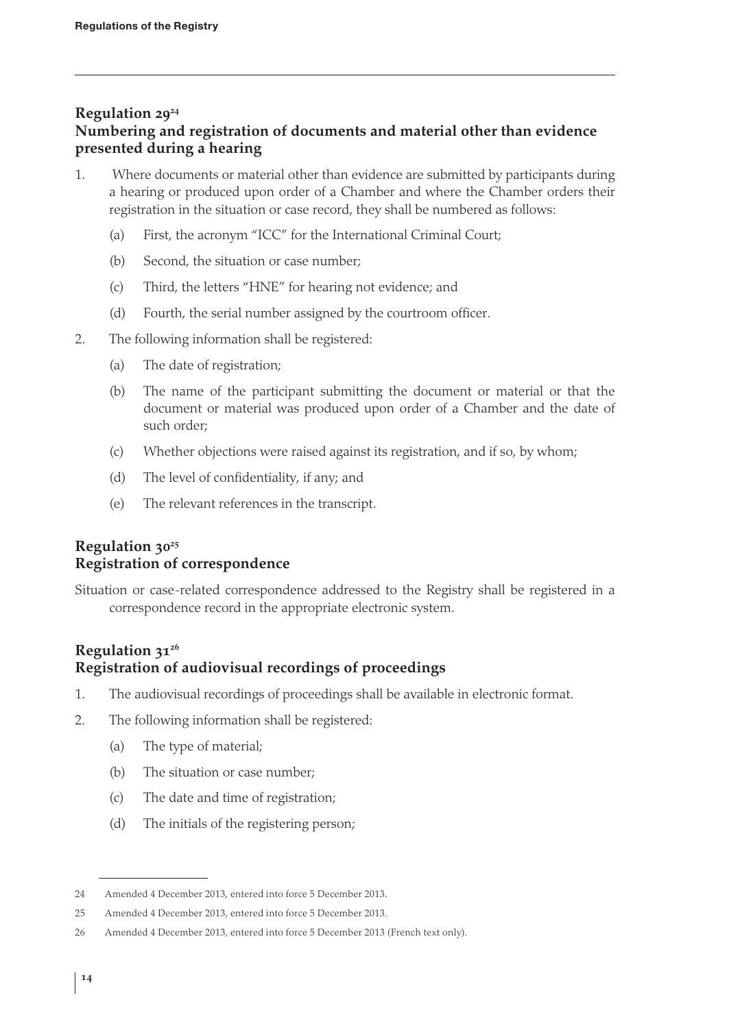## Regulation 29[24]
## Numbering and registration of documents and material other than evidence presented during a hearing

1. Where documents or material other than evidence are submitted by participants during a hearing or produced upon order of a Chamber and where the Chamber orders their registration in the situation or case record, they shall be numbered as follows:

   (a) First, the acronym "ICC" for the International Criminal Court;

   (b) Second, the situation or case number;

   (c) Third, the letters "HNE" for hearing not evidence; and

   (d) Fourth, the serial number assigned by the courtroom officer.

2. The following information shall be registered:

   (a) The date of registration;

   (b) The name of the participant submitting the document or material or that the document or material was produced upon order of a Chamber and the date of such order;

   (c) Whether objections were raised against its registration, and if so, by whom;

   (d) The level of confidentiality, if any; and

   (e) The relevant references in the transcript.

## Regulation 30[25]
## Registration of correspondence

Situation or case-related correspondence addressed to the Registry shall be registered in a correspondence record in the appropriate electronic system.

## Regulation 31[26]
## Registration of audiovisual recordings of proceedings

1. The audiovisual recordings of proceedings shall be available in electronic format.

2. The following information shall be registered:

   (a) The type of material;

   (b) The situation or case number;

   (c) The date and time of registration;

   (d) The initials of the registering person;

---

24 Amended 4 December 2013, entered into force 5 December 2013.

25 Amended 4 December 2013, entered into force 5 December 2013.

26 Amended 4 December 2013, entered into force 5 December 2013 (French text only).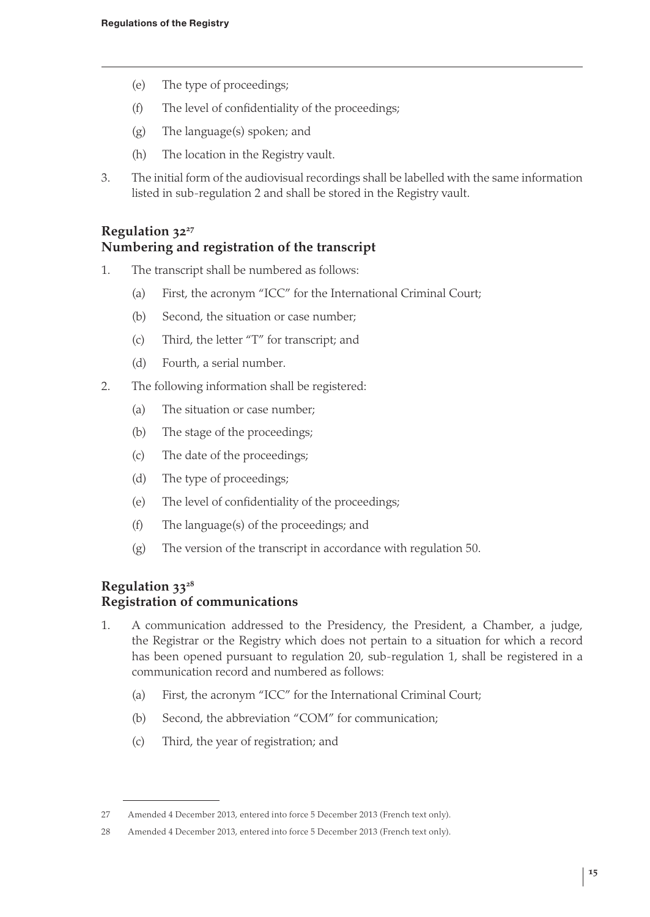(e) The type of proceedings;

(f) The level of confidentiality of the proceedings;

(g) The language(s) spoken; and

(h) The location in the Registry vault.

3. The initial form of the audiovisual recordings shall be labelled with the same information listed in sub-regulation 2 and shall be stored in the Registry vault.

## Regulation 32[27]
## Numbering and registration of the transcript

1. The transcript shall be numbered as follows:

   (a) First, the acronym "ICC" for the International Criminal Court;

   (b) Second, the situation or case number;

   (c) Third, the letter "T" for transcript; and

   (d) Fourth, a serial number.

2. The following information shall be registered:

   (a) The situation or case number;

   (b) The stage of the proceedings;

   (c) The date of the proceedings;

   (d) The type of proceedings;

   (e) The level of confidentiality of the proceedings;

   (f) The language(s) of the proceedings; and

   (g) The version of the transcript in accordance with regulation 50.

## Regulation 33[28]
## Registration of communications

1. A communication addressed to the Presidency, the President, a Chamber, a judge, the Registrar or the Registry which does not pertain to a situation for which a record has been opened pursuant to regulation 20, sub-regulation 1, shall be registered in a communication record and numbered as follows:

   (a) First, the acronym "ICC" for the International Criminal Court;

   (b) Second, the abbreviation "COM" for communication;

   (c) Third, the year of registration; and

---

27 Amended 4 December 2013, entered into force 5 December 2013 (French text only).

28 Amended 4 December 2013, entered into force 5 December 2013 (French text only).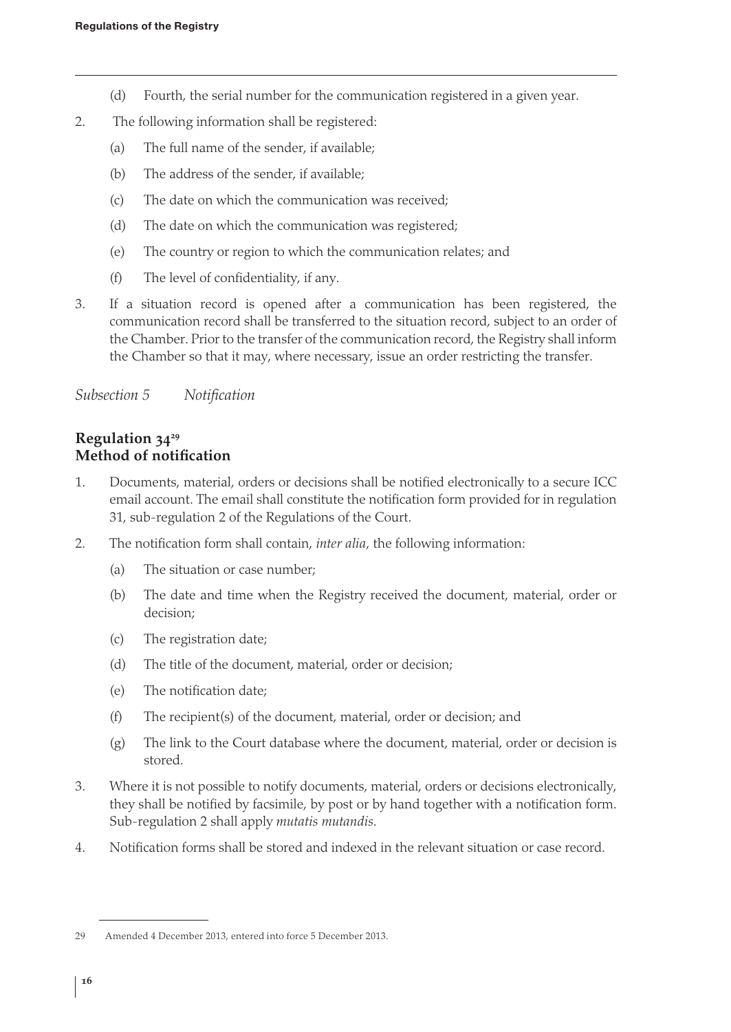(d) Fourth, the serial number for the communication registered in a given year.

2. The following information shall be registered:

   (a) The full name of the sender, if available;

   (b) The address of the sender, if available;

   (c) The date on which the communication was received;

   (d) The date on which the communication was registered;

   (e) The country or region to which the communication relates; and

   (f) The level of confidentiality, if any.

3. If a situation record is opened after a communication has been registered, the communication record shall be transferred to the situation record, subject to an order of the Chamber. Prior to the transfer of the communication record, the Registry shall inform the Chamber so that it may, where necessary, issue an order restricting the transfer.

*Subsection 5 Notification*

## Regulation 34[29]
## Method of notification

1. Documents, material, orders or decisions shall be notified electronically to a secure ICC email account. The email shall constitute the notification form provided for in regulation 31, sub-regulation 2 of the Regulations of the Court.

2. The notification form shall contain, *inter alia*, the following information:

   (a) The situation or case number;

   (b) The date and time when the Registry received the document, material, order or decision;

   (c) The registration date;

   (d) The title of the document, material, order or decision;

   (e) The notification date;

   (f) The recipient(s) of the document, material, order or decision; and

   (g) The link to the Court database where the document, material, order or decision is stored.

3. Where it is not possible to notify documents, material, orders or decisions electronically, they shall be notified by facsimile, by post or by hand together with a notification form. Sub-regulation 2 shall apply *mutatis mutandis*.

4. Notification forms shall be stored and indexed in the relevant situation or case record.

---

29 Amended 4 December 2013, entered into force 5 December 2013.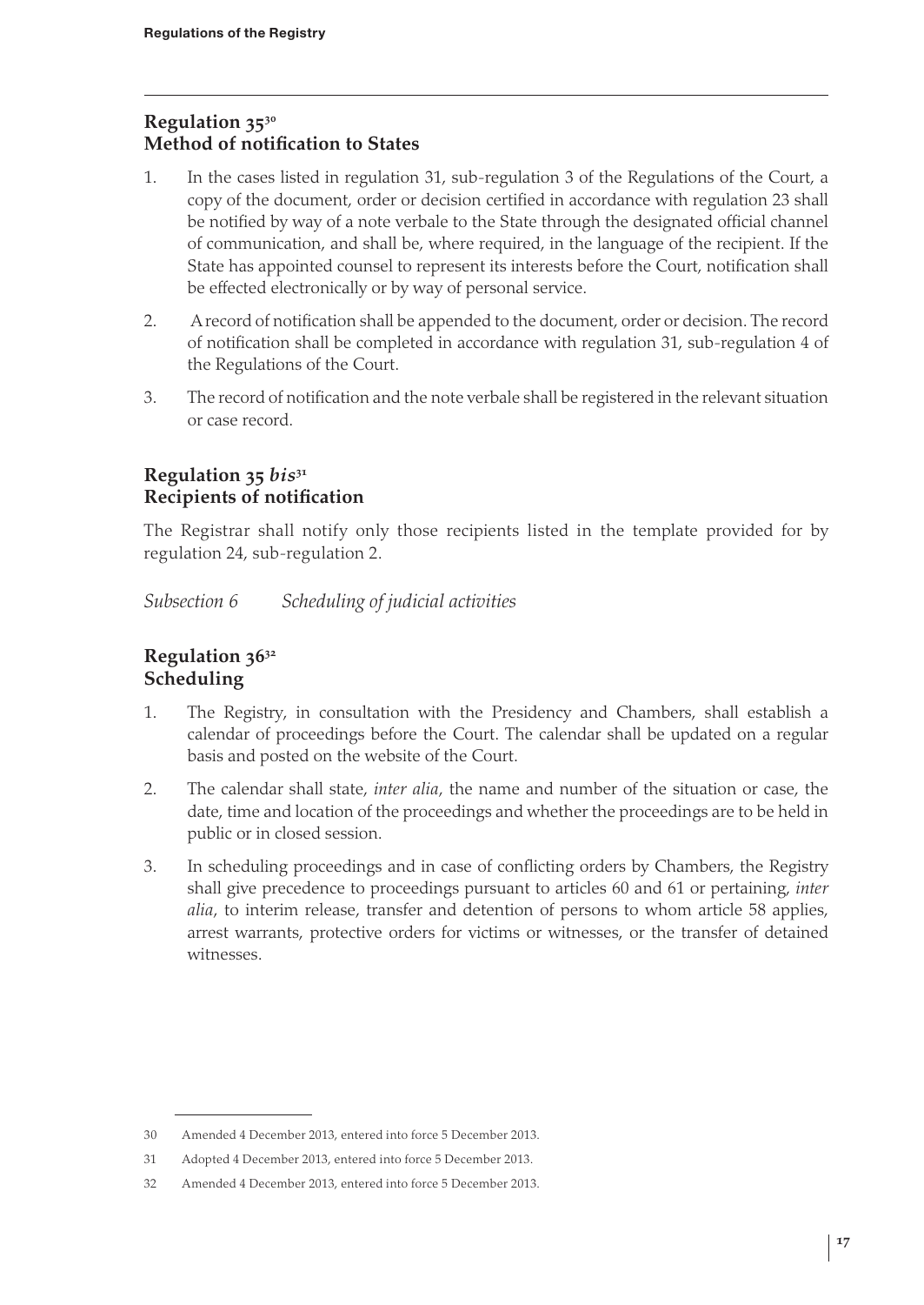## Regulation 35[30]
## Method of notification to States

1. In the cases listed in regulation 31, sub-regulation 3 of the Regulations of the Court, a copy of the document, order or decision certified in accordance with regulation 23 shall be notified by way of a note verbale to the State through the designated official channel of communication, and shall be, where required, in the language of the recipient. If the State has appointed counsel to represent its interests before the Court, notification shall be effected electronically or by way of personal service.

2. A record of notification shall be appended to the document, order or decision. The record of notification shall be completed in accordance with regulation 31, sub-regulation 4 of the Regulations of the Court.

3. The record of notification and the note verbale shall be registered in the relevant situation or case record.

## Regulation 35 *bis*[31]
## Recipients of notification

The Registrar shall notify only those recipients listed in the template provided for by regulation 24, sub-regulation 2.

*Subsection 6 Scheduling of judicial activities*

## Regulation 36[32]
## Scheduling

1. The Registry, in consultation with the Presidency and Chambers, shall establish a calendar of proceedings before the Court. The calendar shall be updated on a regular basis and posted on the website of the Court.

2. The calendar shall state, *inter alia*, the name and number of the situation or case, the date, time and location of the proceedings and whether the proceedings are to be held in public or in closed session.

3. In scheduling proceedings and in case of conflicting orders by Chambers, the Registry shall give precedence to proceedings pursuant to articles 60 and 61 or pertaining, *inter alia*, to interim release, transfer and detention of persons to whom article 58 applies, arrest warrants, protective orders for victims or witnesses, or the transfer of detained witnesses.

---

30 Amended 4 December 2013, entered into force 5 December 2013.

31 Adopted 4 December 2013, entered into force 5 December 2013.

32 Amended 4 December 2013, entered into force 5 December 2013.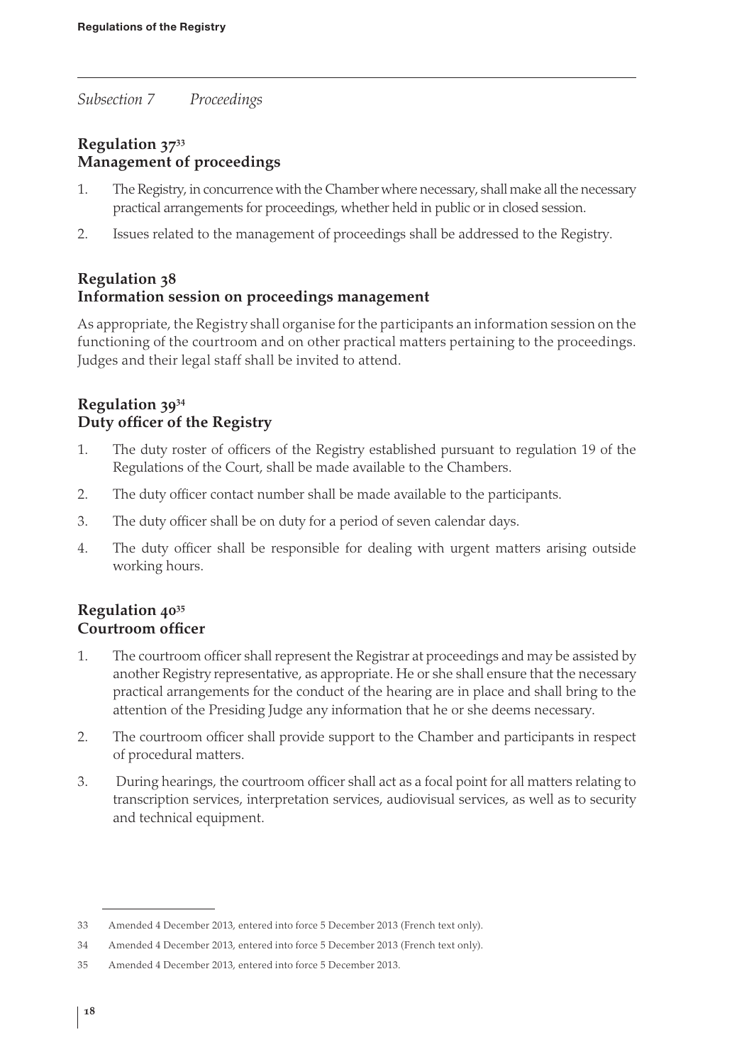*Subsection 7 Proceedings*

## Regulation 37[33]
## Management of proceedings

1. The Registry, in concurrence with the Chamber where necessary, shall make all the necessary practical arrangements for proceedings, whether held in public or in closed session.
2. Issues related to the management of proceedings shall be addressed to the Registry.

## Regulation 38
## Information session on proceedings management

As appropriate, the Registry shall organise for the participants an information session on the functioning of the courtroom and on other practical matters pertaining to the proceedings. Judges and their legal staff shall be invited to attend.

## Regulation 39[34]
## Duty officer of the Registry

1. The duty roster of officers of the Registry established pursuant to regulation 19 of the Regulations of the Court, shall be made available to the Chambers.
2. The duty officer contact number shall be made available to the participants.
3. The duty officer shall be on duty for a period of seven calendar days.
4. The duty officer shall be responsible for dealing with urgent matters arising outside working hours.

## Regulation 40[35]
## Courtroom officer

1. The courtroom officer shall represent the Registrar at proceedings and may be assisted by another Registry representative, as appropriate. He or she shall ensure that the necessary practical arrangements for the conduct of the hearing are in place and shall bring to the attention of the Presiding Judge any information that he or she deems necessary.
2. The courtroom officer shall provide support to the Chamber and participants in respect of procedural matters.
3. During hearings, the courtroom officer shall act as a focal point for all matters relating to transcription services, interpretation services, audiovisual services, as well as to security and technical equipment.

---

33 Amended 4 December 2013, entered into force 5 December 2013 (French text only).

34 Amended 4 December 2013, entered into force 5 December 2013 (French text only).

35 Amended 4 December 2013, entered into force 5 December 2013.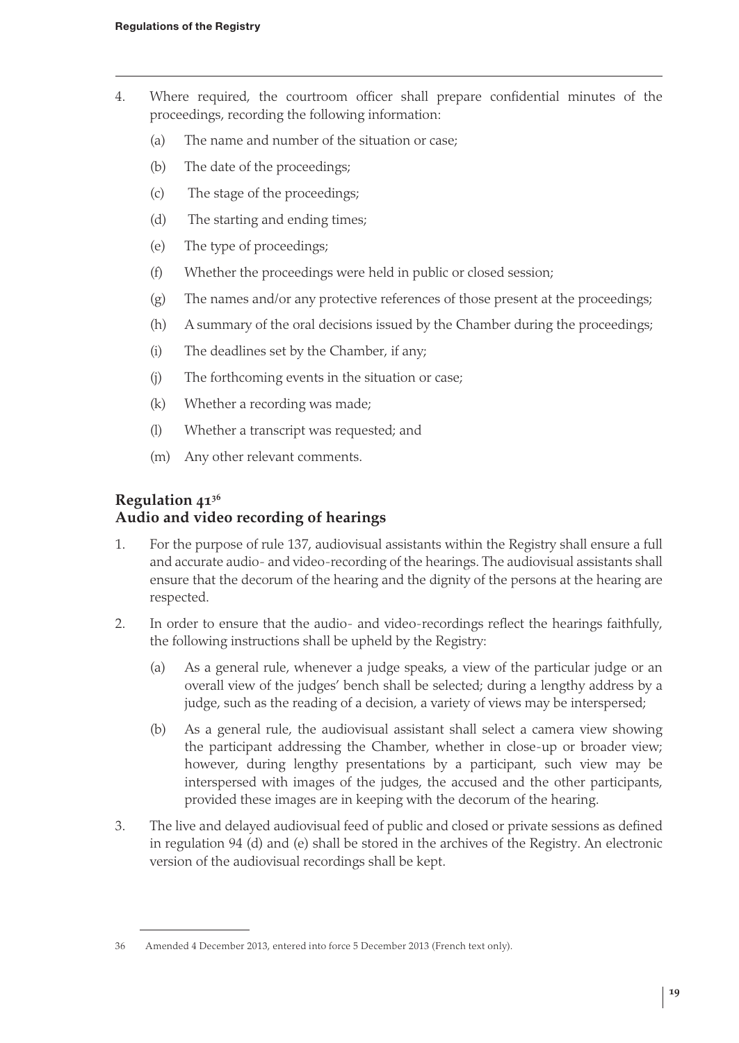4. Where required, the courtroom officer shall prepare confidential minutes of the proceedings, recording the following information:

   (a) The name and number of the situation or case;

   (b) The date of the proceedings;

   (c) The stage of the proceedings;

   (d) The starting and ending times;

   (e) The type of proceedings;

   (f) Whether the proceedings were held in public or closed session;

   (g) The names and/or any protective references of those present at the proceedings;

   (h) A summary of the oral decisions issued by the Chamber during the proceedings;

   (i) The deadlines set by the Chamber, if any;

   (j) The forthcoming events in the situation or case;

   (k) Whether a recording was made;

   (l) Whether a transcript was requested; and

   (m) Any other relevant comments.

## Regulation 41[36]
## Audio and video recording of hearings

1. For the purpose of rule 137, audiovisual assistants within the Registry shall ensure a full and accurate audio- and video-recording of the hearings. The audiovisual assistants shall ensure that the decorum of the hearing and the dignity of the persons at the hearing are respected.

2. In order to ensure that the audio- and video-recordings reflect the hearings faithfully, the following instructions shall be upheld by the Registry:

   (a) As a general rule, whenever a judge speaks, a view of the particular judge or an overall view of the judges' bench shall be selected; during a lengthy address by a judge, such as the reading of a decision, a variety of views may be interspersed;

   (b) As a general rule, the audiovisual assistant shall select a camera view showing the participant addressing the Chamber, whether in close-up or broader view; however, during lengthy presentations by a participant, such view may be interspersed with images of the judges, the accused and the other participants, provided these images are in keeping with the decorum of the hearing.

3. The live and delayed audiovisual feed of public and closed or private sessions as defined in regulation 94 (d) and (e) shall be stored in the archives of the Registry. An electronic version of the audiovisual recordings shall be kept.

---

36 Amended 4 December 2013, entered into force 5 December 2013 (French text only).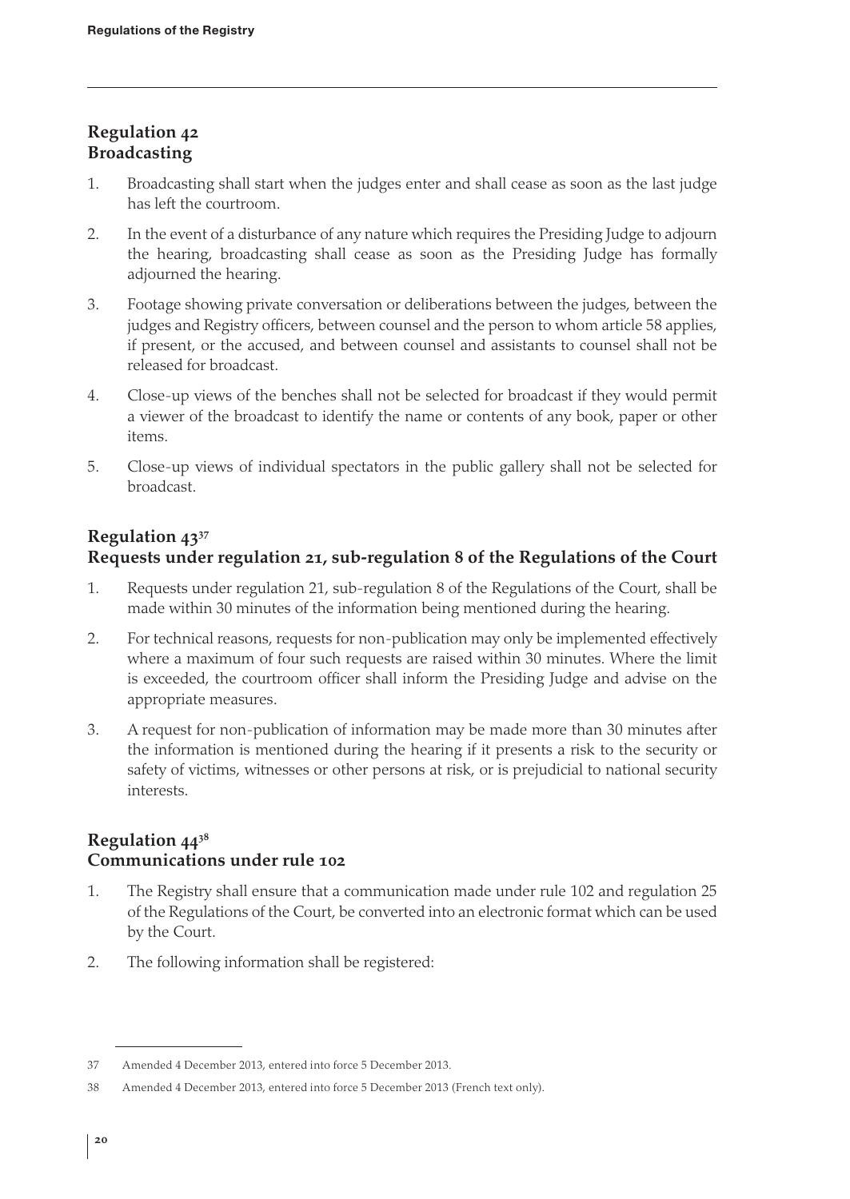## Regulation 42
## Broadcasting

1. Broadcasting shall start when the judges enter and shall cease as soon as the last judge has left the courtroom.

2. In the event of a disturbance of any nature which requires the Presiding Judge to adjourn the hearing, broadcasting shall cease as soon as the Presiding Judge has formally adjourned the hearing.

3. Footage showing private conversation or deliberations between the judges, between the judges and Registry officers, between counsel and the person to whom article 58 applies, if present, or the accused, and between counsel and assistants to counsel shall not be released for broadcast.

4. Close-up views of the benches shall not be selected for broadcast if they would permit a viewer of the broadcast to identify the name or contents of any book, paper or other items.

5. Close-up views of individual spectators in the public gallery shall not be selected for broadcast.

## Regulation 43[37]
## Requests under regulation 21, sub-regulation 8 of the Regulations of the Court

1. Requests under regulation 21, sub-regulation 8 of the Regulations of the Court, shall be made within 30 minutes of the information being mentioned during the hearing.

2. For technical reasons, requests for non-publication may only be implemented effectively where a maximum of four such requests are raised within 30 minutes. Where the limit is exceeded, the courtroom officer shall inform the Presiding Judge and advise on the appropriate measures.

3. A request for non-publication of information may be made more than 30 minutes after the information is mentioned during the hearing if it presents a risk to the security or safety of victims, witnesses or other persons at risk, or is prejudicial to national security interests.

## Regulation 44[38]
## Communications under rule 102

1. The Registry shall ensure that a communication made under rule 102 and regulation 25 of the Regulations of the Court, be converted into an electronic format which can be used by the Court.

2. The following information shall be registered:

---

[37] Amended 4 December 2013, entered into force 5 December 2013.

[38] Amended 4 December 2013, entered into force 5 December 2013 (French text only).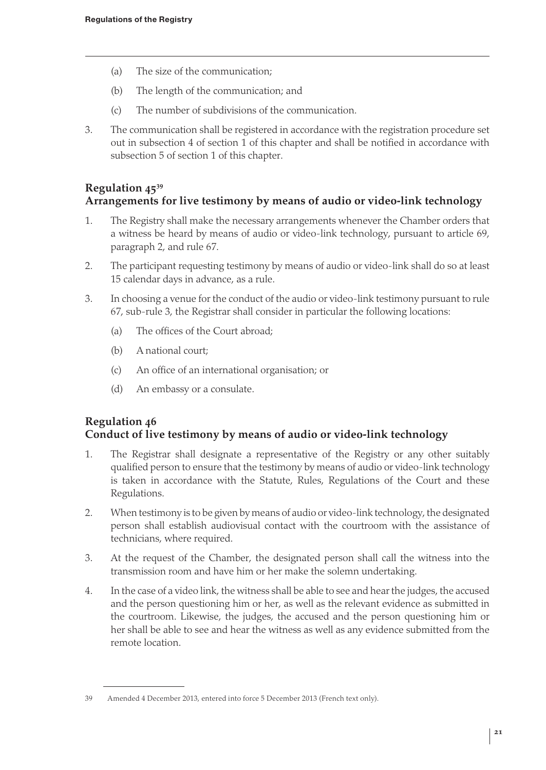(a) The size of the communication;

(b) The length of the communication; and

(c) The number of subdivisions of the communication.

3. The communication shall be registered in accordance with the registration procedure set out in subsection 4 of section 1 of this chapter and shall be notified in accordance with subsection 5 of section 1 of this chapter.

## Regulation 45[39]
## Arrangements for live testimony by means of audio or video-link technology

1. The Registry shall make the necessary arrangements whenever the Chamber orders that a witness be heard by means of audio or video-link technology, pursuant to article 69, paragraph 2, and rule 67.

2. The participant requesting testimony by means of audio or video-link shall do so at least 15 calendar days in advance, as a rule.

3. In choosing a venue for the conduct of the audio or video-link testimony pursuant to rule 67, sub-rule 3, the Registrar shall consider in particular the following locations:

   (a) The offices of the Court abroad;

   (b) A national court;

   (c) An office of an international organisation; or

   (d) An embassy or a consulate.

## Regulation 46
## Conduct of live testimony by means of audio or video-link technology

1. The Registrar shall designate a representative of the Registry or any other suitably qualified person to ensure that the testimony by means of audio or video-link technology is taken in accordance with the Statute, Rules, Regulations of the Court and these Regulations.

2. When testimony is to be given by means of audio or video-link technology, the designated person shall establish audiovisual contact with the courtroom with the assistance of technicians, where required.

3. At the request of the Chamber, the designated person shall call the witness into the transmission room and have him or her make the solemn undertaking.

4. In the case of a video link, the witness shall be able to see and hear the judges, the accused and the person questioning him or her, as well as the relevant evidence as submitted in the courtroom. Likewise, the judges, the accused and the person questioning him or her shall be able to see and hear the witness as well as any evidence submitted from the remote location.

---

39 Amended 4 December 2013, entered into force 5 December 2013 (French text only).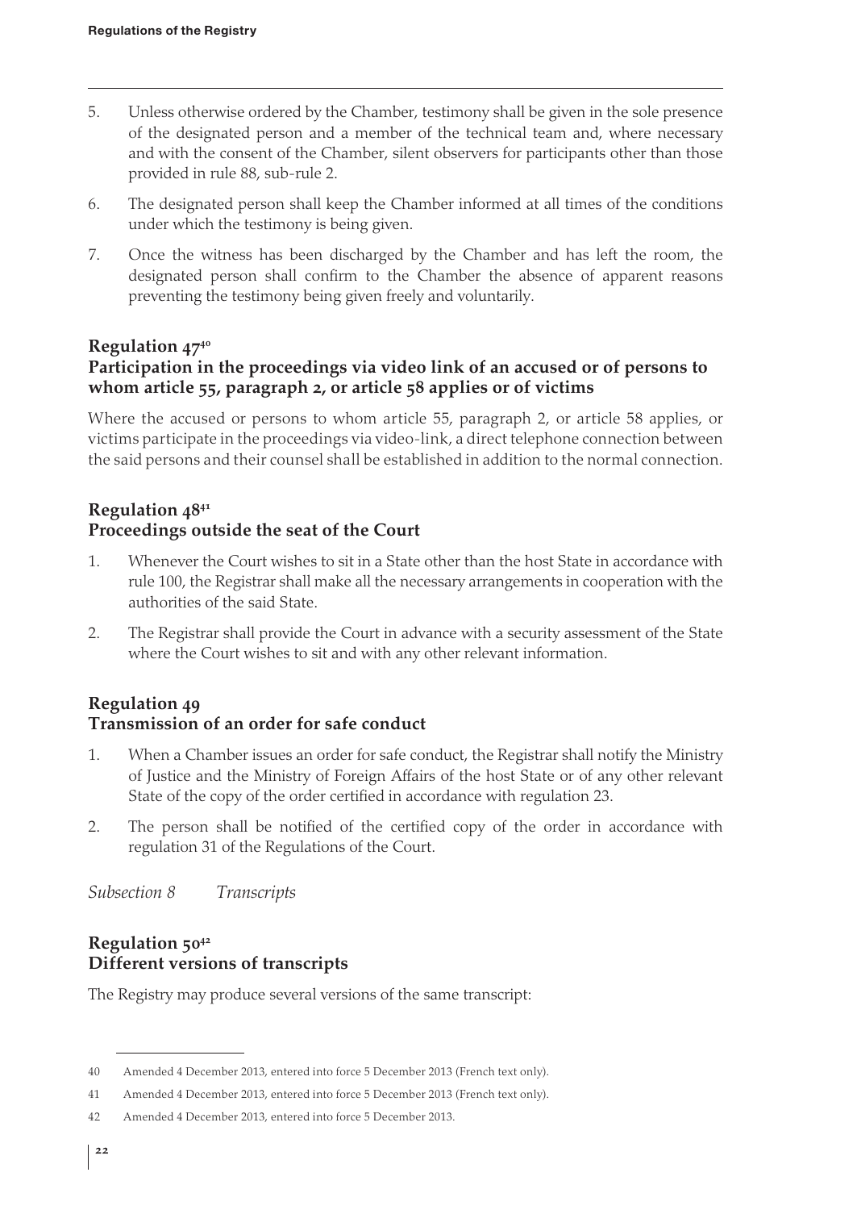5. Unless otherwise ordered by the Chamber, testimony shall be given in the sole presence of the designated person and a member of the technical team and, where necessary and with the consent of the Chamber, silent observers for participants other than those provided in rule 88, sub-rule 2.

6. The designated person shall keep the Chamber informed at all times of the conditions under which the testimony is being given.

7. Once the witness has been discharged by the Chamber and has left the room, the designated person shall confirm to the Chamber the absence of apparent reasons preventing the testimony being given freely and voluntarily.

### Regulation 47[40]
### Participation in the proceedings via video link of an accused or of persons to whom article 55, paragraph 2, or article 58 applies or of victims

Where the accused or persons to whom article 55, paragraph 2, or article 58 applies, or victims participate in the proceedings via video-link, a direct telephone connection between the said persons and their counsel shall be established in addition to the normal connection.

### Regulation 48[41]
### Proceedings outside the seat of the Court

1. Whenever the Court wishes to sit in a State other than the host State in accordance with rule 100, the Registrar shall make all the necessary arrangements in cooperation with the authorities of the said State.

2. The Registrar shall provide the Court in advance with a security assessment of the State where the Court wishes to sit and with any other relevant information.

### Regulation 49
### Transmission of an order for safe conduct

1. When a Chamber issues an order for safe conduct, the Registrar shall notify the Ministry of Justice and the Ministry of Foreign Affairs of the host State or of any other relevant State of the copy of the order certified in accordance with regulation 23.

2. The person shall be notified of the certified copy of the order in accordance with regulation 31 of the Regulations of the Court.

*Subsection 8 Transcripts*

### Regulation 50[42]
### Different versions of transcripts

The Registry may produce several versions of the same transcript:

---

40 Amended 4 December 2013, entered into force 5 December 2013 (French text only).

41 Amended 4 December 2013, entered into force 5 December 2013 (French text only).

42 Amended 4 December 2013, entered into force 5 December 2013.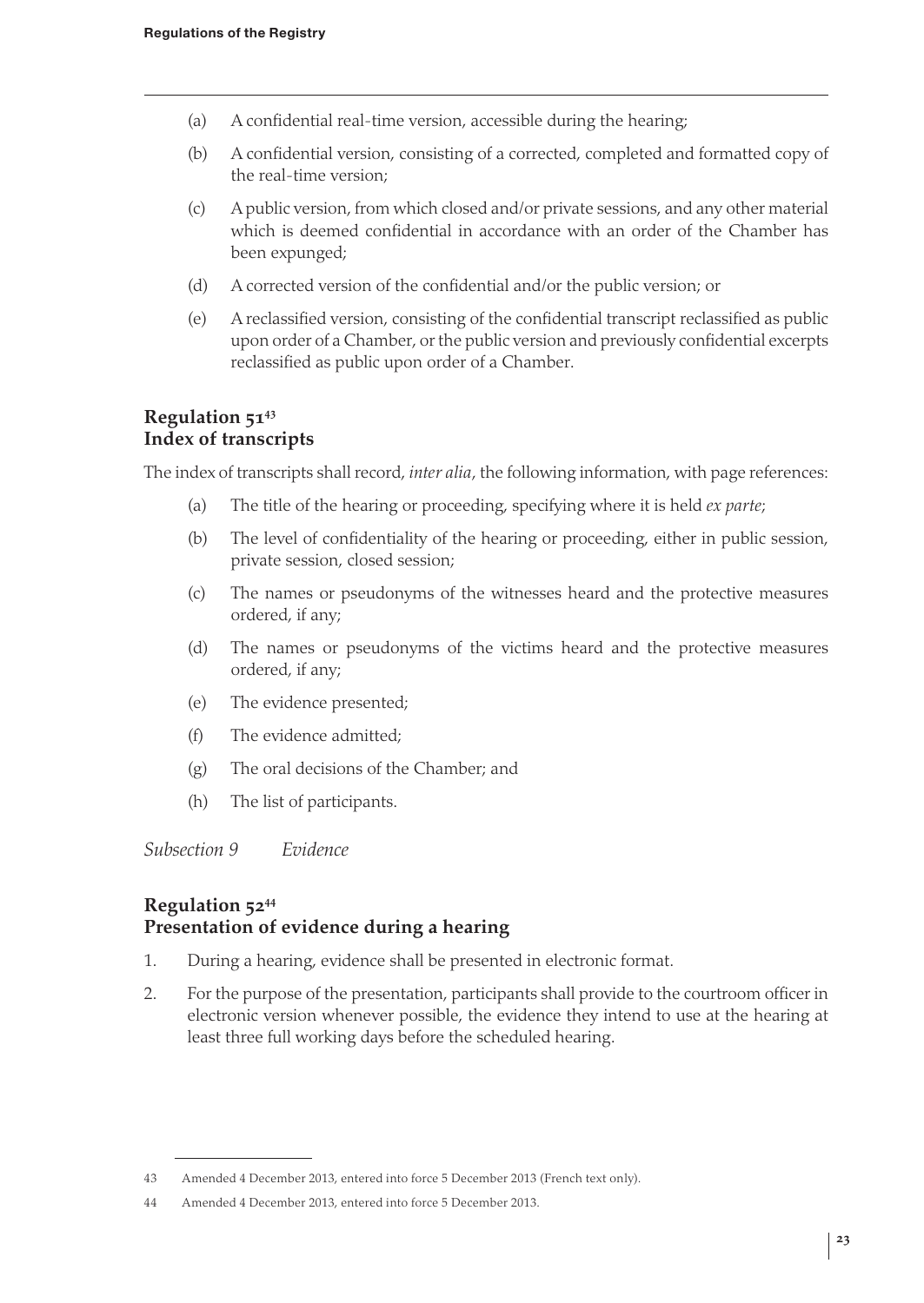- (a) A confidential real-time version, accessible during the hearing;
- (b) A confidential version, consisting of a corrected, completed and formatted copy of the real-time version;
- (c) A public version, from which closed and/or private sessions, and any other material which is deemed confidential in accordance with an order of the Chamber has been expunged;
- (d) A corrected version of the confidential and/or the public version; or
- (e) A reclassified version, consisting of the confidential transcript reclassified as public upon order of a Chamber, or the public version and previously confidential excerpts reclassified as public upon order of a Chamber.

## Regulation 51[43]
## Index of transcripts

The index of transcripts shall record, *inter alia*, the following information, with page references:

- (a) The title of the hearing or proceeding, specifying where it is held *ex parte*;
- (b) The level of confidentiality of the hearing or proceeding, either in public session, private session, closed session;
- (c) The names or pseudonyms of the witnesses heard and the protective measures ordered, if any;
- (d) The names or pseudonyms of the victims heard and the protective measures ordered, if any;
- (e) The evidence presented;
- (f) The evidence admitted;
- (g) The oral decisions of the Chamber; and
- (h) The list of participants.

*Subsection 9 Evidence*

## Regulation 52[44]
## Presentation of evidence during a hearing

1. During a hearing, evidence shall be presented in electronic format.
2. For the purpose of the presentation, participants shall provide to the courtroom officer in electronic version whenever possible, the evidence they intend to use at the hearing at least three full working days before the scheduled hearing.

---

43 Amended 4 December 2013, entered into force 5 December 2013 (French text only).

44 Amended 4 December 2013, entered into force 5 December 2013.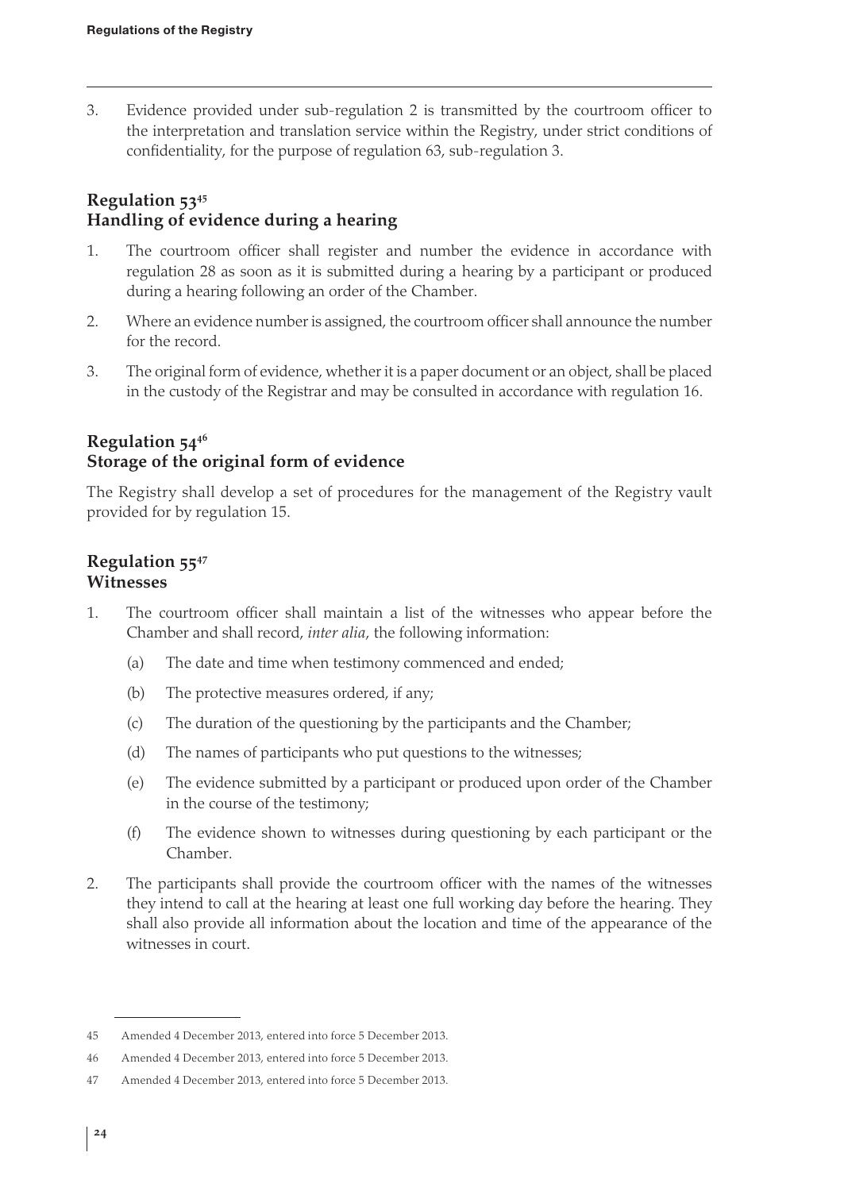3. Evidence provided under sub-regulation 2 is transmitted by the courtroom officer to the interpretation and translation service within the Registry, under strict conditions of confidentiality, for the purpose of regulation 63, sub-regulation 3.

## Regulation 53[45]
## Handling of evidence during a hearing

1. The courtroom officer shall register and number the evidence in accordance with regulation 28 as soon as it is submitted during a hearing by a participant or produced during a hearing following an order of the Chamber.
2. Where an evidence number is assigned, the courtroom officer shall announce the number for the record.
3. The original form of evidence, whether it is a paper document or an object, shall be placed in the custody of the Registrar and may be consulted in accordance with regulation 16.

## Regulation 54[46]
## Storage of the original form of evidence

The Registry shall develop a set of procedures for the management of the Registry vault provided for by regulation 15.

## Regulation 55[47]
## Witnesses

1. The courtroom officer shall maintain a list of the witnesses who appear before the Chamber and shall record, *inter alia*, the following information:
   (a) The date and time when testimony commenced and ended;
   (b) The protective measures ordered, if any;
   (c) The duration of the questioning by the participants and the Chamber;
   (d) The names of participants who put questions to the witnesses;
   (e) The evidence submitted by a participant or produced upon order of the Chamber in the course of the testimony;
   (f) The evidence shown to witnesses during questioning by each participant or the Chamber.
2. The participants shall provide the courtroom officer with the names of the witnesses they intend to call at the hearing at least one full working day before the hearing. They shall also provide all information about the location and time of the appearance of the witnesses in court.

---

45 Amended 4 December 2013, entered into force 5 December 2013.

46 Amended 4 December 2013, entered into force 5 December 2013.

47 Amended 4 December 2013, entered into force 5 December 2013.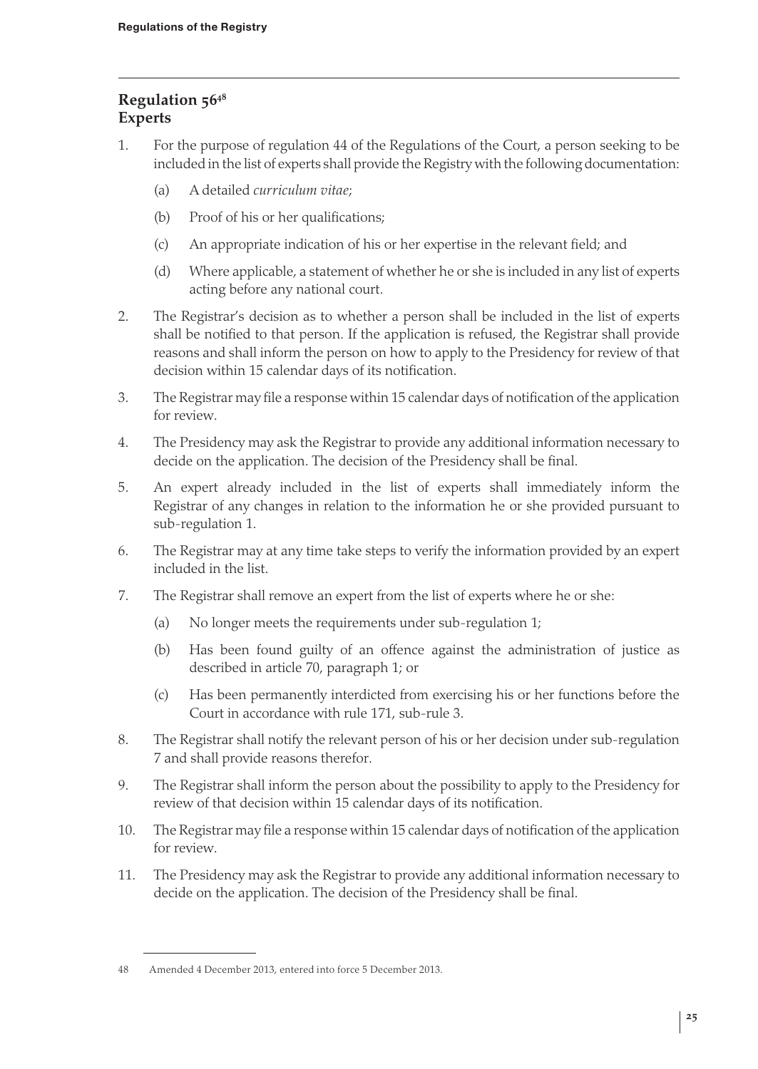## Regulation 56[48]
## Experts

1. For the purpose of regulation 44 of the Regulations of the Court, a person seeking to be included in the list of experts shall provide the Registry with the following documentation:

   (a) A detailed *curriculum vitae*;

   (b) Proof of his or her qualifications;

   (c) An appropriate indication of his or her expertise in the relevant field; and

   (d) Where applicable, a statement of whether he or she is included in any list of experts acting before any national court.

2. The Registrar's decision as to whether a person shall be included in the list of experts shall be notified to that person. If the application is refused, the Registrar shall provide reasons and shall inform the person on how to apply to the Presidency for review of that decision within 15 calendar days of its notification.

3. The Registrar may file a response within 15 calendar days of notification of the application for review.

4. The Presidency may ask the Registrar to provide any additional information necessary to decide on the application. The decision of the Presidency shall be final.

5. An expert already included in the list of experts shall immediately inform the Registrar of any changes in relation to the information he or she provided pursuant to sub-regulation 1.

6. The Registrar may at any time take steps to verify the information provided by an expert included in the list.

7. The Registrar shall remove an expert from the list of experts where he or she:

   (a) No longer meets the requirements under sub-regulation 1;

   (b) Has been found guilty of an offence against the administration of justice as described in article 70, paragraph 1; or

   (c) Has been permanently interdicted from exercising his or her functions before the Court in accordance with rule 171, sub-rule 3.

8. The Registrar shall notify the relevant person of his or her decision under sub-regulation 7 and shall provide reasons therefor.

9. The Registrar shall inform the person about the possibility to apply to the Presidency for review of that decision within 15 calendar days of its notification.

10. The Registrar may file a response within 15 calendar days of notification of the application for review.

11. The Presidency may ask the Registrar to provide any additional information necessary to decide on the application. The decision of the Presidency shall be final.

---

48 Amended 4 December 2013, entered into force 5 December 2013.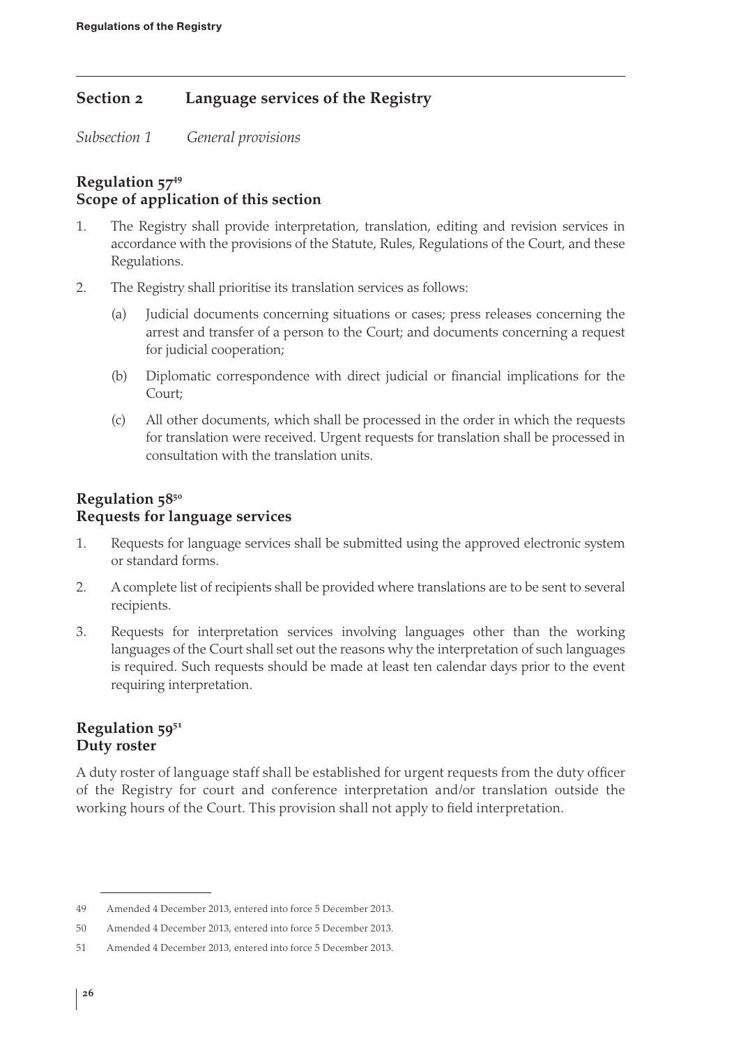## Section 2 Language services of the Registry

*Subsection 1 General provisions*

### Regulation 57[49]
### Scope of application of this section

1. The Registry shall provide interpretation, translation, editing and revision services in accordance with the provisions of the Statute, Rules, Regulations of the Court, and these Regulations.

2. The Registry shall prioritise its translation services as follows:

   (a) Judicial documents concerning situations or cases; press releases concerning the arrest and transfer of a person to the Court; and documents concerning a request for judicial cooperation;

   (b) Diplomatic correspondence with direct judicial or financial implications for the Court;

   (c) All other documents, which shall be processed in the order in which the requests for translation were received. Urgent requests for translation shall be processed in consultation with the translation units.

### Regulation 58[50]
### Requests for language services

1. Requests for language services shall be submitted using the approved electronic system or standard forms.

2. A complete list of recipients shall be provided where translations are to be sent to several recipients.

3. Requests for interpretation services involving languages other than the working languages of the Court shall set out the reasons why the interpretation of such languages is required. Such requests should be made at least ten calendar days prior to the event requiring interpretation.

### Regulation 59[51]
### Duty roster

A duty roster of language staff shall be established for urgent requests from the duty officer of the Registry for court and conference interpretation and/or translation outside the working hours of the Court. This provision shall not apply to field interpretation.

---

49 Amended 4 December 2013, entered into force 5 December 2013.

50 Amended 4 December 2013, entered into force 5 December 2013.

51 Amended 4 December 2013, entered into force 5 December 2013.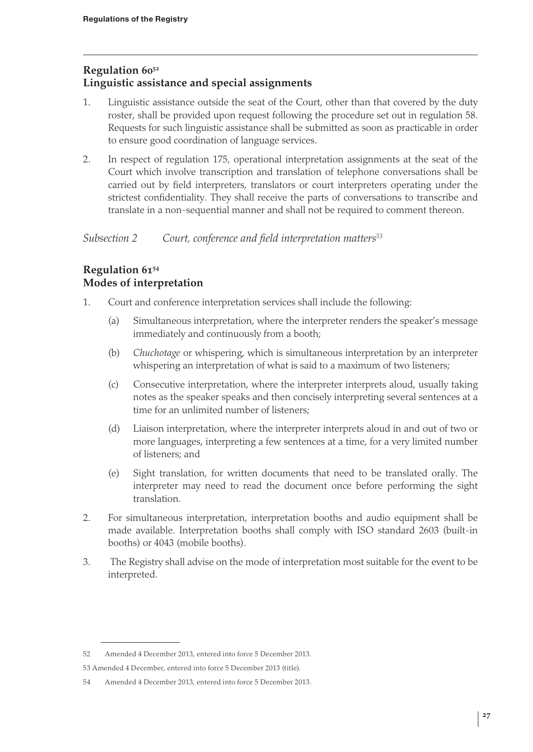## Regulation 60[52]
## Linguistic assistance and special assignments

1. Linguistic assistance outside the seat of the Court, other than that covered by the duty roster, shall be provided upon request following the procedure set out in regulation 58. Requests for such linguistic assistance shall be submitted as soon as practicable in order to ensure good coordination of language services.

2. In respect of regulation 175, operational interpretation assignments at the seat of the Court which involve transcription and translation of telephone conversations shall be carried out by field interpreters, translators or court interpreters operating under the strictest confidentiality. They shall receive the parts of conversations to transcribe and translate in a non-sequential manner and shall not be required to comment thereon.

*Subsection 2 Court, conference and field interpretation matters*[53]

## Regulation 61[54]
## Modes of interpretation

1. Court and conference interpretation services shall include the following:

   (a) Simultaneous interpretation, where the interpreter renders the speaker's message immediately and continuously from a booth;

   (b) *Chuchotage* or whispering, which is simultaneous interpretation by an interpreter whispering an interpretation of what is said to a maximum of two listeners;

   (c) Consecutive interpretation, where the interpreter interprets aloud, usually taking notes as the speaker speaks and then concisely interpreting several sentences at a time for an unlimited number of listeners;

   (d) Liaison interpretation, where the interpreter interprets aloud in and out of two or more languages, interpreting a few sentences at a time, for a very limited number of listeners; and

   (e) Sight translation, for written documents that need to be translated orally. The interpreter may need to read the document once before performing the sight translation.

2. For simultaneous interpretation, interpretation booths and audio equipment shall be made available. Interpretation booths shall comply with ISO standard 2603 (built-in booths) or 4043 (mobile booths).

3. The Registry shall advise on the mode of interpretation most suitable for the event to be interpreted.

---

52 Amended 4 December 2013, entered into force 5 December 2013.

53 Amended 4 December, entered into force 5 December 2013 (title).

54 Amended 4 December 2013, entered into force 5 December 2013.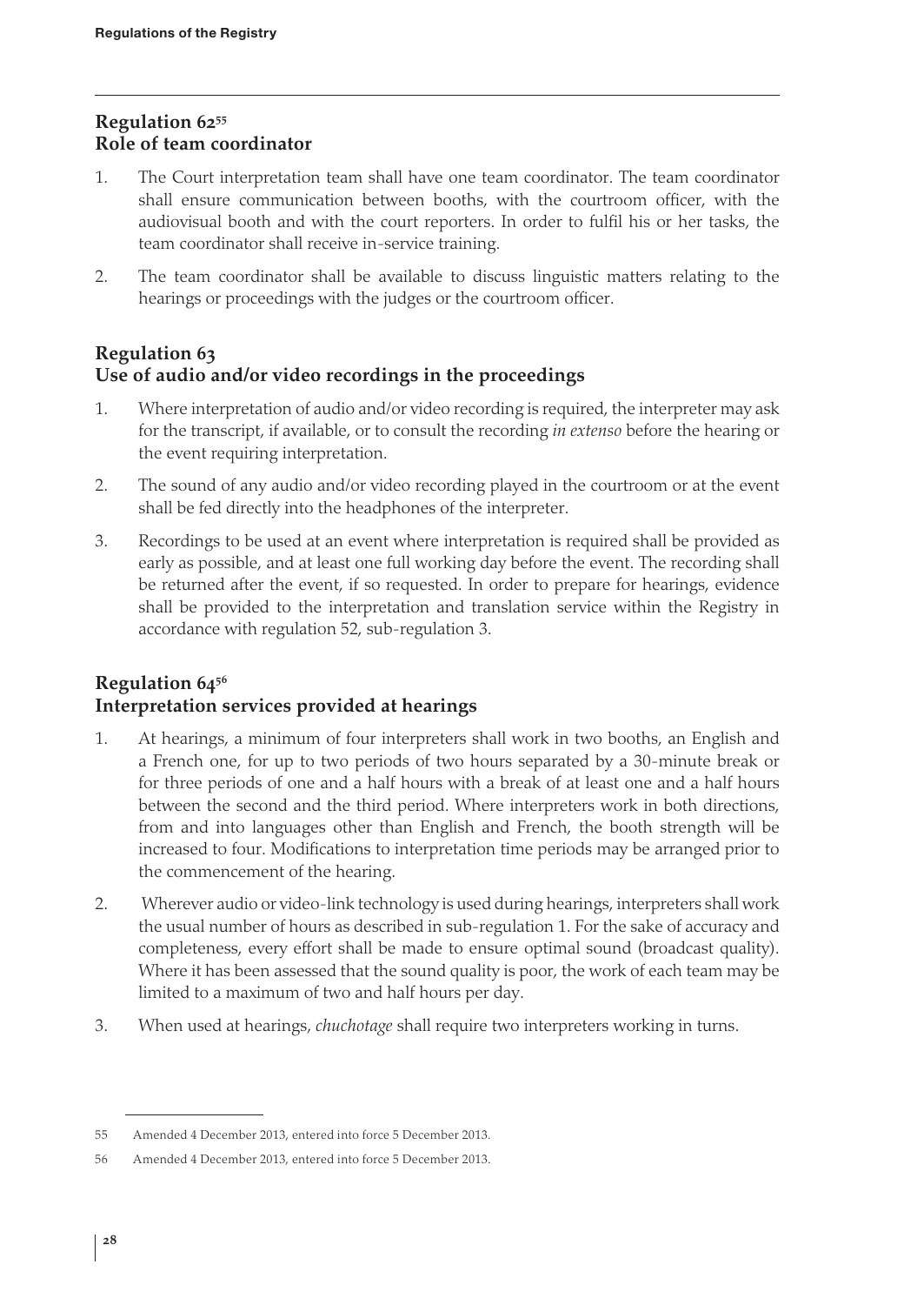## Regulation 62[55]
## Role of team coordinator

1. The Court interpretation team shall have one team coordinator. The team coordinator shall ensure communication between booths, with the courtroom officer, with the audiovisual booth and with the court reporters. In order to fulfil his or her tasks, the team coordinator shall receive in-service training.

2. The team coordinator shall be available to discuss linguistic matters relating to the hearings or proceedings with the judges or the courtroom officer.

## Regulation 63
## Use of audio and/or video recordings in the proceedings

1. Where interpretation of audio and/or video recording is required, the interpreter may ask for the transcript, if available, or to consult the recording *in extenso* before the hearing or the event requiring interpretation.

2. The sound of any audio and/or video recording played in the courtroom or at the event shall be fed directly into the headphones of the interpreter.

3. Recordings to be used at an event where interpretation is required shall be provided as early as possible, and at least one full working day before the event. The recording shall be returned after the event, if so requested. In order to prepare for hearings, evidence shall be provided to the interpretation and translation service within the Registry in accordance with regulation 52, sub-regulation 3.

## Regulation 64[56]
## Interpretation services provided at hearings

1. At hearings, a minimum of four interpreters shall work in two booths, an English and a French one, for up to two periods of two hours separated by a 30-minute break or for three periods of one and a half hours with a break of at least one and a half hours between the second and the third period. Where interpreters work in both directions, from and into languages other than English and French, the booth strength will be increased to four. Modifications to interpretation time periods may be arranged prior to the commencement of the hearing.

2. Wherever audio or video-link technology is used during hearings, interpreters shall work the usual number of hours as described in sub-regulation 1. For the sake of accuracy and completeness, every effort shall be made to ensure optimal sound (broadcast quality). Where it has been assessed that the sound quality is poor, the work of each team may be limited to a maximum of two and half hours per day.

3. When used at hearings, *chuchotage* shall require two interpreters working in turns.

---

55 Amended 4 December 2013, entered into force 5 December 2013.

56 Amended 4 December 2013, entered into force 5 December 2013.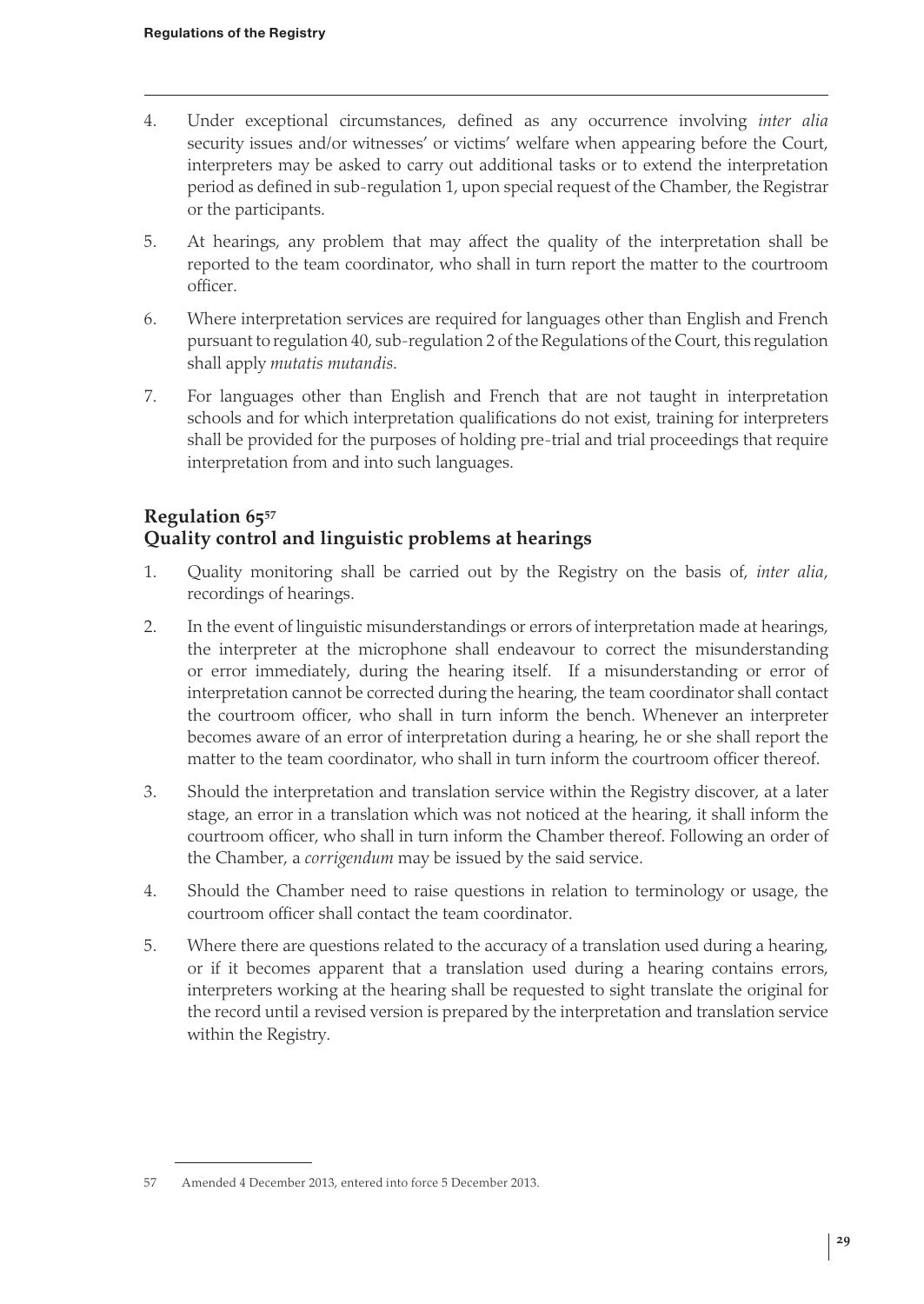4. Under exceptional circumstances, defined as any occurrence involving *inter alia* security issues and/or witnesses' or victims' welfare when appearing before the Court, interpreters may be asked to carry out additional tasks or to extend the interpretation period as defined in sub-regulation 1, upon special request of the Chamber, the Registrar or the participants.

5. At hearings, any problem that may affect the quality of the interpretation shall be reported to the team coordinator, who shall in turn report the matter to the courtroom officer.

6. Where interpretation services are required for languages other than English and French pursuant to regulation 40, sub-regulation 2 of the Regulations of the Court, this regulation shall apply *mutatis mutandis*.

7. For languages other than English and French that are not taught in interpretation schools and for which interpretation qualifications do not exist, training for interpreters shall be provided for the purposes of holding pre-trial and trial proceedings that require interpretation from and into such languages.

## Regulation 65[57]
## Quality control and linguistic problems at hearings

1. Quality monitoring shall be carried out by the Registry on the basis of, *inter alia*, recordings of hearings.

2. In the event of linguistic misunderstandings or errors of interpretation made at hearings, the interpreter at the microphone shall endeavour to correct the misunderstanding or error immediately, during the hearing itself. If a misunderstanding or error of interpretation cannot be corrected during the hearing, the team coordinator shall contact the courtroom officer, who shall in turn inform the bench. Whenever an interpreter becomes aware of an error of interpretation during a hearing, he or she shall report the matter to the team coordinator, who shall in turn inform the courtroom officer thereof.

3. Should the interpretation and translation service within the Registry discover, at a later stage, an error in a translation which was not noticed at the hearing, it shall inform the courtroom officer, who shall in turn inform the Chamber thereof. Following an order of the Chamber, a *corrigendum* may be issued by the said service.

4. Should the Chamber need to raise questions in relation to terminology or usage, the courtroom officer shall contact the team coordinator.

5. Where there are questions related to the accuracy of a translation used during a hearing, or if it becomes apparent that a translation used during a hearing contains errors, interpreters working at the hearing shall be requested to sight translate the original for the record until a revised version is prepared by the interpretation and translation service within the Registry.

---

57 Amended 4 December 2013, entered into force 5 December 2013.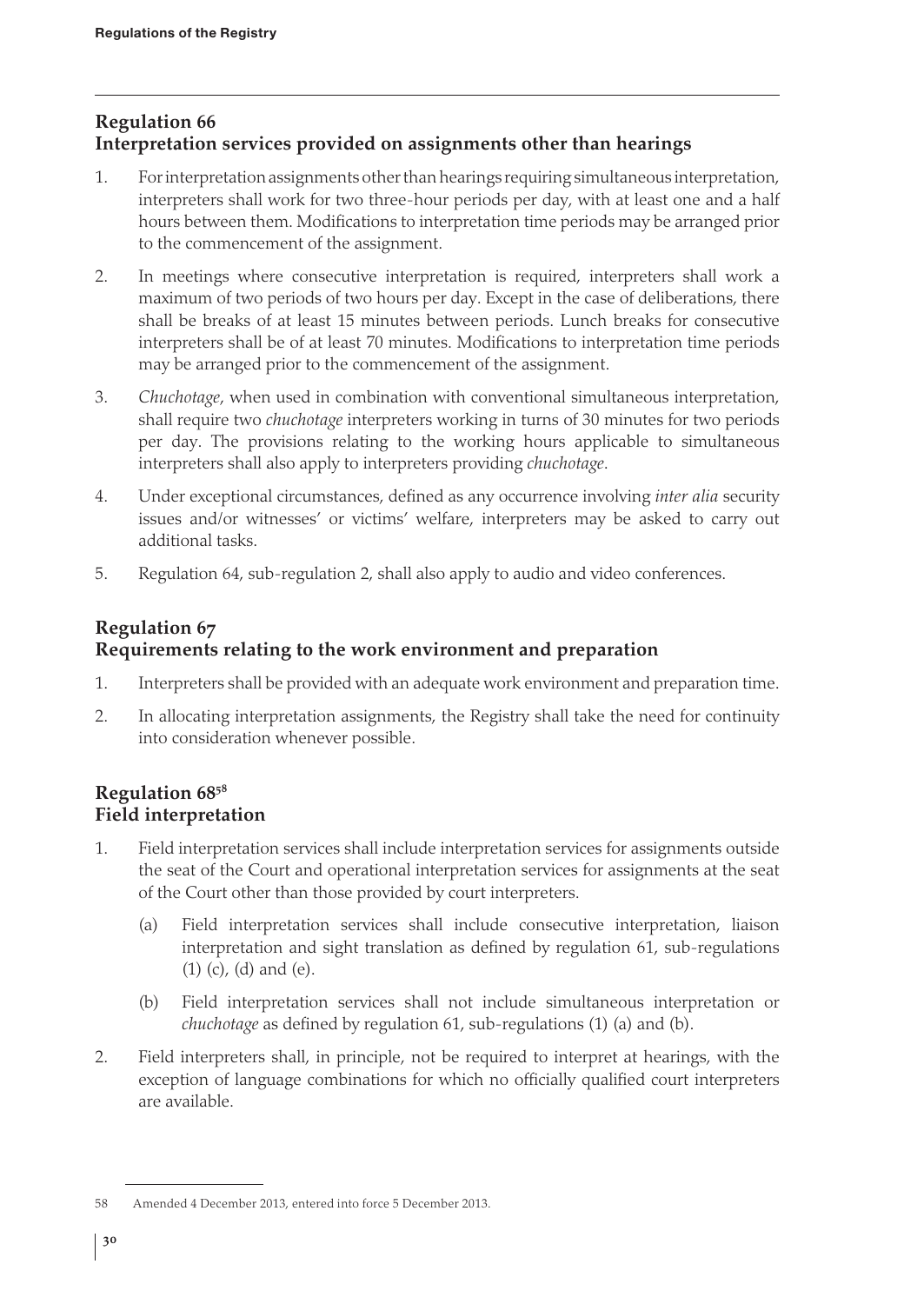## Regulation 66
## Interpretation services provided on assignments other than hearings

1. For interpretation assignments other than hearings requiring simultaneous interpretation, interpreters shall work for two three-hour periods per day, with at least one and a half hours between them. Modifications to interpretation time periods may be arranged prior to the commencement of the assignment.

2. In meetings where consecutive interpretation is required, interpreters shall work a maximum of two periods of two hours per day. Except in the case of deliberations, there shall be breaks of at least 15 minutes between periods. Lunch breaks for consecutive interpreters shall be of at least 70 minutes. Modifications to interpretation time periods may be arranged prior to the commencement of the assignment.

3. *Chuchotage*, when used in combination with conventional simultaneous interpretation, shall require two *chuchotage* interpreters working in turns of 30 minutes for two periods per day. The provisions relating to the working hours applicable to simultaneous interpreters shall also apply to interpreters providing *chuchotage*.

4. Under exceptional circumstances, defined as any occurrence involving *inter alia* security issues and/or witnesses' or victims' welfare, interpreters may be asked to carry out additional tasks.

5. Regulation 64, sub-regulation 2, shall also apply to audio and video conferences.

## Regulation 67
## Requirements relating to the work environment and preparation

1. Interpreters shall be provided with an adequate work environment and preparation time.

2. In allocating interpretation assignments, the Registry shall take the need for continuity into consideration whenever possible.

## Regulation 68[58]
## Field interpretation

1. Field interpretation services shall include interpretation services for assignments outside the seat of the Court and operational interpretation services for assignments at the seat of the Court other than those provided by court interpreters.

   (a) Field interpretation services shall include consecutive interpretation, liaison interpretation and sight translation as defined by regulation 61, sub-regulations (1) (c), (d) and (e).

   (b) Field interpretation services shall not include simultaneous interpretation or *chuchotage* as defined by regulation 61, sub-regulations (1) (a) and (b).

2. Field interpreters shall, in principle, not be required to interpret at hearings, with the exception of language combinations for which no officially qualified court interpreters are available.

---

58 Amended 4 December 2013, entered into force 5 December 2013.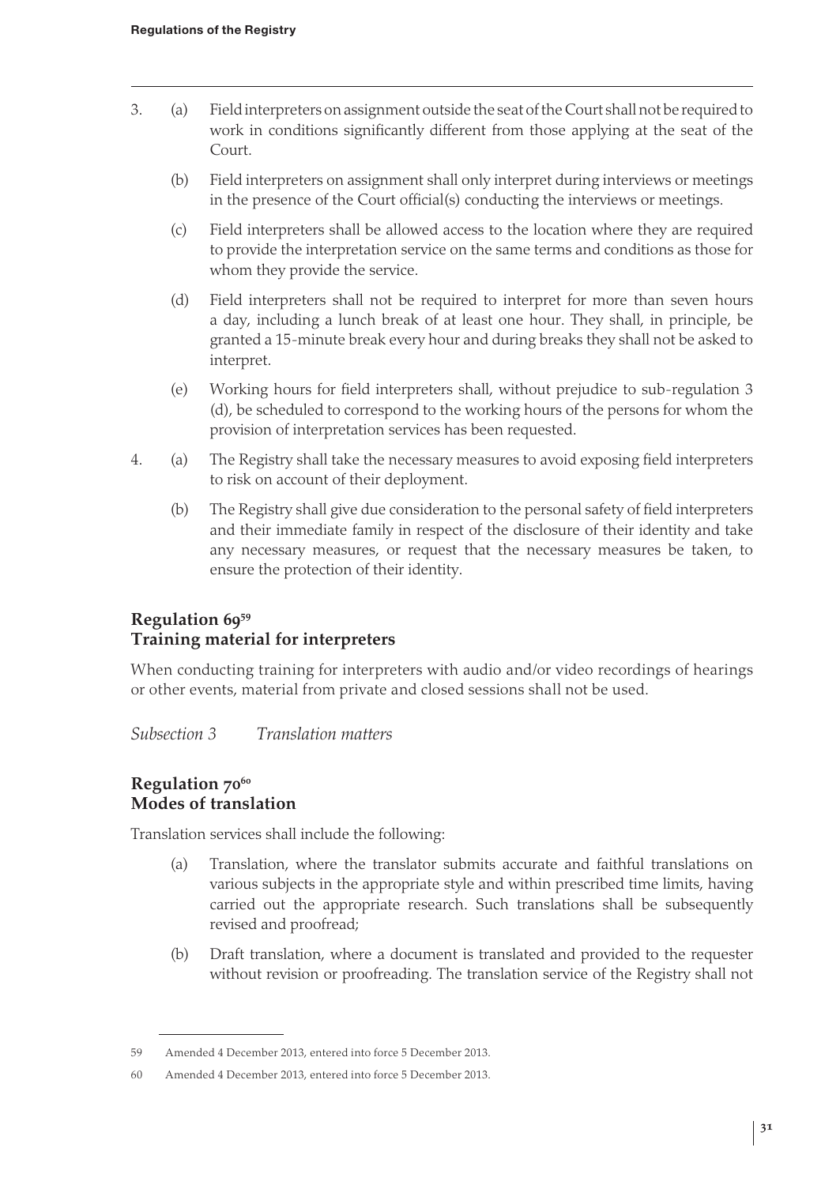3. (a) Field interpreters on assignment outside the seat of the Court shall not be required to work in conditions significantly different from those applying at the seat of the Court.

   (b) Field interpreters on assignment shall only interpret during interviews or meetings in the presence of the Court official(s) conducting the interviews or meetings.

   (c) Field interpreters shall be allowed access to the location where they are required to provide the interpretation service on the same terms and conditions as those for whom they provide the service.

   (d) Field interpreters shall not be required to interpret for more than seven hours a day, including a lunch break of at least one hour. They shall, in principle, be granted a 15-minute break every hour and during breaks they shall not be asked to interpret.

   (e) Working hours for field interpreters shall, without prejudice to sub-regulation 3 (d), be scheduled to correspond to the working hours of the persons for whom the provision of interpretation services has been requested.

4. (a) The Registry shall take the necessary measures to avoid exposing field interpreters to risk on account of their deployment.

   (b) The Registry shall give due consideration to the personal safety of field interpreters and their immediate family in respect of the disclosure of their identity and take any necessary measures, or request that the necessary measures be taken, to ensure the protection of their identity.

## Regulation 69[59]
## Training material for interpreters

When conducting training for interpreters with audio and/or video recordings of hearings or other events, material from private and closed sessions shall not be used.

*Subsection 3 Translation matters*

## Regulation 70[60]
## Modes of translation

Translation services shall include the following:

(a) Translation, where the translator submits accurate and faithful translations on various subjects in the appropriate style and within prescribed time limits, having carried out the appropriate research. Such translations shall be subsequently revised and proofread;

(b) Draft translation, where a document is translated and provided to the requester without revision or proofreading. The translation service of the Registry shall not

---

59 Amended 4 December 2013, entered into force 5 December 2013.

60 Amended 4 December 2013, entered into force 5 December 2013.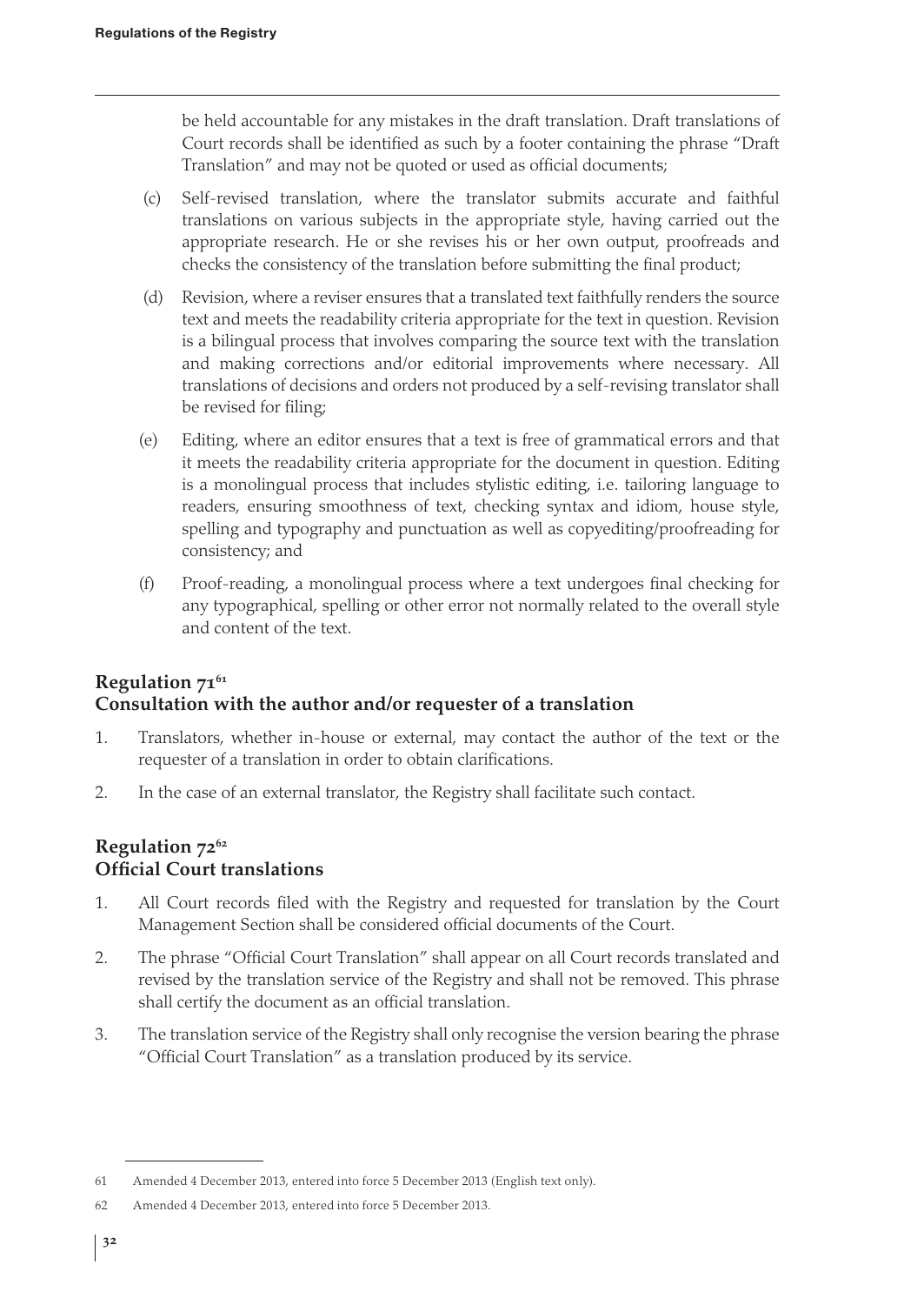be held accountable for any mistakes in the draft translation. Draft translations of Court records shall be identified as such by a footer containing the phrase "Draft Translation" and may not be quoted or used as official documents;

(c) Self-revised translation, where the translator submits accurate and faithful translations on various subjects in the appropriate style, having carried out the appropriate research. He or she revises his or her own output, proofreads and checks the consistency of the translation before submitting the final product;

(d) Revision, where a reviser ensures that a translated text faithfully renders the source text and meets the readability criteria appropriate for the text in question. Revision is a bilingual process that involves comparing the source text with the translation and making corrections and/or editorial improvements where necessary. All translations of decisions and orders not produced by a self-revising translator shall be revised for filing;

(e) Editing, where an editor ensures that a text is free of grammatical errors and that it meets the readability criteria appropriate for the document in question. Editing is a monolingual process that includes stylistic editing, i.e. tailoring language to readers, ensuring smoothness of text, checking syntax and idiom, house style, spelling and typography and punctuation as well as copyediting/proofreading for consistency; and

(f) Proof-reading, a monolingual process where a text undergoes final checking for any typographical, spelling or other error not normally related to the overall style and content of the text.

## Regulation 71[61]
## Consultation with the author and/or requester of a translation

1. Translators, whether in-house or external, may contact the author of the text or the requester of a translation in order to obtain clarifications.
2. In the case of an external translator, the Registry shall facilitate such contact.

## Regulation 72[62]
## Official Court translations

1. All Court records filed with the Registry and requested for translation by the Court Management Section shall be considered official documents of the Court.
2. The phrase "Official Court Translation" shall appear on all Court records translated and revised by the translation service of the Registry and shall not be removed. This phrase shall certify the document as an official translation.
3. The translation service of the Registry shall only recognise the version bearing the phrase "Official Court Translation" as a translation produced by its service.

---

61 Amended 4 December 2013, entered into force 5 December 2013 (English text only).

62 Amended 4 December 2013, entered into force 5 December 2013.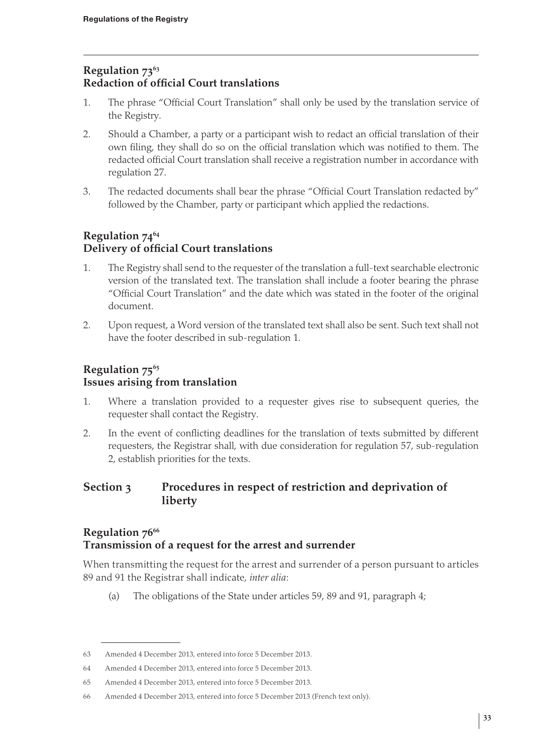## Regulation 73[63]
## Redaction of official Court translations

1. The phrase "Official Court Translation" shall only be used by the translation service of the Registry.

2. Should a Chamber, a party or a participant wish to redact an official translation of their own filing, they shall do so on the official translation which was notified to them. The redacted official Court translation shall receive a registration number in accordance with regulation 27.

3. The redacted documents shall bear the phrase "Official Court Translation redacted by" followed by the Chamber, party or participant which applied the redactions.

## Regulation 74[64]
## Delivery of official Court translations

1. The Registry shall send to the requester of the translation a full-text searchable electronic version of the translated text. The translation shall include a footer bearing the phrase "Official Court Translation" and the date which was stated in the footer of the original document.

2. Upon request, a Word version of the translated text shall also be sent. Such text shall not have the footer described in sub-regulation 1.

## Regulation 75[65]
## Issues arising from translation

1. Where a translation provided to a requester gives rise to subsequent queries, the requester shall contact the Registry.

2. In the event of conflicting deadlines for the translation of texts submitted by different requesters, the Registrar shall, with due consideration for regulation 57, sub-regulation 2, establish priorities for the texts.

# Section 3 Procedures in respect of restriction and deprivation of liberty

## Regulation 76[66]
## Transmission of a request for the arrest and surrender

When transmitting the request for the arrest and surrender of a person pursuant to articles 89 and 91 the Registrar shall indicate, *inter alia*:

(a) The obligations of the State under articles 59, 89 and 91, paragraph 4;

---

63 Amended 4 December 2013, entered into force 5 December 2013.

64 Amended 4 December 2013, entered into force 5 December 2013.

65 Amended 4 December 2013, entered into force 5 December 2013.

66 Amended 4 December 2013, entered into force 5 December 2013 (French text only).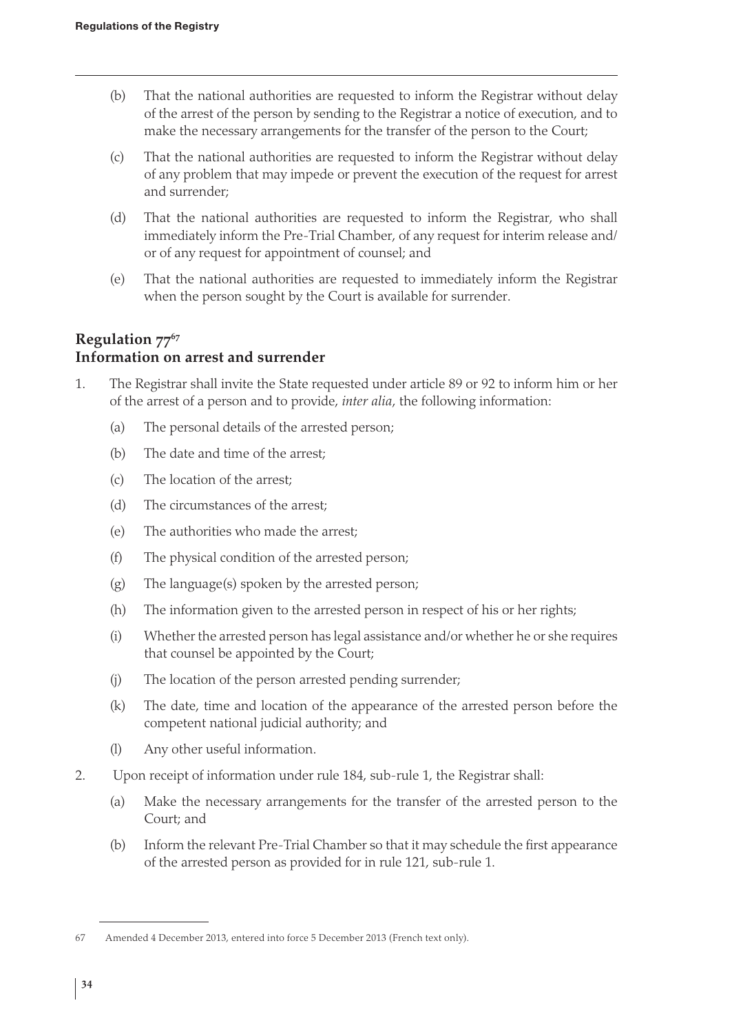(b) That the national authorities are requested to inform the Registrar without delay of the arrest of the person by sending to the Registrar a notice of execution, and to make the necessary arrangements for the transfer of the person to the Court;

(c) That the national authorities are requested to inform the Registrar without delay of any problem that may impede or prevent the execution of the request for arrest and surrender;

(d) That the national authorities are requested to inform the Registrar, who shall immediately inform the Pre-Trial Chamber, of any request for interim release and/or of any request for appointment of counsel; and

(e) That the national authorities are requested to immediately inform the Registrar when the person sought by the Court is available for surrender.

## Regulation 77[67]
## Information on arrest and surrender

1. The Registrar shall invite the State requested under article 89 or 92 to inform him or her of the arrest of a person and to provide, *inter alia*, the following information:

   (a) The personal details of the arrested person;

   (b) The date and time of the arrest;

   (c) The location of the arrest;

   (d) The circumstances of the arrest;

   (e) The authorities who made the arrest;

   (f) The physical condition of the arrested person;

   (g) The language(s) spoken by the arrested person;

   (h) The information given to the arrested person in respect of his or her rights;

   (i) Whether the arrested person has legal assistance and/or whether he or she requires that counsel be appointed by the Court;

   (j) The location of the person arrested pending surrender;

   (k) The date, time and location of the appearance of the arrested person before the competent national judicial authority; and

   (l) Any other useful information.

2. Upon receipt of information under rule 184, sub-rule 1, the Registrar shall:

   (a) Make the necessary arrangements for the transfer of the arrested person to the Court; and

   (b) Inform the relevant Pre-Trial Chamber so that it may schedule the first appearance of the arrested person as provided for in rule 121, sub-rule 1.

---

67 Amended 4 December 2013, entered into force 5 December 2013 (French text only).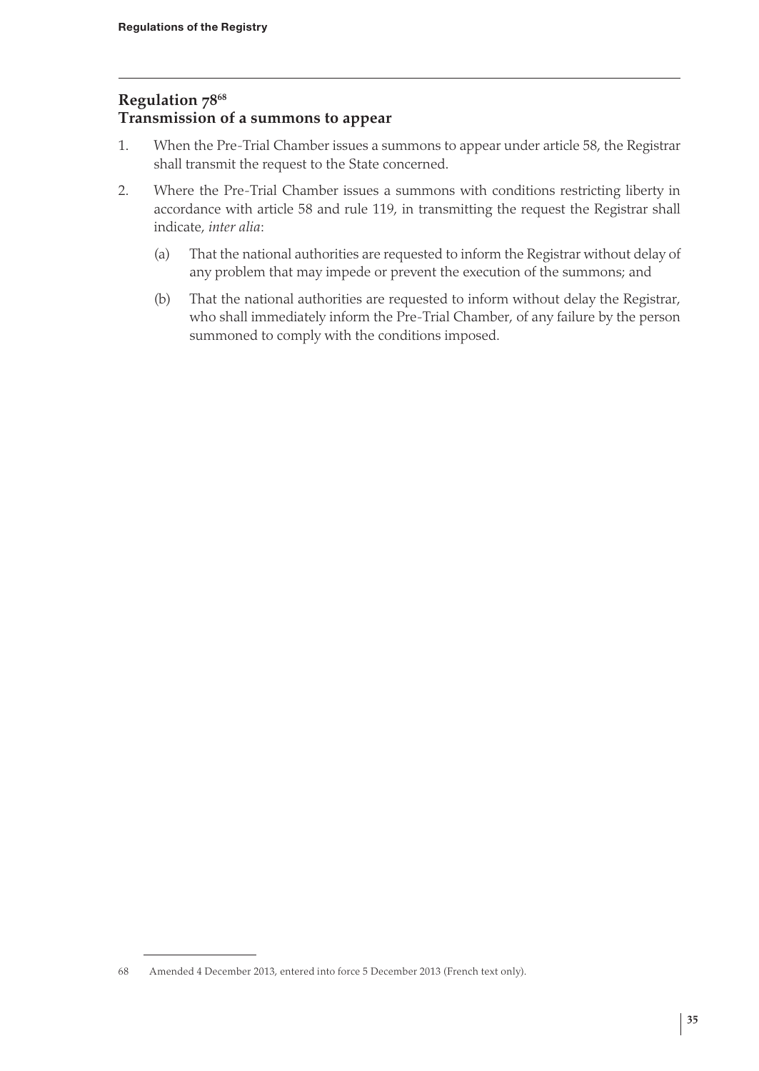## Regulation 78[68]
## Transmission of a summons to appear

1. When the Pre-Trial Chamber issues a summons to appear under article 58, the Registrar shall transmit the request to the State concerned.

2. Where the Pre-Trial Chamber issues a summons with conditions restricting liberty in accordance with article 58 and rule 119, in transmitting the request the Registrar shall indicate, *inter alia*:

   (a) That the national authorities are requested to inform the Registrar without delay of any problem that may impede or prevent the execution of the summons; and

   (b) That the national authorities are requested to inform without delay the Registrar, who shall immediately inform the Pre-Trial Chamber, of any failure by the person summoned to comply with the conditions imposed.

---

68 Amended 4 December 2013, entered into force 5 December 2013 (French text only).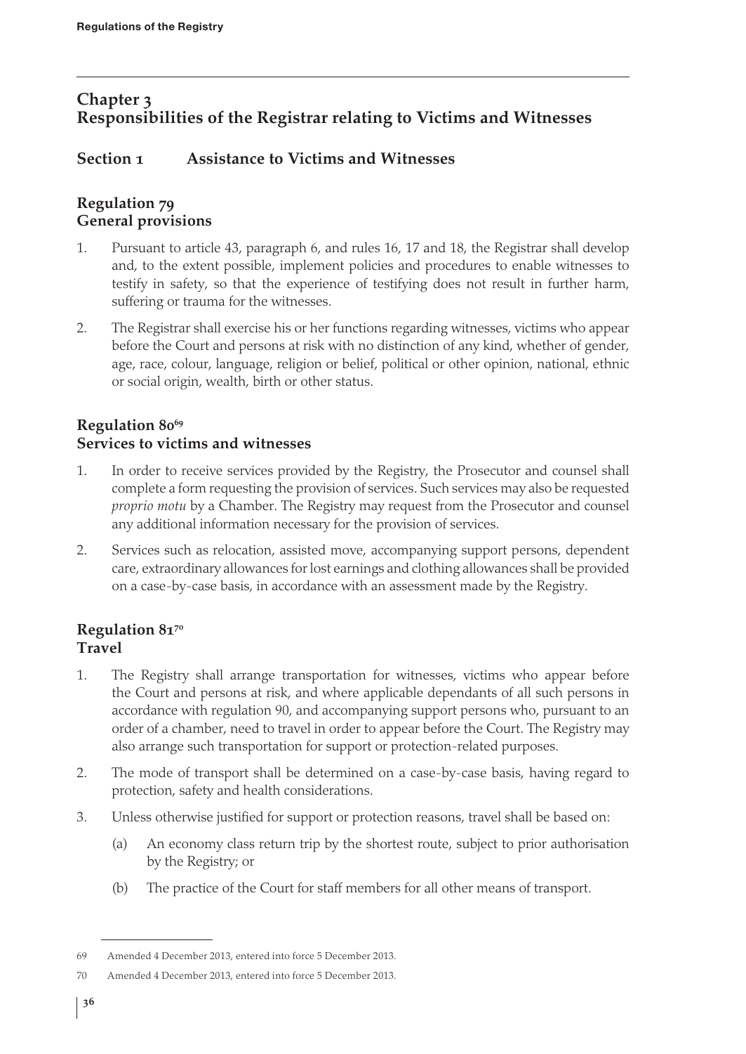# Chapter 3
# Responsibilities of the Registrar relating to Victims and Witnesses

## Section 1 Assistance to Victims and Witnesses

### Regulation 79
### General provisions

1. Pursuant to article 43, paragraph 6, and rules 16, 17 and 18, the Registrar shall develop and, to the extent possible, implement policies and procedures to enable witnesses to testify in safety, so that the experience of testifying does not result in further harm, suffering or trauma for the witnesses.
2. The Registrar shall exercise his or her functions regarding witnesses, victims who appear before the Court and persons at risk with no distinction of any kind, whether of gender, age, race, colour, language, religion or belief, political or other opinion, national, ethnic or social origin, wealth, birth or other status.

### Regulation 80[69]
### Services to victims and witnesses

1. In order to receive services provided by the Registry, the Prosecutor and counsel shall complete a form requesting the provision of services. Such services may also be requested *proprio motu* by a Chamber. The Registry may request from the Prosecutor and counsel any additional information necessary for the provision of services.
2. Services such as relocation, assisted move, accompanying support persons, dependent care, extraordinary allowances for lost earnings and clothing allowances shall be provided on a case-by-case basis, in accordance with an assessment made by the Registry.

### Regulation 81[70]
### Travel

1. The Registry shall arrange transportation for witnesses, victims who appear before the Court and persons at risk, and where applicable dependants of all such persons in accordance with regulation 90, and accompanying support persons who, pursuant to an order of a chamber, need to travel in order to appear before the Court. The Registry may also arrange such transportation for support or protection-related purposes.
2. The mode of transport shall be determined on a case-by-case basis, having regard to protection, safety and health considerations.
3. Unless otherwise justified for support or protection reasons, travel shall be based on:
   (a) An economy class return trip by the shortest route, subject to prior authorisation by the Registry; or
   (b) The practice of the Court for staff members for all other means of transport.

---

69 Amended 4 December 2013, entered into force 5 December 2013.

70 Amended 4 December 2013, entered into force 5 December 2013.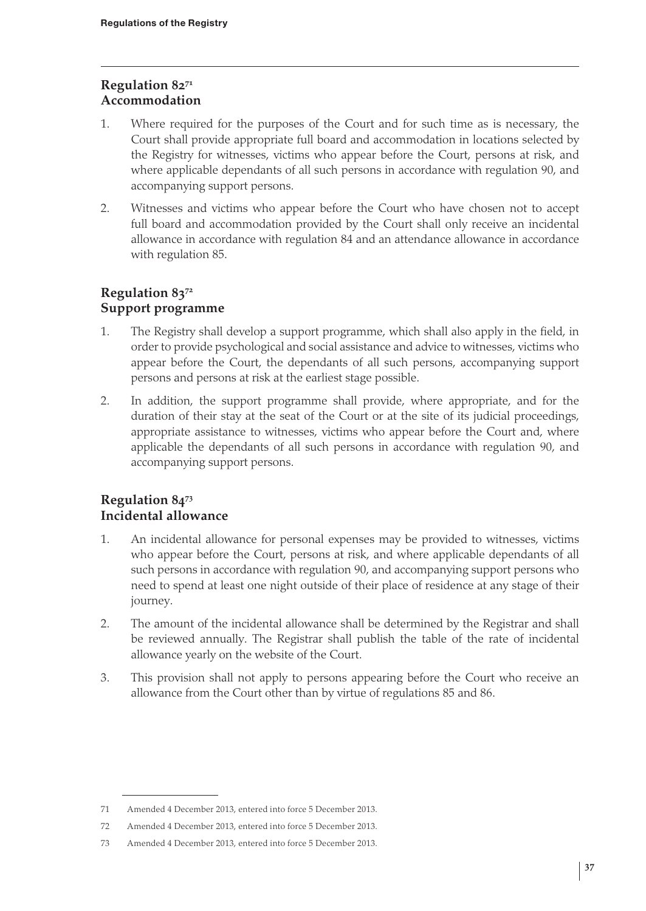## Regulation 82[71]
## Accommodation

1. Where required for the purposes of the Court and for such time as is necessary, the Court shall provide appropriate full board and accommodation in locations selected by the Registry for witnesses, victims who appear before the Court, persons at risk, and where applicable dependants of all such persons in accordance with regulation 90, and accompanying support persons.

2. Witnesses and victims who appear before the Court who have chosen not to accept full board and accommodation provided by the Court shall only receive an incidental allowance in accordance with regulation 84 and an attendance allowance in accordance with regulation 85.

## Regulation 83[72]
## Support programme

1. The Registry shall develop a support programme, which shall also apply in the field, in order to provide psychological and social assistance and advice to witnesses, victims who appear before the Court, the dependants of all such persons, accompanying support persons and persons at risk at the earliest stage possible.

2. In addition, the support programme shall provide, where appropriate, and for the duration of their stay at the seat of the Court or at the site of its judicial proceedings, appropriate assistance to witnesses, victims who appear before the Court and, where applicable the dependants of all such persons in accordance with regulation 90, and accompanying support persons.

## Regulation 84[73]
## Incidental allowance

1. An incidental allowance for personal expenses may be provided to witnesses, victims who appear before the Court, persons at risk, and where applicable dependants of all such persons in accordance with regulation 90, and accompanying support persons who need to spend at least one night outside of their place of residence at any stage of their journey.

2. The amount of the incidental allowance shall be determined by the Registrar and shall be reviewed annually. The Registrar shall publish the table of the rate of incidental allowance yearly on the website of the Court.

3. This provision shall not apply to persons appearing before the Court who receive an allowance from the Court other than by virtue of regulations 85 and 86.

---

71 Amended 4 December 2013, entered into force 5 December 2013.

72 Amended 4 December 2013, entered into force 5 December 2013.

73 Amended 4 December 2013, entered into force 5 December 2013.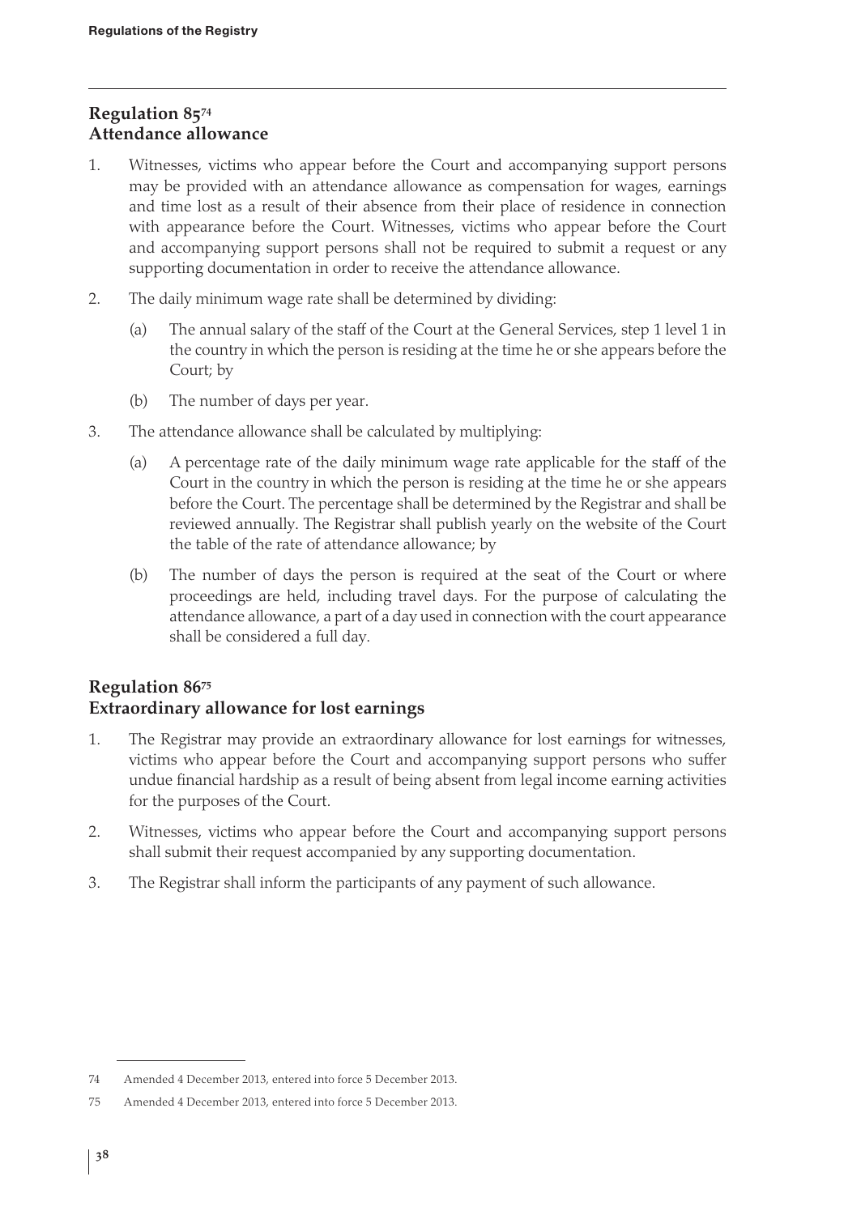## Regulation 85[74]
## Attendance allowance

1. Witnesses, victims who appear before the Court and accompanying support persons may be provided with an attendance allowance as compensation for wages, earnings and time lost as a result of their absence from their place of residence in connection with appearance before the Court. Witnesses, victims who appear before the Court and accompanying support persons shall not be required to submit a request or any supporting documentation in order to receive the attendance allowance.

2. The daily minimum wage rate shall be determined by dividing:

   (a) The annual salary of the staff of the Court at the General Services, step 1 level 1 in the country in which the person is residing at the time he or she appears before the Court; by

   (b) The number of days per year.

3. The attendance allowance shall be calculated by multiplying:

   (a) A percentage rate of the daily minimum wage rate applicable for the staff of the Court in the country in which the person is residing at the time he or she appears before the Court. The percentage shall be determined by the Registrar and shall be reviewed annually. The Registrar shall publish yearly on the website of the Court the table of the rate of attendance allowance; by

   (b) The number of days the person is required at the seat of the Court or where proceedings are held, including travel days. For the purpose of calculating the attendance allowance, a part of a day used in connection with the court appearance shall be considered a full day.

## Regulation 86[75]
## Extraordinary allowance for lost earnings

1. The Registrar may provide an extraordinary allowance for lost earnings for witnesses, victims who appear before the Court and accompanying support persons who suffer undue financial hardship as a result of being absent from legal income earning activities for the purposes of the Court.

2. Witnesses, victims who appear before the Court and accompanying support persons shall submit their request accompanied by any supporting documentation.

3. The Registrar shall inform the participants of any payment of such allowance.

---

74 Amended 4 December 2013, entered into force 5 December 2013.

75 Amended 4 December 2013, entered into force 5 December 2013.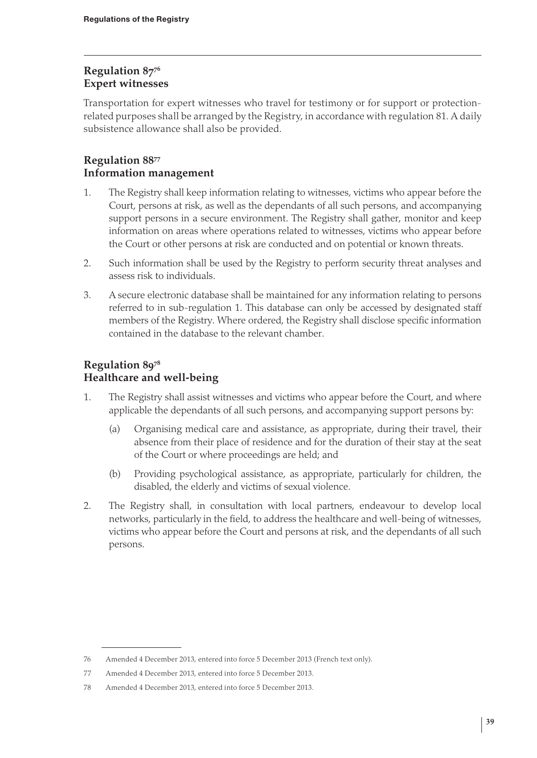## Regulation 87[76]
## Expert witnesses

Transportation for expert witnesses who travel for testimony or for support or protection-related purposes shall be arranged by the Registry, in accordance with regulation 81. A daily subsistence allowance shall also be provided.

## Regulation 88[77]
## Information management

1. The Registry shall keep information relating to witnesses, victims who appear before the Court, persons at risk, as well as the dependants of all such persons, and accompanying support persons in a secure environment. The Registry shall gather, monitor and keep information on areas where operations related to witnesses, victims who appear before the Court or other persons at risk are conducted and on potential or known threats.
2. Such information shall be used by the Registry to perform security threat analyses and assess risk to individuals.
3. A secure electronic database shall be maintained for any information relating to persons referred to in sub-regulation 1. This database can only be accessed by designated staff members of the Registry. Where ordered, the Registry shall disclose specific information contained in the database to the relevant chamber.

## Regulation 89[78]
## Healthcare and well-being

1. The Registry shall assist witnesses and victims who appear before the Court, and where applicable the dependants of all such persons, and accompanying support persons by:
   (a) Organising medical care and assistance, as appropriate, during their travel, their absence from their place of residence and for the duration of their stay at the seat of the Court or where proceedings are held; and
   (b) Providing psychological assistance, as appropriate, particularly for children, the disabled, the elderly and victims of sexual violence.
2. The Registry shall, in consultation with local partners, endeavour to develop local networks, particularly in the field, to address the healthcare and well-being of witnesses, victims who appear before the Court and persons at risk, and the dependants of all such persons.

---

76 Amended 4 December 2013, entered into force 5 December 2013 (French text only).

77 Amended 4 December 2013, entered into force 5 December 2013.

78 Amended 4 December 2013, entered into force 5 December 2013.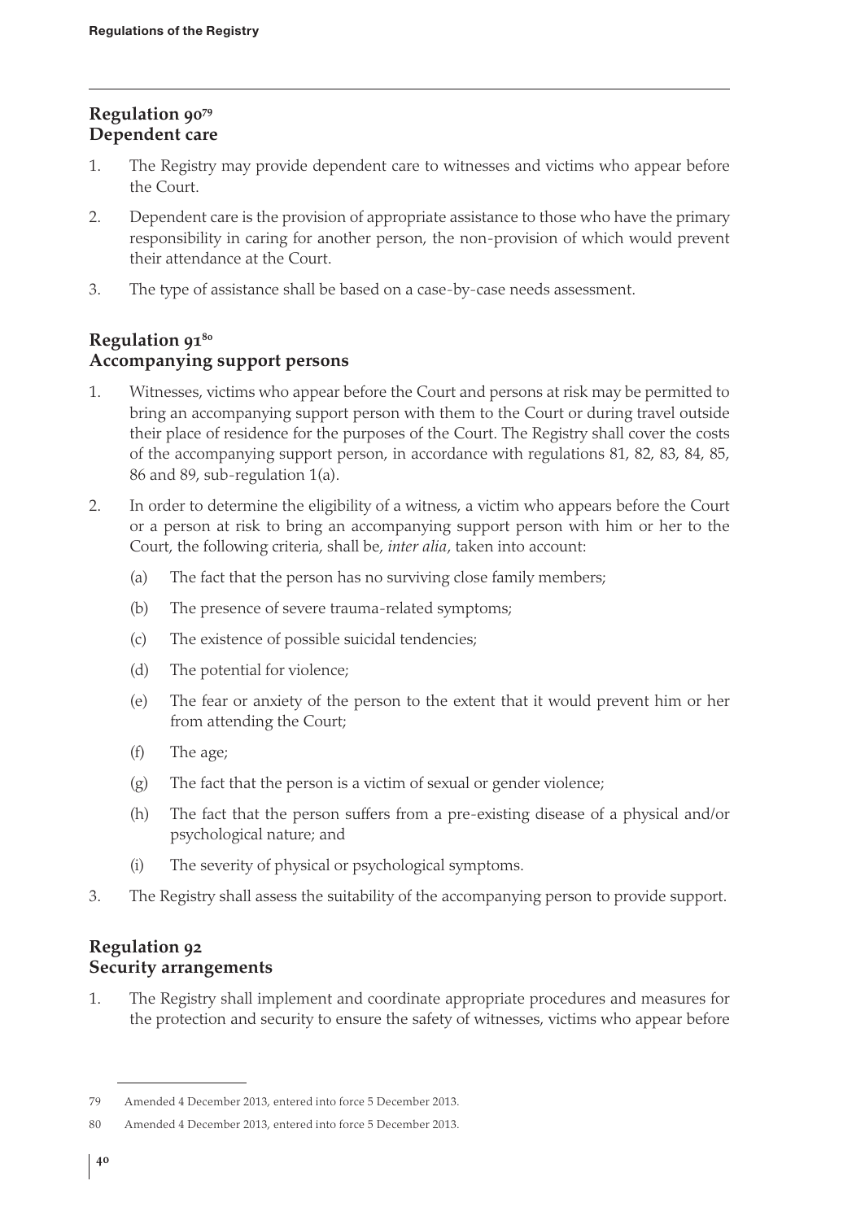## Regulation 90[79]
## Dependent care

1. The Registry may provide dependent care to witnesses and victims who appear before the Court.
2. Dependent care is the provision of appropriate assistance to those who have the primary responsibility in caring for another person, the non-provision of which would prevent their attendance at the Court.
3. The type of assistance shall be based on a case-by-case needs assessment.

## Regulation 91[80]
## Accompanying support persons

1. Witnesses, victims who appear before the Court and persons at risk may be permitted to bring an accompanying support person with them to the Court or during travel outside their place of residence for the purposes of the Court. The Registry shall cover the costs of the accompanying support person, in accordance with regulations 81, 82, 83, 84, 85, 86 and 89, sub-regulation 1(a).
2. In order to determine the eligibility of a witness, a victim who appears before the Court or a person at risk to bring an accompanying support person with him or her to the Court, the following criteria, shall be, *inter alia*, taken into account:
   (a) The fact that the person has no surviving close family members;
   (b) The presence of severe trauma-related symptoms;
   (c) The existence of possible suicidal tendencies;
   (d) The potential for violence;
   (e) The fear or anxiety of the person to the extent that it would prevent him or her from attending the Court;
   (f) The age;
   (g) The fact that the person is a victim of sexual or gender violence;
   (h) The fact that the person suffers from a pre-existing disease of a physical and/or psychological nature; and
   (i) The severity of physical or psychological symptoms.
3. The Registry shall assess the suitability of the accompanying person to provide support.

## Regulation 92
## Security arrangements

1. The Registry shall implement and coordinate appropriate procedures and measures for the protection and security to ensure the safety of witnesses, victims who appear before

---

79 Amended 4 December 2013, entered into force 5 December 2013.

80 Amended 4 December 2013, entered into force 5 December 2013.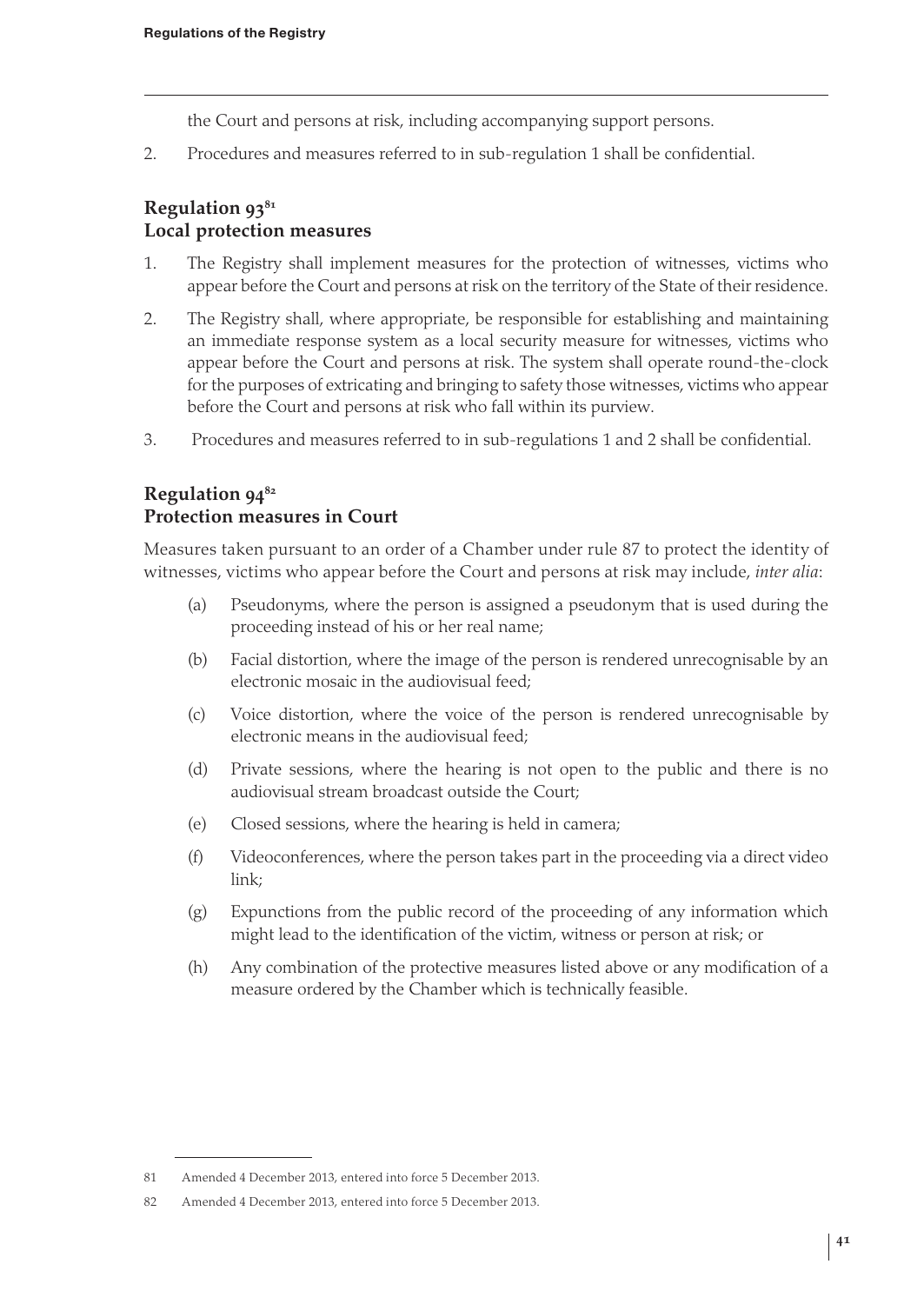the Court and persons at risk, including accompanying support persons.

2. Procedures and measures referred to in sub-regulation 1 shall be confidential.

## Regulation 93[81]
## Local protection measures

1. The Registry shall implement measures for the protection of witnesses, victims who appear before the Court and persons at risk on the territory of the State of their residence.

2. The Registry shall, where appropriate, be responsible for establishing and maintaining an immediate response system as a local security measure for witnesses, victims who appear before the Court and persons at risk. The system shall operate round-the-clock for the purposes of extricating and bringing to safety those witnesses, victims who appear before the Court and persons at risk who fall within its purview.

3. Procedures and measures referred to in sub-regulations 1 and 2 shall be confidential.

## Regulation 94[82]
## Protection measures in Court

Measures taken pursuant to an order of a Chamber under rule 87 to protect the identity of witnesses, victims who appear before the Court and persons at risk may include, *inter alia*:

(a) Pseudonyms, where the person is assigned a pseudonym that is used during the proceeding instead of his or her real name;

(b) Facial distortion, where the image of the person is rendered unrecognisable by an electronic mosaic in the audiovisual feed;

(c) Voice distortion, where the voice of the person is rendered unrecognisable by electronic means in the audiovisual feed;

(d) Private sessions, where the hearing is not open to the public and there is no audiovisual stream broadcast outside the Court;

(e) Closed sessions, where the hearing is held in camera;

(f) Videoconferences, where the person takes part in the proceeding via a direct video link;

(g) Expunctions from the public record of the proceeding of any information which might lead to the identification of the victim, witness or person at risk; or

(h) Any combination of the protective measures listed above or any modification of a measure ordered by the Chamber which is technically feasible.

---

81 Amended 4 December 2013, entered into force 5 December 2013.

82 Amended 4 December 2013, entered into force 5 December 2013.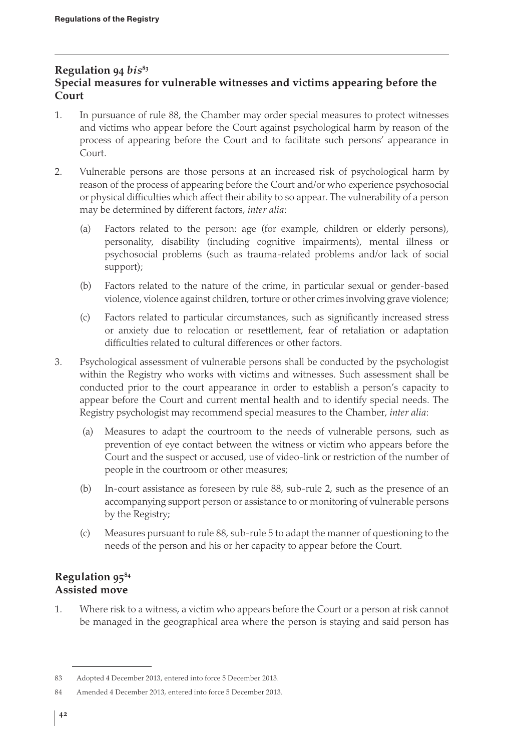## Regulation 94 *bis*[83]
## Special measures for vulnerable witnesses and victims appearing before the Court

1. In pursuance of rule 88, the Chamber may order special measures to protect witnesses and victims who appear before the Court against psychological harm by reason of the process of appearing before the Court and to facilitate such persons' appearance in Court.

2. Vulnerable persons are those persons at an increased risk of psychological harm by reason of the process of appearing before the Court and/or who experience psychosocial or physical difficulties which affect their ability to so appear. The vulnerability of a person may be determined by different factors, *inter alia*:

   (a) Factors related to the person: age (for example, children or elderly persons), personality, disability (including cognitive impairments), mental illness or psychosocial problems (such as trauma-related problems and/or lack of social support);

   (b) Factors related to the nature of the crime, in particular sexual or gender-based violence, violence against children, torture or other crimes involving grave violence;

   (c) Factors related to particular circumstances, such as significantly increased stress or anxiety due to relocation or resettlement, fear of retaliation or adaptation difficulties related to cultural differences or other factors.

3. Psychological assessment of vulnerable persons shall be conducted by the psychologist within the Registry who works with victims and witnesses. Such assessment shall be conducted prior to the court appearance in order to establish a person's capacity to appear before the Court and current mental health and to identify special needs. The Registry psychologist may recommend special measures to the Chamber, *inter alia*:

   (a) Measures to adapt the courtroom to the needs of vulnerable persons, such as prevention of eye contact between the witness or victim who appears before the Court and the suspect or accused, use of video-link or restriction of the number of people in the courtroom or other measures;

   (b) In-court assistance as foreseen by rule 88, sub-rule 2, such as the presence of an accompanying support person or assistance to or monitoring of vulnerable persons by the Registry;

   (c) Measures pursuant to rule 88, sub-rule 5 to adapt the manner of questioning to the needs of the person and his or her capacity to appear before the Court.

## Regulation 95[84]
## Assisted move

1. Where risk to a witness, a victim who appears before the Court or a person at risk cannot be managed in the geographical area where the person is staying and said person has

---

83 Adopted 4 December 2013, entered into force 5 December 2013.

84 Amended 4 December 2013, entered into force 5 December 2013.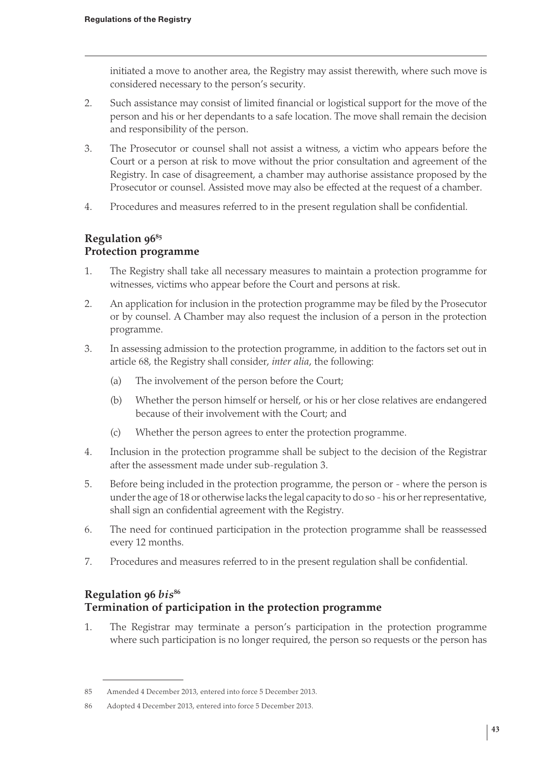initiated a move to another area, the Registry may assist therewith, where such move is considered necessary to the person's security.

2. Such assistance may consist of limited financial or logistical support for the move of the person and his or her dependants to a safe location. The move shall remain the decision and responsibility of the person.

3. The Prosecutor or counsel shall not assist a witness, a victim who appears before the Court or a person at risk to move without the prior consultation and agreement of the Registry. In case of disagreement, a chamber may authorise assistance proposed by the Prosecutor or counsel. Assisted move may also be effected at the request of a chamber.

4. Procedures and measures referred to in the present regulation shall be confidential.

## Regulation 96[85]
## Protection programme

1. The Registry shall take all necessary measures to maintain a protection programme for witnesses, victims who appear before the Court and persons at risk.

2. An application for inclusion in the protection programme may be filed by the Prosecutor or by counsel. A Chamber may also request the inclusion of a person in the protection programme.

3. In assessing admission to the protection programme, in addition to the factors set out in article 68, the Registry shall consider, *inter alia*, the following:

   (a) The involvement of the person before the Court;

   (b) Whether the person himself or herself, or his or her close relatives are endangered because of their involvement with the Court; and

   (c) Whether the person agrees to enter the protection programme.

4. Inclusion in the protection programme shall be subject to the decision of the Registrar after the assessment made under sub-regulation 3.

5. Before being included in the protection programme, the person or - where the person is under the age of 18 or otherwise lacks the legal capacity to do so - his or her representative, shall sign an confidential agreement with the Registry.

6. The need for continued participation in the protection programme shall be reassessed every 12 months.

7. Procedures and measures referred to in the present regulation shall be confidential.

## Regulation 96 *bis*[86]
## Termination of participation in the protection programme

1. The Registrar may terminate a person's participation in the protection programme where such participation is no longer required, the person so requests or the person has

---

85 Amended 4 December 2013, entered into force 5 December 2013.

86 Adopted 4 December 2013, entered into force 5 December 2013.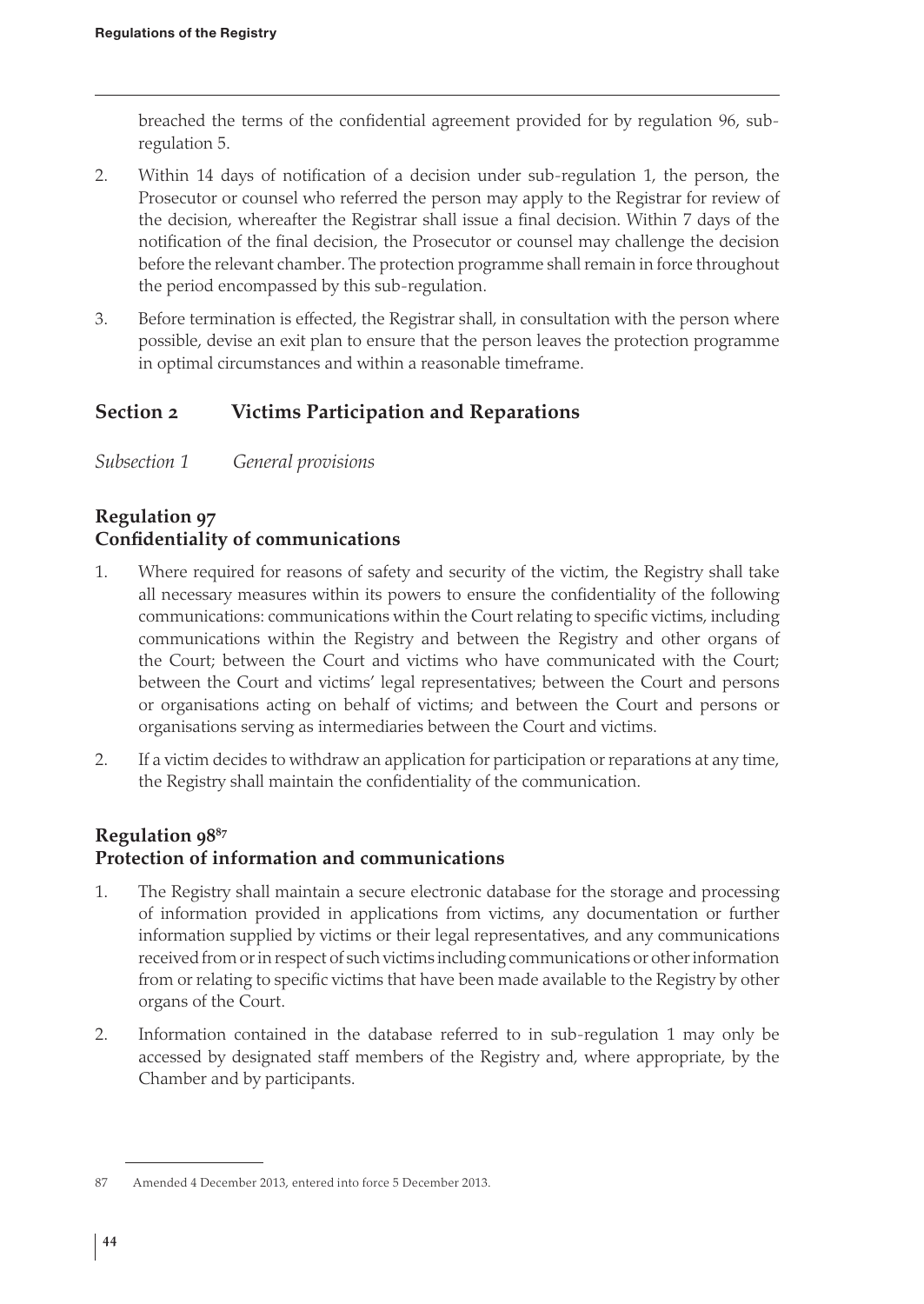breached the terms of the confidential agreement provided for by regulation 96, sub-regulation 5.

2. Within 14 days of notification of a decision under sub-regulation 1, the person, the Prosecutor or counsel who referred the person may apply to the Registrar for review of the decision, whereafter the Registrar shall issue a final decision. Within 7 days of the notification of the final decision, the Prosecutor or counsel may challenge the decision before the relevant chamber. The protection programme shall remain in force throughout the period encompassed by this sub-regulation.

3. Before termination is effected, the Registrar shall, in consultation with the person where possible, devise an exit plan to ensure that the person leaves the protection programme in optimal circumstances and within a reasonable timeframe.

## Section 2 Victims Participation and Reparations

*Subsection 1 General provisions*

### Regulation 97
### Confidentiality of communications

1. Where required for reasons of safety and security of the victim, the Registry shall take all necessary measures within its powers to ensure the confidentiality of the following communications: communications within the Court relating to specific victims, including communications within the Registry and between the Registry and other organs of the Court; between the Court and victims who have communicated with the Court; between the Court and victims' legal representatives; between the Court and persons or organisations acting on behalf of victims; and between the Court and persons or organisations serving as intermediaries between the Court and victims.

2. If a victim decides to withdraw an application for participation or reparations at any time, the Registry shall maintain the confidentiality of the communication.

### Regulation 98[87]
### Protection of information and communications

1. The Registry shall maintain a secure electronic database for the storage and processing of information provided in applications from victims, any documentation or further information supplied by victims or their legal representatives, and any communications received from or in respect of such victims including communications or other information from or relating to specific victims that have been made available to the Registry by other organs of the Court.

2. Information contained in the database referred to in sub-regulation 1 may only be accessed by designated staff members of the Registry and, where appropriate, by the Chamber and by participants.

---

87 Amended 4 December 2013, entered into force 5 December 2013.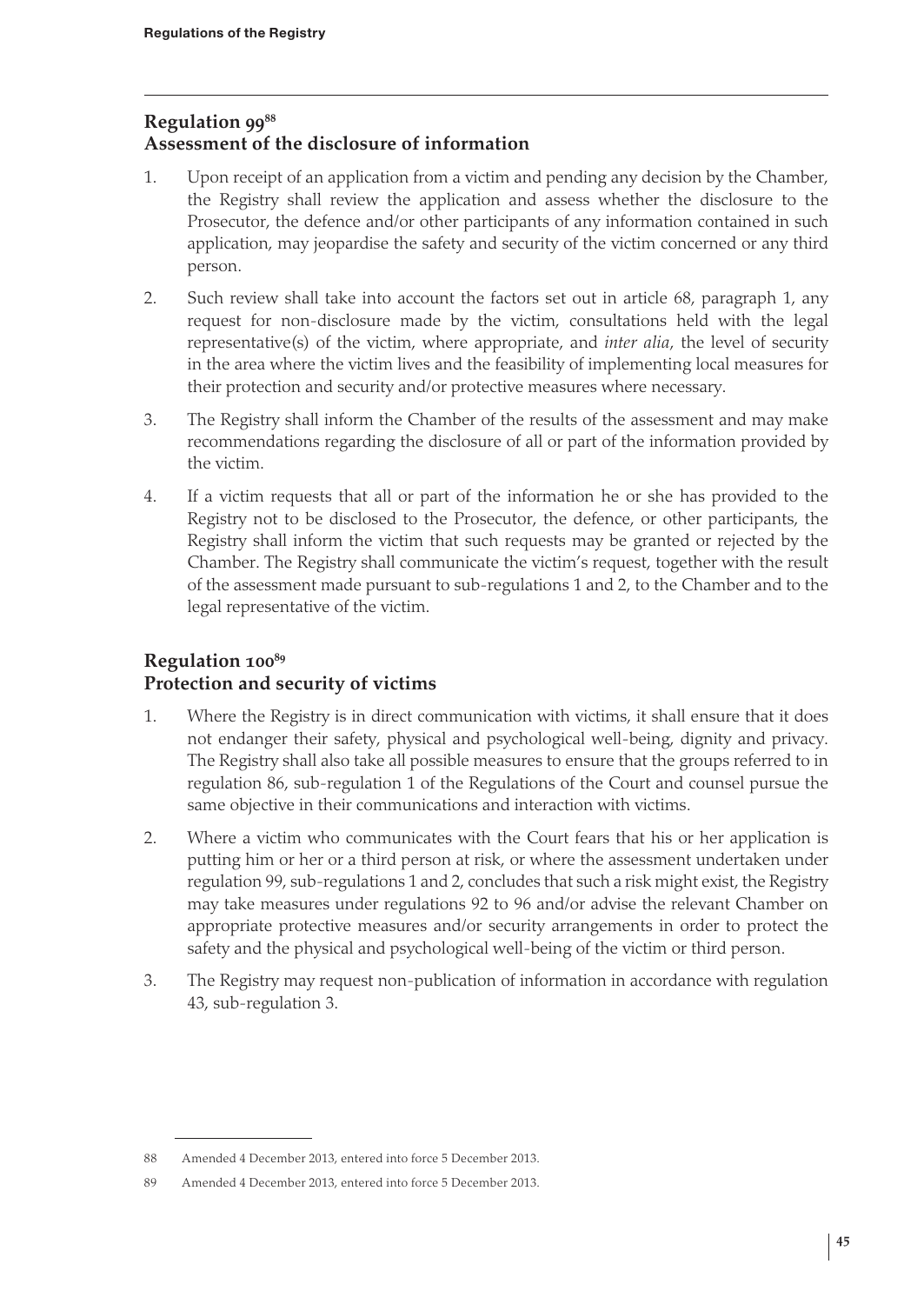## Regulation 99[88]
## Assessment of the disclosure of information

1. Upon receipt of an application from a victim and pending any decision by the Chamber, the Registry shall review the application and assess whether the disclosure to the Prosecutor, the defence and/or other participants of any information contained in such application, may jeopardise the safety and security of the victim concerned or any third person.

2. Such review shall take into account the factors set out in article 68, paragraph 1, any request for non-disclosure made by the victim, consultations held with the legal representative(s) of the victim, where appropriate, and *inter alia*, the level of security in the area where the victim lives and the feasibility of implementing local measures for their protection and security and/or protective measures where necessary.

3. The Registry shall inform the Chamber of the results of the assessment and may make recommendations regarding the disclosure of all or part of the information provided by the victim.

4. If a victim requests that all or part of the information he or she has provided to the Registry not to be disclosed to the Prosecutor, the defence, or other participants, the Registry shall inform the victim that such requests may be granted or rejected by the Chamber. The Registry shall communicate the victim's request, together with the result of the assessment made pursuant to sub-regulations 1 and 2, to the Chamber and to the legal representative of the victim.

## Regulation 100[89]
## Protection and security of victims

1. Where the Registry is in direct communication with victims, it shall ensure that it does not endanger their safety, physical and psychological well-being, dignity and privacy. The Registry shall also take all possible measures to ensure that the groups referred to in regulation 86, sub-regulation 1 of the Regulations of the Court and counsel pursue the same objective in their communications and interaction with victims.

2. Where a victim who communicates with the Court fears that his or her application is putting him or her or a third person at risk, or where the assessment undertaken under regulation 99, sub-regulations 1 and 2, concludes that such a risk might exist, the Registry may take measures under regulations 92 to 96 and/or advise the relevant Chamber on appropriate protective measures and/or security arrangements in order to protect the safety and the physical and psychological well-being of the victim or third person.

3. The Registry may request non-publication of information in accordance with regulation 43, sub-regulation 3.

---

88 Amended 4 December 2013, entered into force 5 December 2013.

89 Amended 4 December 2013, entered into force 5 December 2013.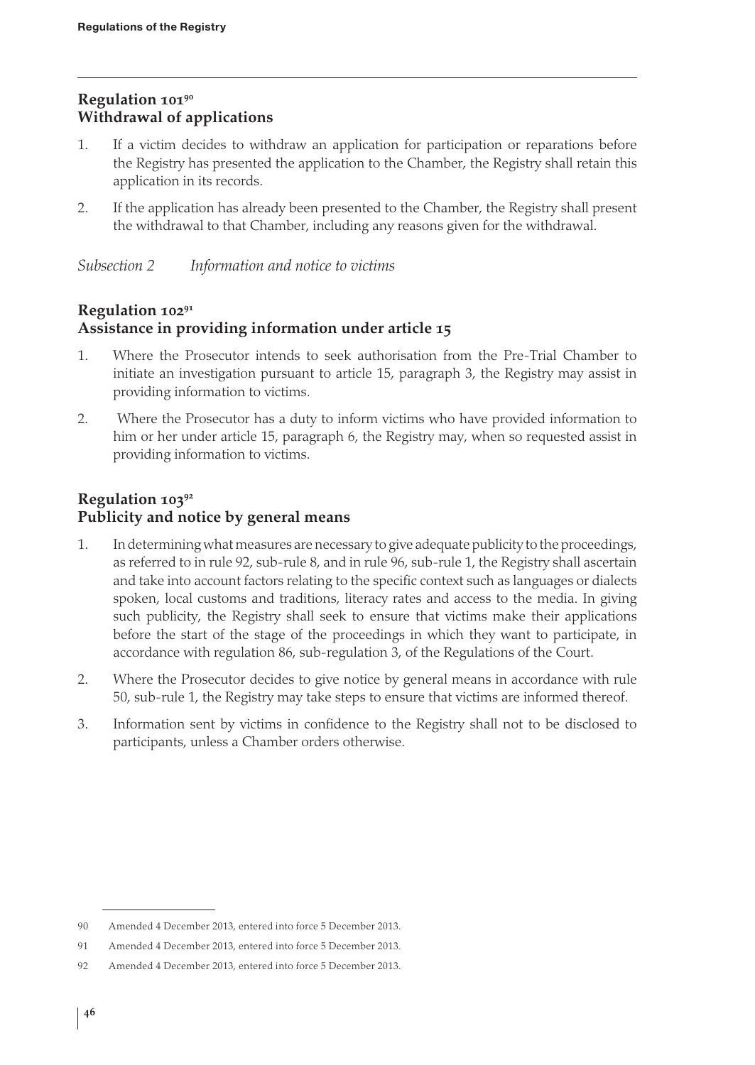## Regulation 101[90]
## Withdrawal of applications

1. If a victim decides to withdraw an application for participation or reparations before the Registry has presented the application to the Chamber, the Registry shall retain this application in its records.
2. If the application has already been presented to the Chamber, the Registry shall present the withdrawal to that Chamber, including any reasons given for the withdrawal.

*Subsection 2 Information and notice to victims*

## Regulation 102[91]
## Assistance in providing information under article 15

1. Where the Prosecutor intends to seek authorisation from the Pre-Trial Chamber to initiate an investigation pursuant to article 15, paragraph 3, the Registry may assist in providing information to victims.
2. Where the Prosecutor has a duty to inform victims who have provided information to him or her under article 15, paragraph 6, the Registry may, when so requested assist in providing information to victims.

## Regulation 103[92]
## Publicity and notice by general means

1. In determining what measures are necessary to give adequate publicity to the proceedings, as referred to in rule 92, sub-rule 8, and in rule 96, sub-rule 1, the Registry shall ascertain and take into account factors relating to the specific context such as languages or dialects spoken, local customs and traditions, literacy rates and access to the media. In giving such publicity, the Registry shall seek to ensure that victims make their applications before the start of the stage of the proceedings in which they want to participate, in accordance with regulation 86, sub-regulation 3, of the Regulations of the Court.
2. Where the Prosecutor decides to give notice by general means in accordance with rule 50, sub-rule 1, the Registry may take steps to ensure that victims are informed thereof.
3. Information sent by victims in confidence to the Registry shall not to be disclosed to participants, unless a Chamber orders otherwise.

---

90 Amended 4 December 2013, entered into force 5 December 2013.

91 Amended 4 December 2013, entered into force 5 December 2013.

92 Amended 4 December 2013, entered into force 5 December 2013.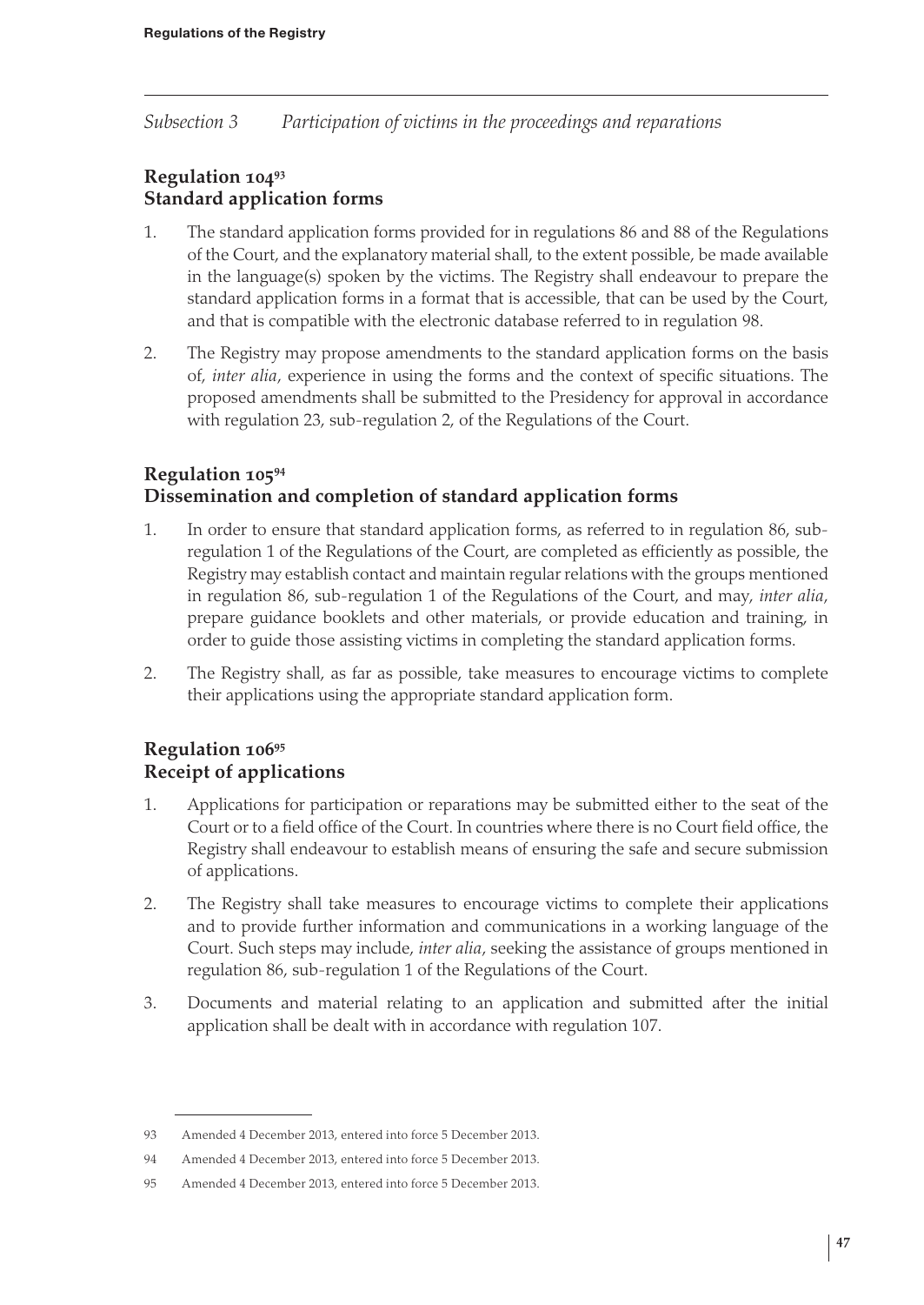*Subsection 3 Participation of victims in the proceedings and reparations*

## Regulation 104[93]
## Standard application forms

1. The standard application forms provided for in regulations 86 and 88 of the Regulations of the Court, and the explanatory material shall, to the extent possible, be made available in the language(s) spoken by the victims. The Registry shall endeavour to prepare the standard application forms in a format that is accessible, that can be used by the Court, and that is compatible with the electronic database referred to in regulation 98.

2. The Registry may propose amendments to the standard application forms on the basis of, *inter alia*, experience in using the forms and the context of specific situations. The proposed amendments shall be submitted to the Presidency for approval in accordance with regulation 23, sub-regulation 2, of the Regulations of the Court.

## Regulation 105[94]
## Dissemination and completion of standard application forms

1. In order to ensure that standard application forms, as referred to in regulation 86, sub-regulation 1 of the Regulations of the Court, are completed as efficiently as possible, the Registry may establish contact and maintain regular relations with the groups mentioned in regulation 86, sub-regulation 1 of the Regulations of the Court, and may, *inter alia*, prepare guidance booklets and other materials, or provide education and training, in order to guide those assisting victims in completing the standard application forms.

2. The Registry shall, as far as possible, take measures to encourage victims to complete their applications using the appropriate standard application form.

## Regulation 106[95]
## Receipt of applications

1. Applications for participation or reparations may be submitted either to the seat of the Court or to a field office of the Court. In countries where there is no Court field office, the Registry shall endeavour to establish means of ensuring the safe and secure submission of applications.

2. The Registry shall take measures to encourage victims to complete their applications and to provide further information and communications in a working language of the Court. Such steps may include, *inter alia*, seeking the assistance of groups mentioned in regulation 86, sub-regulation 1 of the Regulations of the Court.

3. Documents and material relating to an application and submitted after the initial application shall be dealt with in accordance with regulation 107.

---

93 Amended 4 December 2013, entered into force 5 December 2013.

94 Amended 4 December 2013, entered into force 5 December 2013.

95 Amended 4 December 2013, entered into force 5 December 2013.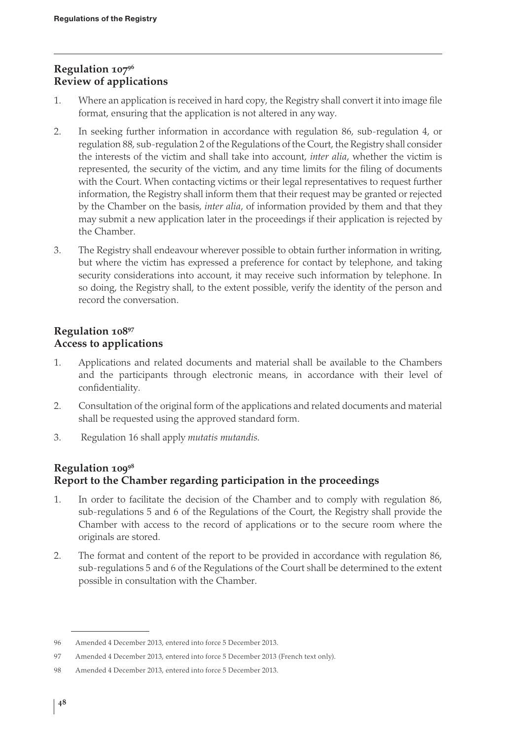## Regulation 107[96]
## Review of applications

1. Where an application is received in hard copy, the Registry shall convert it into image file format, ensuring that the application is not altered in any way.
2. In seeking further information in accordance with regulation 86, sub-regulation 4, or regulation 88, sub-regulation 2 of the Regulations of the Court, the Registry shall consider the interests of the victim and shall take into account, *inter alia*, whether the victim is represented, the security of the victim, and any time limits for the filing of documents with the Court. When contacting victims or their legal representatives to request further information, the Registry shall inform them that their request may be granted or rejected by the Chamber on the basis, *inter alia*, of information provided by them and that they may submit a new application later in the proceedings if their application is rejected by the Chamber.
3. The Registry shall endeavour wherever possible to obtain further information in writing, but where the victim has expressed a preference for contact by telephone, and taking security considerations into account, it may receive such information by telephone. In so doing, the Registry shall, to the extent possible, verify the identity of the person and record the conversation.

## Regulation 108[97]
## Access to applications

1. Applications and related documents and material shall be available to the Chambers and the participants through electronic means, in accordance with their level of confidentiality.
2. Consultation of the original form of the applications and related documents and material shall be requested using the approved standard form.
3. Regulation 16 shall apply *mutatis mutandis*.

## Regulation 109[98]
## Report to the Chamber regarding participation in the proceedings

1. In order to facilitate the decision of the Chamber and to comply with regulation 86, sub-regulations 5 and 6 of the Regulations of the Court, the Registry shall provide the Chamber with access to the record of applications or to the secure room where the originals are stored.
2. The format and content of the report to be provided in accordance with regulation 86, sub-regulations 5 and 6 of the Regulations of the Court shall be determined to the extent possible in consultation with the Chamber.

---

96 Amended 4 December 2013, entered into force 5 December 2013.

97 Amended 4 December 2013, entered into force 5 December 2013 (French text only).

98 Amended 4 December 2013, entered into force 5 December 2013.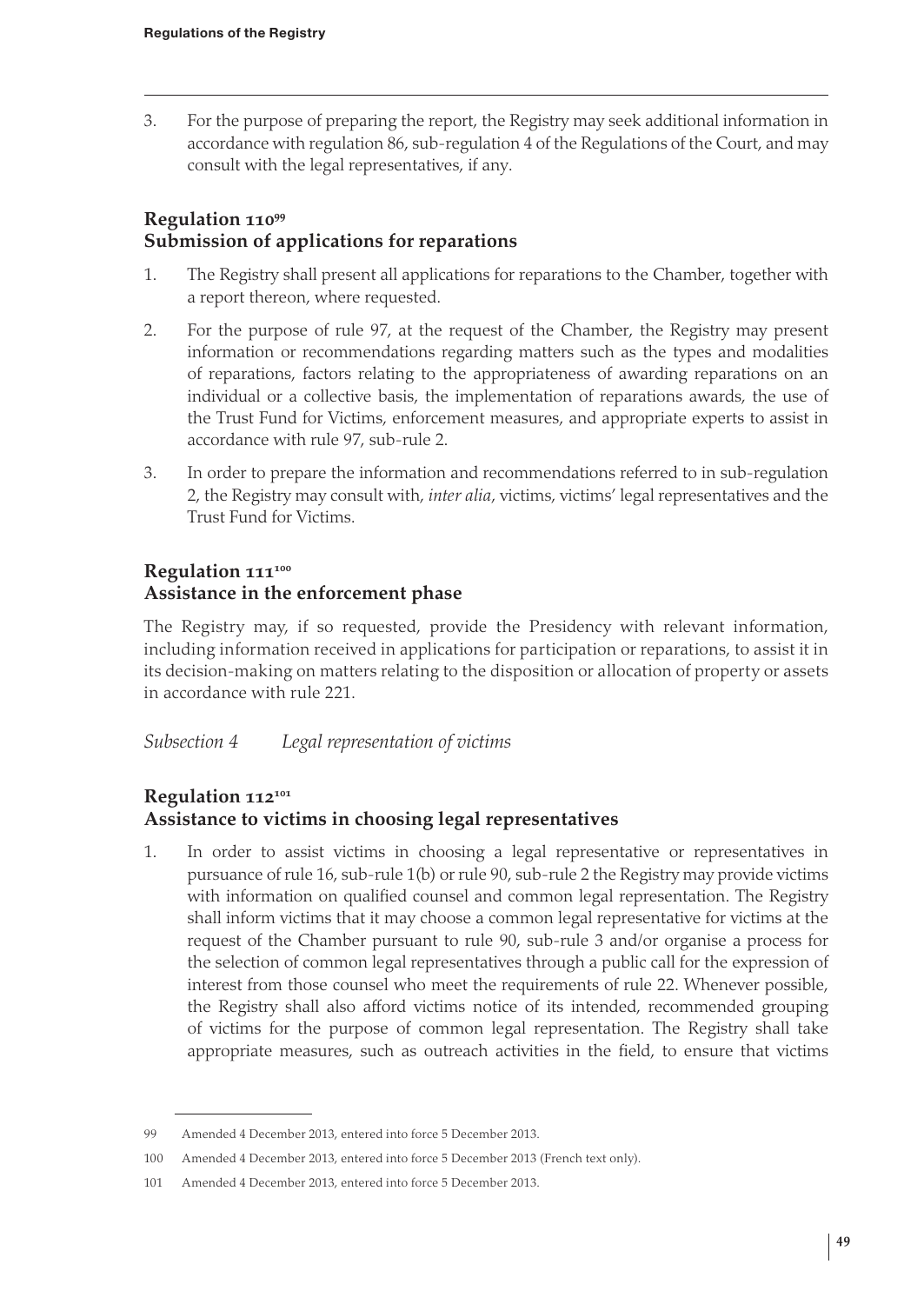3. For the purpose of preparing the report, the Registry may seek additional information in accordance with regulation 86, sub-regulation 4 of the Regulations of the Court, and may consult with the legal representatives, if any.

## Regulation 110[99]
## Submission of applications for reparations

1. The Registry shall present all applications for reparations to the Chamber, together with a report thereon, where requested.
2. For the purpose of rule 97, at the request of the Chamber, the Registry may present information or recommendations regarding matters such as the types and modalities of reparations, factors relating to the appropriateness of awarding reparations on an individual or a collective basis, the implementation of reparations awards, the use of the Trust Fund for Victims, enforcement measures, and appropriate experts to assist in accordance with rule 97, sub-rule 2.
3. In order to prepare the information and recommendations referred to in sub-regulation 2, the Registry may consult with, *inter alia*, victims, victims' legal representatives and the Trust Fund for Victims.

## Regulation 111[100]
## Assistance in the enforcement phase

The Registry may, if so requested, provide the Presidency with relevant information, including information received in applications for participation or reparations, to assist it in its decision-making on matters relating to the disposition or allocation of property or assets in accordance with rule 221.

*Subsection 4 Legal representation of victims*

## Regulation 112[101]
## Assistance to victims in choosing legal representatives

1. In order to assist victims in choosing a legal representative or representatives in pursuance of rule 16, sub-rule 1(b) or rule 90, sub-rule 2 the Registry may provide victims with information on qualified counsel and common legal representation. The Registry shall inform victims that it may choose a common legal representative for victims at the request of the Chamber pursuant to rule 90, sub-rule 3 and/or organise a process for the selection of common legal representatives through a public call for the expression of interest from those counsel who meet the requirements of rule 22. Whenever possible, the Registry shall also afford victims notice of its intended, recommended grouping of victims for the purpose of common legal representation. The Registry shall take appropriate measures, such as outreach activities in the field, to ensure that victims

---

99 Amended 4 December 2013, entered into force 5 December 2013.

100 Amended 4 December 2013, entered into force 5 December 2013 (French text only).

101 Amended 4 December 2013, entered into force 5 December 2013.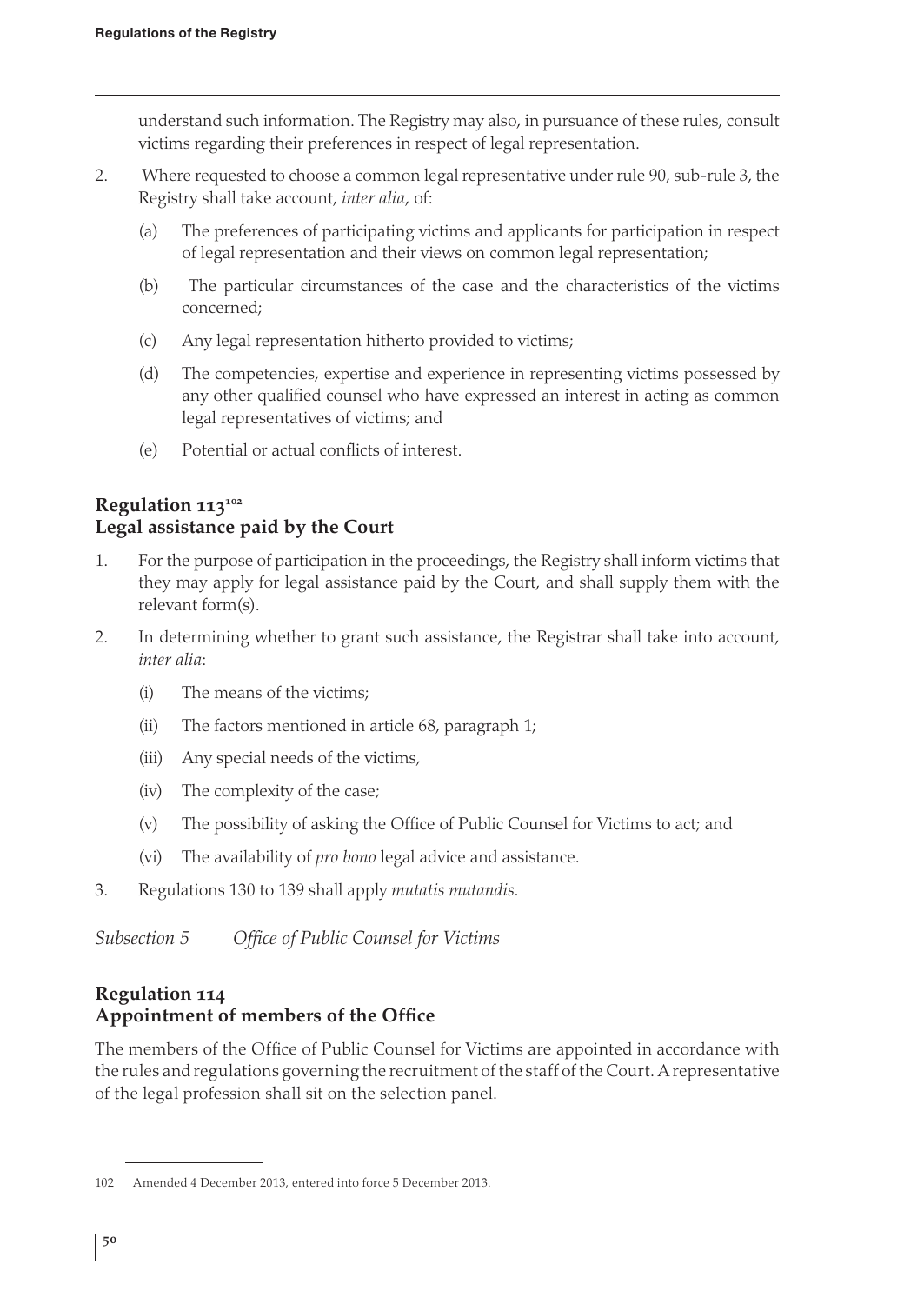understand such information. The Registry may also, in pursuance of these rules, consult victims regarding their preferences in respect of legal representation.

2. Where requested to choose a common legal representative under rule 90, sub-rule 3, the Registry shall take account, *inter alia*, of:

   (a) The preferences of participating victims and applicants for participation in respect of legal representation and their views on common legal representation;

   (b) The particular circumstances of the case and the characteristics of the victims concerned;

   (c) Any legal representation hitherto provided to victims;

   (d) The competencies, expertise and experience in representing victims possessed by any other qualified counsel who have expressed an interest in acting as common legal representatives of victims; and

   (e) Potential or actual conflicts of interest.

## Regulation 113[102]
## Legal assistance paid by the Court

1. For the purpose of participation in the proceedings, the Registry shall inform victims that they may apply for legal assistance paid by the Court, and shall supply them with the relevant form(s).

2. In determining whether to grant such assistance, the Registrar shall take into account, *inter alia*:

   (i) The means of the victims;

   (ii) The factors mentioned in article 68, paragraph 1;

   (iii) Any special needs of the victims,

   (iv) The complexity of the case;

   (v) The possibility of asking the Office of Public Counsel for Victims to act; and

   (vi) The availability of *pro bono* legal advice and assistance.

3. Regulations 130 to 139 shall apply *mutatis mutandis*.

*Subsection 5 Office of Public Counsel for Victims*

## Regulation 114
## Appointment of members of the Office

The members of the Office of Public Counsel for Victims are appointed in accordance with the rules and regulations governing the recruitment of the staff of the Court. A representative of the legal profession shall sit on the selection panel.

---

102 Amended 4 December 2013, entered into force 5 December 2013.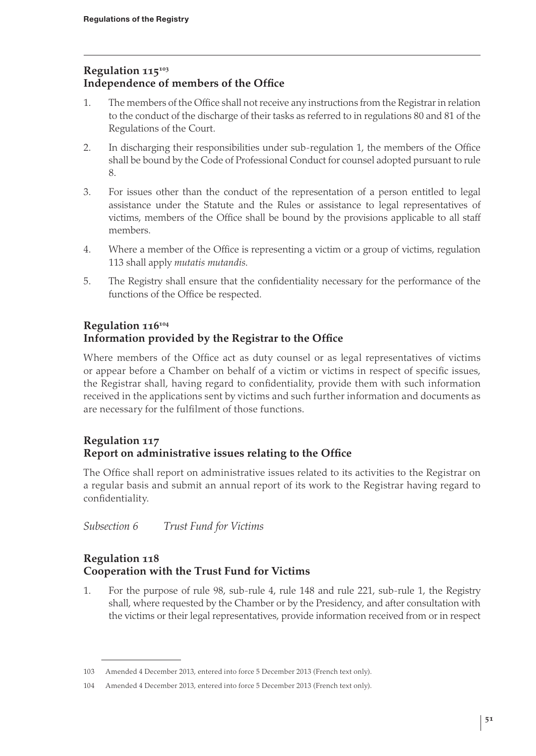## Regulation 115[103]
## Independence of members of the Office

1. The members of the Office shall not receive any instructions from the Registrar in relation to the conduct of the discharge of their tasks as referred to in regulations 80 and 81 of the Regulations of the Court.
2. In discharging their responsibilities under sub-regulation 1, the members of the Office shall be bound by the Code of Professional Conduct for counsel adopted pursuant to rule 8.
3. For issues other than the conduct of the representation of a person entitled to legal assistance under the Statute and the Rules or assistance to legal representatives of victims, members of the Office shall be bound by the provisions applicable to all staff members.
4. Where a member of the Office is representing a victim or a group of victims, regulation 113 shall apply *mutatis mutandis*.
5. The Registry shall ensure that the confidentiality necessary for the performance of the functions of the Office be respected.

## Regulation 116[104]
## Information provided by the Registrar to the Office

Where members of the Office act as duty counsel or as legal representatives of victims or appear before a Chamber on behalf of a victim or victims in respect of specific issues, the Registrar shall, having regard to confidentiality, provide them with such information received in the applications sent by victims and such further information and documents as are necessary for the fulfilment of those functions.

## Regulation 117
## Report on administrative issues relating to the Office

The Office shall report on administrative issues related to its activities to the Registrar on a regular basis and submit an annual report of its work to the Registrar having regard to confidentiality.

*Subsection 6 Trust Fund for Victims*

## Regulation 118
## Cooperation with the Trust Fund for Victims

1. For the purpose of rule 98, sub-rule 4, rule 148 and rule 221, sub-rule 1, the Registry shall, where requested by the Chamber or by the Presidency, and after consultation with the victims or their legal representatives, provide information received from or in respect

---

103 Amended 4 December 2013, entered into force 5 December 2013 (French text only).

104 Amended 4 December 2013, entered into force 5 December 2013 (French text only).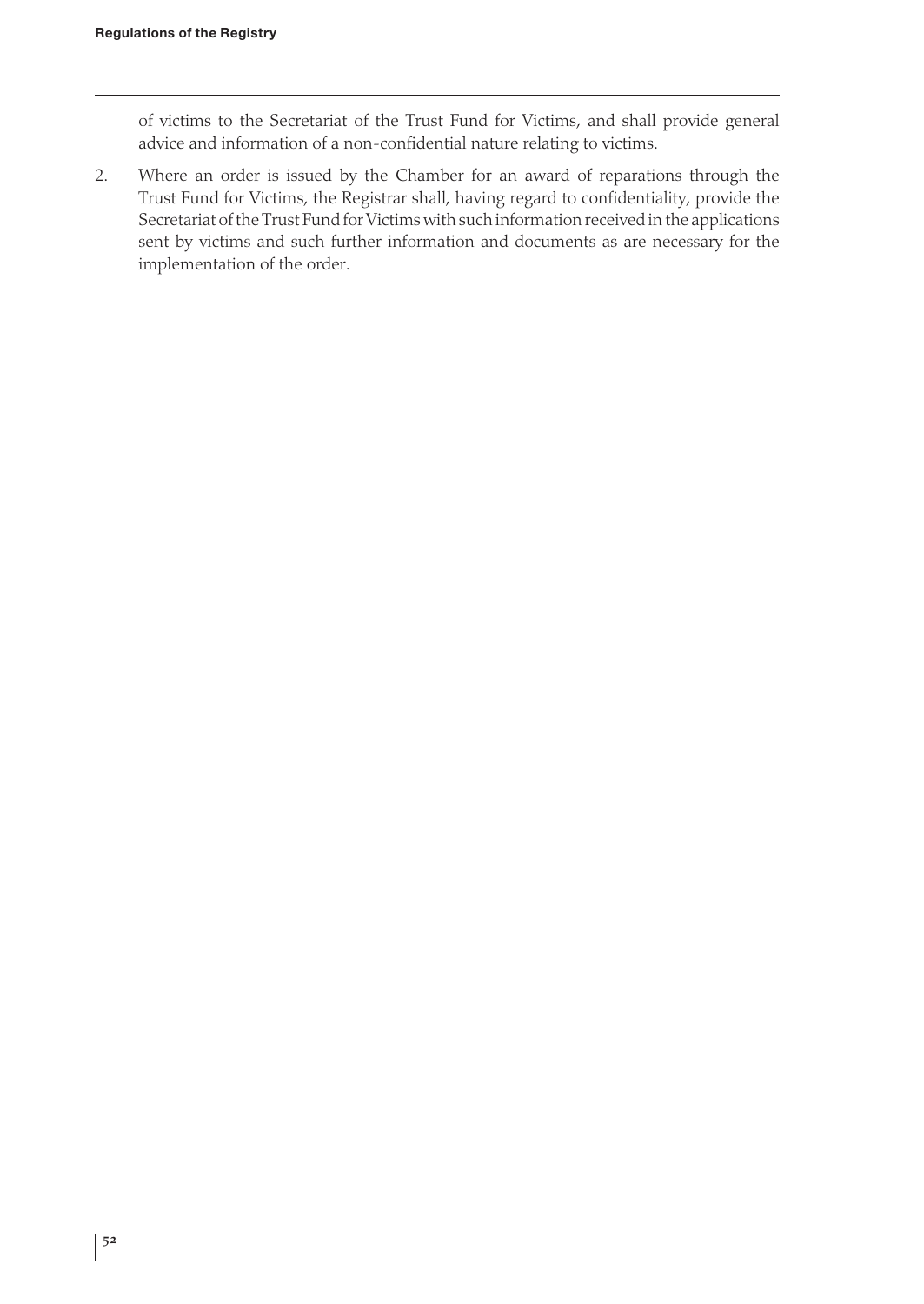of victims to the Secretariat of the Trust Fund for Victims, and shall provide general advice and information of a non-confidential nature relating to victims.

2. Where an order is issued by the Chamber for an award of reparations through the Trust Fund for Victims, the Registrar shall, having regard to confidentiality, provide the Secretariat of the Trust Fund for Victims with such information received in the applications sent by victims and such further information and documents as are necessary for the implementation of the order.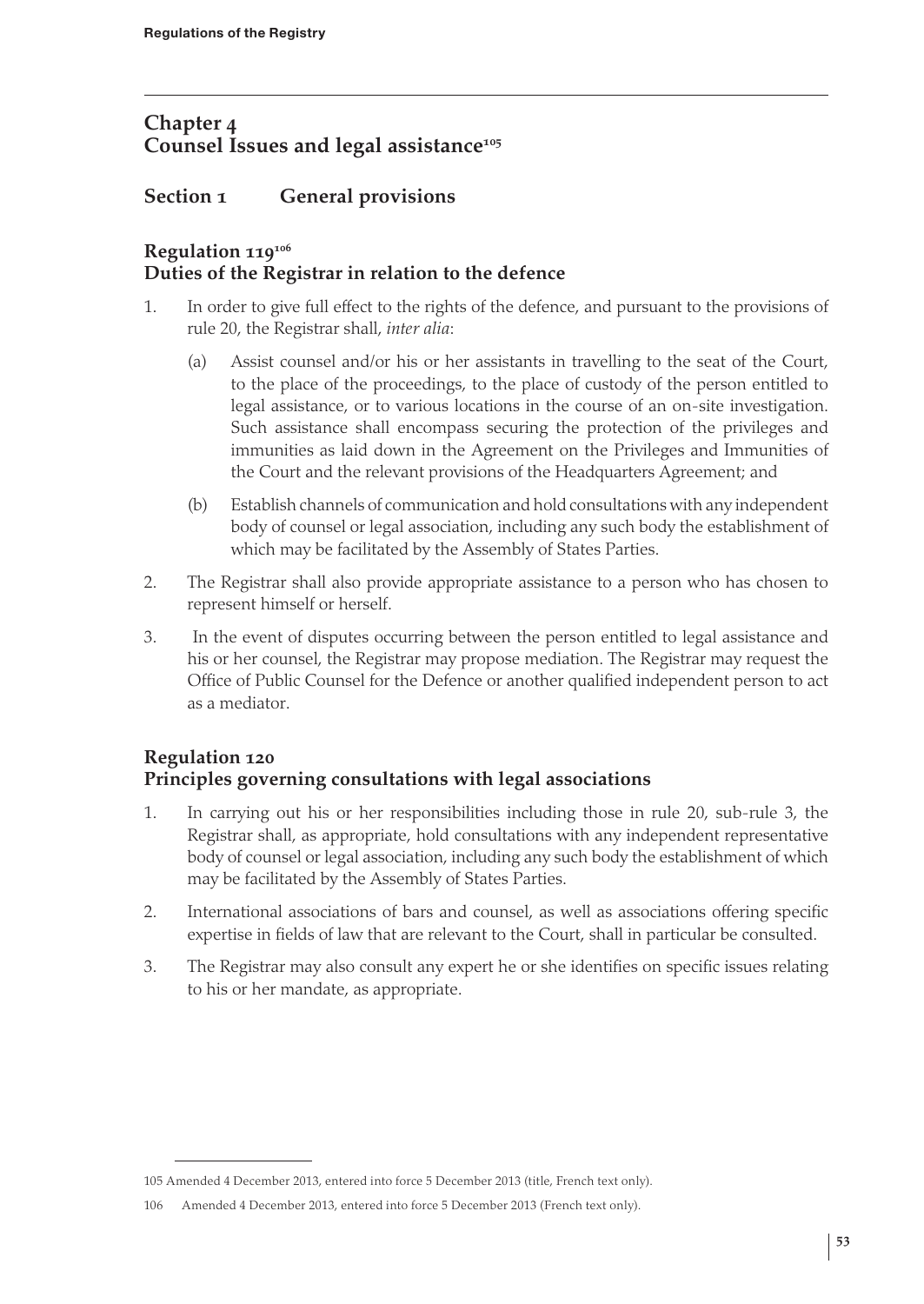# Chapter 4
# Counsel Issues and legal assistance[105]

## Section 1 General provisions

### Regulation 119[106]
### Duties of the Registrar in relation to the defence

1. In order to give full effect to the rights of the defence, and pursuant to the provisions of rule 20, the Registrar shall, *inter alia*:

   (a) Assist counsel and/or his or her assistants in travelling to the seat of the Court, to the place of the proceedings, to the place of custody of the person entitled to legal assistance, or to various locations in the course of an on-site investigation. Such assistance shall encompass securing the protection of the privileges and immunities as laid down in the Agreement on the Privileges and Immunities of the Court and the relevant provisions of the Headquarters Agreement; and

   (b) Establish channels of communication and hold consultations with any independent body of counsel or legal association, including any such body the establishment of which may be facilitated by the Assembly of States Parties.

2. The Registrar shall also provide appropriate assistance to a person who has chosen to represent himself or herself.

3. In the event of disputes occurring between the person entitled to legal assistance and his or her counsel, the Registrar may propose mediation. The Registrar may request the Office of Public Counsel for the Defence or another qualified independent person to act as a mediator.

### Regulation 120
### Principles governing consultations with legal associations

1. In carrying out his or her responsibilities including those in rule 20, sub-rule 3, the Registrar shall, as appropriate, hold consultations with any independent representative body of counsel or legal association, including any such body the establishment of which may be facilitated by the Assembly of States Parties.

2. International associations of bars and counsel, as well as associations offering specific expertise in fields of law that are relevant to the Court, shall in particular be consulted.

3. The Registrar may also consult any expert he or she identifies on specific issues relating to his or her mandate, as appropriate.

---

105 Amended 4 December 2013, entered into force 5 December 2013 (title, French text only).

106 Amended 4 December 2013, entered into force 5 December 2013 (French text only).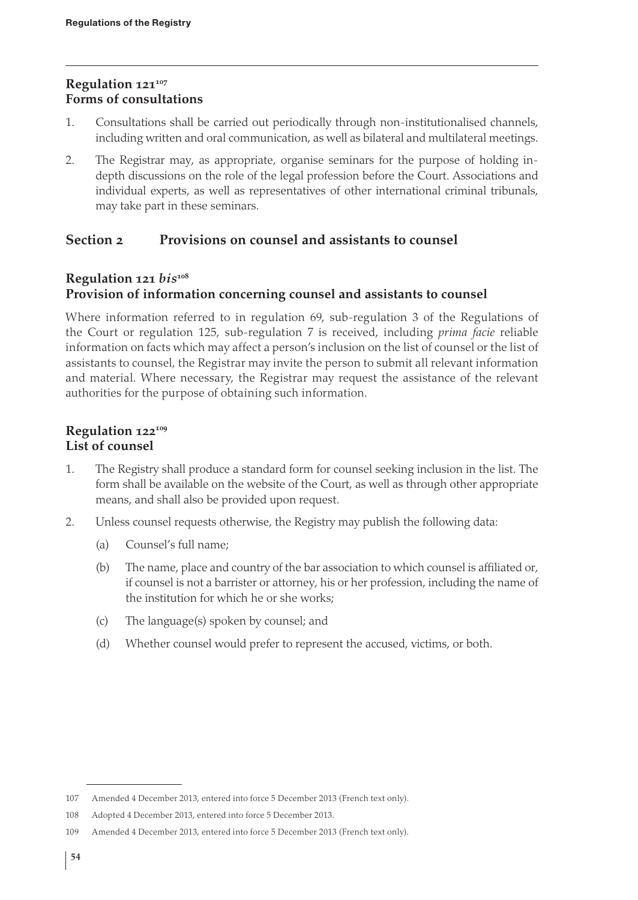## Regulation 121[107]
## Forms of consultations

1. Consultations shall be carried out periodically through non-institutionalised channels, including written and oral communication, as well as bilateral and multilateral meetings.

2. The Registrar may, as appropriate, organise seminars for the purpose of holding in-depth discussions on the role of the legal profession before the Court. Associations and individual experts, as well as representatives of other international criminal tribunals, may take part in these seminars.

# Section 2 Provisions on counsel and assistants to counsel

## Regulation 121 *bis*[108]
## Provision of information concerning counsel and assistants to counsel

Where information referred to in regulation 69, sub-regulation 3 of the Regulations of the Court or regulation 125, sub-regulation 7 is received, including *prima facie* reliable information on facts which may affect a person's inclusion on the list of counsel or the list of assistants to counsel, the Registrar may invite the person to submit all relevant information and material. Where necessary, the Registrar may request the assistance of the relevant authorities for the purpose of obtaining such information.

## Regulation 122[109]
## List of counsel

1. The Registry shall produce a standard form for counsel seeking inclusion in the list. The form shall be available on the website of the Court, as well as through other appropriate means, and shall also be provided upon request.

2. Unless counsel requests otherwise, the Registry may publish the following data:

   (a) Counsel's full name;

   (b) The name, place and country of the bar association to which counsel is affiliated or, if counsel is not a barrister or attorney, his or her profession, including the name of the institution for which he or she works;

   (c) The language(s) spoken by counsel; and

   (d) Whether counsel would prefer to represent the accused, victims, or both.

---

107 Amended 4 December 2013, entered into force 5 December 2013 (French text only).

108 Adopted 4 December 2013, entered into force 5 December 2013.

109 Amended 4 December 2013, entered into force 5 December 2013 (French text only).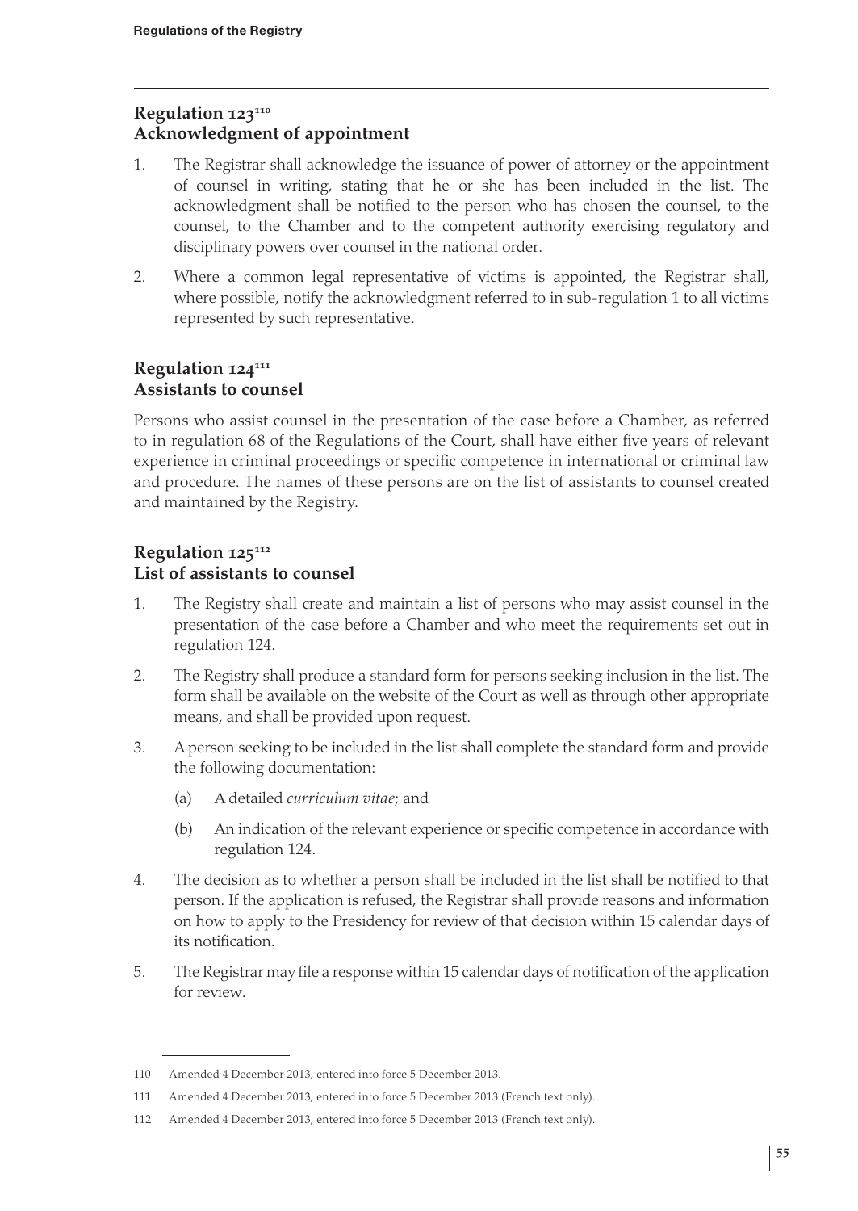## Regulation 123[110]
## Acknowledgment of appointment

1. The Registrar shall acknowledge the issuance of power of attorney or the appointment of counsel in writing, stating that he or she has been included in the list. The acknowledgment shall be notified to the person who has chosen the counsel, to the counsel, to the Chamber and to the competent authority exercising regulatory and disciplinary powers over counsel in the national order.

2. Where a common legal representative of victims is appointed, the Registrar shall, where possible, notify the acknowledgment referred to in sub-regulation 1 to all victims represented by such representative.

## Regulation 124[111]
## Assistants to counsel

Persons who assist counsel in the presentation of the case before a Chamber, as referred to in regulation 68 of the Regulations of the Court, shall have either five years of relevant experience in criminal proceedings or specific competence in international or criminal law and procedure. The names of these persons are on the list of assistants to counsel created and maintained by the Registry.

## Regulation 125[112]
## List of assistants to counsel

1. The Registry shall create and maintain a list of persons who may assist counsel in the presentation of the case before a Chamber and who meet the requirements set out in regulation 124.

2. The Registry shall produce a standard form for persons seeking inclusion in the list. The form shall be available on the website of the Court as well as through other appropriate means, and shall be provided upon request.

3. A person seeking to be included in the list shall complete the standard form and provide the following documentation:

   (a) A detailed *curriculum vitae*; and

   (b) An indication of the relevant experience or specific competence in accordance with regulation 124.

4. The decision as to whether a person shall be included in the list shall be notified to that person. If the application is refused, the Registrar shall provide reasons and information on how to apply to the Presidency for review of that decision within 15 calendar days of its notification.

5. The Registrar may file a response within 15 calendar days of notification of the application for review.

---

110 Amended 4 December 2013, entered into force 5 December 2013.

111 Amended 4 December 2013, entered into force 5 December 2013 (French text only).

112 Amended 4 December 2013, entered into force 5 December 2013 (French text only).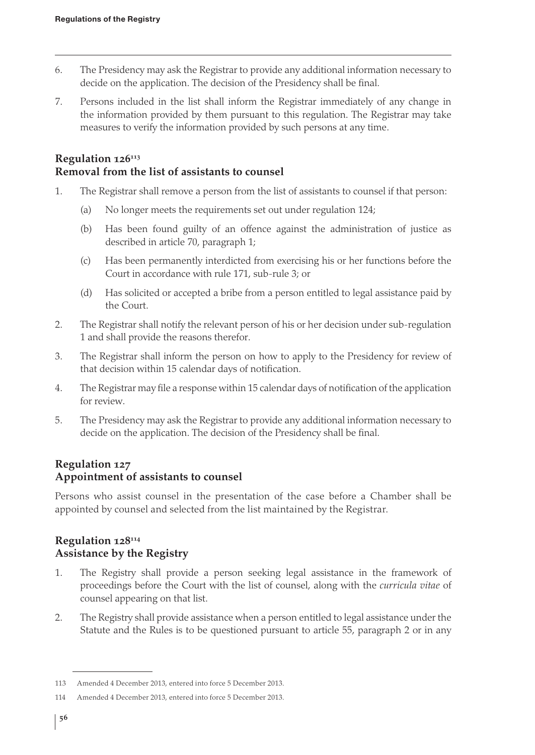6. The Presidency may ask the Registrar to provide any additional information necessary to decide on the application. The decision of the Presidency shall be final.

7. Persons included in the list shall inform the Registrar immediately of any change in the information provided by them pursuant to this regulation. The Registrar may take measures to verify the information provided by such persons at any time.

### Regulation 126[113]
### Removal from the list of assistants to counsel

1. The Registrar shall remove a person from the list of assistants to counsel if that person:

   (a) No longer meets the requirements set out under regulation 124;

   (b) Has been found guilty of an offence against the administration of justice as described in article 70, paragraph 1;

   (c) Has been permanently interdicted from exercising his or her functions before the Court in accordance with rule 171, sub-rule 3; or

   (d) Has solicited or accepted a bribe from a person entitled to legal assistance paid by the Court.

2. The Registrar shall notify the relevant person of his or her decision under sub-regulation 1 and shall provide the reasons therefor.

3. The Registrar shall inform the person on how to apply to the Presidency for review of that decision within 15 calendar days of notification.

4. The Registrar may file a response within 15 calendar days of notification of the application for review.

5. The Presidency may ask the Registrar to provide any additional information necessary to decide on the application. The decision of the Presidency shall be final.

### Regulation 127
### Appointment of assistants to counsel

Persons who assist counsel in the presentation of the case before a Chamber shall be appointed by counsel and selected from the list maintained by the Registrar.

### Regulation 128[114]
### Assistance by the Registry

1. The Registry shall provide a person seeking legal assistance in the framework of proceedings before the Court with the list of counsel, along with the *curricula vitae* of counsel appearing on that list.

2. The Registry shall provide assistance when a person entitled to legal assistance under the Statute and the Rules is to be questioned pursuant to article 55, paragraph 2 or in any

---

113 Amended 4 December 2013, entered into force 5 December 2013.

114 Amended 4 December 2013, entered into force 5 December 2013.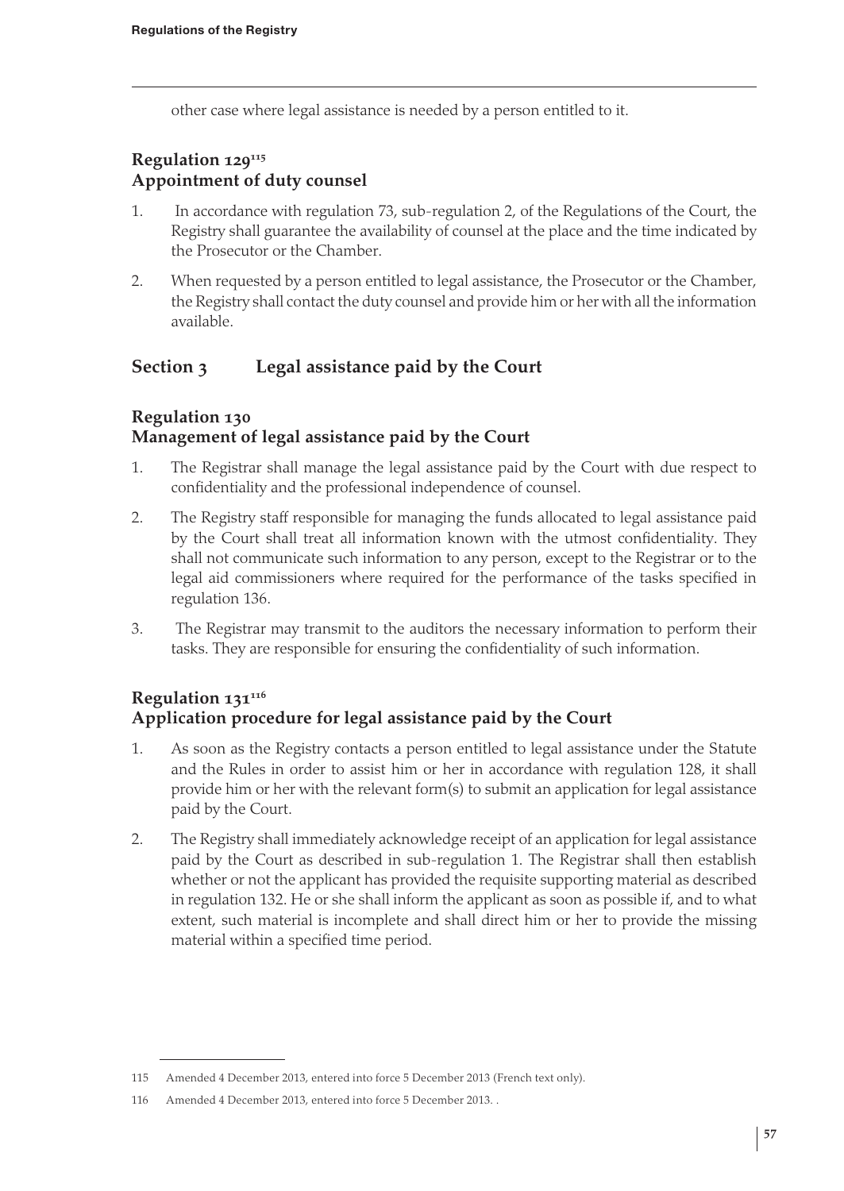other case where legal assistance is needed by a person entitled to it.

### Regulation 129[115]
### Appointment of duty counsel

1. In accordance with regulation 73, sub-regulation 2, of the Regulations of the Court, the Registry shall guarantee the availability of counsel at the place and the time indicated by the Prosecutor or the Chamber.
2. When requested by a person entitled to legal assistance, the Prosecutor or the Chamber, the Registry shall contact the duty counsel and provide him or her with all the information available.

## Section 3 Legal assistance paid by the Court

### Regulation 130
### Management of legal assistance paid by the Court

1. The Registrar shall manage the legal assistance paid by the Court with due respect to confidentiality and the professional independence of counsel.
2. The Registry staff responsible for managing the funds allocated to legal assistance paid by the Court shall treat all information known with the utmost confidentiality. They shall not communicate such information to any person, except to the Registrar or to the legal aid commissioners where required for the performance of the tasks specified in regulation 136.
3. The Registrar may transmit to the auditors the necessary information to perform their tasks. They are responsible for ensuring the confidentiality of such information.

### Regulation 131[116]
### Application procedure for legal assistance paid by the Court

1. As soon as the Registry contacts a person entitled to legal assistance under the Statute and the Rules in order to assist him or her in accordance with regulation 128, it shall provide him or her with the relevant form(s) to submit an application for legal assistance paid by the Court.
2. The Registry shall immediately acknowledge receipt of an application for legal assistance paid by the Court as described in sub-regulation 1. The Registrar shall then establish whether or not the applicant has provided the requisite supporting material as described in regulation 132. He or she shall inform the applicant as soon as possible if, and to what extent, such material is incomplete and shall direct him or her to provide the missing material within a specified time period.

---

115 Amended 4 December 2013, entered into force 5 December 2013 (French text only).

116 Amended 4 December 2013, entered into force 5 December 2013. .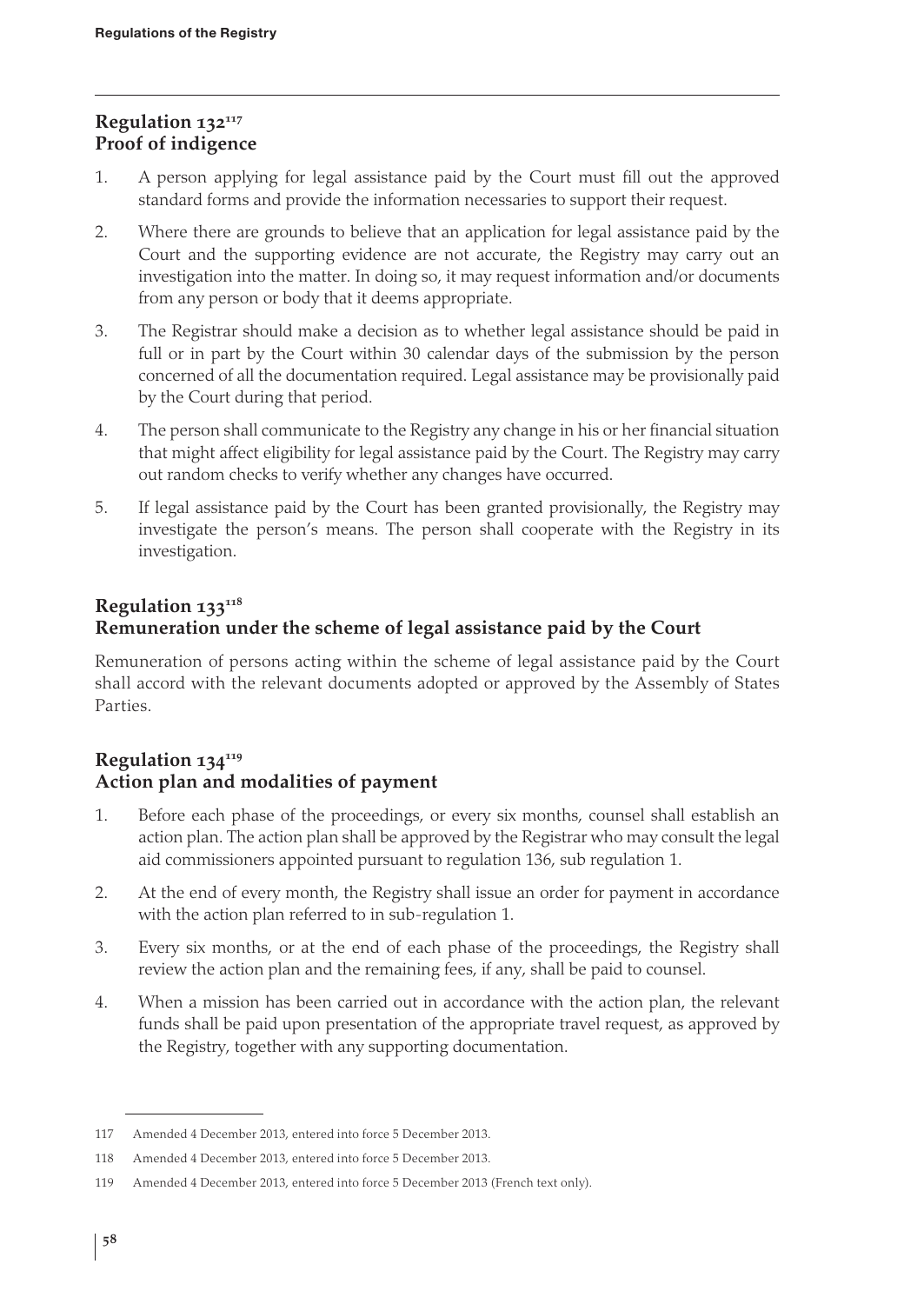## Regulation 132[117]
## Proof of indigence

1. A person applying for legal assistance paid by the Court must fill out the approved standard forms and provide the information necessaries to support their request.
2. Where there are grounds to believe that an application for legal assistance paid by the Court and the supporting evidence are not accurate, the Registry may carry out an investigation into the matter. In doing so, it may request information and/or documents from any person or body that it deems appropriate.
3. The Registrar should make a decision as to whether legal assistance should be paid in full or in part by the Court within 30 calendar days of the submission by the person concerned of all the documentation required. Legal assistance may be provisionally paid by the Court during that period.
4. The person shall communicate to the Registry any change in his or her financial situation that might affect eligibility for legal assistance paid by the Court. The Registry may carry out random checks to verify whether any changes have occurred.
5. If legal assistance paid by the Court has been granted provisionally, the Registry may investigate the person's means. The person shall cooperate with the Registry in its investigation.

## Regulation 133[118]
## Remuneration under the scheme of legal assistance paid by the Court

Remuneration of persons acting within the scheme of legal assistance paid by the Court shall accord with the relevant documents adopted or approved by the Assembly of States Parties.

## Regulation 134[119]
## Action plan and modalities of payment

1. Before each phase of the proceedings, or every six months, counsel shall establish an action plan. The action plan shall be approved by the Registrar who may consult the legal aid commissioners appointed pursuant to regulation 136, sub regulation 1.
2. At the end of every month, the Registry shall issue an order for payment in accordance with the action plan referred to in sub-regulation 1.
3. Every six months, or at the end of each phase of the proceedings, the Registry shall review the action plan and the remaining fees, if any, shall be paid to counsel.
4. When a mission has been carried out in accordance with the action plan, the relevant funds shall be paid upon presentation of the appropriate travel request, as approved by the Registry, together with any supporting documentation.

---

117 Amended 4 December 2013, entered into force 5 December 2013.

118 Amended 4 December 2013, entered into force 5 December 2013.

119 Amended 4 December 2013, entered into force 5 December 2013 (French text only).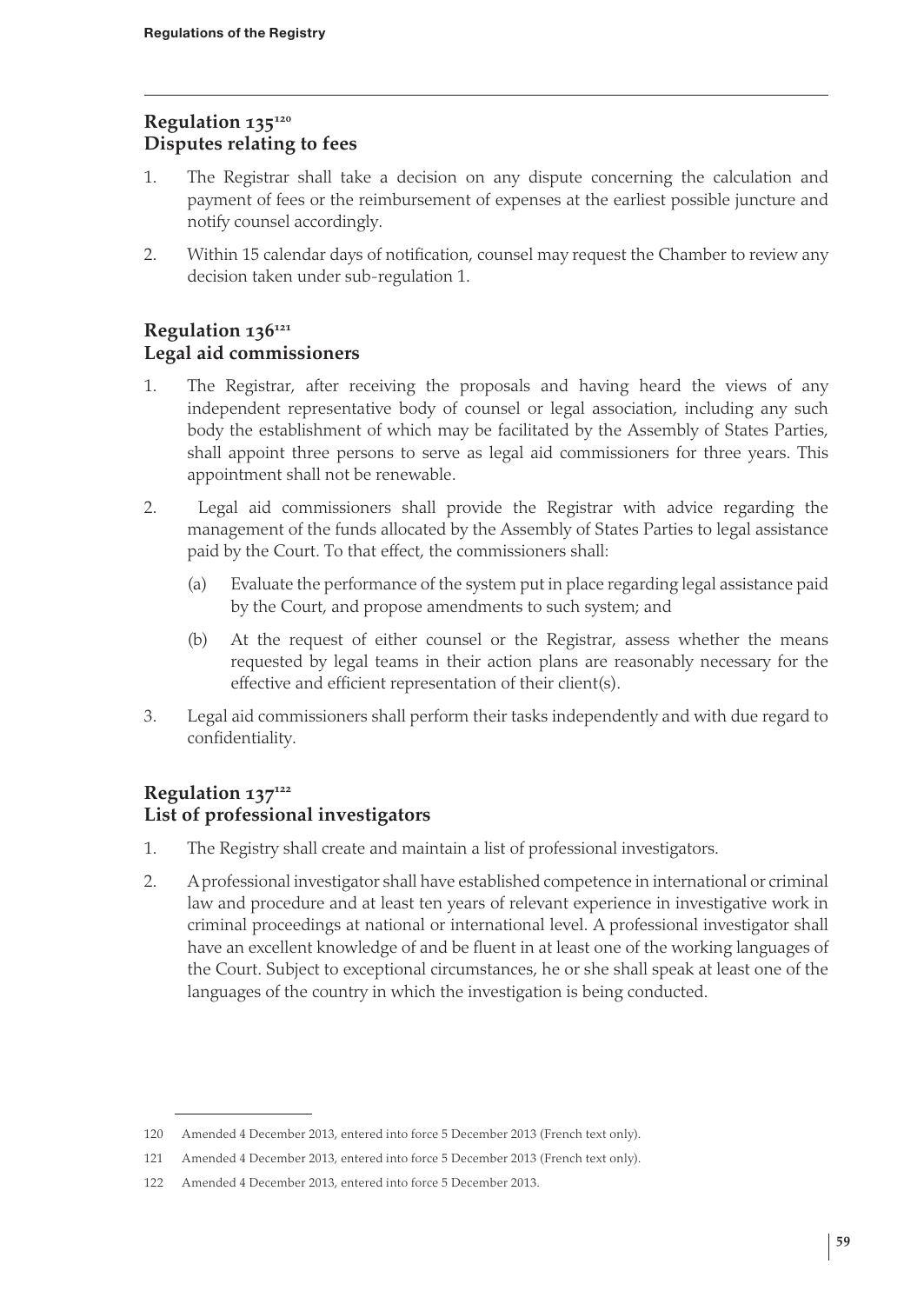## Regulation 135[120]
## Disputes relating to fees

1. The Registrar shall take a decision on any dispute concerning the calculation and payment of fees or the reimbursement of expenses at the earliest possible juncture and notify counsel accordingly.

2. Within 15 calendar days of notification, counsel may request the Chamber to review any decision taken under sub-regulation 1.

## Regulation 136[121]
## Legal aid commissioners

1. The Registrar, after receiving the proposals and having heard the views of any independent representative body of counsel or legal association, including any such body the establishment of which may be facilitated by the Assembly of States Parties, shall appoint three persons to serve as legal aid commissioners for three years. This appointment shall not be renewable.

2. Legal aid commissioners shall provide the Registrar with advice regarding the management of the funds allocated by the Assembly of States Parties to legal assistance paid by the Court. To that effect, the commissioners shall:

   (a) Evaluate the performance of the system put in place regarding legal assistance paid by the Court, and propose amendments to such system; and

   (b) At the request of either counsel or the Registrar, assess whether the means requested by legal teams in their action plans are reasonably necessary for the effective and efficient representation of their client(s).

3. Legal aid commissioners shall perform their tasks independently and with due regard to confidentiality.

## Regulation 137[122]
## List of professional investigators

1. The Registry shall create and maintain a list of professional investigators.

2. A professional investigator shall have established competence in international or criminal law and procedure and at least ten years of relevant experience in investigative work in criminal proceedings at national or international level. A professional investigator shall have an excellent knowledge of and be fluent in at least one of the working languages of the Court. Subject to exceptional circumstances, he or she shall speak at least one of the languages of the country in which the investigation is being conducted.

---

120 Amended 4 December 2013, entered into force 5 December 2013 (French text only).

121 Amended 4 December 2013, entered into force 5 December 2013 (French text only).

122 Amended 4 December 2013, entered into force 5 December 2013.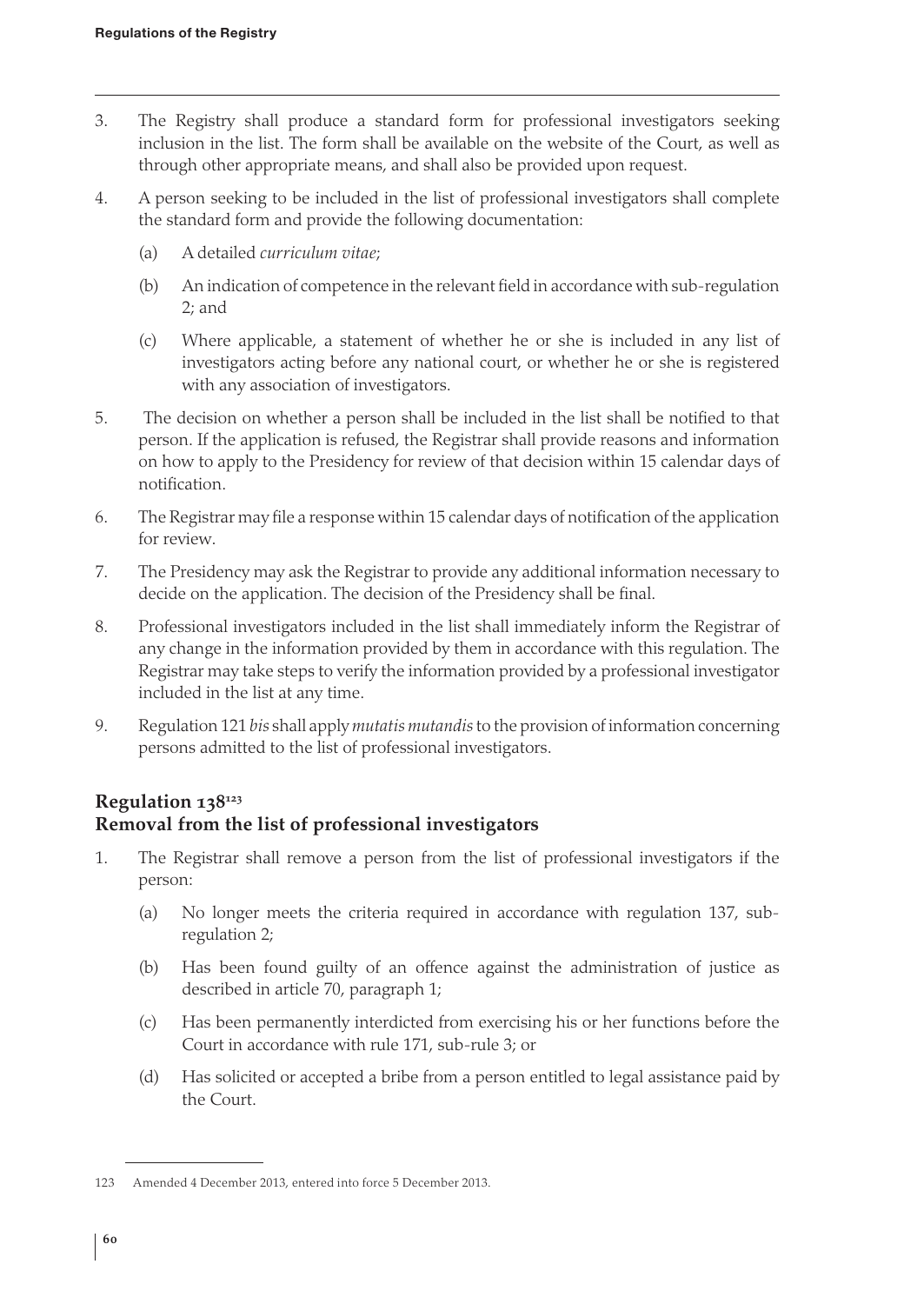3. The Registry shall produce a standard form for professional investigators seeking inclusion in the list. The form shall be available on the website of the Court, as well as through other appropriate means, and shall also be provided upon request.

4. A person seeking to be included in the list of professional investigators shall complete the standard form and provide the following documentation:

   (a) A detailed *curriculum vitae*;

   (b) An indication of competence in the relevant field in accordance with sub-regulation 2; and

   (c) Where applicable, a statement of whether he or she is included in any list of investigators acting before any national court, or whether he or she is registered with any association of investigators.

5. The decision on whether a person shall be included in the list shall be notified to that person. If the application is refused, the Registrar shall provide reasons and information on how to apply to the Presidency for review of that decision within 15 calendar days of notification.

6. The Registrar may file a response within 15 calendar days of notification of the application for review.

7. The Presidency may ask the Registrar to provide any additional information necessary to decide on the application. The decision of the Presidency shall be final.

8. Professional investigators included in the list shall immediately inform the Registrar of any change in the information provided by them in accordance with this regulation. The Registrar may take steps to verify the information provided by a professional investigator included in the list at any time.

9. Regulation 121 *bis* shall apply *mutatis mutandis* to the provision of information concerning persons admitted to the list of professional investigators.

## Regulation 138[123]
## Removal from the list of professional investigators

1. The Registrar shall remove a person from the list of professional investigators if the person:

   (a) No longer meets the criteria required in accordance with regulation 137, sub-regulation 2;

   (b) Has been found guilty of an offence against the administration of justice as described in article 70, paragraph 1;

   (c) Has been permanently interdicted from exercising his or her functions before the Court in accordance with rule 171, sub-rule 3; or

   (d) Has solicited or accepted a bribe from a person entitled to legal assistance paid by the Court.

---

123 Amended 4 December 2013, entered into force 5 December 2013.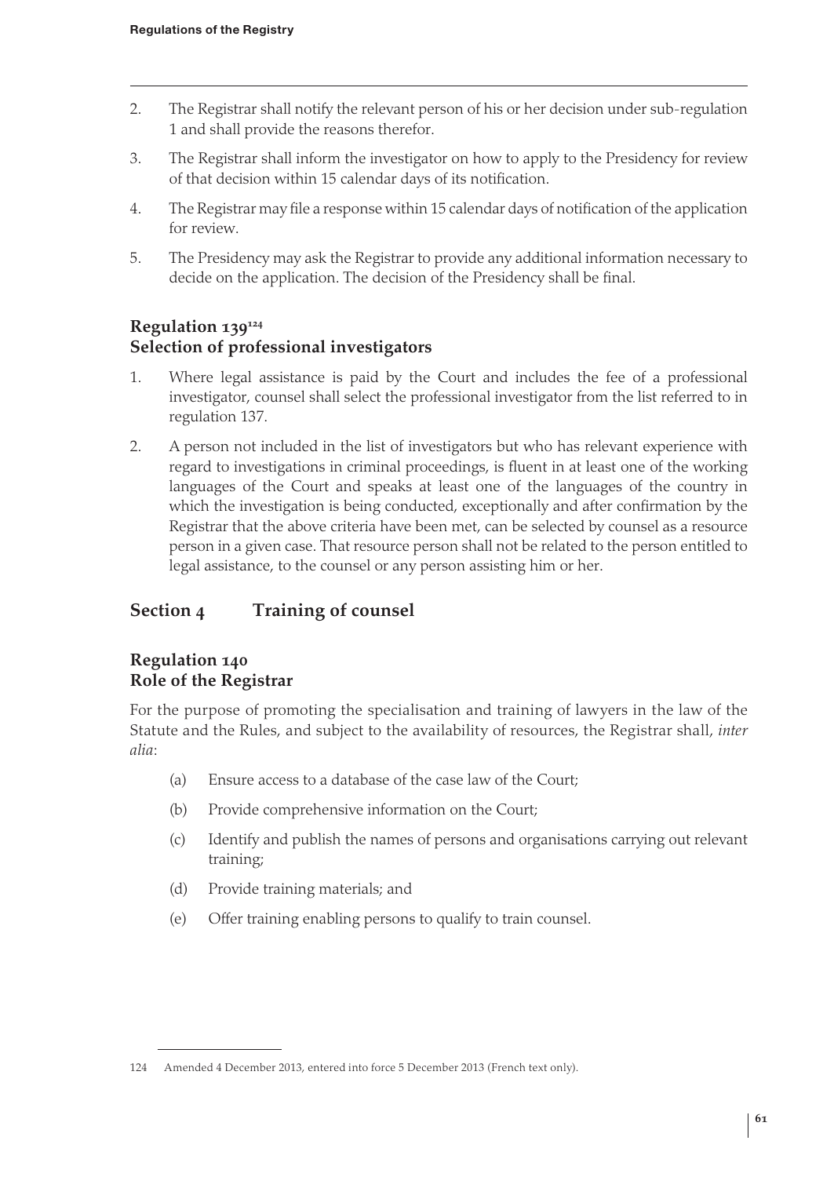2. The Registrar shall notify the relevant person of his or her decision under sub-regulation 1 and shall provide the reasons therefor.

3. The Registrar shall inform the investigator on how to apply to the Presidency for review of that decision within 15 calendar days of its notification.

4. The Registrar may file a response within 15 calendar days of notification of the application for review.

5. The Presidency may ask the Registrar to provide any additional information necessary to decide on the application. The decision of the Presidency shall be final.

### Regulation 139[124]
### Selection of professional investigators

1. Where legal assistance is paid by the Court and includes the fee of a professional investigator, counsel shall select the professional investigator from the list referred to in regulation 137.

2. A person not included in the list of investigators but who has relevant experience with regard to investigations in criminal proceedings, is fluent in at least one of the working languages of the Court and speaks at least one of the languages of the country in which the investigation is being conducted, exceptionally and after confirmation by the Registrar that the above criteria have been met, can be selected by counsel as a resource person in a given case. That resource person shall not be related to the person entitled to legal assistance, to the counsel or any person assisting him or her.

## Section 4 Training of counsel

### Regulation 140
### Role of the Registrar

For the purpose of promoting the specialisation and training of lawyers in the law of the Statute and the Rules, and subject to the availability of resources, the Registrar shall, *inter alia*:

(a) Ensure access to a database of the case law of the Court;

(b) Provide comprehensive information on the Court;

(c) Identify and publish the names of persons and organisations carrying out relevant training;

(d) Provide training materials; and

(e) Offer training enabling persons to qualify to train counsel.

---

124 Amended 4 December 2013, entered into force 5 December 2013 (French text only).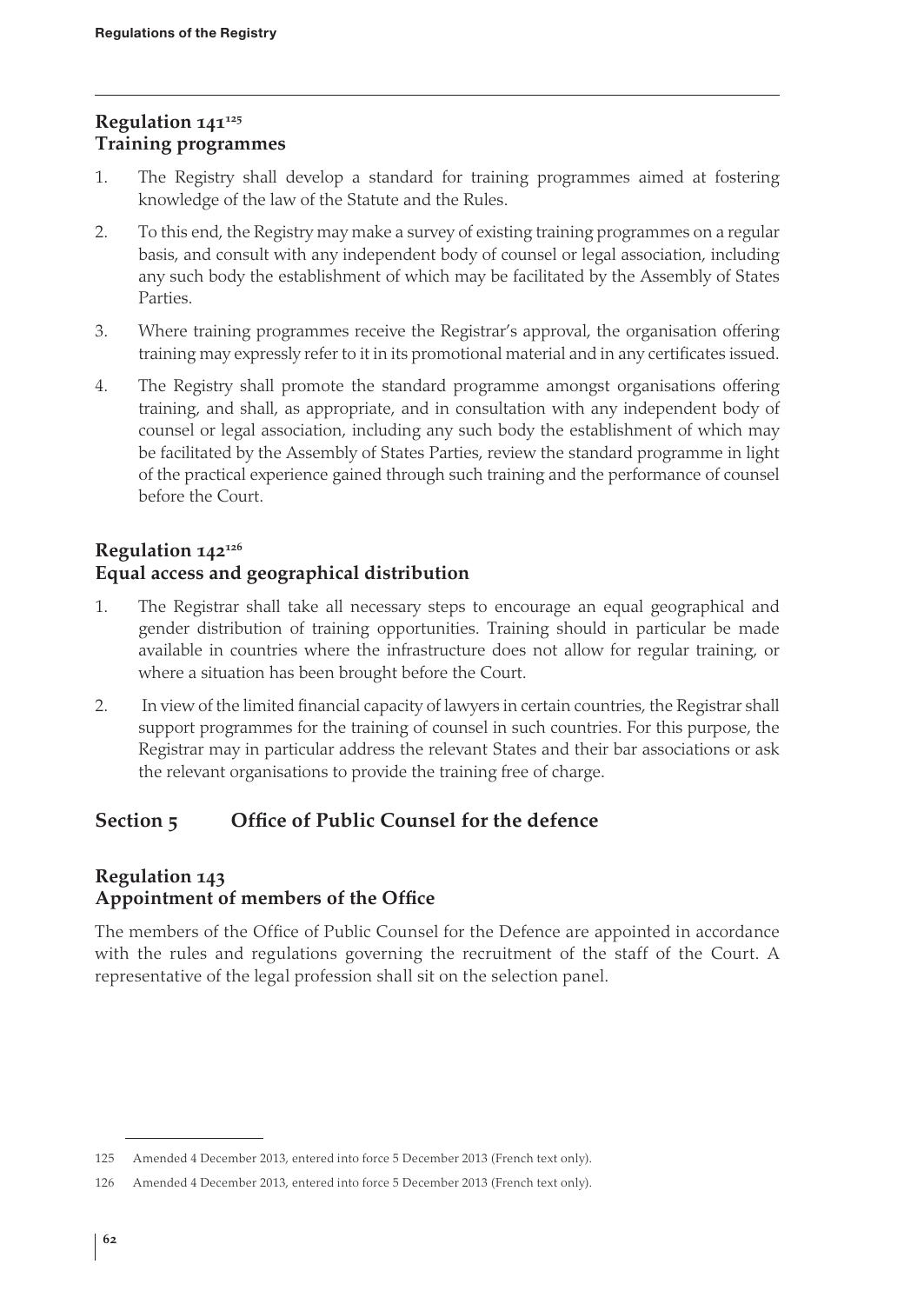## Regulation 141[125]
## Training programmes

1. The Registry shall develop a standard for training programmes aimed at fostering knowledge of the law of the Statute and the Rules.
2. To this end, the Registry may make a survey of existing training programmes on a regular basis, and consult with any independent body of counsel or legal association, including any such body the establishment of which may be facilitated by the Assembly of States Parties.
3. Where training programmes receive the Registrar's approval, the organisation offering training may expressly refer to it in its promotional material and in any certificates issued.
4. The Registry shall promote the standard programme amongst organisations offering training, and shall, as appropriate, and in consultation with any independent body of counsel or legal association, including any such body the establishment of which may be facilitated by the Assembly of States Parties, review the standard programme in light of the practical experience gained through such training and the performance of counsel before the Court.

## Regulation 142[126]
## Equal access and geographical distribution

1. The Registrar shall take all necessary steps to encourage an equal geographical and gender distribution of training opportunities. Training should in particular be made available in countries where the infrastructure does not allow for regular training, or where a situation has been brought before the Court.
2. In view of the limited financial capacity of lawyers in certain countries, the Registrar shall support programmes for the training of counsel in such countries. For this purpose, the Registrar may in particular address the relevant States and their bar associations or ask the relevant organisations to provide the training free of charge.

# Section 5 Office of Public Counsel for the defence

## Regulation 143
## Appointment of members of the Office

The members of the Office of Public Counsel for the Defence are appointed in accordance with the rules and regulations governing the recruitment of the staff of the Court. A representative of the legal profession shall sit on the selection panel.

---

125 Amended 4 December 2013, entered into force 5 December 2013 (French text only).

126 Amended 4 December 2013, entered into force 5 December 2013 (French text only).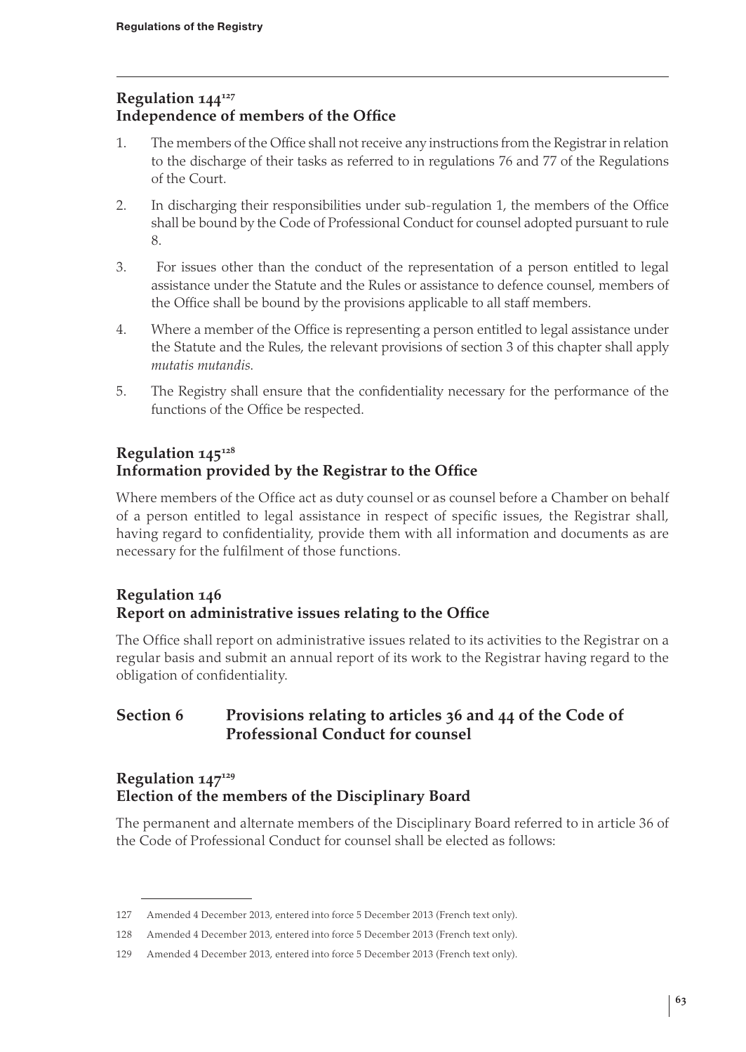## Regulation 144[127]
## Independence of members of the Office

1. The members of the Office shall not receive any instructions from the Registrar in relation to the discharge of their tasks as referred to in regulations 76 and 77 of the Regulations of the Court.

2. In discharging their responsibilities under sub-regulation 1, the members of the Office shall be bound by the Code of Professional Conduct for counsel adopted pursuant to rule 8.

3. For issues other than the conduct of the representation of a person entitled to legal assistance under the Statute and the Rules or assistance to defence counsel, members of the Office shall be bound by the provisions applicable to all staff members.

4. Where a member of the Office is representing a person entitled to legal assistance under the Statute and the Rules, the relevant provisions of section 3 of this chapter shall apply *mutatis mutandis*.

5. The Registry shall ensure that the confidentiality necessary for the performance of the functions of the Office be respected.

## Regulation 145[128]
## Information provided by the Registrar to the Office

Where members of the Office act as duty counsel or as counsel before a Chamber on behalf of a person entitled to legal assistance in respect of specific issues, the Registrar shall, having regard to confidentiality, provide them with all information and documents as are necessary for the fulfilment of those functions.

## Regulation 146
## Report on administrative issues relating to the Office

The Office shall report on administrative issues related to its activities to the Registrar on a regular basis and submit an annual report of its work to the Registrar having regard to the obligation of confidentiality.

# Section 6 Provisions relating to articles 36 and 44 of the Code of Professional Conduct for counsel

## Regulation 147[129]
## Election of the members of the Disciplinary Board

The permanent and alternate members of the Disciplinary Board referred to in article 36 of the Code of Professional Conduct for counsel shall be elected as follows:

---

127 Amended 4 December 2013, entered into force 5 December 2013 (French text only).

128 Amended 4 December 2013, entered into force 5 December 2013 (French text only).

129 Amended 4 December 2013, entered into force 5 December 2013 (French text only).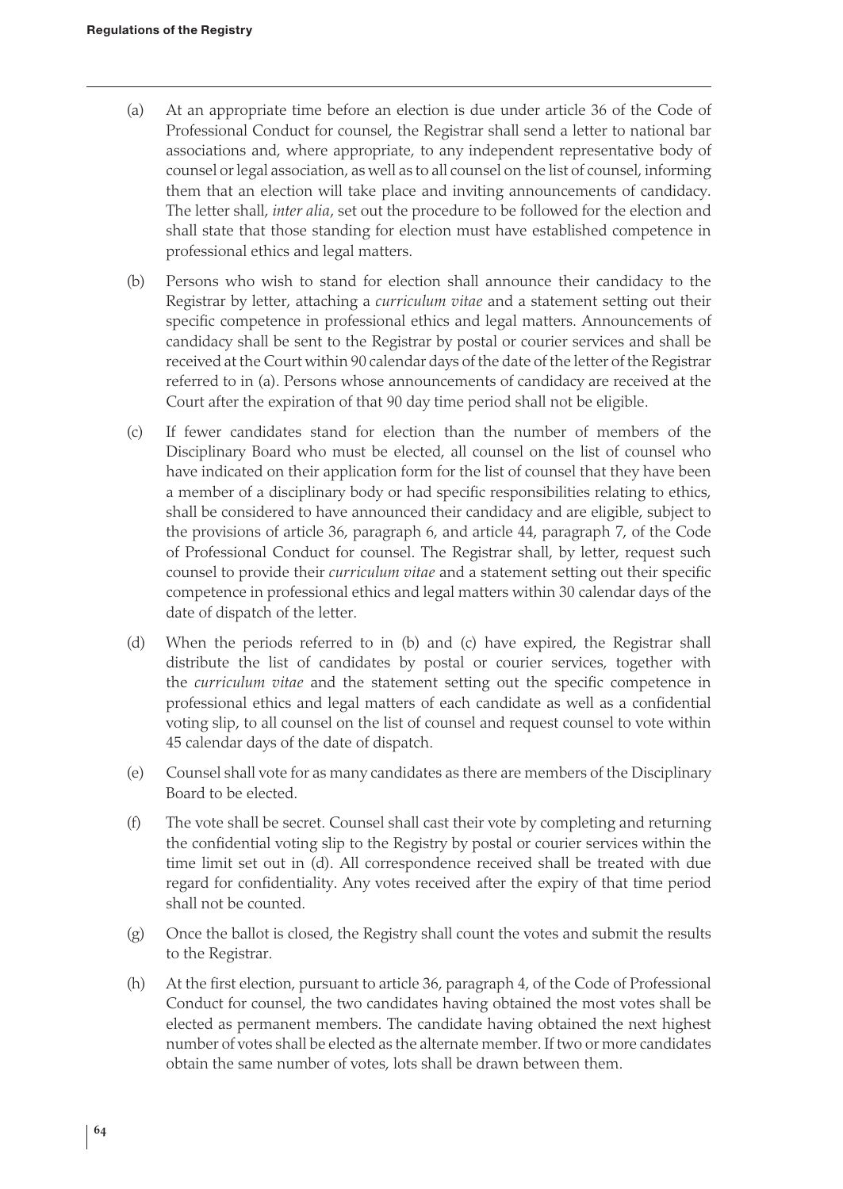(a) At an appropriate time before an election is due under article 36 of the Code of Professional Conduct for counsel, the Registrar shall send a letter to national bar associations and, where appropriate, to any independent representative body of counsel or legal association, as well as to all counsel on the list of counsel, informing them that an election will take place and inviting announcements of candidacy. The letter shall, *inter alia*, set out the procedure to be followed for the election and shall state that those standing for election must have established competence in professional ethics and legal matters.

(b) Persons who wish to stand for election shall announce their candidacy to the Registrar by letter, attaching a *curriculum vitae* and a statement setting out their specific competence in professional ethics and legal matters. Announcements of candidacy shall be sent to the Registrar by postal or courier services and shall be received at the Court within 90 calendar days of the date of the letter of the Registrar referred to in (a). Persons whose announcements of candidacy are received at the Court after the expiration of that 90 day time period shall not be eligible.

(c) If fewer candidates stand for election than the number of members of the Disciplinary Board who must be elected, all counsel on the list of counsel who have indicated on their application form for the list of counsel that they have been a member of a disciplinary body or had specific responsibilities relating to ethics, shall be considered to have announced their candidacy and are eligible, subject to the provisions of article 36, paragraph 6, and article 44, paragraph 7, of the Code of Professional Conduct for counsel. The Registrar shall, by letter, request such counsel to provide their *curriculum vitae* and a statement setting out their specific competence in professional ethics and legal matters within 30 calendar days of the date of dispatch of the letter.

(d) When the periods referred to in (b) and (c) have expired, the Registrar shall distribute the list of candidates by postal or courier services, together with the *curriculum vitae* and the statement setting out the specific competence in professional ethics and legal matters of each candidate as well as a confidential voting slip, to all counsel on the list of counsel and request counsel to vote within 45 calendar days of the date of dispatch.

(e) Counsel shall vote for as many candidates as there are members of the Disciplinary Board to be elected.

(f) The vote shall be secret. Counsel shall cast their vote by completing and returning the confidential voting slip to the Registry by postal or courier services within the time limit set out in (d). All correspondence received shall be treated with due regard for confidentiality. Any votes received after the expiry of that time period shall not be counted.

(g) Once the ballot is closed, the Registry shall count the votes and submit the results to the Registrar.

(h) At the first election, pursuant to article 36, paragraph 4, of the Code of Professional Conduct for counsel, the two candidates having obtained the most votes shall be elected as permanent members. The candidate having obtained the next highest number of votes shall be elected as the alternate member. If two or more candidates obtain the same number of votes, lots shall be drawn between them.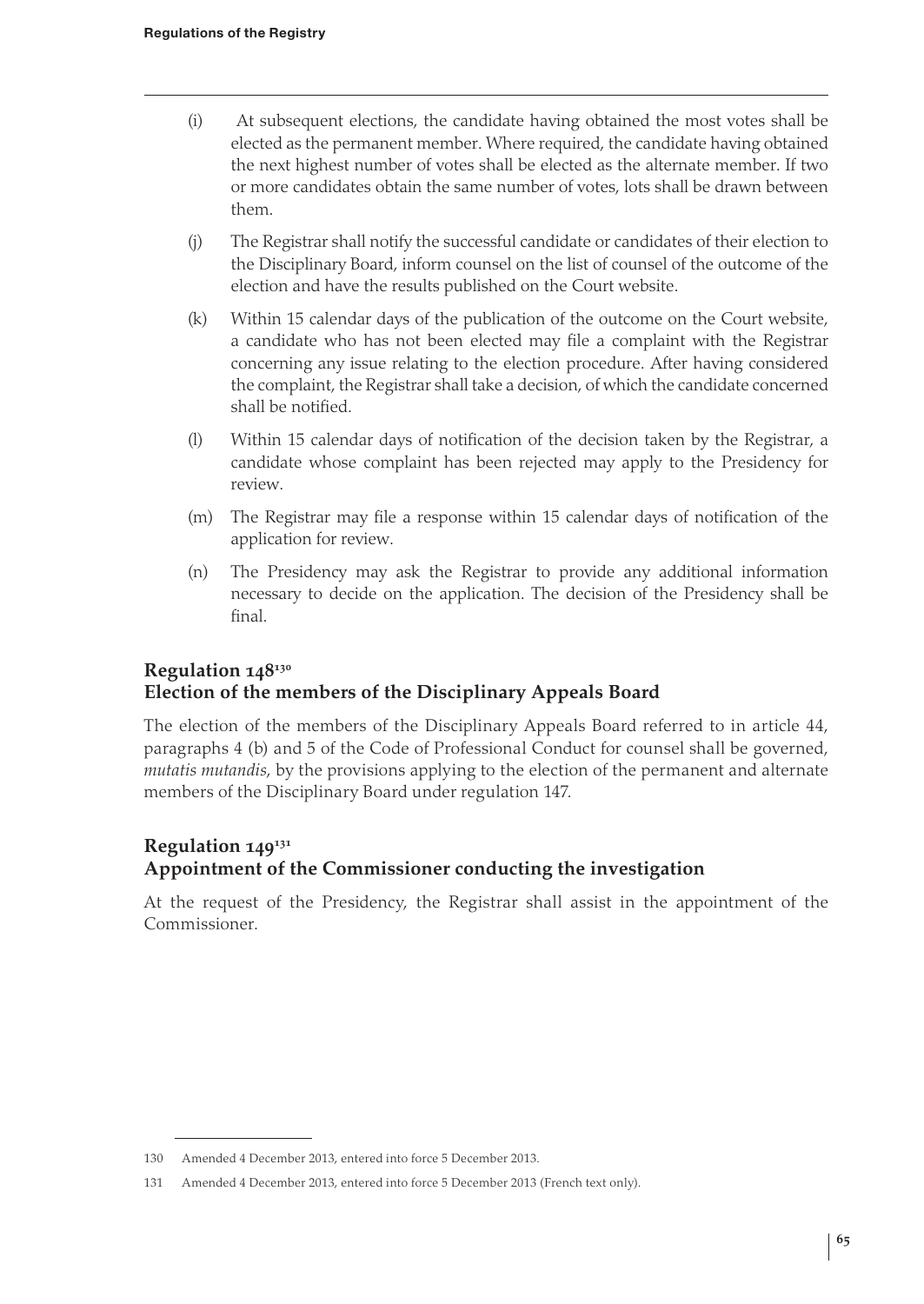(i) At subsequent elections, the candidate having obtained the most votes shall be elected as the permanent member. Where required, the candidate having obtained the next highest number of votes shall be elected as the alternate member. If two or more candidates obtain the same number of votes, lots shall be drawn between them.

(j) The Registrar shall notify the successful candidate or candidates of their election to the Disciplinary Board, inform counsel on the list of counsel of the outcome of the election and have the results published on the Court website.

(k) Within 15 calendar days of the publication of the outcome on the Court website, a candidate who has not been elected may file a complaint with the Registrar concerning any issue relating to the election procedure. After having considered the complaint, the Registrar shall take a decision, of which the candidate concerned shall be notified.

(l) Within 15 calendar days of notification of the decision taken by the Registrar, a candidate whose complaint has been rejected may apply to the Presidency for review.

(m) The Registrar may file a response within 15 calendar days of notification of the application for review.

(n) The Presidency may ask the Registrar to provide any additional information necessary to decide on the application. The decision of the Presidency shall be final.

## Regulation 148[130]
## Election of the members of the Disciplinary Appeals Board

The election of the members of the Disciplinary Appeals Board referred to in article 44, paragraphs 4 (b) and 5 of the Code of Professional Conduct for counsel shall be governed, *mutatis mutandis*, by the provisions applying to the election of the permanent and alternate members of the Disciplinary Board under regulation 147.

## Regulation 149[131]
## Appointment of the Commissioner conducting the investigation

At the request of the Presidency, the Registrar shall assist in the appointment of the Commissioner.

---

130 Amended 4 December 2013, entered into force 5 December 2013.

131 Amended 4 December 2013, entered into force 5 December 2013 (French text only).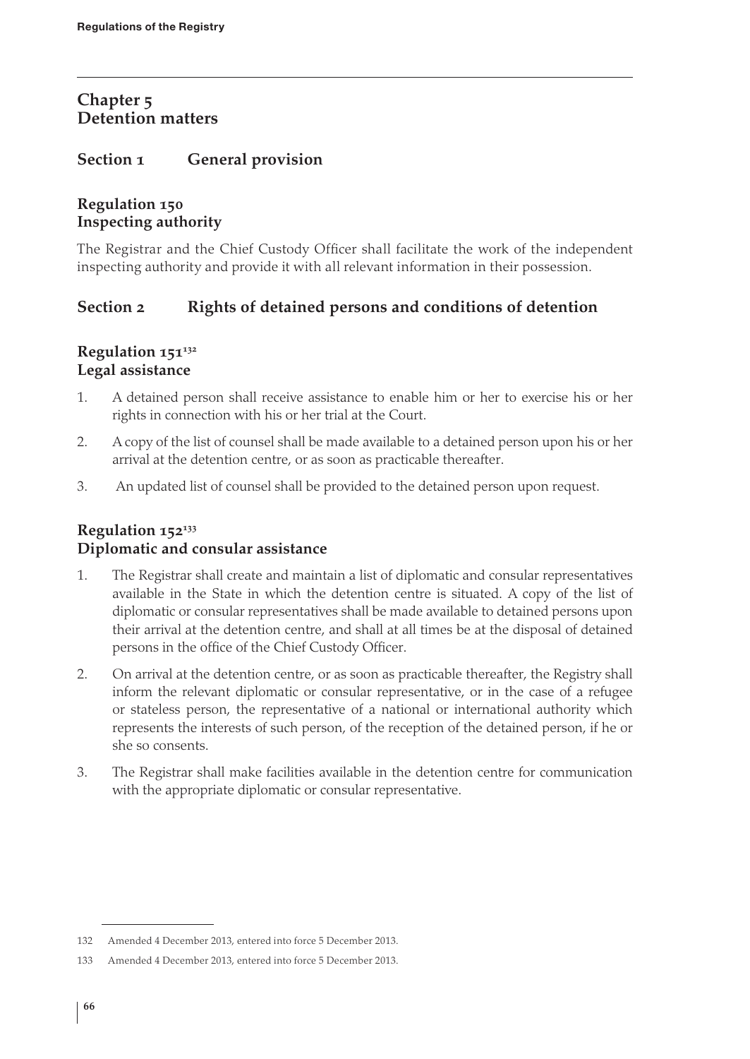# Chapter 5
# Detention matters

## Section 1 General provision

### Regulation 150
### Inspecting authority

The Registrar and the Chief Custody Officer shall facilitate the work of the independent inspecting authority and provide it with all relevant information in their possession.

## Section 2 Rights of detained persons and conditions of detention

### Regulation 151[132]
### Legal assistance

1. A detained person shall receive assistance to enable him or her to exercise his or her rights in connection with his or her trial at the Court.
2. A copy of the list of counsel shall be made available to a detained person upon his or her arrival at the detention centre, or as soon as practicable thereafter.
3. An updated list of counsel shall be provided to the detained person upon request.

### Regulation 152[133]
### Diplomatic and consular assistance

1. The Registrar shall create and maintain a list of diplomatic and consular representatives available in the State in which the detention centre is situated. A copy of the list of diplomatic or consular representatives shall be made available to detained persons upon their arrival at the detention centre, and shall at all times be at the disposal of detained persons in the office of the Chief Custody Officer.
2. On arrival at the detention centre, or as soon as practicable thereafter, the Registry shall inform the relevant diplomatic or consular representative, or in the case of a refugee or stateless person, the representative of a national or international authority which represents the interests of such person, of the reception of the detained person, if he or she so consents.
3. The Registrar shall make facilities available in the detention centre for communication with the appropriate diplomatic or consular representative.

---

132 Amended 4 December 2013, entered into force 5 December 2013.

133 Amended 4 December 2013, entered into force 5 December 2013.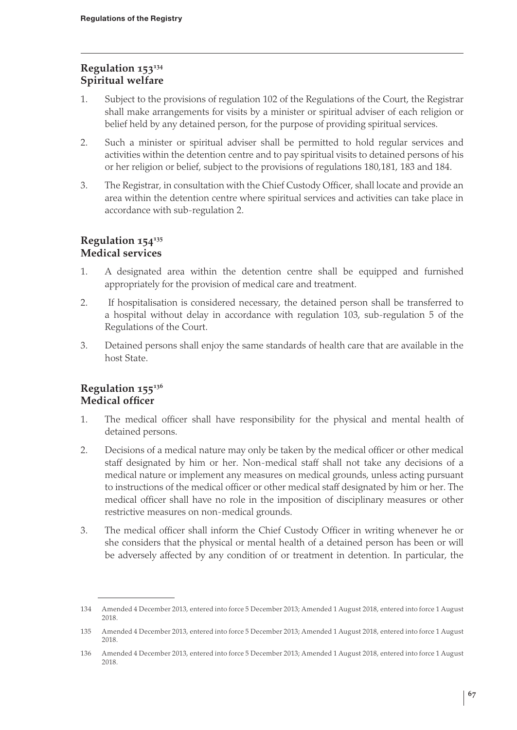## Regulation 153[134]
## Spiritual welfare

1. Subject to the provisions of regulation 102 of the Regulations of the Court, the Registrar shall make arrangements for visits by a minister or spiritual adviser of each religion or belief held by any detained person, for the purpose of providing spiritual services.
2. Such a minister or spiritual adviser shall be permitted to hold regular services and activities within the detention centre and to pay spiritual visits to detained persons of his or her religion or belief, subject to the provisions of regulations 180,181, 183 and 184.
3. The Registrar, in consultation with the Chief Custody Officer, shall locate and provide an area within the detention centre where spiritual services and activities can take place in accordance with sub-regulation 2.

## Regulation 154[135]
## Medical services

1. A designated area within the detention centre shall be equipped and furnished appropriately for the provision of medical care and treatment.
2. If hospitalisation is considered necessary, the detained person shall be transferred to a hospital without delay in accordance with regulation 103, sub-regulation 5 of the Regulations of the Court.
3. Detained persons shall enjoy the same standards of health care that are available in the host State.

## Regulation 155[136]
## Medical officer

1. The medical officer shall have responsibility for the physical and mental health of detained persons.
2. Decisions of a medical nature may only be taken by the medical officer or other medical staff designated by him or her. Non-medical staff shall not take any decisions of a medical nature or implement any measures on medical grounds, unless acting pursuant to instructions of the medical officer or other medical staff designated by him or her. The medical officer shall have no role in the imposition of disciplinary measures or other restrictive measures on non-medical grounds.
3. The medical officer shall inform the Chief Custody Officer in writing whenever he or she considers that the physical or mental health of a detained person has been or will be adversely affected by any condition of or treatment in detention. In particular, the

---

134 Amended 4 December 2013, entered into force 5 December 2013; Amended 1 August 2018, entered into force 1 August 2018.

135 Amended 4 December 2013, entered into force 5 December 2013; Amended 1 August 2018, entered into force 1 August 2018.

136 Amended 4 December 2013, entered into force 5 December 2013; Amended 1 August 2018, entered into force 1 August 2018.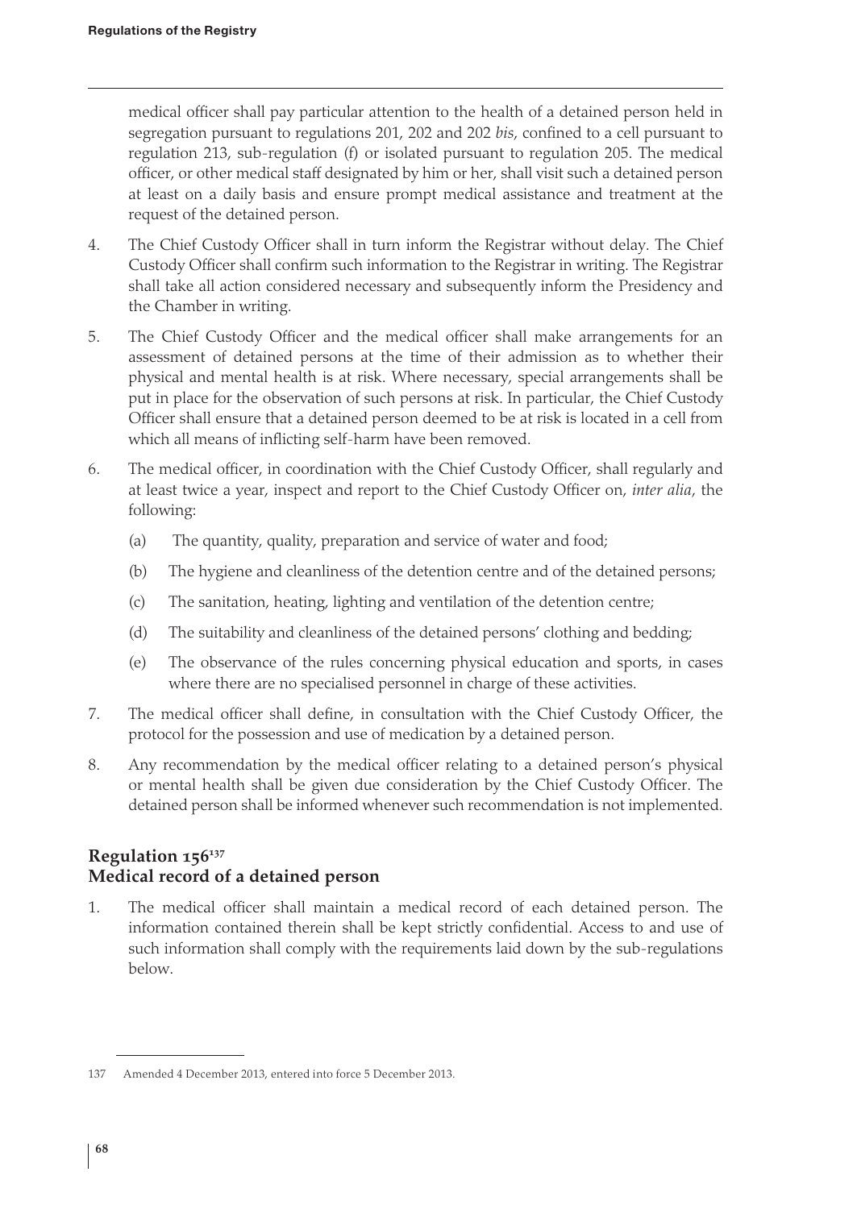medical officer shall pay particular attention to the health of a detained person held in segregation pursuant to regulations 201, 202 and 202 *bis*, confined to a cell pursuant to regulation 213, sub-regulation (f) or isolated pursuant to regulation 205. The medical officer, or other medical staff designated by him or her, shall visit such a detained person at least on a daily basis and ensure prompt medical assistance and treatment at the request of the detained person.

4. The Chief Custody Officer shall in turn inform the Registrar without delay. The Chief Custody Officer shall confirm such information to the Registrar in writing. The Registrar shall take all action considered necessary and subsequently inform the Presidency and the Chamber in writing.

5. The Chief Custody Officer and the medical officer shall make arrangements for an assessment of detained persons at the time of their admission as to whether their physical and mental health is at risk. Where necessary, special arrangements shall be put in place for the observation of such persons at risk. In particular, the Chief Custody Officer shall ensure that a detained person deemed to be at risk is located in a cell from which all means of inflicting self-harm have been removed.

6. The medical officer, in coordination with the Chief Custody Officer, shall regularly and at least twice a year, inspect and report to the Chief Custody Officer on, *inter alia*, the following:

   (a) The quantity, quality, preparation and service of water and food;

   (b) The hygiene and cleanliness of the detention centre and of the detained persons;

   (c) The sanitation, heating, lighting and ventilation of the detention centre;

   (d) The suitability and cleanliness of the detained persons' clothing and bedding;

   (e) The observance of the rules concerning physical education and sports, in cases where there are no specialised personnel in charge of these activities.

7. The medical officer shall define, in consultation with the Chief Custody Officer, the protocol for the possession and use of medication by a detained person.

8. Any recommendation by the medical officer relating to a detained person's physical or mental health shall be given due consideration by the Chief Custody Officer. The detained person shall be informed whenever such recommendation is not implemented.

## Regulation 156[137]
## Medical record of a detained person

1. The medical officer shall maintain a medical record of each detained person. The information contained therein shall be kept strictly confidential. Access to and use of such information shall comply with the requirements laid down by the sub-regulations below.

---

137 Amended 4 December 2013, entered into force 5 December 2013.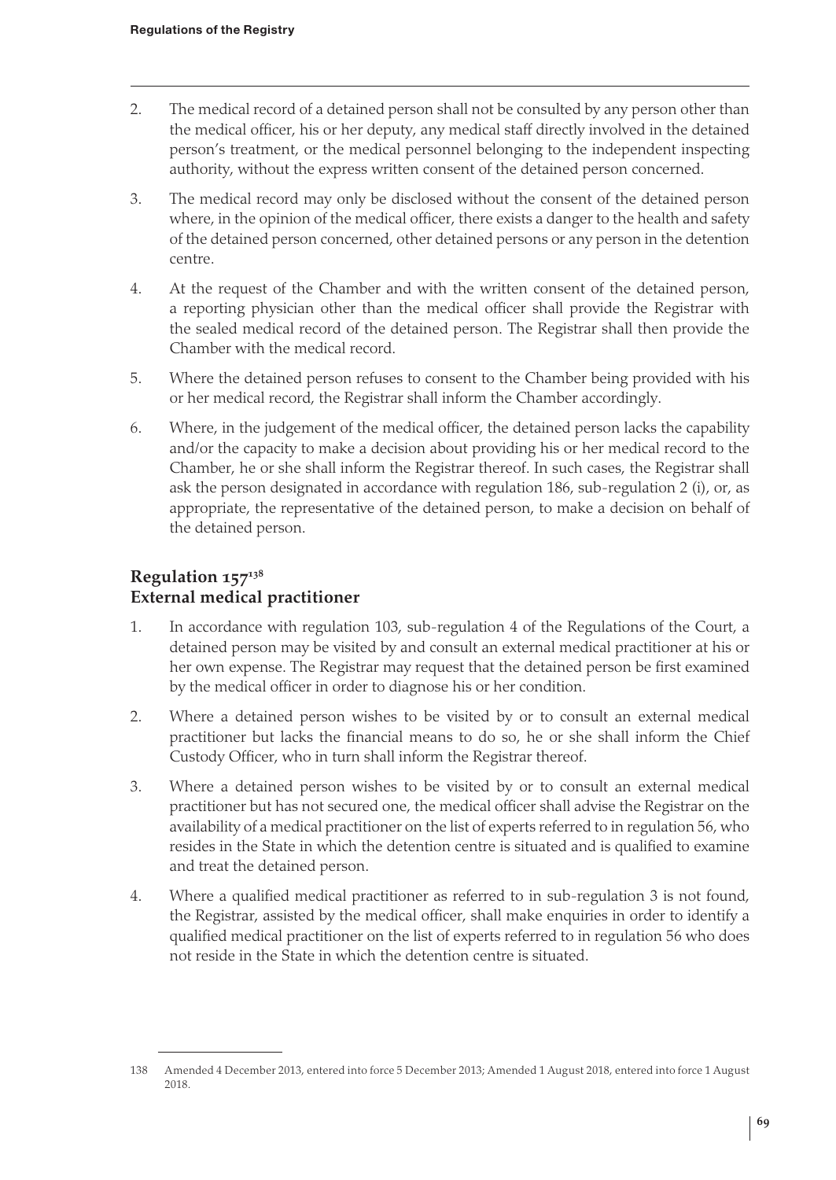2. The medical record of a detained person shall not be consulted by any person other than the medical officer, his or her deputy, any medical staff directly involved in the detained person's treatment, or the medical personnel belonging to the independent inspecting authority, without the express written consent of the detained person concerned.

3. The medical record may only be disclosed without the consent of the detained person where, in the opinion of the medical officer, there exists a danger to the health and safety of the detained person concerned, other detained persons or any person in the detention centre.

4. At the request of the Chamber and with the written consent of the detained person, a reporting physician other than the medical officer shall provide the Registrar with the sealed medical record of the detained person. The Registrar shall then provide the Chamber with the medical record.

5. Where the detained person refuses to consent to the Chamber being provided with his or her medical record, the Registrar shall inform the Chamber accordingly.

6. Where, in the judgement of the medical officer, the detained person lacks the capability and/or the capacity to make a decision about providing his or her medical record to the Chamber, he or she shall inform the Registrar thereof. In such cases, the Registrar shall ask the person designated in accordance with regulation 186, sub-regulation 2 (i), or, as appropriate, the representative of the detained person, to make a decision on behalf of the detained person.

## Regulation 157[138]
## External medical practitioner

1. In accordance with regulation 103, sub-regulation 4 of the Regulations of the Court, a detained person may be visited by and consult an external medical practitioner at his or her own expense. The Registrar may request that the detained person be first examined by the medical officer in order to diagnose his or her condition.

2. Where a detained person wishes to be visited by or to consult an external medical practitioner but lacks the financial means to do so, he or she shall inform the Chief Custody Officer, who in turn shall inform the Registrar thereof.

3. Where a detained person wishes to be visited by or to consult an external medical practitioner but has not secured one, the medical officer shall advise the Registrar on the availability of a medical practitioner on the list of experts referred to in regulation 56, who resides in the State in which the detention centre is situated and is qualified to examine and treat the detained person.

4. Where a qualified medical practitioner as referred to in sub-regulation 3 is not found, the Registrar, assisted by the medical officer, shall make enquiries in order to identify a qualified medical practitioner on the list of experts referred to in regulation 56 who does not reside in the State in which the detention centre is situated.

---

138 Amended 4 December 2013, entered into force 5 December 2013; Amended 1 August 2018, entered into force 1 August 2018.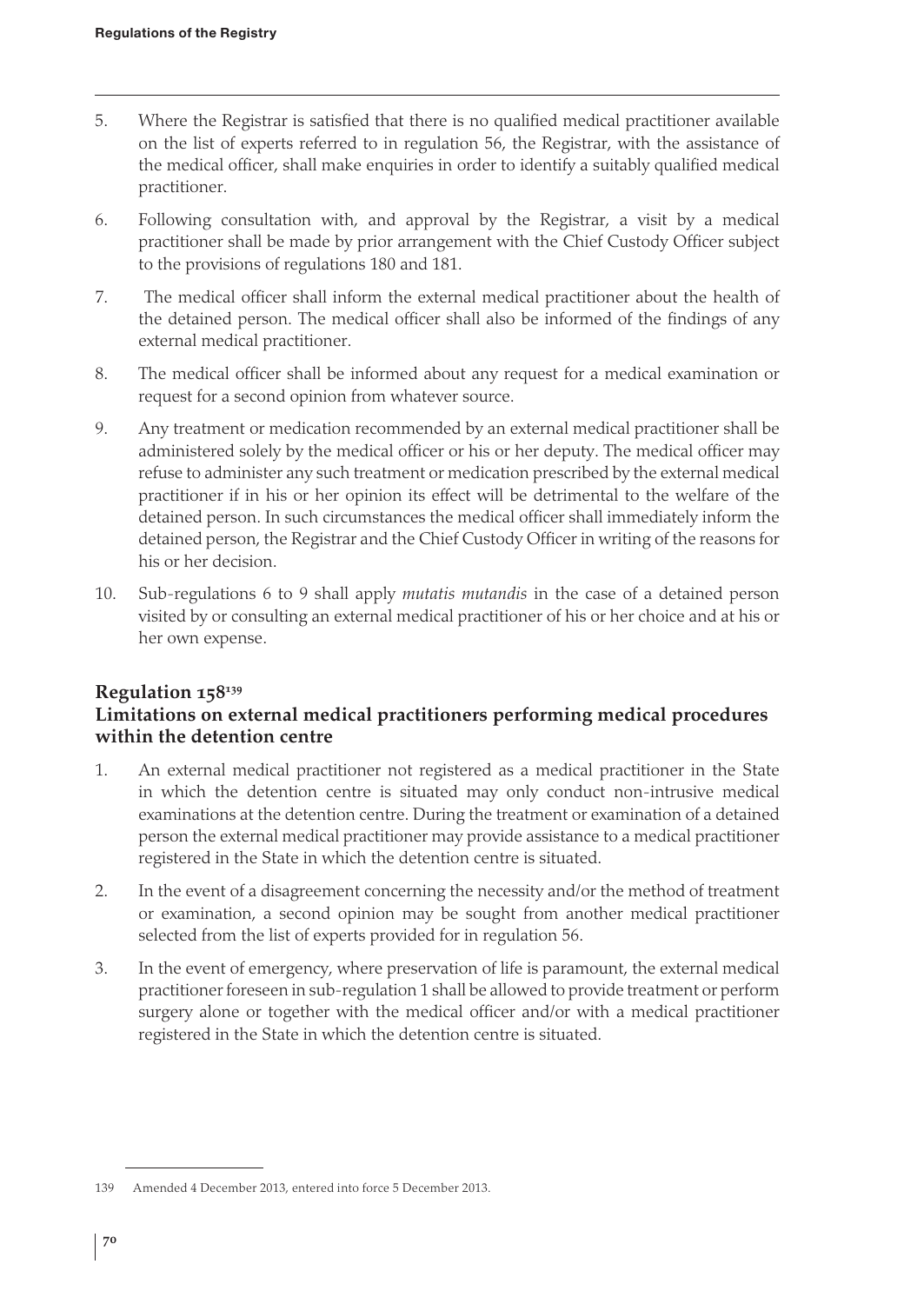5. Where the Registrar is satisfied that there is no qualified medical practitioner available on the list of experts referred to in regulation 56, the Registrar, with the assistance of the medical officer, shall make enquiries in order to identify a suitably qualified medical practitioner.

6. Following consultation with, and approval by the Registrar, a visit by a medical practitioner shall be made by prior arrangement with the Chief Custody Officer subject to the provisions of regulations 180 and 181.

7. The medical officer shall inform the external medical practitioner about the health of the detained person. The medical officer shall also be informed of the findings of any external medical practitioner.

8. The medical officer shall be informed about any request for a medical examination or request for a second opinion from whatever source.

9. Any treatment or medication recommended by an external medical practitioner shall be administered solely by the medical officer or his or her deputy. The medical officer may refuse to administer any such treatment or medication prescribed by the external medical practitioner if in his or her opinion its effect will be detrimental to the welfare of the detained person. In such circumstances the medical officer shall immediately inform the detained person, the Registrar and the Chief Custody Officer in writing of the reasons for his or her decision.

10. Sub-regulations 6 to 9 shall apply *mutatis mutandis* in the case of a detained person visited by or consulting an external medical practitioner of his or her choice and at his or her own expense.

## Regulation 158[139]

## Limitations on external medical practitioners performing medical procedures within the detention centre

1. An external medical practitioner not registered as a medical practitioner in the State in which the detention centre is situated may only conduct non-intrusive medical examinations at the detention centre. During the treatment or examination of a detained person the external medical practitioner may provide assistance to a medical practitioner registered in the State in which the detention centre is situated.

2. In the event of a disagreement concerning the necessity and/or the method of treatment or examination, a second opinion may be sought from another medical practitioner selected from the list of experts provided for in regulation 56.

3. In the event of emergency, where preservation of life is paramount, the external medical practitioner foreseen in sub-regulation 1 shall be allowed to provide treatment or perform surgery alone or together with the medical officer and/or with a medical practitioner registered in the State in which the detention centre is situated.

---

139 Amended 4 December 2013, entered into force 5 December 2013.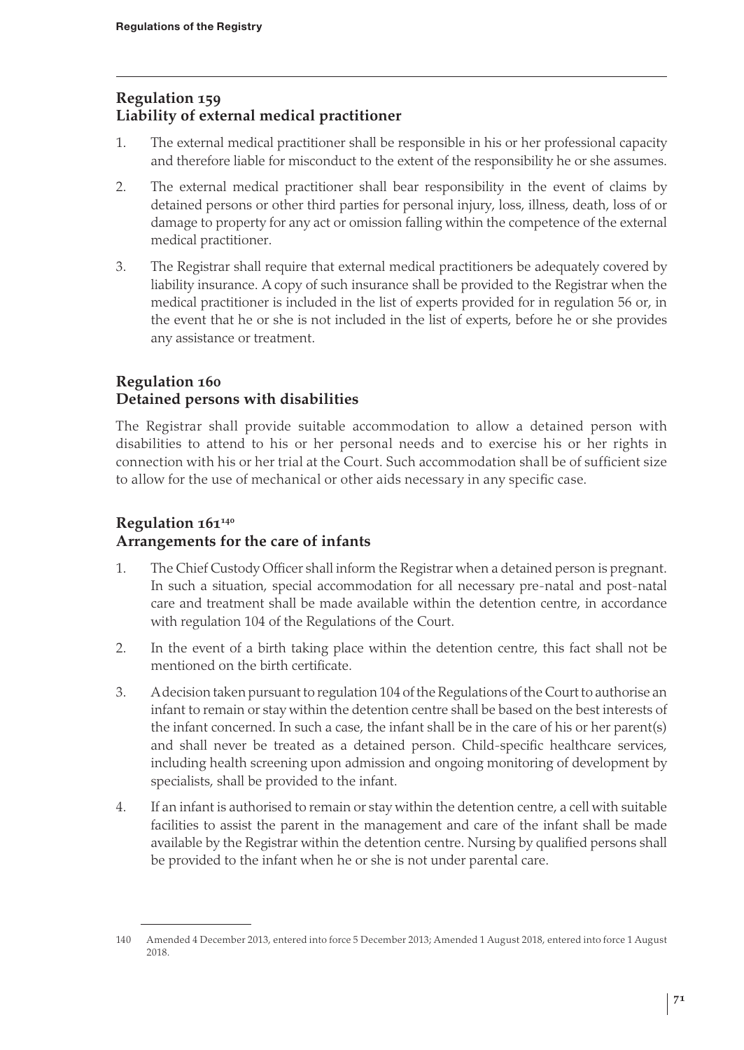## Regulation 159
## Liability of external medical practitioner

1. The external medical practitioner shall be responsible in his or her professional capacity and therefore liable for misconduct to the extent of the responsibility he or she assumes.
2. The external medical practitioner shall bear responsibility in the event of claims by detained persons or other third parties for personal injury, loss, illness, death, loss of or damage to property for any act or omission falling within the competence of the external medical practitioner.
3. The Registrar shall require that external medical practitioners be adequately covered by liability insurance. A copy of such insurance shall be provided to the Registrar when the medical practitioner is included in the list of experts provided for in regulation 56 or, in the event that he or she is not included in the list of experts, before he or she provides any assistance or treatment.

## Regulation 160
## Detained persons with disabilities

The Registrar shall provide suitable accommodation to allow a detained person with disabilities to attend to his or her personal needs and to exercise his or her rights in connection with his or her trial at the Court. Such accommodation shall be of sufficient size to allow for the use of mechanical or other aids necessary in any specific case.

## Regulation 161[140]
## Arrangements for the care of infants

1. The Chief Custody Officer shall inform the Registrar when a detained person is pregnant. In such a situation, special accommodation for all necessary pre-natal and post-natal care and treatment shall be made available within the detention centre, in accordance with regulation 104 of the Regulations of the Court.
2. In the event of a birth taking place within the detention centre, this fact shall not be mentioned on the birth certificate.
3. A decision taken pursuant to regulation 104 of the Regulations of the Court to authorise an infant to remain or stay within the detention centre shall be based on the best interests of the infant concerned. In such a case, the infant shall be in the care of his or her parent(s) and shall never be treated as a detained person. Child-specific healthcare services, including health screening upon admission and ongoing monitoring of development by specialists, shall be provided to the infant.
4. If an infant is authorised to remain or stay within the detention centre, a cell with suitable facilities to assist the parent in the management and care of the infant shall be made available by the Registrar within the detention centre. Nursing by qualified persons shall be provided to the infant when he or she is not under parental care.

---

140 Amended 4 December 2013, entered into force 5 December 2013; Amended 1 August 2018, entered into force 1 August 2018.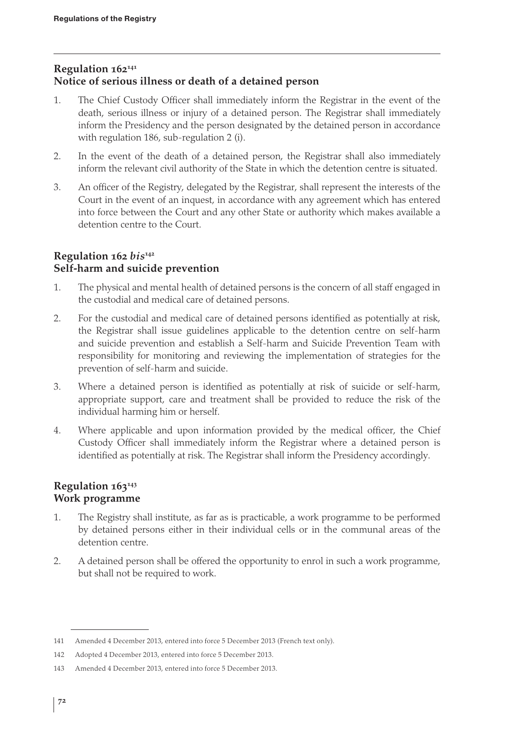## Regulation 162[141]
## Notice of serious illness or death of a detained person

1. The Chief Custody Officer shall immediately inform the Registrar in the event of the death, serious illness or injury of a detained person. The Registrar shall immediately inform the Presidency and the person designated by the detained person in accordance with regulation 186, sub-regulation 2 (i).
2. In the event of the death of a detained person, the Registrar shall also immediately inform the relevant civil authority of the State in which the detention centre is situated.
3. An officer of the Registry, delegated by the Registrar, shall represent the interests of the Court in the event of an inquest, in accordance with any agreement which has entered into force between the Court and any other State or authority which makes available a detention centre to the Court.

## Regulation 162 *bis*[142]
## Self-harm and suicide prevention

1. The physical and mental health of detained persons is the concern of all staff engaged in the custodial and medical care of detained persons.
2. For the custodial and medical care of detained persons identified as potentially at risk, the Registrar shall issue guidelines applicable to the detention centre on self-harm and suicide prevention and establish a Self-harm and Suicide Prevention Team with responsibility for monitoring and reviewing the implementation of strategies for the prevention of self-harm and suicide.
3. Where a detained person is identified as potentially at risk of suicide or self-harm, appropriate support, care and treatment shall be provided to reduce the risk of the individual harming him or herself.
4. Where applicable and upon information provided by the medical officer, the Chief Custody Officer shall immediately inform the Registrar where a detained person is identified as potentially at risk. The Registrar shall inform the Presidency accordingly.

## Regulation 163[143]
## Work programme

1. The Registry shall institute, as far as is practicable, a work programme to be performed by detained persons either in their individual cells or in the communal areas of the detention centre.
2. A detained person shall be offered the opportunity to enrol in such a work programme, but shall not be required to work.

---

141 Amended 4 December 2013, entered into force 5 December 2013 (French text only).

142 Adopted 4 December 2013, entered into force 5 December 2013.

143 Amended 4 December 2013, entered into force 5 December 2013.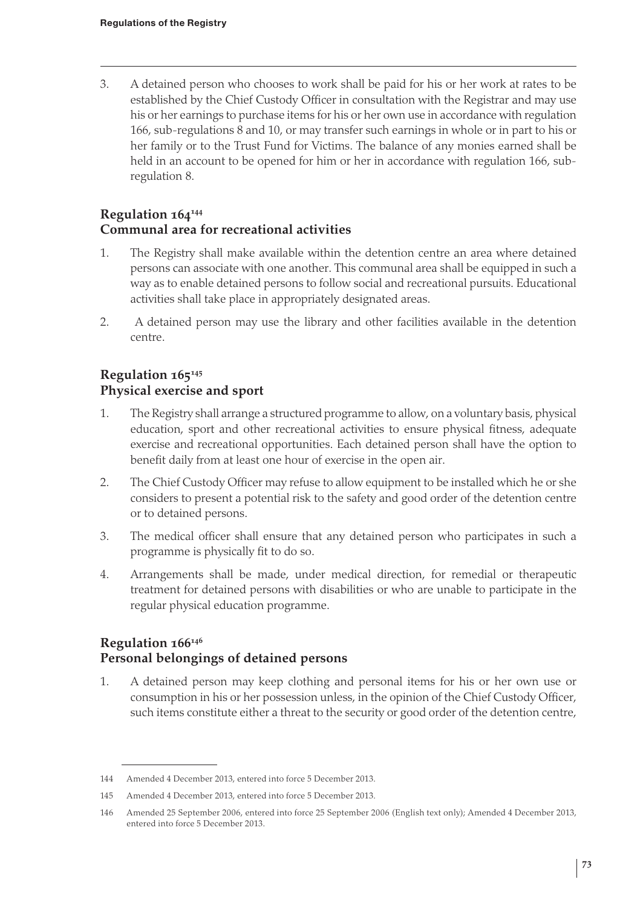3. A detained person who chooses to work shall be paid for his or her work at rates to be established by the Chief Custody Officer in consultation with the Registrar and may use his or her earnings to purchase items for his or her own use in accordance with regulation 166, sub-regulations 8 and 10, or may transfer such earnings in whole or in part to his or her family or to the Trust Fund for Victims. The balance of any monies earned shall be held in an account to be opened for him or her in accordance with regulation 166, sub-regulation 8.

## Regulation 164[144]
## Communal area for recreational activities

1. The Registry shall make available within the detention centre an area where detained persons can associate with one another. This communal area shall be equipped in such a way as to enable detained persons to follow social and recreational pursuits. Educational activities shall take place in appropriately designated areas.
2. A detained person may use the library and other facilities available in the detention centre.

## Regulation 165[145]
## Physical exercise and sport

1. The Registry shall arrange a structured programme to allow, on a voluntary basis, physical education, sport and other recreational activities to ensure physical fitness, adequate exercise and recreational opportunities. Each detained person shall have the option to benefit daily from at least one hour of exercise in the open air.
2. The Chief Custody Officer may refuse to allow equipment to be installed which he or she considers to present a potential risk to the safety and good order of the detention centre or to detained persons.
3. The medical officer shall ensure that any detained person who participates in such a programme is physically fit to do so.
4. Arrangements shall be made, under medical direction, for remedial or therapeutic treatment for detained persons with disabilities or who are unable to participate in the regular physical education programme.

## Regulation 166[146]
## Personal belongings of detained persons

1. A detained person may keep clothing and personal items for his or her own use or consumption in his or her possession unless, in the opinion of the Chief Custody Officer, such items constitute either a threat to the security or good order of the detention centre,

---

144 Amended 4 December 2013, entered into force 5 December 2013.

145 Amended 4 December 2013, entered into force 5 December 2013.

146 Amended 25 September 2006, entered into force 25 September 2006 (English text only); Amended 4 December 2013, entered into force 5 December 2013.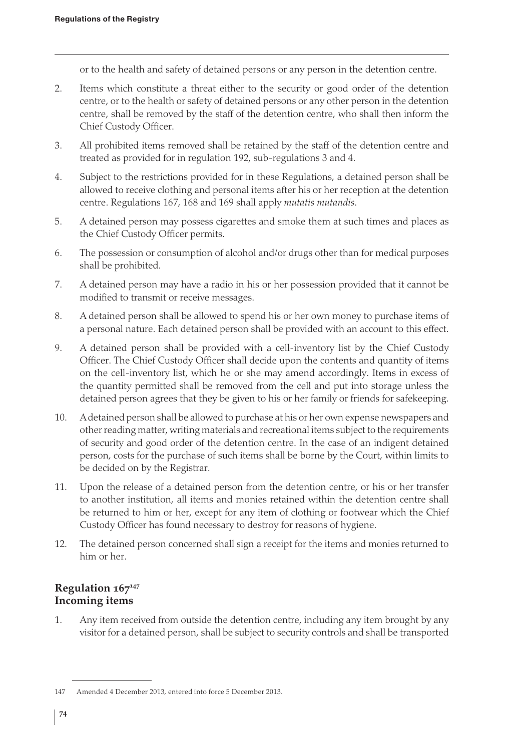or to the health and safety of detained persons or any person in the detention centre.

2. Items which constitute a threat either to the security or good order of the detention centre, or to the health or safety of detained persons or any other person in the detention centre, shall be removed by the staff of the detention centre, who shall then inform the Chief Custody Officer.

3. All prohibited items removed shall be retained by the staff of the detention centre and treated as provided for in regulation 192, sub-regulations 3 and 4.

4. Subject to the restrictions provided for in these Regulations, a detained person shall be allowed to receive clothing and personal items after his or her reception at the detention centre. Regulations 167, 168 and 169 shall apply *mutatis mutandis*.

5. A detained person may possess cigarettes and smoke them at such times and places as the Chief Custody Officer permits.

6. The possession or consumption of alcohol and/or drugs other than for medical purposes shall be prohibited.

7. A detained person may have a radio in his or her possession provided that it cannot be modified to transmit or receive messages.

8. A detained person shall be allowed to spend his or her own money to purchase items of a personal nature. Each detained person shall be provided with an account to this effect.

9. A detained person shall be provided with a cell-inventory list by the Chief Custody Officer. The Chief Custody Officer shall decide upon the contents and quantity of items on the cell-inventory list, which he or she may amend accordingly. Items in excess of the quantity permitted shall be removed from the cell and put into storage unless the detained person agrees that they be given to his or her family or friends for safekeeping.

10. A detained person shall be allowed to purchase at his or her own expense newspapers and other reading matter, writing materials and recreational items subject to the requirements of security and good order of the detention centre. In the case of an indigent detained person, costs for the purchase of such items shall be borne by the Court, within limits to be decided on by the Registrar.

11. Upon the release of a detained person from the detention centre, or his or her transfer to another institution, all items and monies retained within the detention centre shall be returned to him or her, except for any item of clothing or footwear which the Chief Custody Officer has found necessary to destroy for reasons of hygiene.

12. The detained person concerned shall sign a receipt for the items and monies returned to him or her.

### Regulation 167[147]
### Incoming items

1. Any item received from outside the detention centre, including any item brought by any visitor for a detained person, shall be subject to security controls and shall be transported

---

147 Amended 4 December 2013, entered into force 5 December 2013.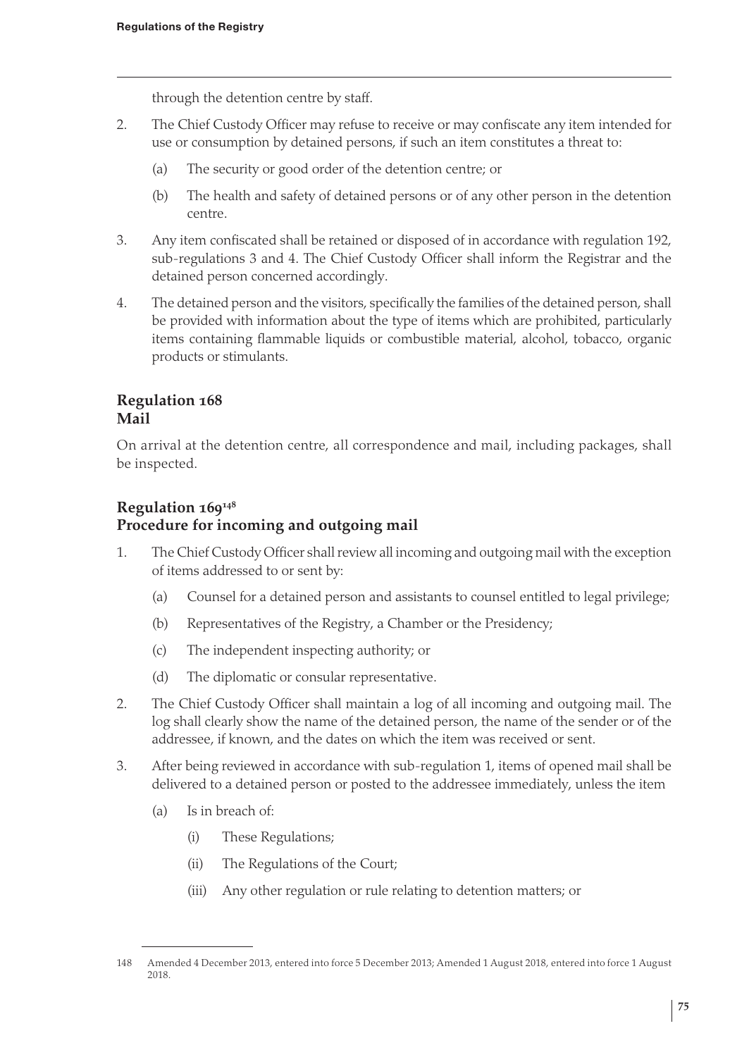through the detention centre by staff.

2. The Chief Custody Officer may refuse to receive or may confiscate any item intended for use or consumption by detained persons, if such an item constitutes a threat to:

   (a) The security or good order of the detention centre; or

   (b) The health and safety of detained persons or of any other person in the detention centre.

3. Any item confiscated shall be retained or disposed of in accordance with regulation 192, sub-regulations 3 and 4. The Chief Custody Officer shall inform the Registrar and the detained person concerned accordingly.

4. The detained person and the visitors, specifically the families of the detained person, shall be provided with information about the type of items which are prohibited, particularly items containing flammable liquids or combustible material, alcohol, tobacco, organic products or stimulants.

### Regulation 168
### Mail

On arrival at the detention centre, all correspondence and mail, including packages, shall be inspected.

### Regulation 169[148]
### Procedure for incoming and outgoing mail

1. The Chief Custody Officer shall review all incoming and outgoing mail with the exception of items addressed to or sent by:

   (a) Counsel for a detained person and assistants to counsel entitled to legal privilege;

   (b) Representatives of the Registry, a Chamber or the Presidency;

   (c) The independent inspecting authority; or

   (d) The diplomatic or consular representative.

2. The Chief Custody Officer shall maintain a log of all incoming and outgoing mail. The log shall clearly show the name of the detained person, the name of the sender or of the addressee, if known, and the dates on which the item was received or sent.

3. After being reviewed in accordance with sub-regulation 1, items of opened mail shall be delivered to a detained person or posted to the addressee immediately, unless the item

   (a) Is in breach of:

      (i) These Regulations;

      (ii) The Regulations of the Court;

      (iii) Any other regulation or rule relating to detention matters; or

---

148 Amended 4 December 2013, entered into force 5 December 2013; Amended 1 August 2018, entered into force 1 August 2018.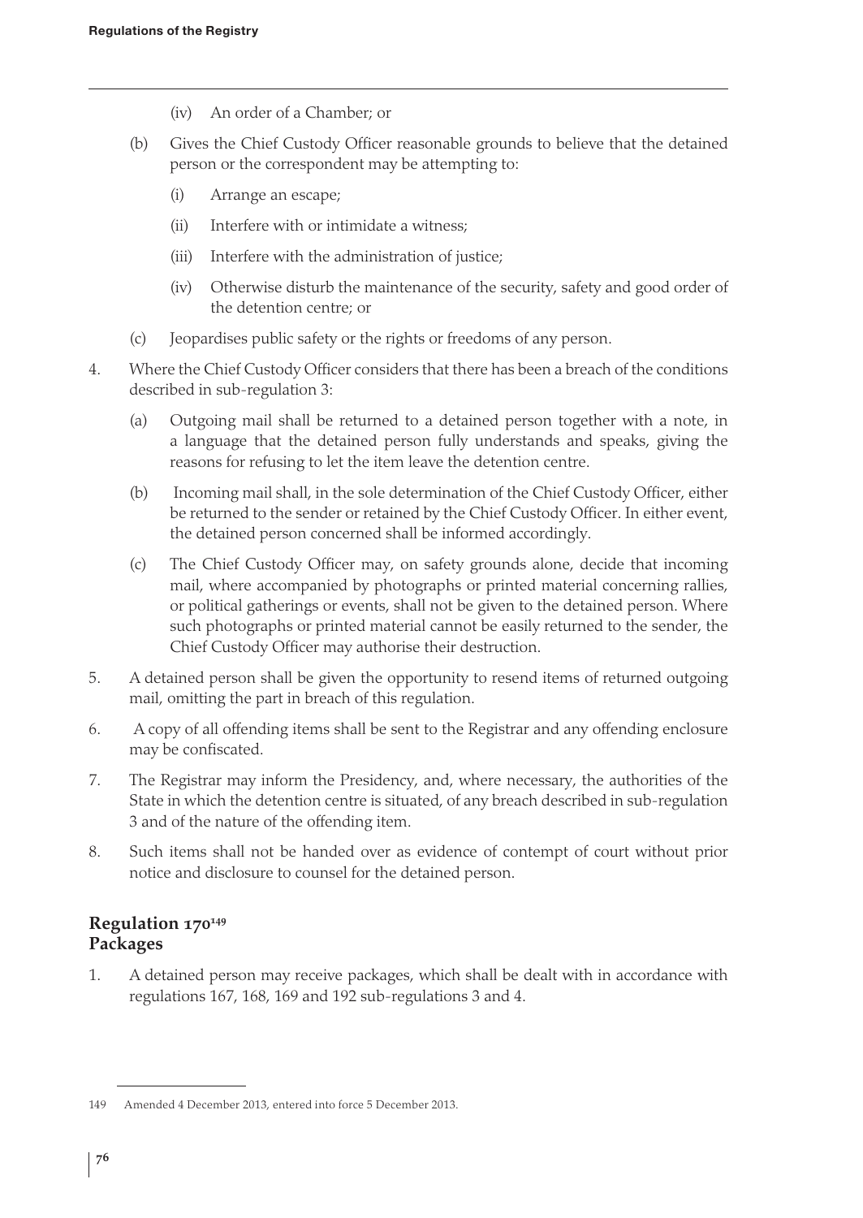(iv) An order of a Chamber; or

(b) Gives the Chief Custody Officer reasonable grounds to believe that the detained person or the correspondent may be attempting to:

   (i) Arrange an escape;

   (ii) Interfere with or intimidate a witness;

   (iii) Interfere with the administration of justice;

   (iv) Otherwise disturb the maintenance of the security, safety and good order of the detention centre; or

(c) Jeopardises public safety or the rights or freedoms of any person.

4. Where the Chief Custody Officer considers that there has been a breach of the conditions described in sub-regulation 3:

   (a) Outgoing mail shall be returned to a detained person together with a note, in a language that the detained person fully understands and speaks, giving the reasons for refusing to let the item leave the detention centre.

   (b) Incoming mail shall, in the sole determination of the Chief Custody Officer, either be returned to the sender or retained by the Chief Custody Officer. In either event, the detained person concerned shall be informed accordingly.

   (c) The Chief Custody Officer may, on safety grounds alone, decide that incoming mail, where accompanied by photographs or printed material concerning rallies, or political gatherings or events, shall not be given to the detained person. Where such photographs or printed material cannot be easily returned to the sender, the Chief Custody Officer may authorise their destruction.

5. A detained person shall be given the opportunity to resend items of returned outgoing mail, omitting the part in breach of this regulation.

6. A copy of all offending items shall be sent to the Registrar and any offending enclosure may be confiscated.

7. The Registrar may inform the Presidency, and, where necessary, the authorities of the State in which the detention centre is situated, of any breach described in sub-regulation 3 and of the nature of the offending item.

8. Such items shall not be handed over as evidence of contempt of court without prior notice and disclosure to counsel for the detained person.

## Regulation 170[149]
## Packages

1. A detained person may receive packages, which shall be dealt with in accordance with regulations 167, 168, 169 and 192 sub-regulations 3 and 4.

---

149 Amended 4 December 2013, entered into force 5 December 2013.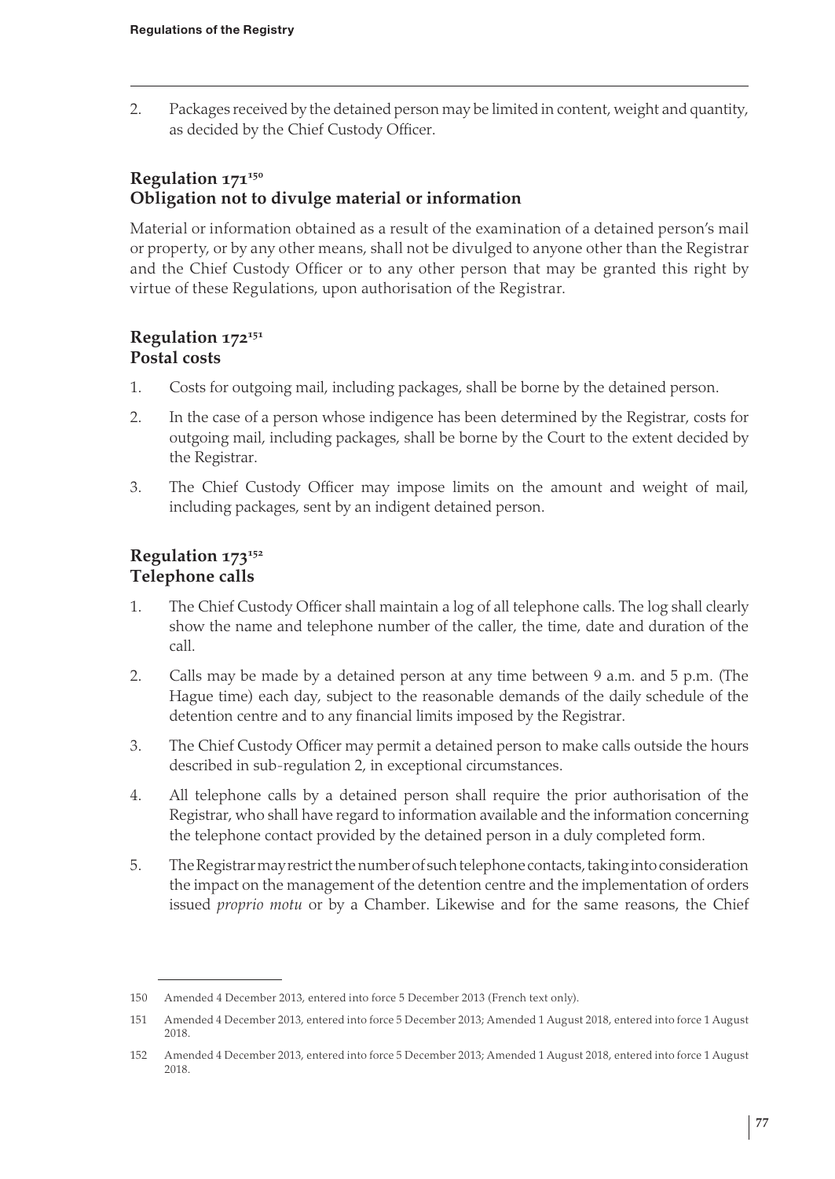2. Packages received by the detained person may be limited in content, weight and quantity, as decided by the Chief Custody Officer.

## Regulation 171[150]
## Obligation not to divulge material or information

Material or information obtained as a result of the examination of a detained person's mail or property, or by any other means, shall not be divulged to anyone other than the Registrar and the Chief Custody Officer or to any other person that may be granted this right by virtue of these Regulations, upon authorisation of the Registrar.

## Regulation 172[151]
## Postal costs

1. Costs for outgoing mail, including packages, shall be borne by the detained person.
2. In the case of a person whose indigence has been determined by the Registrar, costs for outgoing mail, including packages, shall be borne by the Court to the extent decided by the Registrar.
3. The Chief Custody Officer may impose limits on the amount and weight of mail, including packages, sent by an indigent detained person.

## Regulation 173[152]
## Telephone calls

1. The Chief Custody Officer shall maintain a log of all telephone calls. The log shall clearly show the name and telephone number of the caller, the time, date and duration of the call.
2. Calls may be made by a detained person at any time between 9 a.m. and 5 p.m. (The Hague time) each day, subject to the reasonable demands of the daily schedule of the detention centre and to any financial limits imposed by the Registrar.
3. The Chief Custody Officer may permit a detained person to make calls outside the hours described in sub-regulation 2, in exceptional circumstances.
4. All telephone calls by a detained person shall require the prior authorisation of the Registrar, who shall have regard to information available and the information concerning the telephone contact provided by the detained person in a duly completed form.
5. The Registrar may restrict the number of such telephone contacts, taking into consideration the impact on the management of the detention centre and the implementation of orders issued *proprio motu* or by a Chamber. Likewise and for the same reasons, the Chief

---

150 Amended 4 December 2013, entered into force 5 December 2013 (French text only).

151 Amended 4 December 2013, entered into force 5 December 2013; Amended 1 August 2018, entered into force 1 August 2018.

152 Amended 4 December 2013, entered into force 5 December 2013; Amended 1 August 2018, entered into force 1 August 2018.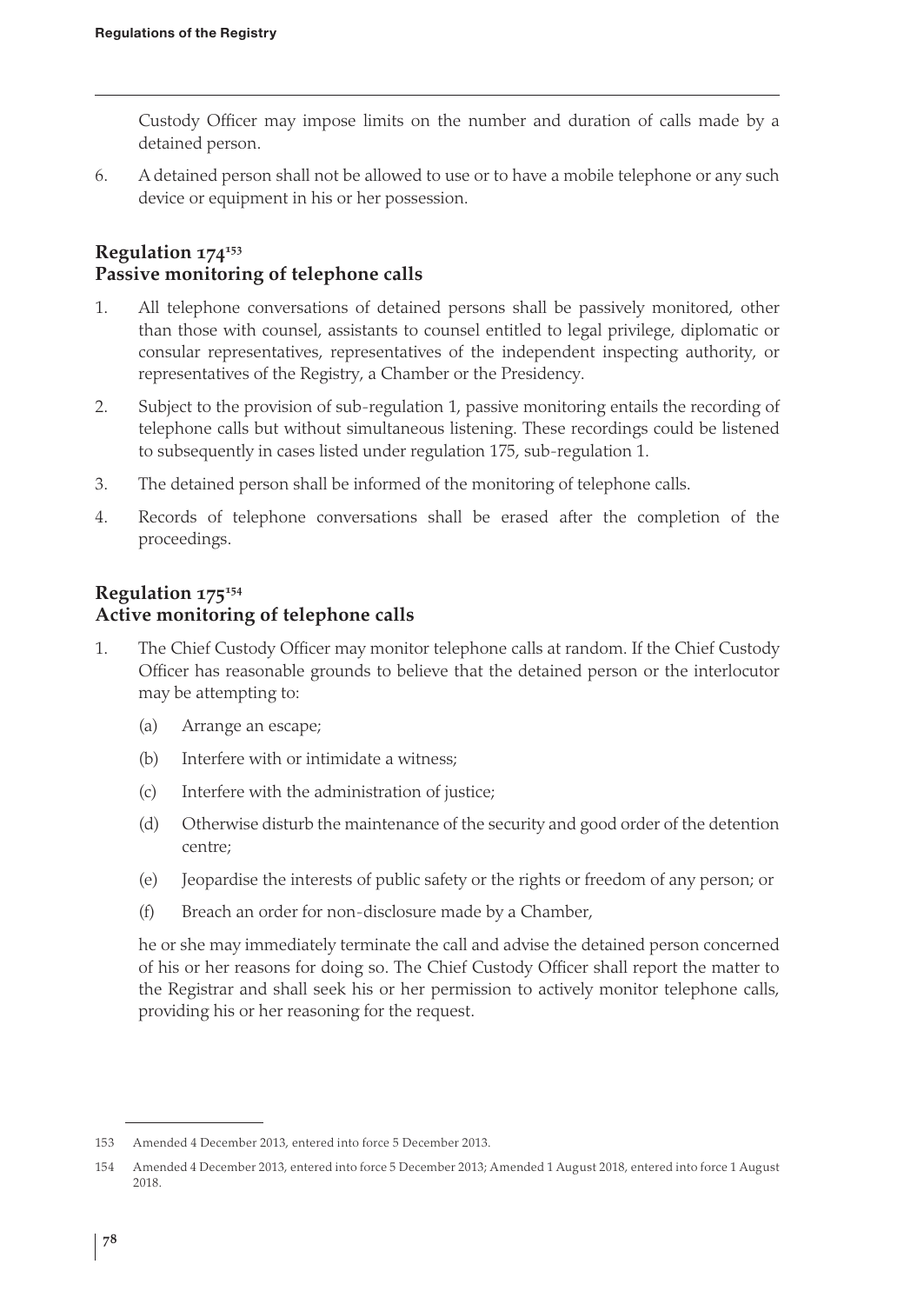Custody Officer may impose limits on the number and duration of calls made by a detained person.

6. A detained person shall not be allowed to use or to have a mobile telephone or any such device or equipment in his or her possession.

### Regulation 174[153]
### Passive monitoring of telephone calls

1. All telephone conversations of detained persons shall be passively monitored, other than those with counsel, assistants to counsel entitled to legal privilege, diplomatic or consular representatives, representatives of the independent inspecting authority, or representatives of the Registry, a Chamber or the Presidency.
2. Subject to the provision of sub-regulation 1, passive monitoring entails the recording of telephone calls but without simultaneous listening. These recordings could be listened to subsequently in cases listed under regulation 175, sub-regulation 1.
3. The detained person shall be informed of the monitoring of telephone calls.
4. Records of telephone conversations shall be erased after the completion of the proceedings.

### Regulation 175[154]
### Active monitoring of telephone calls

1. The Chief Custody Officer may monitor telephone calls at random. If the Chief Custody Officer has reasonable grounds to believe that the detained person or the interlocutor may be attempting to:
   (a) Arrange an escape;
   (b) Interfere with or intimidate a witness;
   (c) Interfere with the administration of justice;
   (d) Otherwise disturb the maintenance of the security and good order of the detention centre;
   (e) Jeopardise the interests of public safety or the rights or freedom of any person; or
   (f) Breach an order for non-disclosure made by a Chamber,

   he or she may immediately terminate the call and advise the detained person concerned of his or her reasons for doing so. The Chief Custody Officer shall report the matter to the Registrar and shall seek his or her permission to actively monitor telephone calls, providing his or her reasoning for the request.

---

153 Amended 4 December 2013, entered into force 5 December 2013.

154 Amended 4 December 2013, entered into force 5 December 2013; Amended 1 August 2018, entered into force 1 August 2018.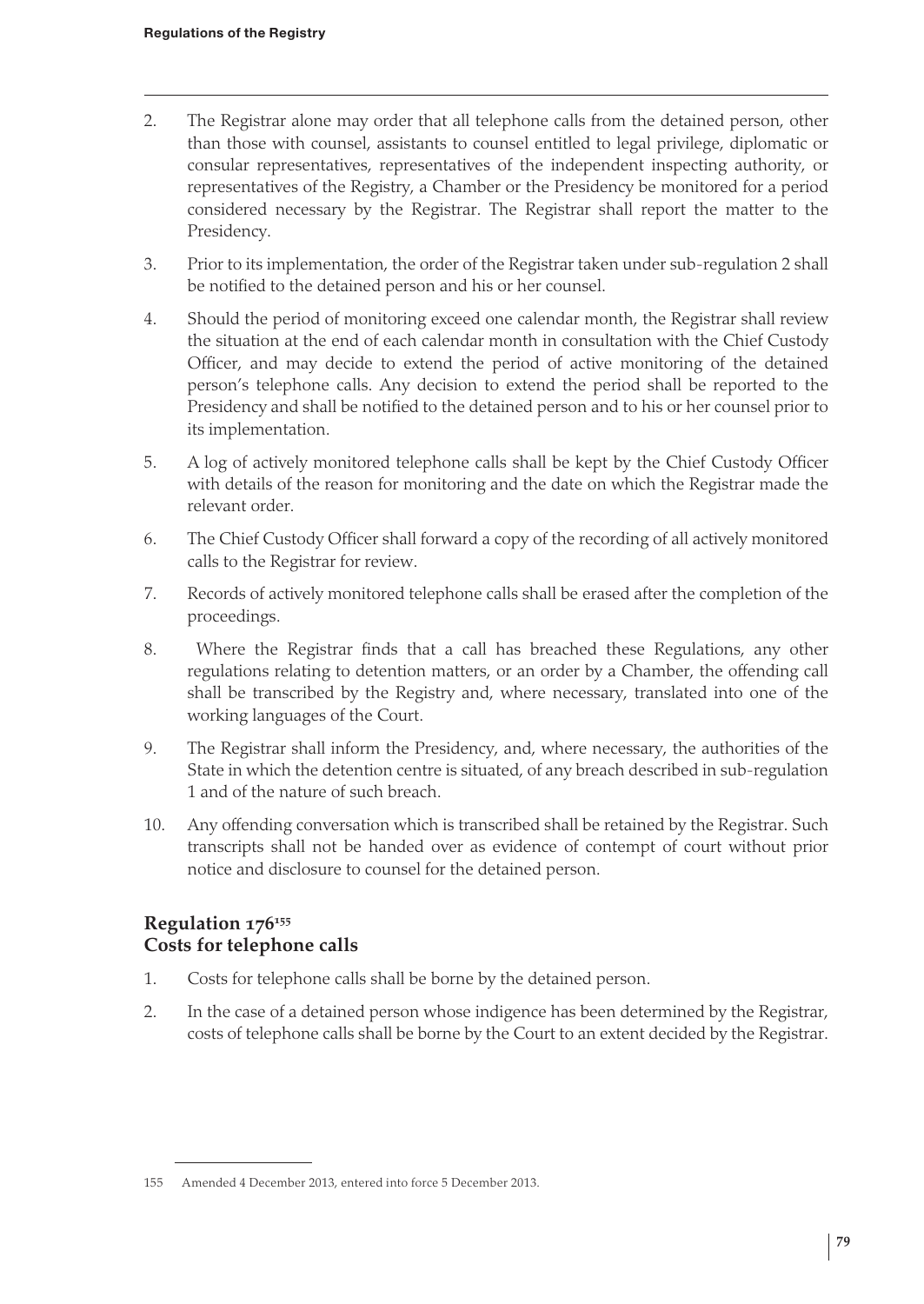2. The Registrar alone may order that all telephone calls from the detained person, other than those with counsel, assistants to counsel entitled to legal privilege, diplomatic or consular representatives, representatives of the independent inspecting authority, or representatives of the Registry, a Chamber or the Presidency be monitored for a period considered necessary by the Registrar. The Registrar shall report the matter to the Presidency.

3. Prior to its implementation, the order of the Registrar taken under sub-regulation 2 shall be notified to the detained person and his or her counsel.

4. Should the period of monitoring exceed one calendar month, the Registrar shall review the situation at the end of each calendar month in consultation with the Chief Custody Officer, and may decide to extend the period of active monitoring of the detained person's telephone calls. Any decision to extend the period shall be reported to the Presidency and shall be notified to the detained person and to his or her counsel prior to its implementation.

5. A log of actively monitored telephone calls shall be kept by the Chief Custody Officer with details of the reason for monitoring and the date on which the Registrar made the relevant order.

6. The Chief Custody Officer shall forward a copy of the recording of all actively monitored calls to the Registrar for review.

7. Records of actively monitored telephone calls shall be erased after the completion of the proceedings.

8. Where the Registrar finds that a call has breached these Regulations, any other regulations relating to detention matters, or an order by a Chamber, the offending call shall be transcribed by the Registry and, where necessary, translated into one of the working languages of the Court.

9. The Registrar shall inform the Presidency, and, where necessary, the authorities of the State in which the detention centre is situated, of any breach described in sub-regulation 1 and of the nature of such breach.

10. Any offending conversation which is transcribed shall be retained by the Registrar. Such transcripts shall not be handed over as evidence of contempt of court without prior notice and disclosure to counsel for the detained person.

## Regulation 176[155]
## Costs for telephone calls

1. Costs for telephone calls shall be borne by the detained person.

2. In the case of a detained person whose indigence has been determined by the Registrar, costs of telephone calls shall be borne by the Court to an extent decided by the Registrar.

155 Amended 4 December 2013, entered into force 5 December 2013.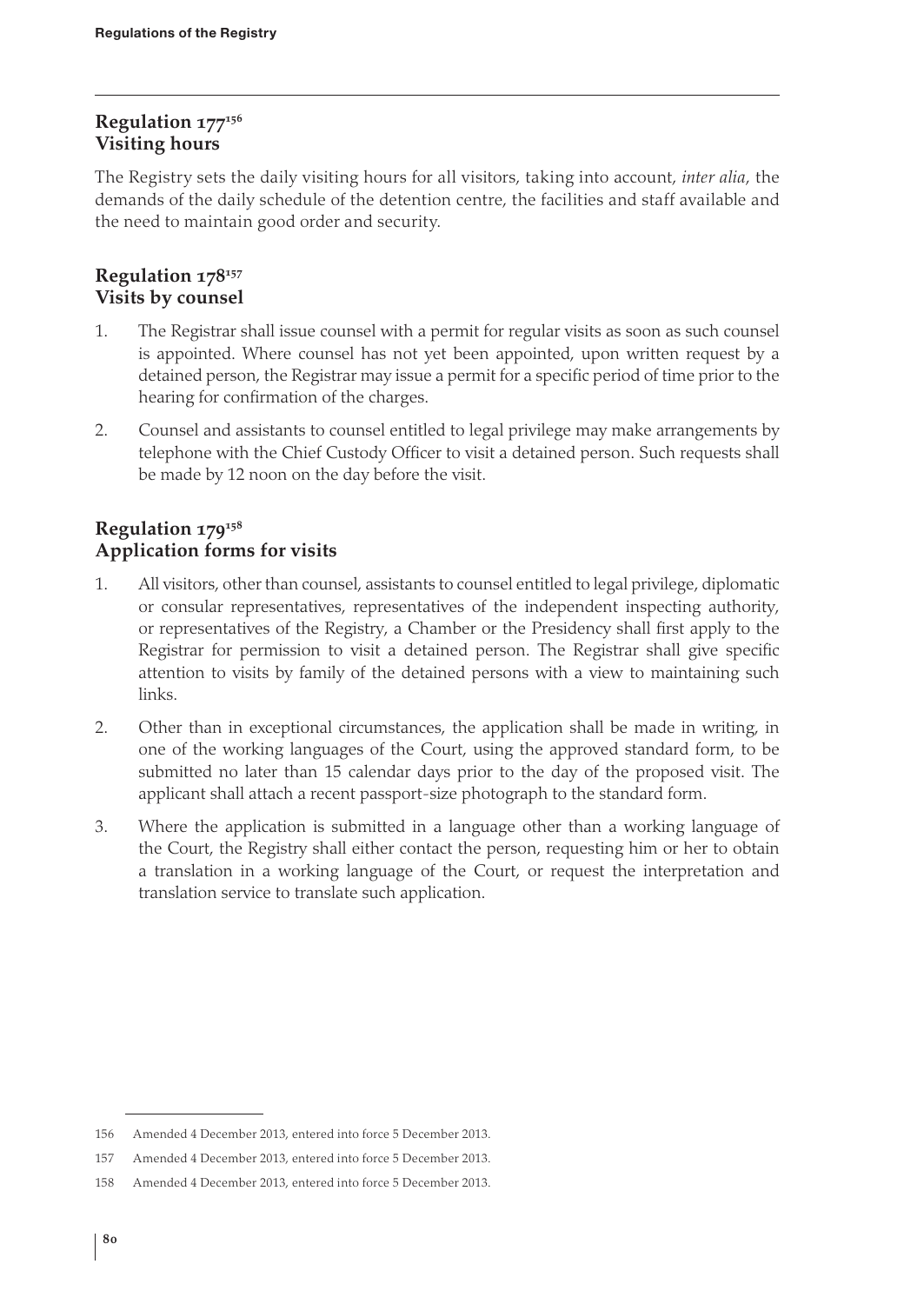## Regulation 177[156]
## Visiting hours

The Registry sets the daily visiting hours for all visitors, taking into account, *inter alia*, the demands of the daily schedule of the detention centre, the facilities and staff available and the need to maintain good order and security.

## Regulation 178[157]
## Visits by counsel

1. The Registrar shall issue counsel with a permit for regular visits as soon as such counsel is appointed. Where counsel has not yet been appointed, upon written request by a detained person, the Registrar may issue a permit for a specific period of time prior to the hearing for confirmation of the charges.

2. Counsel and assistants to counsel entitled to legal privilege may make arrangements by telephone with the Chief Custody Officer to visit a detained person. Such requests shall be made by 12 noon on the day before the visit.

## Regulation 179[158]
## Application forms for visits

1. All visitors, other than counsel, assistants to counsel entitled to legal privilege, diplomatic or consular representatives, representatives of the independent inspecting authority, or representatives of the Registry, a Chamber or the Presidency shall first apply to the Registrar for permission to visit a detained person. The Registrar shall give specific attention to visits by family of the detained persons with a view to maintaining such links.

2. Other than in exceptional circumstances, the application shall be made in writing, in one of the working languages of the Court, using the approved standard form, to be submitted no later than 15 calendar days prior to the day of the proposed visit. The applicant shall attach a recent passport-size photograph to the standard form.

3. Where the application is submitted in a language other than a working language of the Court, the Registry shall either contact the person, requesting him or her to obtain a translation in a working language of the Court, or request the interpretation and translation service to translate such application.

---

156 Amended 4 December 2013, entered into force 5 December 2013.

157 Amended 4 December 2013, entered into force 5 December 2013.

158 Amended 4 December 2013, entered into force 5 December 2013.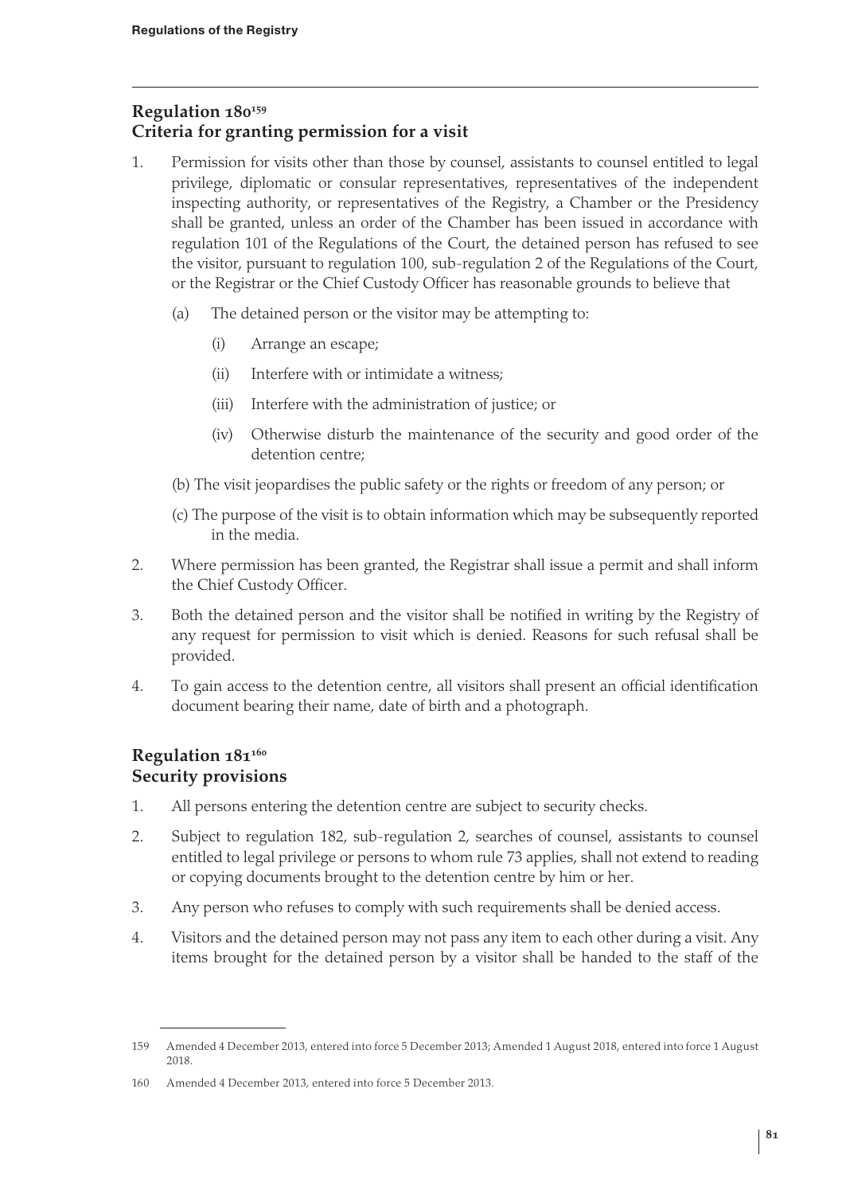## Regulation 180[159]
## Criteria for granting permission for a visit

1. Permission for visits other than those by counsel, assistants to counsel entitled to legal privilege, diplomatic or consular representatives, representatives of the independent inspecting authority, or representatives of the Registry, a Chamber or the Presidency shall be granted, unless an order of the Chamber has been issued in accordance with regulation 101 of the Regulations of the Court, the detained person has refused to see the visitor, pursuant to regulation 100, sub-regulation 2 of the Regulations of the Court, or the Registrar or the Chief Custody Officer has reasonable grounds to believe that

   (a) The detained person or the visitor may be attempting to:

   (i) Arrange an escape;

   (ii) Interfere with or intimidate a witness;

   (iii) Interfere with the administration of justice; or

   (iv) Otherwise disturb the maintenance of the security and good order of the detention centre;

   (b) The visit jeopardises the public safety or the rights or freedom of any person; or

   (c) The purpose of the visit is to obtain information which may be subsequently reported in the media.

2. Where permission has been granted, the Registrar shall issue a permit and shall inform the Chief Custody Officer.

3. Both the detained person and the visitor shall be notified in writing by the Registry of any request for permission to visit which is denied. Reasons for such refusal shall be provided.

4. To gain access to the detention centre, all visitors shall present an official identification document bearing their name, date of birth and a photograph.

## Regulation 181[160]
## Security provisions

1. All persons entering the detention centre are subject to security checks.

2. Subject to regulation 182, sub-regulation 2, searches of counsel, assistants to counsel entitled to legal privilege or persons to whom rule 73 applies, shall not extend to reading or copying documents brought to the detention centre by him or her.

3. Any person who refuses to comply with such requirements shall be denied access.

4. Visitors and the detained person may not pass any item to each other during a visit. Any items brought for the detained person by a visitor shall be handed to the staff of the

---

159 Amended 4 December 2013, entered into force 5 December 2013; Amended 1 August 2018, entered into force 1 August 2018.

160 Amended 4 December 2013, entered into force 5 December 2013.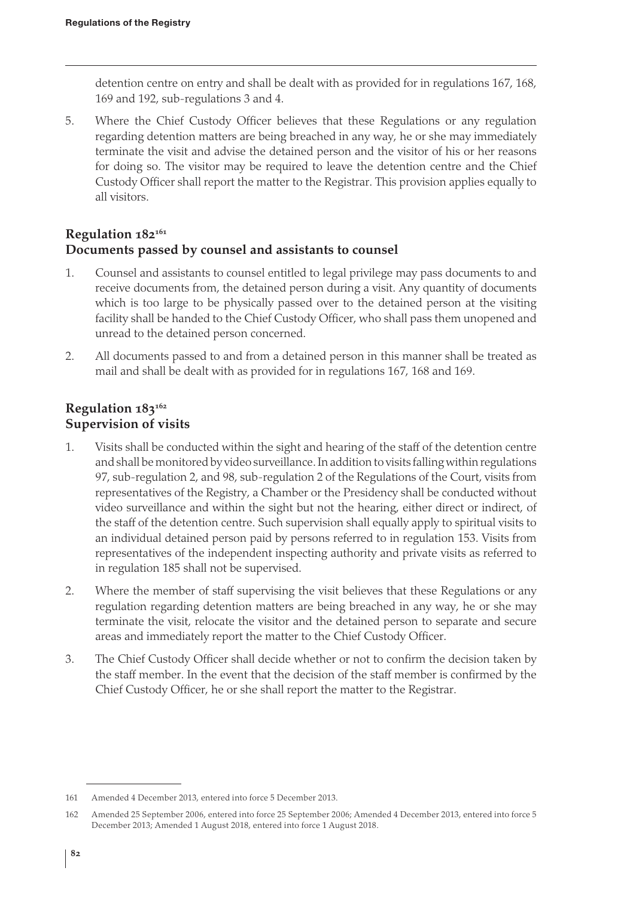detention centre on entry and shall be dealt with as provided for in regulations 167, 168, 169 and 192, sub-regulations 3 and 4.

5. Where the Chief Custody Officer believes that these Regulations or any regulation regarding detention matters are being breached in any way, he or she may immediately terminate the visit and advise the detained person and the visitor of his or her reasons for doing so. The visitor may be required to leave the detention centre and the Chief Custody Officer shall report the matter to the Registrar. This provision applies equally to all visitors.

## Regulation 182[161]
## Documents passed by counsel and assistants to counsel

1. Counsel and assistants to counsel entitled to legal privilege may pass documents to and receive documents from, the detained person during a visit. Any quantity of documents which is too large to be physically passed over to the detained person at the visiting facility shall be handed to the Chief Custody Officer, who shall pass them unopened and unread to the detained person concerned.

2. All documents passed to and from a detained person in this manner shall be treated as mail and shall be dealt with as provided for in regulations 167, 168 and 169.

## Regulation 183[162]
## Supervision of visits

1. Visits shall be conducted within the sight and hearing of the staff of the detention centre and shall be monitored by video surveillance. In addition to visits falling within regulations 97, sub-regulation 2, and 98, sub-regulation 2 of the Regulations of the Court, visits from representatives of the Registry, a Chamber or the Presidency shall be conducted without video surveillance and within the sight but not the hearing, either direct or indirect, of the staff of the detention centre. Such supervision shall equally apply to spiritual visits to an individual detained person paid by persons referred to in regulation 153. Visits from representatives of the independent inspecting authority and private visits as referred to in regulation 185 shall not be supervised.

2. Where the member of staff supervising the visit believes that these Regulations or any regulation regarding detention matters are being breached in any way, he or she may terminate the visit, relocate the visitor and the detained person to separate and secure areas and immediately report the matter to the Chief Custody Officer.

3. The Chief Custody Officer shall decide whether or not to confirm the decision taken by the staff member. In the event that the decision of the staff member is confirmed by the Chief Custody Officer, he or she shall report the matter to the Registrar.

---

161 Amended 4 December 2013, entered into force 5 December 2013.

162 Amended 25 September 2006, entered into force 25 September 2006; Amended 4 December 2013, entered into force 5 December 2013; Amended 1 August 2018, entered into force 1 August 2018.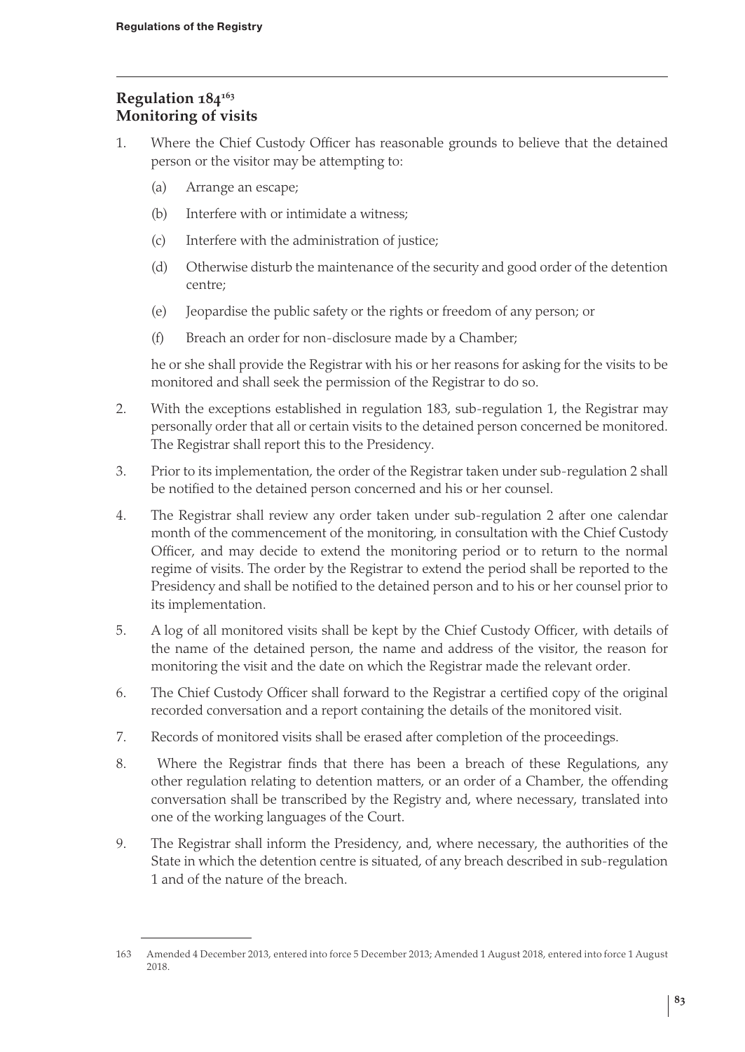## Regulation 184[163]
## Monitoring of visits

1. Where the Chief Custody Officer has reasonable grounds to believe that the detained person or the visitor may be attempting to:

   (a) Arrange an escape;

   (b) Interfere with or intimidate a witness;

   (c) Interfere with the administration of justice;

   (d) Otherwise disturb the maintenance of the security and good order of the detention centre;

   (e) Jeopardise the public safety or the rights or freedom of any person; or

   (f) Breach an order for non-disclosure made by a Chamber;

   he or she shall provide the Registrar with his or her reasons for asking for the visits to be monitored and shall seek the permission of the Registrar to do so.

2. With the exceptions established in regulation 183, sub-regulation 1, the Registrar may personally order that all or certain visits to the detained person concerned be monitored. The Registrar shall report this to the Presidency.

3. Prior to its implementation, the order of the Registrar taken under sub-regulation 2 shall be notified to the detained person concerned and his or her counsel.

4. The Registrar shall review any order taken under sub-regulation 2 after one calendar month of the commencement of the monitoring, in consultation with the Chief Custody Officer, and may decide to extend the monitoring period or to return to the normal regime of visits. The order by the Registrar to extend the period shall be reported to the Presidency and shall be notified to the detained person and to his or her counsel prior to its implementation.

5. A log of all monitored visits shall be kept by the Chief Custody Officer, with details of the name of the detained person, the name and address of the visitor, the reason for monitoring the visit and the date on which the Registrar made the relevant order.

6. The Chief Custody Officer shall forward to the Registrar a certified copy of the original recorded conversation and a report containing the details of the monitored visit.

7. Records of monitored visits shall be erased after completion of the proceedings.

8. Where the Registrar finds that there has been a breach of these Regulations, any other regulation relating to detention matters, or an order of a Chamber, the offending conversation shall be transcribed by the Registry and, where necessary, translated into one of the working languages of the Court.

9. The Registrar shall inform the Presidency, and, where necessary, the authorities of the State in which the detention centre is situated, of any breach described in sub-regulation 1 and of the nature of the breach.

---

163 Amended 4 December 2013, entered into force 5 December 2013; Amended 1 August 2018, entered into force 1 August 2018.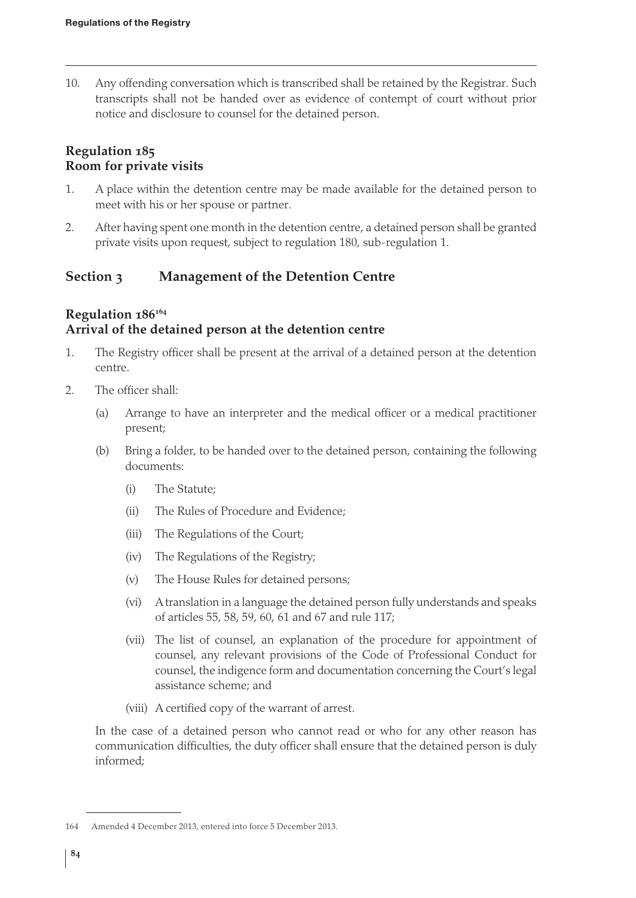10. Any offending conversation which is transcribed shall be retained by the Registrar. Such transcripts shall not be handed over as evidence of contempt of court without prior notice and disclosure to counsel for the detained person.

### Regulation 185
### Room for private visits

1. A place within the detention centre may be made available for the detained person to meet with his or her spouse or partner.

2. After having spent one month in the detention centre, a detained person shall be granted private visits upon request, subject to regulation 180, sub-regulation 1.

## Section 3 Management of the Detention Centre

### Regulation 186[164]
### Arrival of the detained person at the detention centre

1. The Registry officer shall be present at the arrival of a detained person at the detention centre.

2. The officer shall:

   (a) Arrange to have an interpreter and the medical officer or a medical practitioner present;

   (b) Bring a folder, to be handed over to the detained person, containing the following documents:

      (i) The Statute;

      (ii) The Rules of Procedure and Evidence;

      (iii) The Regulations of the Court;

      (iv) The Regulations of the Registry;

      (v) The House Rules for detained persons;

      (vi) A translation in a language the detained person fully understands and speaks of articles 55, 58, 59, 60, 61 and 67 and rule 117;

      (vii) The list of counsel, an explanation of the procedure for appointment of counsel, any relevant provisions of the Code of Professional Conduct for counsel, the indigence form and documentation concerning the Court's legal assistance scheme; and

      (viii) A certified copy of the warrant of arrest.

   In the case of a detained person who cannot read or who for any other reason has communication difficulties, the duty officer shall ensure that the detained person is duly informed;

---

164 Amended 4 December 2013, entered into force 5 December 2013.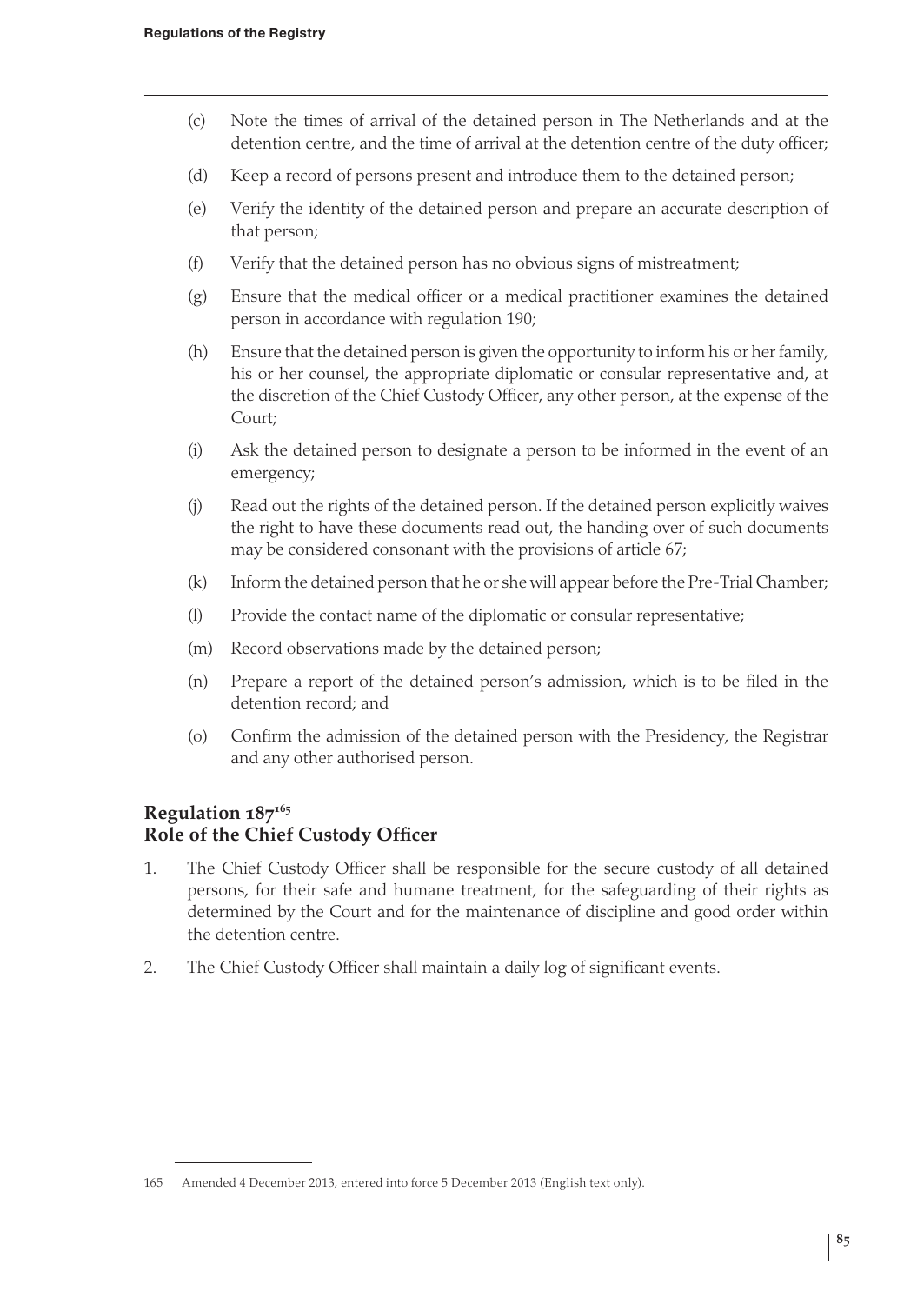(c) Note the times of arrival of the detained person in The Netherlands and at the detention centre, and the time of arrival at the detention centre of the duty officer;

(d) Keep a record of persons present and introduce them to the detained person;

(e) Verify the identity of the detained person and prepare an accurate description of that person;

(f) Verify that the detained person has no obvious signs of mistreatment;

(g) Ensure that the medical officer or a medical practitioner examines the detained person in accordance with regulation 190;

(h) Ensure that the detained person is given the opportunity to inform his or her family, his or her counsel, the appropriate diplomatic or consular representative and, at the discretion of the Chief Custody Officer, any other person, at the expense of the Court;

(i) Ask the detained person to designate a person to be informed in the event of an emergency;

(j) Read out the rights of the detained person. If the detained person explicitly waives the right to have these documents read out, the handing over of such documents may be considered consonant with the provisions of article 67;

(k) Inform the detained person that he or she will appear before the Pre-Trial Chamber;

(l) Provide the contact name of the diplomatic or consular representative;

(m) Record observations made by the detained person;

(n) Prepare a report of the detained person's admission, which is to be filed in the detention record; and

(o) Confirm the admission of the detained person with the Presidency, the Registrar and any other authorised person.

## Regulation 187[165]
## Role of the Chief Custody Officer

1. The Chief Custody Officer shall be responsible for the secure custody of all detained persons, for their safe and humane treatment, for the safeguarding of their rights as determined by the Court and for the maintenance of discipline and good order within the detention centre.

2. The Chief Custody Officer shall maintain a daily log of significant events.

---

165 Amended 4 December 2013, entered into force 5 December 2013 (English text only).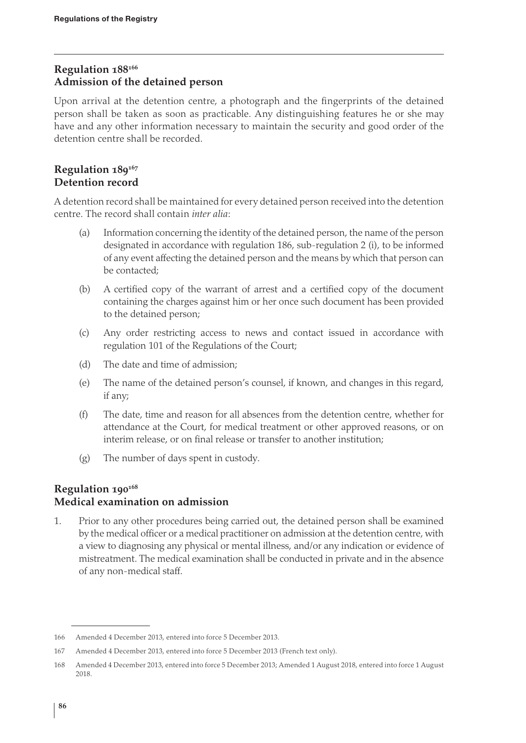## Regulation 188[166]
## Admission of the detained person

Upon arrival at the detention centre, a photograph and the fingerprints of the detained person shall be taken as soon as practicable. Any distinguishing features he or she may have and any other information necessary to maintain the security and good order of the detention centre shall be recorded.

## Regulation 189[167]
## Detention record

A detention record shall be maintained for every detained person received into the detention centre. The record shall contain *inter alia*:

(a) Information concerning the identity of the detained person, the name of the person designated in accordance with regulation 186, sub-regulation 2 (i), to be informed of any event affecting the detained person and the means by which that person can be contacted;

(b) A certified copy of the warrant of arrest and a certified copy of the document containing the charges against him or her once such document has been provided to the detained person;

(c) Any order restricting access to news and contact issued in accordance with regulation 101 of the Regulations of the Court;

(d) The date and time of admission;

(e) The name of the detained person's counsel, if known, and changes in this regard, if any;

(f) The date, time and reason for all absences from the detention centre, whether for attendance at the Court, for medical treatment or other approved reasons, or on interim release, or on final release or transfer to another institution;

(g) The number of days spent in custody.

## Regulation 190[168]
## Medical examination on admission

1. Prior to any other procedures being carried out, the detained person shall be examined by the medical officer or a medical practitioner on admission at the detention centre, with a view to diagnosing any physical or mental illness, and/or any indication or evidence of mistreatment. The medical examination shall be conducted in private and in the absence of any non-medical staff.

---

166 Amended 4 December 2013, entered into force 5 December 2013.

167 Amended 4 December 2013, entered into force 5 December 2013 (French text only).

168 Amended 4 December 2013, entered into force 5 December 2013; Amended 1 August 2018, entered into force 1 August 2018.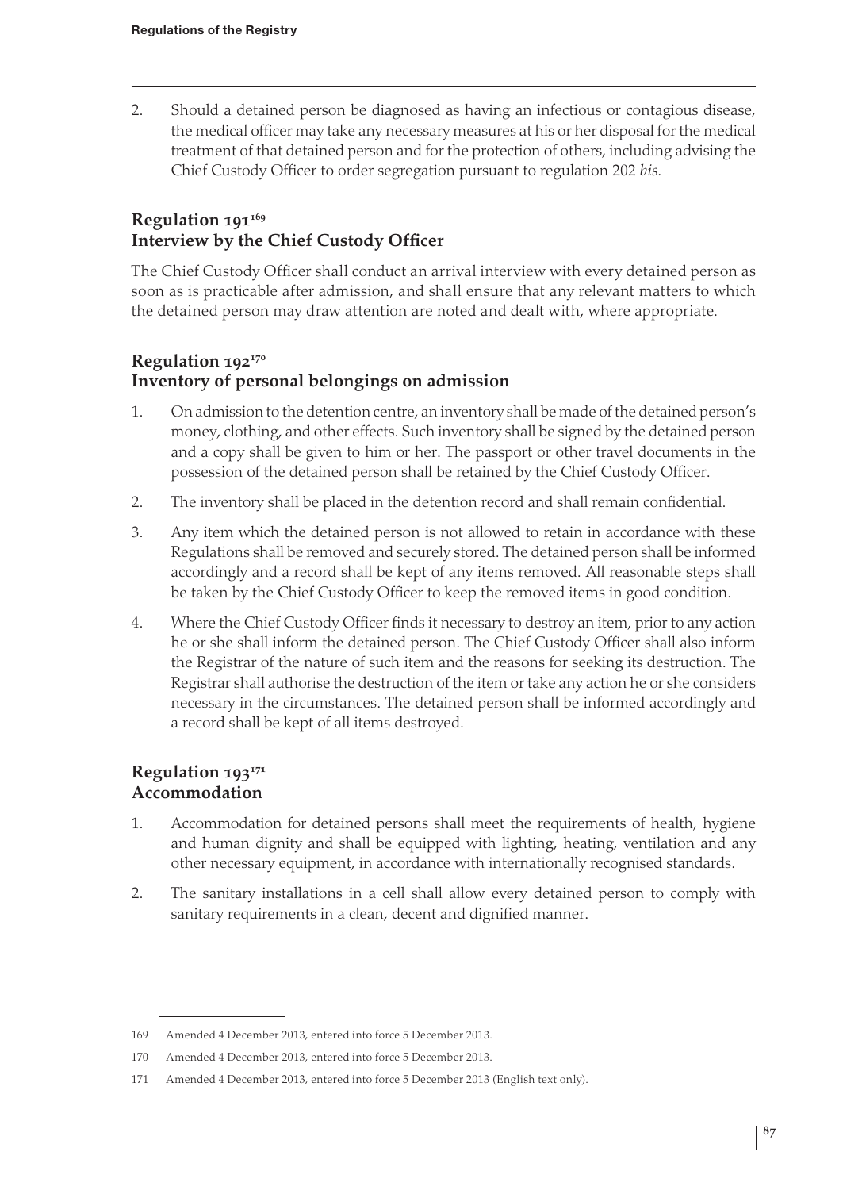2. Should a detained person be diagnosed as having an infectious or contagious disease, the medical officer may take any necessary measures at his or her disposal for the medical treatment of that detained person and for the protection of others, including advising the Chief Custody Officer to order segregation pursuant to regulation 202 *bis*.

## Regulation 191[169]
## Interview by the Chief Custody Officer

The Chief Custody Officer shall conduct an arrival interview with every detained person as soon as is practicable after admission, and shall ensure that any relevant matters to which the detained person may draw attention are noted and dealt with, where appropriate.

## Regulation 192[170]
## Inventory of personal belongings on admission

1. On admission to the detention centre, an inventory shall be made of the detained person's money, clothing, and other effects. Such inventory shall be signed by the detained person and a copy shall be given to him or her. The passport or other travel documents in the possession of the detained person shall be retained by the Chief Custody Officer.
2. The inventory shall be placed in the detention record and shall remain confidential.
3. Any item which the detained person is not allowed to retain in accordance with these Regulations shall be removed and securely stored. The detained person shall be informed accordingly and a record shall be kept of any items removed. All reasonable steps shall be taken by the Chief Custody Officer to keep the removed items in good condition.
4. Where the Chief Custody Officer finds it necessary to destroy an item, prior to any action he or she shall inform the detained person. The Chief Custody Officer shall also inform the Registrar of the nature of such item and the reasons for seeking its destruction. The Registrar shall authorise the destruction of the item or take any action he or she considers necessary in the circumstances. The detained person shall be informed accordingly and a record shall be kept of all items destroyed.

## Regulation 193[171]
## Accommodation

1. Accommodation for detained persons shall meet the requirements of health, hygiene and human dignity and shall be equipped with lighting, heating, ventilation and any other necessary equipment, in accordance with internationally recognised standards.
2. The sanitary installations in a cell shall allow every detained person to comply with sanitary requirements in a clean, decent and dignified manner.

---

169 Amended 4 December 2013, entered into force 5 December 2013.

170 Amended 4 December 2013, entered into force 5 December 2013.

171 Amended 4 December 2013, entered into force 5 December 2013 (English text only).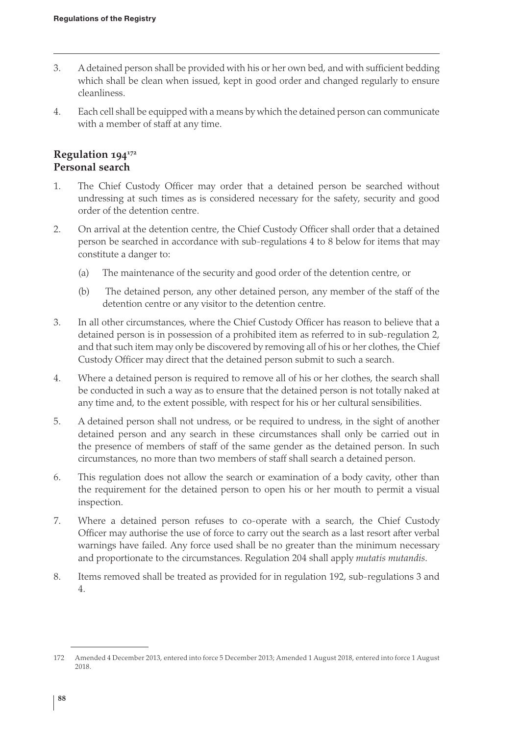3. A detained person shall be provided with his or her own bed, and with sufficient bedding which shall be clean when issued, kept in good order and changed regularly to ensure cleanliness.

4. Each cell shall be equipped with a means by which the detained person can communicate with a member of staff at any time.

## Regulation 194[172]
## Personal search

1. The Chief Custody Officer may order that a detained person be searched without undressing at such times as is considered necessary for the safety, security and good order of the detention centre.

2. On arrival at the detention centre, the Chief Custody Officer shall order that a detained person be searched in accordance with sub-regulations 4 to 8 below for items that may constitute a danger to:

   (a) The maintenance of the security and good order of the detention centre, or

   (b) The detained person, any other detained person, any member of the staff of the detention centre or any visitor to the detention centre.

3. In all other circumstances, where the Chief Custody Officer has reason to believe that a detained person is in possession of a prohibited item as referred to in sub-regulation 2, and that such item may only be discovered by removing all of his or her clothes, the Chief Custody Officer may direct that the detained person submit to such a search.

4. Where a detained person is required to remove all of his or her clothes, the search shall be conducted in such a way as to ensure that the detained person is not totally naked at any time and, to the extent possible, with respect for his or her cultural sensibilities.

5. A detained person shall not undress, or be required to undress, in the sight of another detained person and any search in these circumstances shall only be carried out in the presence of members of staff of the same gender as the detained person. In such circumstances, no more than two members of staff shall search a detained person.

6. This regulation does not allow the search or examination of a body cavity, other than the requirement for the detained person to open his or her mouth to permit a visual inspection.

7. Where a detained person refuses to co-operate with a search, the Chief Custody Officer may authorise the use of force to carry out the search as a last resort after verbal warnings have failed. Any force used shall be no greater than the minimum necessary and proportionate to the circumstances. Regulation 204 shall apply *mutatis mutandis*.

8. Items removed shall be treated as provided for in regulation 192, sub-regulations 3 and 4.

---

172 Amended 4 December 2013, entered into force 5 December 2013; Amended 1 August 2018, entered into force 1 August 2018.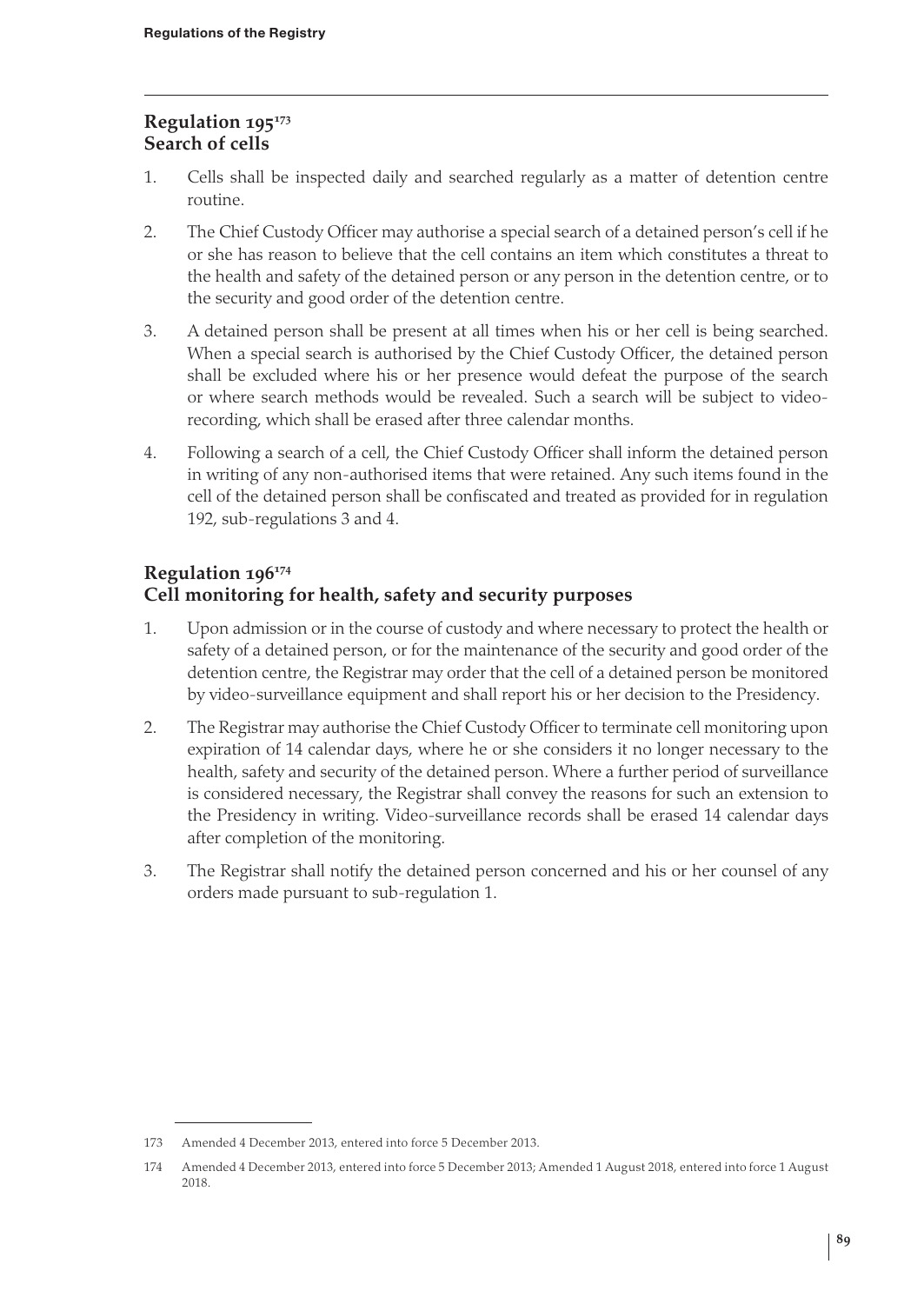## Regulation 195[173]
## Search of cells

1. Cells shall be inspected daily and searched regularly as a matter of detention centre routine.
2. The Chief Custody Officer may authorise a special search of a detained person's cell if he or she has reason to believe that the cell contains an item which constitutes a threat to the health and safety of the detained person or any person in the detention centre, or to the security and good order of the detention centre.
3. A detained person shall be present at all times when his or her cell is being searched. When a special search is authorised by the Chief Custody Officer, the detained person shall be excluded where his or her presence would defeat the purpose of the search or where search methods would be revealed. Such a search will be subject to video-recording, which shall be erased after three calendar months.
4. Following a search of a cell, the Chief Custody Officer shall inform the detained person in writing of any non-authorised items that were retained. Any such items found in the cell of the detained person shall be confiscated and treated as provided for in regulation 192, sub-regulations 3 and 4.

## Regulation 196[174]
## Cell monitoring for health, safety and security purposes

1. Upon admission or in the course of custody and where necessary to protect the health or safety of a detained person, or for the maintenance of the security and good order of the detention centre, the Registrar may order that the cell of a detained person be monitored by video-surveillance equipment and shall report his or her decision to the Presidency.
2. The Registrar may authorise the Chief Custody Officer to terminate cell monitoring upon expiration of 14 calendar days, where he or she considers it no longer necessary to the health, safety and security of the detained person. Where a further period of surveillance is considered necessary, the Registrar shall convey the reasons for such an extension to the Presidency in writing. Video-surveillance records shall be erased 14 calendar days after completion of the monitoring.
3. The Registrar shall notify the detained person concerned and his or her counsel of any orders made pursuant to sub-regulation 1.

---

173 Amended 4 December 2013, entered into force 5 December 2013.

174 Amended 4 December 2013, entered into force 5 December 2013; Amended 1 August 2018, entered into force 1 August 2018.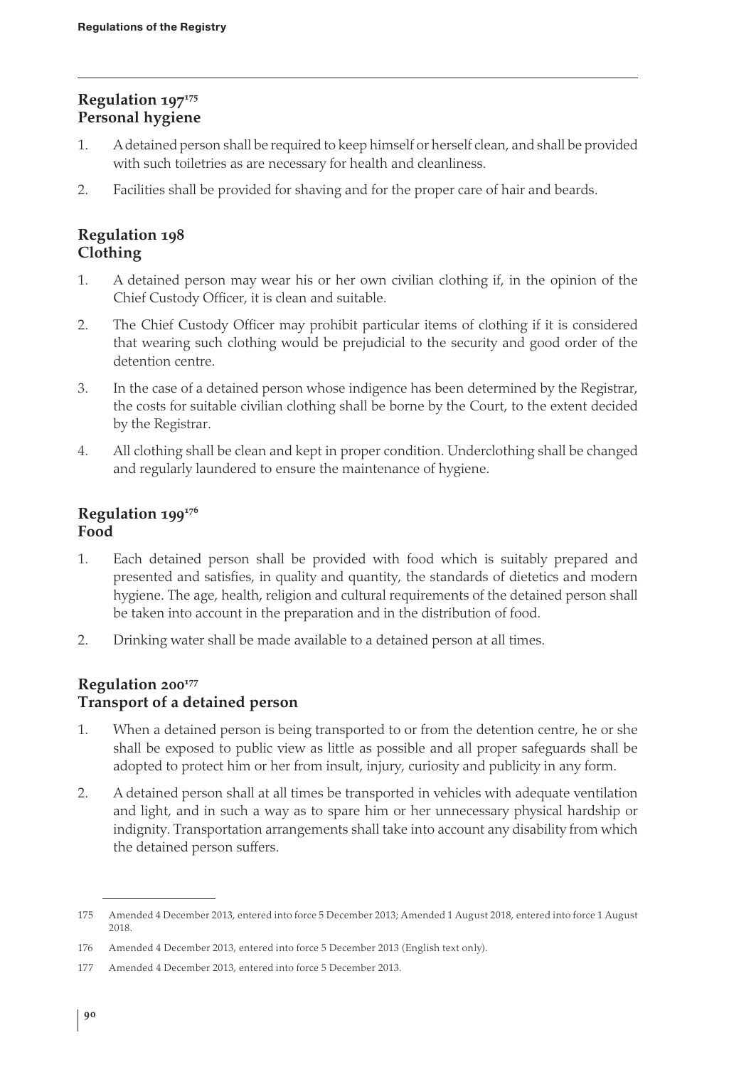## Regulation 197[175]
## Personal hygiene

1. A detained person shall be required to keep himself or herself clean, and shall be provided with such toiletries as are necessary for health and cleanliness.
2. Facilities shall be provided for shaving and for the proper care of hair and beards.

## Regulation 198
## Clothing

1. A detained person may wear his or her own civilian clothing if, in the opinion of the Chief Custody Officer, it is clean and suitable.
2. The Chief Custody Officer may prohibit particular items of clothing if it is considered that wearing such clothing would be prejudicial to the security and good order of the detention centre.
3. In the case of a detained person whose indigence has been determined by the Registrar, the costs for suitable civilian clothing shall be borne by the Court, to the extent decided by the Registrar.
4. All clothing shall be clean and kept in proper condition. Underclothing shall be changed and regularly laundered to ensure the maintenance of hygiene.

## Regulation 199[176]
## Food

1. Each detained person shall be provided with food which is suitably prepared and presented and satisfies, in quality and quantity, the standards of dietetics and modern hygiene. The age, health, religion and cultural requirements of the detained person shall be taken into account in the preparation and in the distribution of food.
2. Drinking water shall be made available to a detained person at all times.

## Regulation 200[177]
## Transport of a detained person

1. When a detained person is being transported to or from the detention centre, he or she shall be exposed to public view as little as possible and all proper safeguards shall be adopted to protect him or her from insult, injury, curiosity and publicity in any form.
2. A detained person shall at all times be transported in vehicles with adequate ventilation and light, and in such a way as to spare him or her unnecessary physical hardship or indignity. Transportation arrangements shall take into account any disability from which the detained person suffers.

---

175 Amended 4 December 2013, entered into force 5 December 2013; Amended 1 August 2018, entered into force 1 August 2018.

176 Amended 4 December 2013, entered into force 5 December 2013 (English text only).

177 Amended 4 December 2013, entered into force 5 December 2013.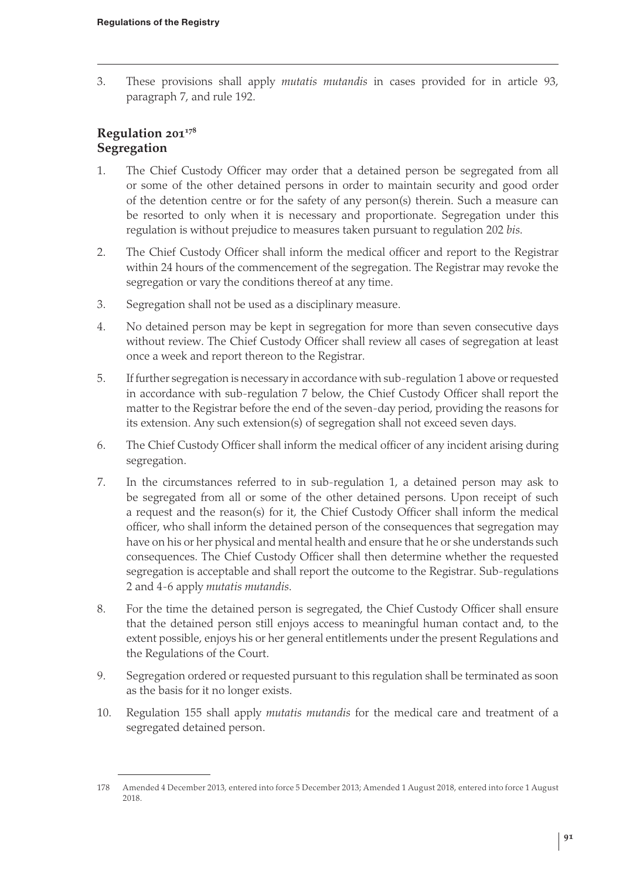3. These provisions shall apply *mutatis mutandis* in cases provided for in article 93, paragraph 7, and rule 192.

## Regulation 201[178]
## Segregation

1. The Chief Custody Officer may order that a detained person be segregated from all or some of the other detained persons in order to maintain security and good order of the detention centre or for the safety of any person(s) therein. Such a measure can be resorted to only when it is necessary and proportionate. Segregation under this regulation is without prejudice to measures taken pursuant to regulation 202 *bis*.

2. The Chief Custody Officer shall inform the medical officer and report to the Registrar within 24 hours of the commencement of the segregation. The Registrar may revoke the segregation or vary the conditions thereof at any time.

3. Segregation shall not be used as a disciplinary measure.

4. No detained person may be kept in segregation for more than seven consecutive days without review. The Chief Custody Officer shall review all cases of segregation at least once a week and report thereon to the Registrar.

5. If further segregation is necessary in accordance with sub-regulation 1 above or requested in accordance with sub-regulation 7 below, the Chief Custody Officer shall report the matter to the Registrar before the end of the seven-day period, providing the reasons for its extension. Any such extension(s) of segregation shall not exceed seven days.

6. The Chief Custody Officer shall inform the medical officer of any incident arising during segregation.

7. In the circumstances referred to in sub-regulation 1, a detained person may ask to be segregated from all or some of the other detained persons. Upon receipt of such a request and the reason(s) for it, the Chief Custody Officer shall inform the medical officer, who shall inform the detained person of the consequences that segregation may have on his or her physical and mental health and ensure that he or she understands such consequences. The Chief Custody Officer shall then determine whether the requested segregation is acceptable and shall report the outcome to the Registrar. Sub-regulations 2 and 4-6 apply *mutatis mutandis*.

8. For the time the detained person is segregated, the Chief Custody Officer shall ensure that the detained person still enjoys access to meaningful human contact and, to the extent possible, enjoys his or her general entitlements under the present Regulations and the Regulations of the Court.

9. Segregation ordered or requested pursuant to this regulation shall be terminated as soon as the basis for it no longer exists.

10. Regulation 155 shall apply *mutatis mutandis* for the medical care and treatment of a segregated detained person.

---

178 Amended 4 December 2013, entered into force 5 December 2013; Amended 1 August 2018, entered into force 1 August 2018.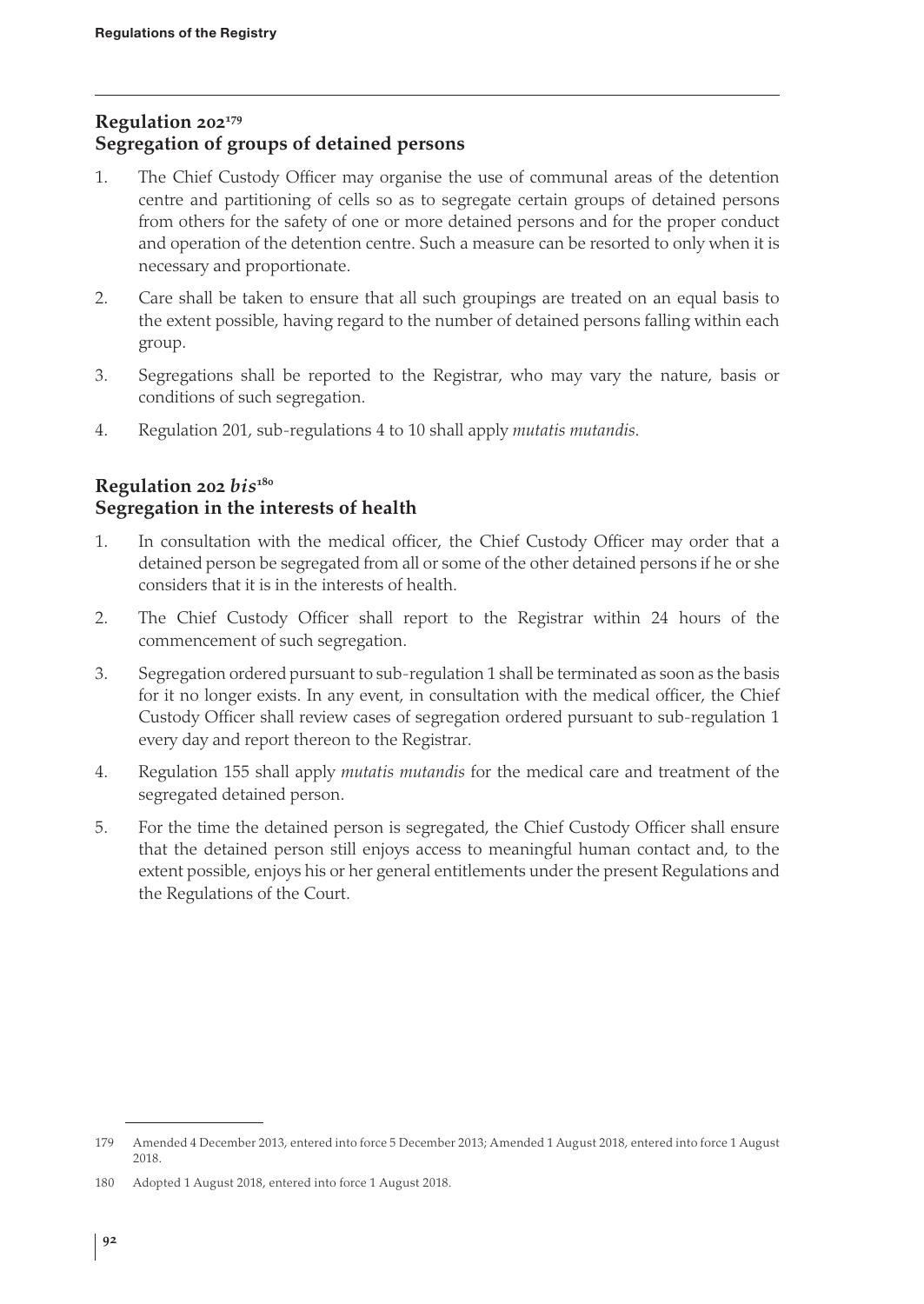## Regulation 202[179]
## Segregation of groups of detained persons

1. The Chief Custody Officer may organise the use of communal areas of the detention centre and partitioning of cells so as to segregate certain groups of detained persons from others for the safety of one or more detained persons and for the proper conduct and operation of the detention centre. Such a measure can be resorted to only when it is necessary and proportionate.

2. Care shall be taken to ensure that all such groupings are treated on an equal basis to the extent possible, having regard to the number of detained persons falling within each group.

3. Segregations shall be reported to the Registrar, who may vary the nature, basis or conditions of such segregation.

4. Regulation 201, sub-regulations 4 to 10 shall apply *mutatis mutandis*.

## Regulation 202 *bis*[180]
## Segregation in the interests of health

1. In consultation with the medical officer, the Chief Custody Officer may order that a detained person be segregated from all or some of the other detained persons if he or she considers that it is in the interests of health.

2. The Chief Custody Officer shall report to the Registrar within 24 hours of the commencement of such segregation.

3. Segregation ordered pursuant to sub-regulation 1 shall be terminated as soon as the basis for it no longer exists. In any event, in consultation with the medical officer, the Chief Custody Officer shall review cases of segregation ordered pursuant to sub-regulation 1 every day and report thereon to the Registrar.

4. Regulation 155 shall apply *mutatis mutandis* for the medical care and treatment of the segregated detained person.

5. For the time the detained person is segregated, the Chief Custody Officer shall ensure that the detained person still enjoys access to meaningful human contact and, to the extent possible, enjoys his or her general entitlements under the present Regulations and the Regulations of the Court.

---

179 Amended 4 December 2013, entered into force 5 December 2013; Amended 1 August 2018, entered into force 1 August 2018.

180 Adopted 1 August 2018, entered into force 1 August 2018.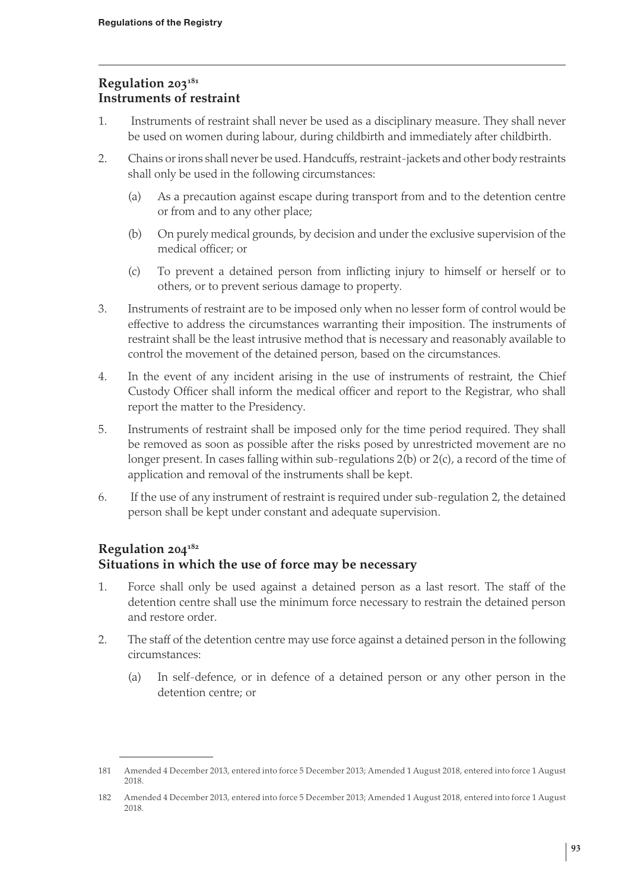## Regulation 203[181]
## Instruments of restraint

1. Instruments of restraint shall never be used as a disciplinary measure. They shall never be used on women during labour, during childbirth and immediately after childbirth.

2. Chains or irons shall never be used. Handcuffs, restraint-jackets and other body restraints shall only be used in the following circumstances:

   (a) As a precaution against escape during transport from and to the detention centre or from and to any other place;

   (b) On purely medical grounds, by decision and under the exclusive supervision of the medical officer; or

   (c) To prevent a detained person from inflicting injury to himself or herself or to others, or to prevent serious damage to property.

3. Instruments of restraint are to be imposed only when no lesser form of control would be effective to address the circumstances warranting their imposition. The instruments of restraint shall be the least intrusive method that is necessary and reasonably available to control the movement of the detained person, based on the circumstances.

4. In the event of any incident arising in the use of instruments of restraint, the Chief Custody Officer shall inform the medical officer and report to the Registrar, who shall report the matter to the Presidency.

5. Instruments of restraint shall be imposed only for the time period required. They shall be removed as soon as possible after the risks posed by unrestricted movement are no longer present. In cases falling within sub-regulations 2(b) or 2(c), a record of the time of application and removal of the instruments shall be kept.

6. If the use of any instrument of restraint is required under sub-regulation 2, the detained person shall be kept under constant and adequate supervision.

## Regulation 204[182]
## Situations in which the use of force may be necessary

1. Force shall only be used against a detained person as a last resort. The staff of the detention centre shall use the minimum force necessary to restrain the detained person and restore order.

2. The staff of the detention centre may use force against a detained person in the following circumstances:

   (a) In self-defence, or in defence of a detained person or any other person in the detention centre; or

---

181 Amended 4 December 2013, entered into force 5 December 2013; Amended 1 August 2018, entered into force 1 August 2018.

182 Amended 4 December 2013, entered into force 5 December 2013; Amended 1 August 2018, entered into force 1 August 2018.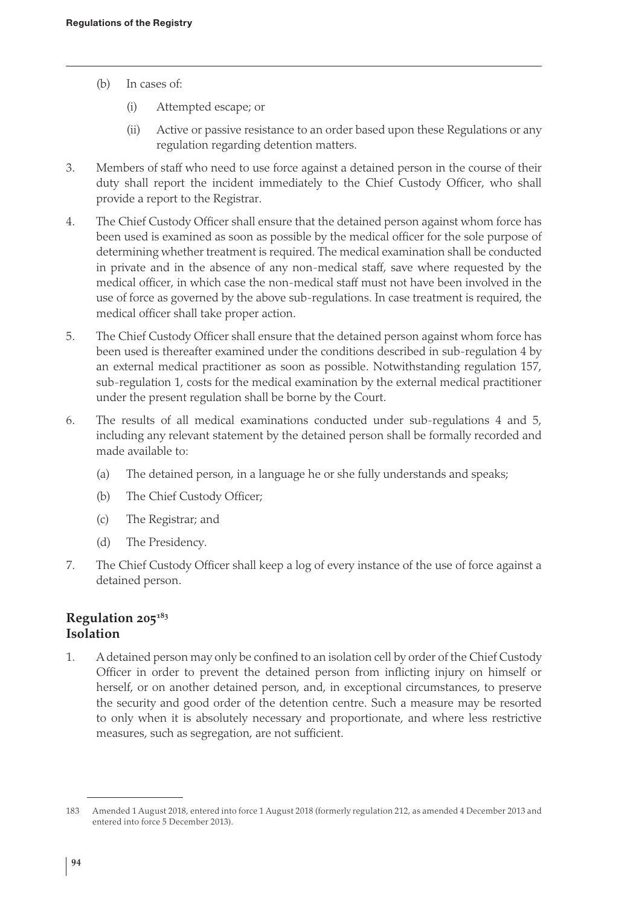(b) In cases of:

   (i) Attempted escape; or

   (ii) Active or passive resistance to an order based upon these Regulations or any regulation regarding detention matters.

3. Members of staff who need to use force against a detained person in the course of their duty shall report the incident immediately to the Chief Custody Officer, who shall provide a report to the Registrar.

4. The Chief Custody Officer shall ensure that the detained person against whom force has been used is examined as soon as possible by the medical officer for the sole purpose of determining whether treatment is required. The medical examination shall be conducted in private and in the absence of any non-medical staff, save where requested by the medical officer, in which case the non-medical staff must not have been involved in the use of force as governed by the above sub-regulations. In case treatment is required, the medical officer shall take proper action.

5. The Chief Custody Officer shall ensure that the detained person against whom force has been used is thereafter examined under the conditions described in sub-regulation 4 by an external medical practitioner as soon as possible. Notwithstanding regulation 157, sub-regulation 1, costs for the medical examination by the external medical practitioner under the present regulation shall be borne by the Court.

6. The results of all medical examinations conducted under sub-regulations 4 and 5, including any relevant statement by the detained person shall be formally recorded and made available to:

   (a) The detained person, in a language he or she fully understands and speaks;

   (b) The Chief Custody Officer;

   (c) The Registrar; and

   (d) The Presidency.

7. The Chief Custody Officer shall keep a log of every instance of the use of force against a detained person.

## Regulation 205[183]
## Isolation

1. A detained person may only be confined to an isolation cell by order of the Chief Custody Officer in order to prevent the detained person from inflicting injury on himself or herself, or on another detained person, and, in exceptional circumstances, to preserve the security and good order of the detention centre. Such a measure may be resorted to only when it is absolutely necessary and proportionate, and where less restrictive measures, such as segregation, are not sufficient.

---

183 Amended 1 August 2018, entered into force 1 August 2018 (formerly regulation 212, as amended 4 December 2013 and entered into force 5 December 2013).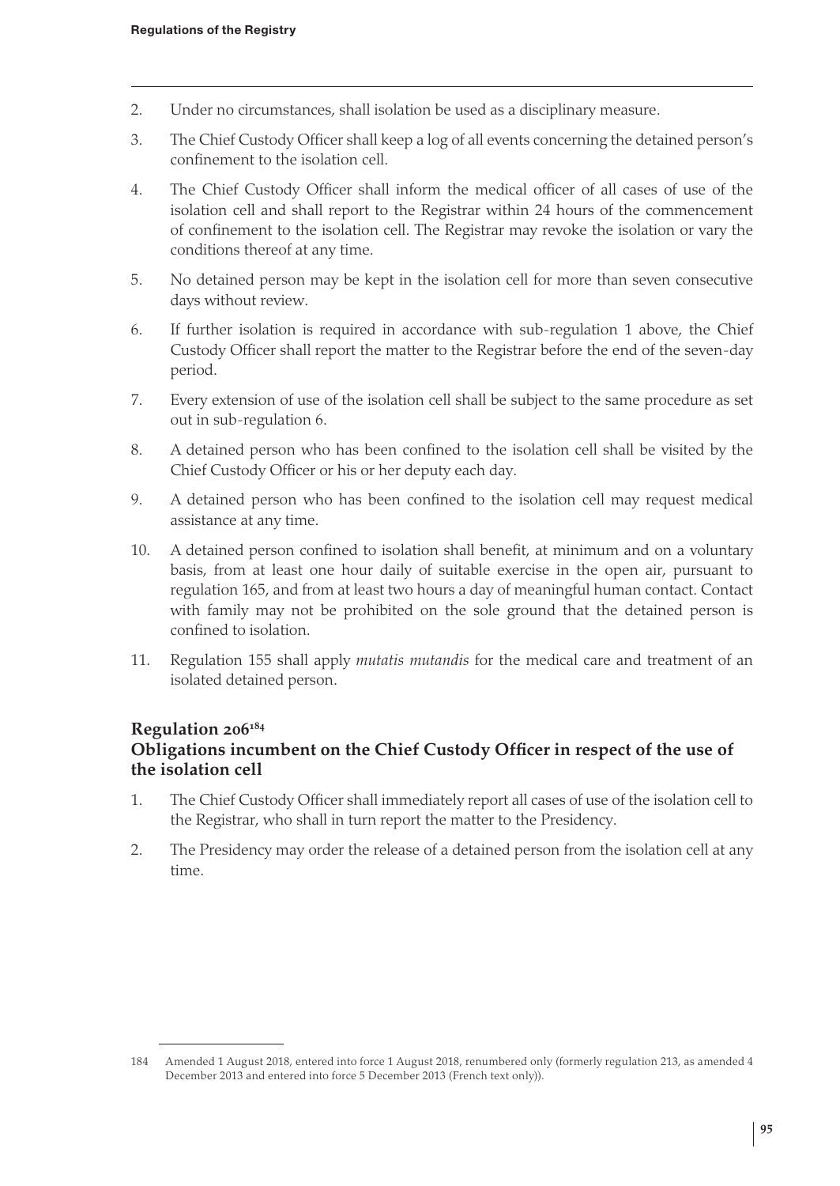2. Under no circumstances, shall isolation be used as a disciplinary measure.
3. The Chief Custody Officer shall keep a log of all events concerning the detained person's confinement to the isolation cell.
4. The Chief Custody Officer shall inform the medical officer of all cases of use of the isolation cell and shall report to the Registrar within 24 hours of the commencement of confinement to the isolation cell. The Registrar may revoke the isolation or vary the conditions thereof at any time.
5. No detained person may be kept in the isolation cell for more than seven consecutive days without review.
6. If further isolation is required in accordance with sub-regulation 1 above, the Chief Custody Officer shall report the matter to the Registrar before the end of the seven-day period.
7. Every extension of use of the isolation cell shall be subject to the same procedure as set out in sub-regulation 6.
8. A detained person who has been confined to the isolation cell shall be visited by the Chief Custody Officer or his or her deputy each day.
9. A detained person who has been confined to the isolation cell may request medical assistance at any time.
10. A detained person confined to isolation shall benefit, at minimum and on a voluntary basis, from at least one hour daily of suitable exercise in the open air, pursuant to regulation 165, and from at least two hours a day of meaningful human contact. Contact with family may not be prohibited on the sole ground that the detained person is confined to isolation.
11. Regulation 155 shall apply *mutatis mutandis* for the medical care and treatment of an isolated detained person.

## Regulation 206[184]
## Obligations incumbent on the Chief Custody Officer in respect of the use of the isolation cell

1. The Chief Custody Officer shall immediately report all cases of use of the isolation cell to the Registrar, who shall in turn report the matter to the Presidency.
2. The Presidency may order the release of a detained person from the isolation cell at any time.

---

184 Amended 1 August 2018, entered into force 1 August 2018, renumbered only (formerly regulation 213, as amended 4 December 2013 and entered into force 5 December 2013 (French text only)).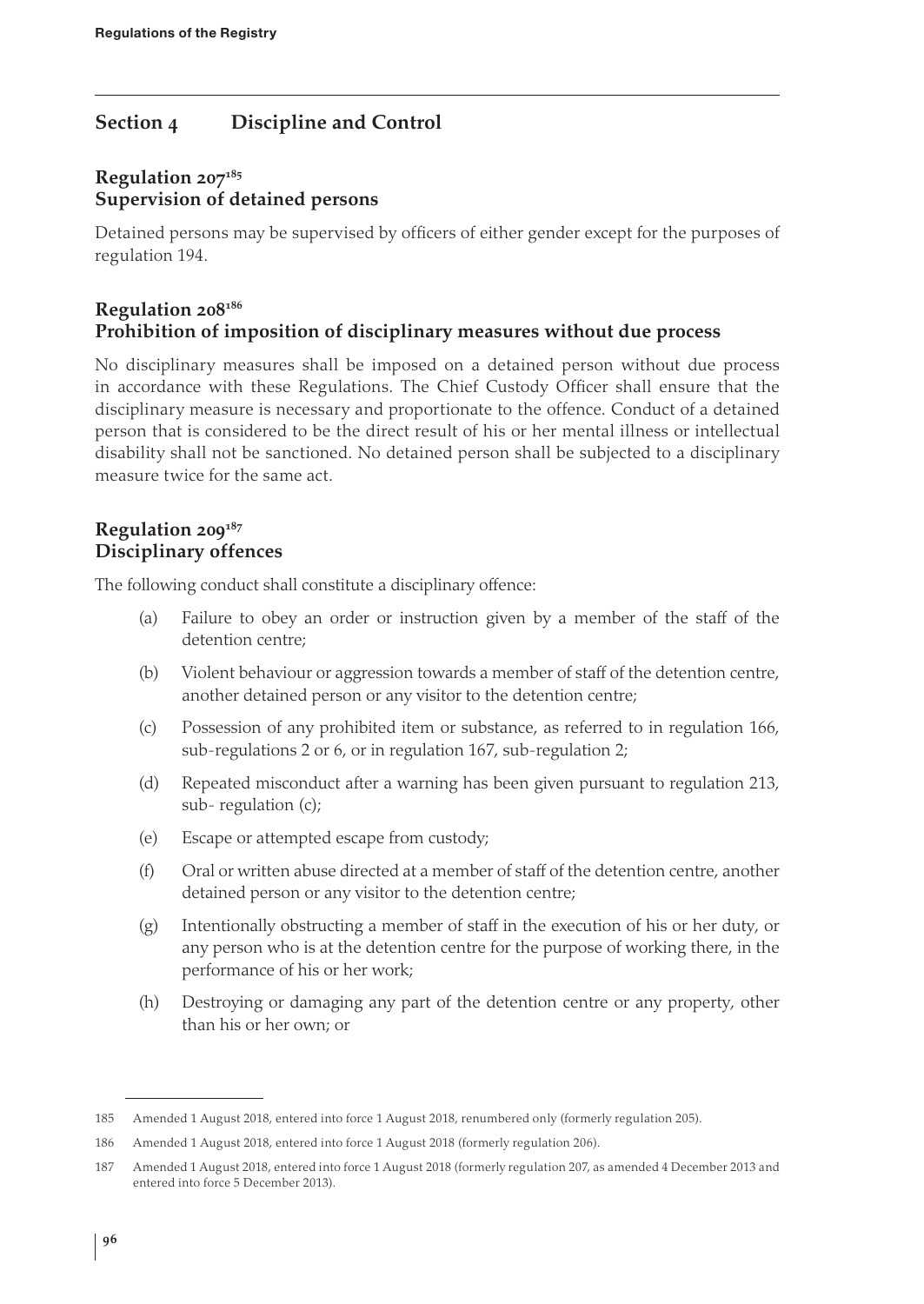## Section 4 Discipline and Control

### Regulation 207[185]
### Supervision of detained persons

Detained persons may be supervised by officers of either gender except for the purposes of regulation 194.

### Regulation 208[186]
### Prohibition of imposition of disciplinary measures without due process

No disciplinary measures shall be imposed on a detained person without due process in accordance with these Regulations. The Chief Custody Officer shall ensure that the disciplinary measure is necessary and proportionate to the offence. Conduct of a detained person that is considered to be the direct result of his or her mental illness or intellectual disability shall not be sanctioned. No detained person shall be subjected to a disciplinary measure twice for the same act.

### Regulation 209[187]
### Disciplinary offences

The following conduct shall constitute a disciplinary offence:

(a) Failure to obey an order or instruction given by a member of the staff of the detention centre;

(b) Violent behaviour or aggression towards a member of staff of the detention centre, another detained person or any visitor to the detention centre;

(c) Possession of any prohibited item or substance, as referred to in regulation 166, sub-regulations 2 or 6, or in regulation 167, sub-regulation 2;

(d) Repeated misconduct after a warning has been given pursuant to regulation 213, sub- regulation (c);

(e) Escape or attempted escape from custody;

(f) Oral or written abuse directed at a member of staff of the detention centre, another detained person or any visitor to the detention centre;

(g) Intentionally obstructing a member of staff in the execution of his or her duty, or any person who is at the detention centre for the purpose of working there, in the performance of his or her work;

(h) Destroying or damaging any part of the detention centre or any property, other than his or her own; or

---

185 Amended 1 August 2018, entered into force 1 August 2018, renumbered only (formerly regulation 205).

186 Amended 1 August 2018, entered into force 1 August 2018 (formerly regulation 206).

187 Amended 1 August 2018, entered into force 1 August 2018 (formerly regulation 207, as amended 4 December 2013 and entered into force 5 December 2013).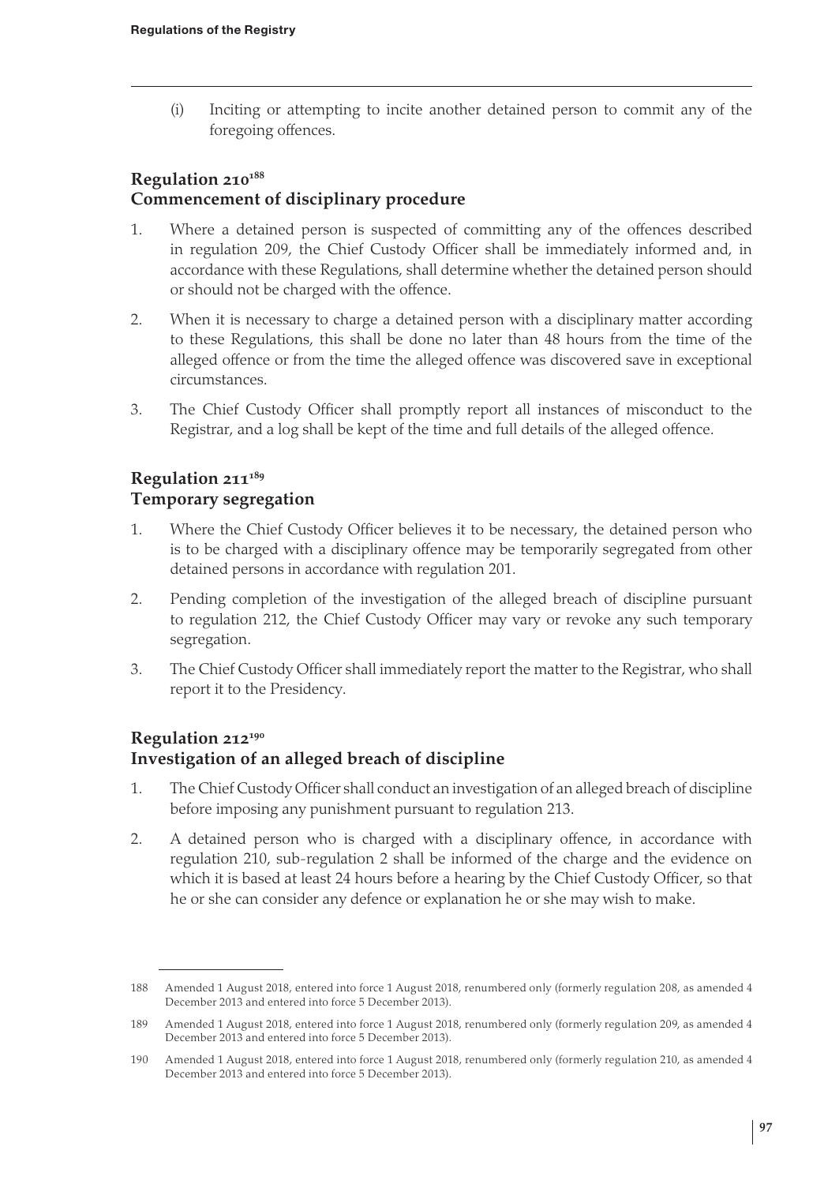(i) Inciting or attempting to incite another detained person to commit any of the foregoing offences.

## Regulation 210[188]
## Commencement of disciplinary procedure

1. Where a detained person is suspected of committing any of the offences described in regulation 209, the Chief Custody Officer shall be immediately informed and, in accordance with these Regulations, shall determine whether the detained person should or should not be charged with the offence.
2. When it is necessary to charge a detained person with a disciplinary matter according to these Regulations, this shall be done no later than 48 hours from the time of the alleged offence or from the time the alleged offence was discovered save in exceptional circumstances.
3. The Chief Custody Officer shall promptly report all instances of misconduct to the Registrar, and a log shall be kept of the time and full details of the alleged offence.

## Regulation 211[189]
## Temporary segregation

1. Where the Chief Custody Officer believes it to be necessary, the detained person who is to be charged with a disciplinary offence may be temporarily segregated from other detained persons in accordance with regulation 201.
2. Pending completion of the investigation of the alleged breach of discipline pursuant to regulation 212, the Chief Custody Officer may vary or revoke any such temporary segregation.
3. The Chief Custody Officer shall immediately report the matter to the Registrar, who shall report it to the Presidency.

## Regulation 212[190]
## Investigation of an alleged breach of discipline

1. The Chief Custody Officer shall conduct an investigation of an alleged breach of discipline before imposing any punishment pursuant to regulation 213.
2. A detained person who is charged with a disciplinary offence, in accordance with regulation 210, sub-regulation 2 shall be informed of the charge and the evidence on which it is based at least 24 hours before a hearing by the Chief Custody Officer, so that he or she can consider any defence or explanation he or she may wish to make.

---

188 Amended 1 August 2018, entered into force 1 August 2018, renumbered only (formerly regulation 208, as amended 4 December 2013 and entered into force 5 December 2013).

189 Amended 1 August 2018, entered into force 1 August 2018, renumbered only (formerly regulation 209, as amended 4 December 2013 and entered into force 5 December 2013).

190 Amended 1 August 2018, entered into force 1 August 2018, renumbered only (formerly regulation 210, as amended 4 December 2013 and entered into force 5 December 2013).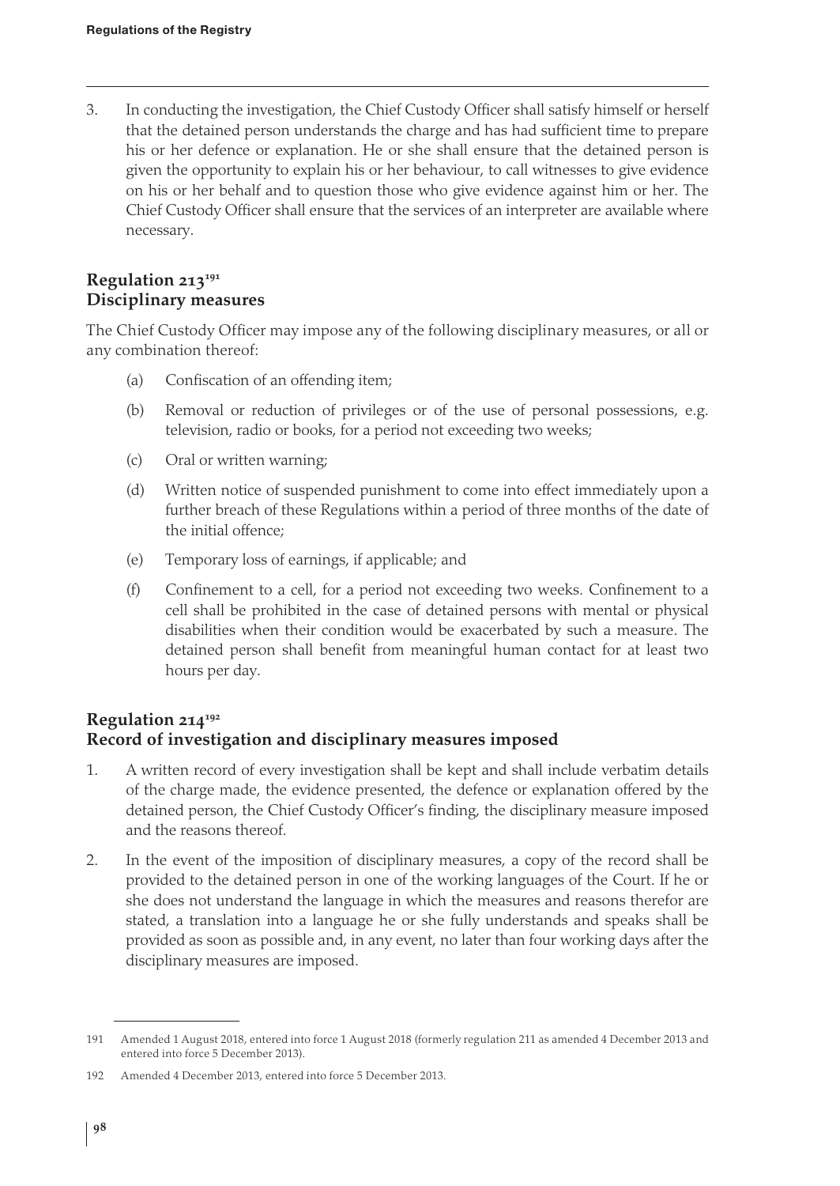3. In conducting the investigation, the Chief Custody Officer shall satisfy himself or herself that the detained person understands the charge and has had sufficient time to prepare his or her defence or explanation. He or she shall ensure that the detained person is given the opportunity to explain his or her behaviour, to call witnesses to give evidence on his or her behalf and to question those who give evidence against him or her. The Chief Custody Officer shall ensure that the services of an interpreter are available where necessary.

## Regulation 213[191]
## Disciplinary measures

The Chief Custody Officer may impose any of the following disciplinary measures, or all or any combination thereof:

(a) Confiscation of an offending item;

(b) Removal or reduction of privileges or of the use of personal possessions, e.g. television, radio or books, for a period not exceeding two weeks;

(c) Oral or written warning;

(d) Written notice of suspended punishment to come into effect immediately upon a further breach of these Regulations within a period of three months of the date of the initial offence;

(e) Temporary loss of earnings, if applicable; and

(f) Confinement to a cell, for a period not exceeding two weeks. Confinement to a cell shall be prohibited in the case of detained persons with mental or physical disabilities when their condition would be exacerbated by such a measure. The detained person shall benefit from meaningful human contact for at least two hours per day.

## Regulation 214[192]
## Record of investigation and disciplinary measures imposed

1. A written record of every investigation shall be kept and shall include verbatim details of the charge made, the evidence presented, the defence or explanation offered by the detained person, the Chief Custody Officer's finding, the disciplinary measure imposed and the reasons thereof.

2. In the event of the imposition of disciplinary measures, a copy of the record shall be provided to the detained person in one of the working languages of the Court. If he or she does not understand the language in which the measures and reasons therefor are stated, a translation into a language he or she fully understands and speaks shall be provided as soon as possible and, in any event, no later than four working days after the disciplinary measures are imposed.

---

191 Amended 1 August 2018, entered into force 1 August 2018 (formerly regulation 211 as amended 4 December 2013 and entered into force 5 December 2013).

192 Amended 4 December 2013, entered into force 5 December 2013.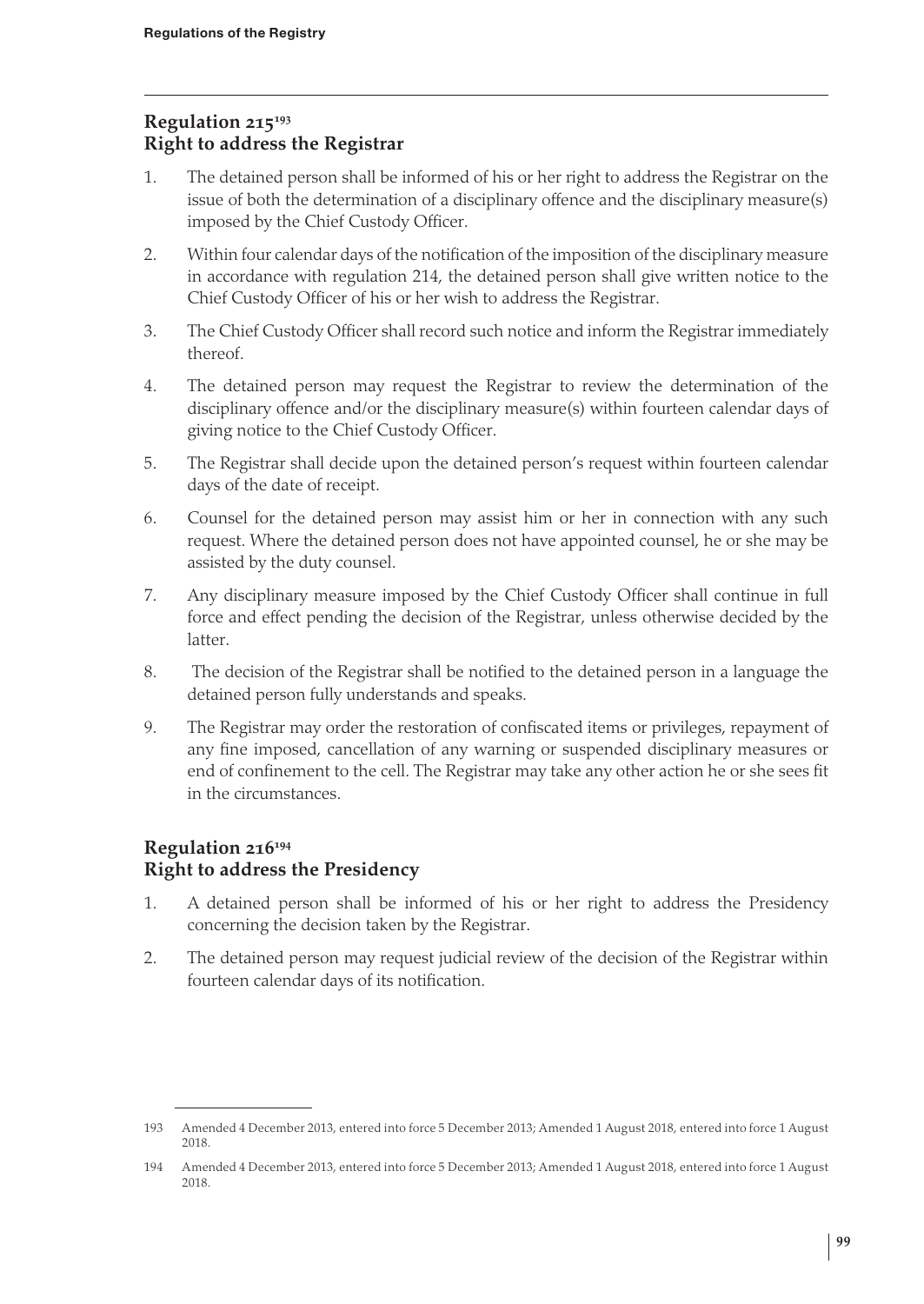## Regulation 215[193]
## Right to address the Registrar

1. The detained person shall be informed of his or her right to address the Registrar on the issue of both the determination of a disciplinary offence and the disciplinary measure(s) imposed by the Chief Custody Officer.

2. Within four calendar days of the notification of the imposition of the disciplinary measure in accordance with regulation 214, the detained person shall give written notice to the Chief Custody Officer of his or her wish to address the Registrar.

3. The Chief Custody Officer shall record such notice and inform the Registrar immediately thereof.

4. The detained person may request the Registrar to review the determination of the disciplinary offence and/or the disciplinary measure(s) within fourteen calendar days of giving notice to the Chief Custody Officer.

5. The Registrar shall decide upon the detained person's request within fourteen calendar days of the date of receipt.

6. Counsel for the detained person may assist him or her in connection with any such request. Where the detained person does not have appointed counsel, he or she may be assisted by the duty counsel.

7. Any disciplinary measure imposed by the Chief Custody Officer shall continue in full force and effect pending the decision of the Registrar, unless otherwise decided by the latter.

8. The decision of the Registrar shall be notified to the detained person in a language the detained person fully understands and speaks.

9. The Registrar may order the restoration of confiscated items or privileges, repayment of any fine imposed, cancellation of any warning or suspended disciplinary measures or end of confinement to the cell. The Registrar may take any other action he or she sees fit in the circumstances.

## Regulation 216[194]
## Right to address the Presidency

1. A detained person shall be informed of his or her right to address the Presidency concerning the decision taken by the Registrar.

2. The detained person may request judicial review of the decision of the Registrar within fourteen calendar days of its notification.

---

193 Amended 4 December 2013, entered into force 5 December 2013; Amended 1 August 2018, entered into force 1 August 2018.

194 Amended 4 December 2013, entered into force 5 December 2013; Amended 1 August 2018, entered into force 1 August 2018.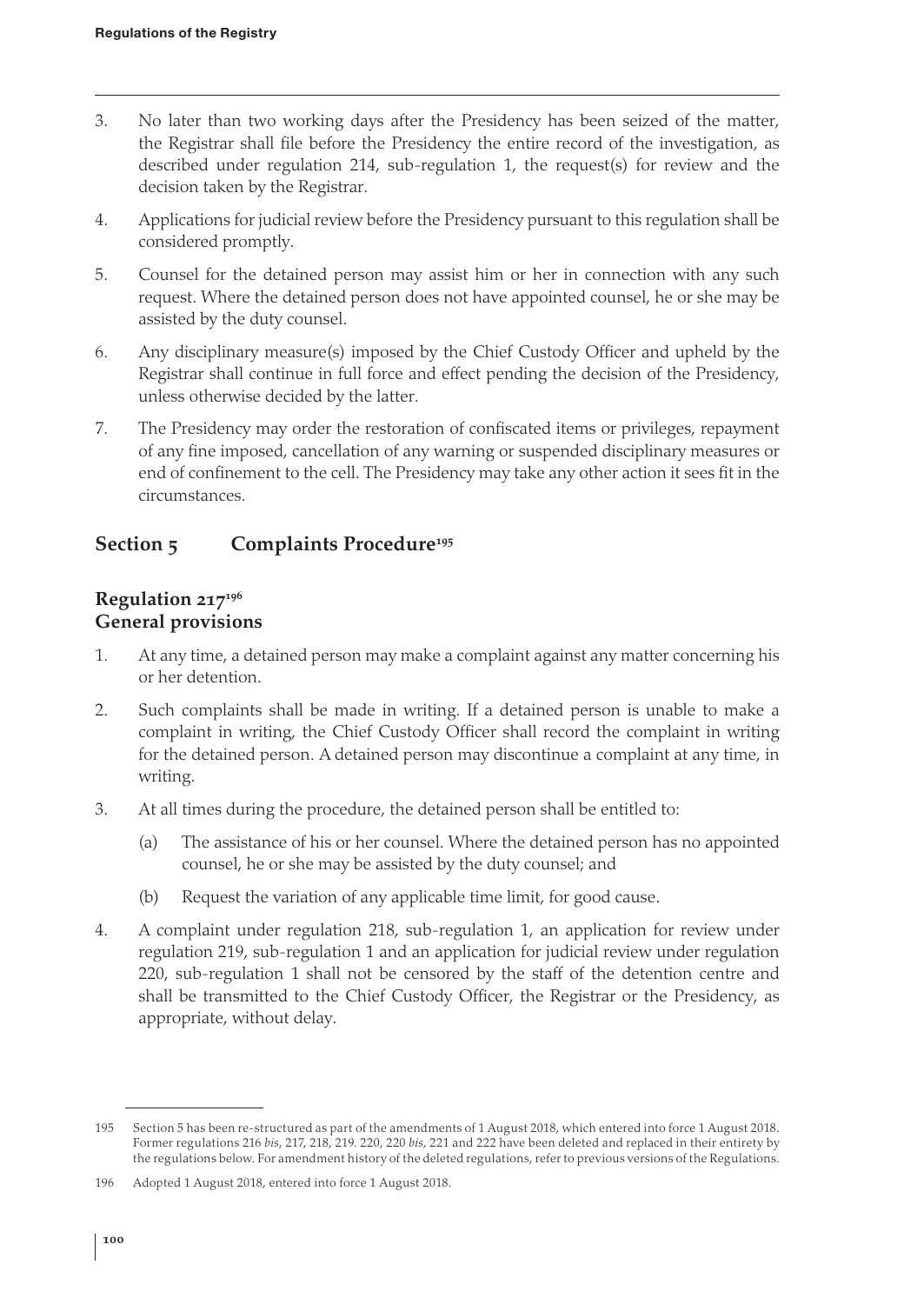3. No later than two working days after the Presidency has been seized of the matter, the Registrar shall file before the Presidency the entire record of the investigation, as described under regulation 214, sub-regulation 1, the request(s) for review and the decision taken by the Registrar.

4. Applications for judicial review before the Presidency pursuant to this regulation shall be considered promptly.

5. Counsel for the detained person may assist him or her in connection with any such request. Where the detained person does not have appointed counsel, he or she may be assisted by the duty counsel.

6. Any disciplinary measure(s) imposed by the Chief Custody Officer and upheld by the Registrar shall continue in full force and effect pending the decision of the Presidency, unless otherwise decided by the latter.

7. The Presidency may order the restoration of confiscated items or privileges, repayment of any fine imposed, cancellation of any warning or suspended disciplinary measures or end of confinement to the cell. The Presidency may take any other action it sees fit in the circumstances.

## Section 5 Complaints Procedure[195]

### Regulation 217[196]
### General provisions

1. At any time, a detained person may make a complaint against any matter concerning his or her detention.

2. Such complaints shall be made in writing. If a detained person is unable to make a complaint in writing, the Chief Custody Officer shall record the complaint in writing for the detained person. A detained person may discontinue a complaint at any time, in writing.

3. At all times during the procedure, the detained person shall be entitled to:

   (a) The assistance of his or her counsel. Where the detained person has no appointed counsel, he or she may be assisted by the duty counsel; and

   (b) Request the variation of any applicable time limit, for good cause.

4. A complaint under regulation 218, sub-regulation 1, an application for review under regulation 219, sub-regulation 1 and an application for judicial review under regulation 220, sub-regulation 1 shall not be censored by the staff of the detention centre and shall be transmitted to the Chief Custody Officer, the Registrar or the Presidency, as appropriate, without delay.

---

195 Section 5 has been re-structured as part of the amendments of 1 August 2018, which entered into force 1 August 2018. Former regulations 216 *bis*, 217, 218, 219. 220, 220 *bis*, 221 and 222 have been deleted and replaced in their entirety by the regulations below. For amendment history of the deleted regulations, refer to previous versions of the Regulations.

196 Adopted 1 August 2018, entered into force 1 August 2018.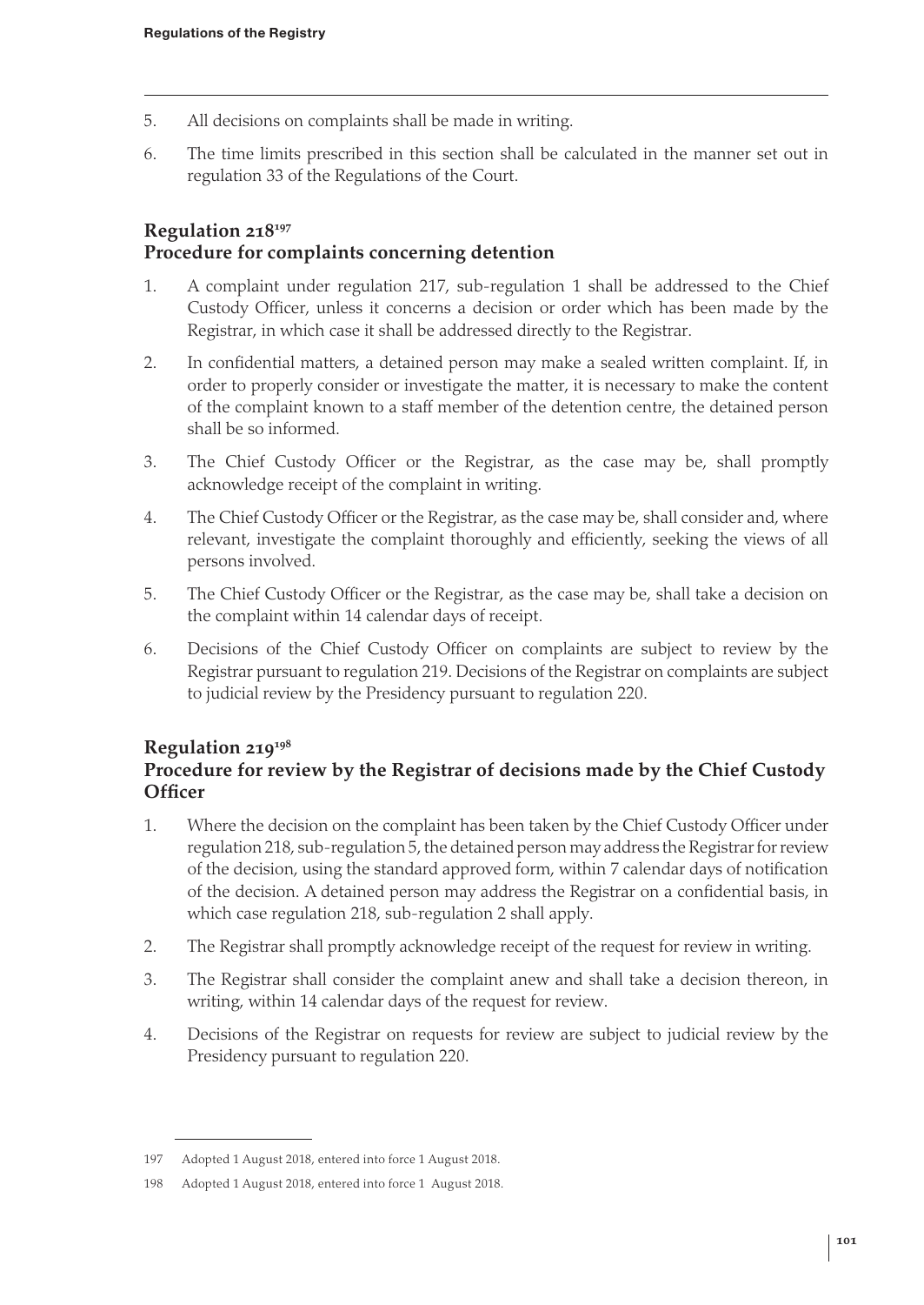5. All decisions on complaints shall be made in writing.

6. The time limits prescribed in this section shall be calculated in the manner set out in regulation 33 of the Regulations of the Court.

## Regulation 218[197]
## Procedure for complaints concerning detention

1. A complaint under regulation 217, sub-regulation 1 shall be addressed to the Chief Custody Officer, unless it concerns a decision or order which has been made by the Registrar, in which case it shall be addressed directly to the Registrar.

2. In confidential matters, a detained person may make a sealed written complaint. If, in order to properly consider or investigate the matter, it is necessary to make the content of the complaint known to a staff member of the detention centre, the detained person shall be so informed.

3. The Chief Custody Officer or the Registrar, as the case may be, shall promptly acknowledge receipt of the complaint in writing.

4. The Chief Custody Officer or the Registrar, as the case may be, shall consider and, where relevant, investigate the complaint thoroughly and efficiently, seeking the views of all persons involved.

5. The Chief Custody Officer or the Registrar, as the case may be, shall take a decision on the complaint within 14 calendar days of receipt.

6. Decisions of the Chief Custody Officer on complaints are subject to review by the Registrar pursuant to regulation 219. Decisions of the Registrar on complaints are subject to judicial review by the Presidency pursuant to regulation 220.

## Regulation 219[198]
## Procedure for review by the Registrar of decisions made by the Chief Custody Officer

1. Where the decision on the complaint has been taken by the Chief Custody Officer under regulation 218, sub-regulation 5, the detained person may address the Registrar for review of the decision, using the standard approved form, within 7 calendar days of notification of the decision. A detained person may address the Registrar on a confidential basis, in which case regulation 218, sub-regulation 2 shall apply.

2. The Registrar shall promptly acknowledge receipt of the request for review in writing.

3. The Registrar shall consider the complaint anew and shall take a decision thereon, in writing, within 14 calendar days of the request for review.

4. Decisions of the Registrar on requests for review are subject to judicial review by the Presidency pursuant to regulation 220.

---

197 Adopted 1 August 2018, entered into force 1 August 2018.

198 Adopted 1 August 2018, entered into force 1 August 2018.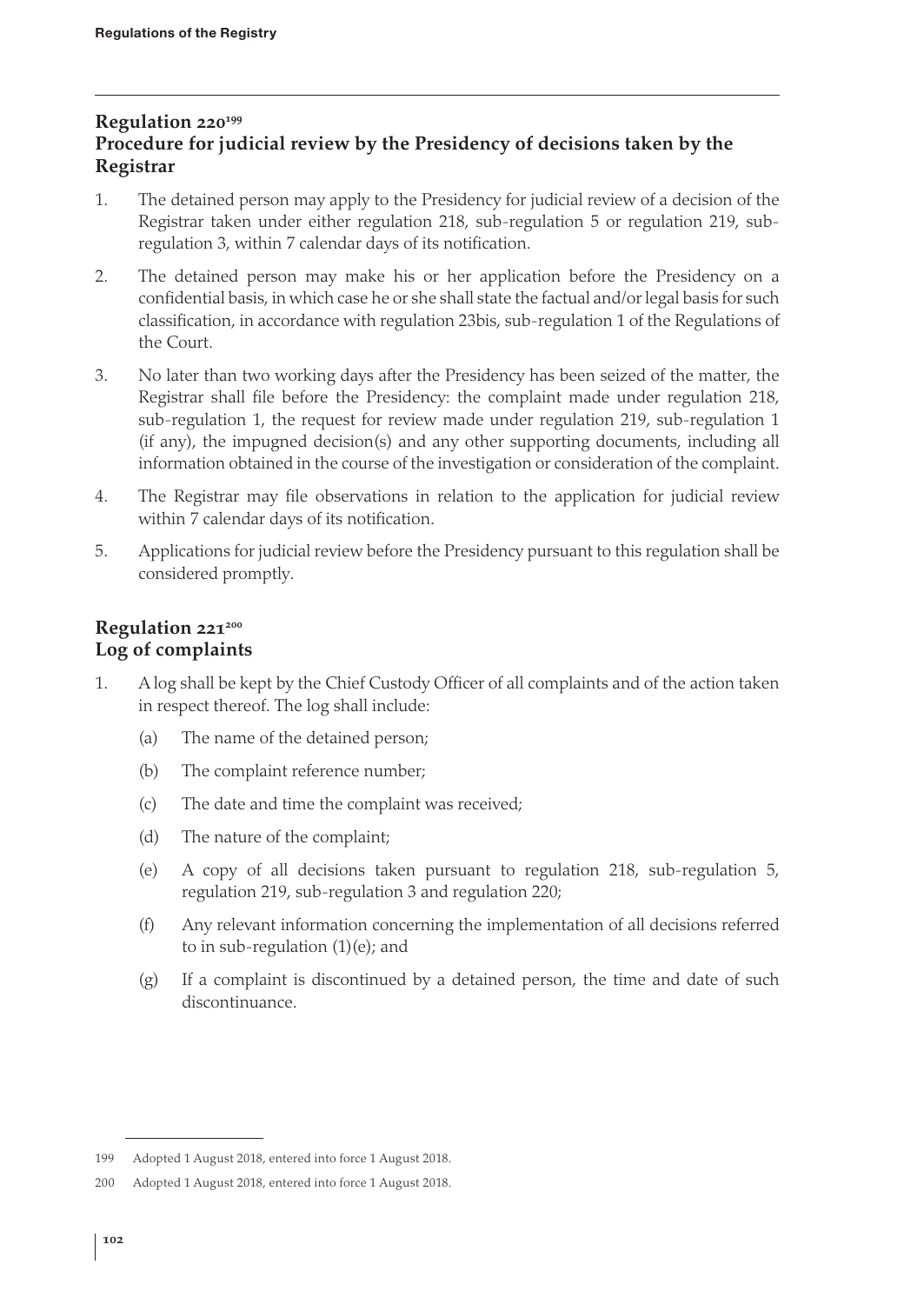## Regulation 220[199]
## Procedure for judicial review by the Presidency of decisions taken by the Registrar

1. The detained person may apply to the Presidency for judicial review of a decision of the Registrar taken under either regulation 218, sub-regulation 5 or regulation 219, sub-regulation 3, within 7 calendar days of its notification.
2. The detained person may make his or her application before the Presidency on a confidential basis, in which case he or she shall state the factual and/or legal basis for such classification, in accordance with regulation 23bis, sub-regulation 1 of the Regulations of the Court.
3. No later than two working days after the Presidency has been seized of the matter, the Registrar shall file before the Presidency: the complaint made under regulation 218, sub-regulation 1, the request for review made under regulation 219, sub-regulation 1 (if any), the impugned decision(s) and any other supporting documents, including all information obtained in the course of the investigation or consideration of the complaint.
4. The Registrar may file observations in relation to the application for judicial review within 7 calendar days of its notification.
5. Applications for judicial review before the Presidency pursuant to this regulation shall be considered promptly.

## Regulation 221[200]
## Log of complaints

1. A log shall be kept by the Chief Custody Officer of all complaints and of the action taken in respect thereof. The log shall include:
   (a) The name of the detained person;
   (b) The complaint reference number;
   (c) The date and time the complaint was received;
   (d) The nature of the complaint;
   (e) A copy of all decisions taken pursuant to regulation 218, sub-regulation 5, regulation 219, sub-regulation 3 and regulation 220;
   (f) Any relevant information concerning the implementation of all decisions referred to in sub-regulation (1)(e); and
   (g) If a complaint is discontinued by a detained person, the time and date of such discontinuance.

---

199 Adopted 1 August 2018, entered into force 1 August 2018.

200 Adopted 1 August 2018, entered into force 1 August 2018.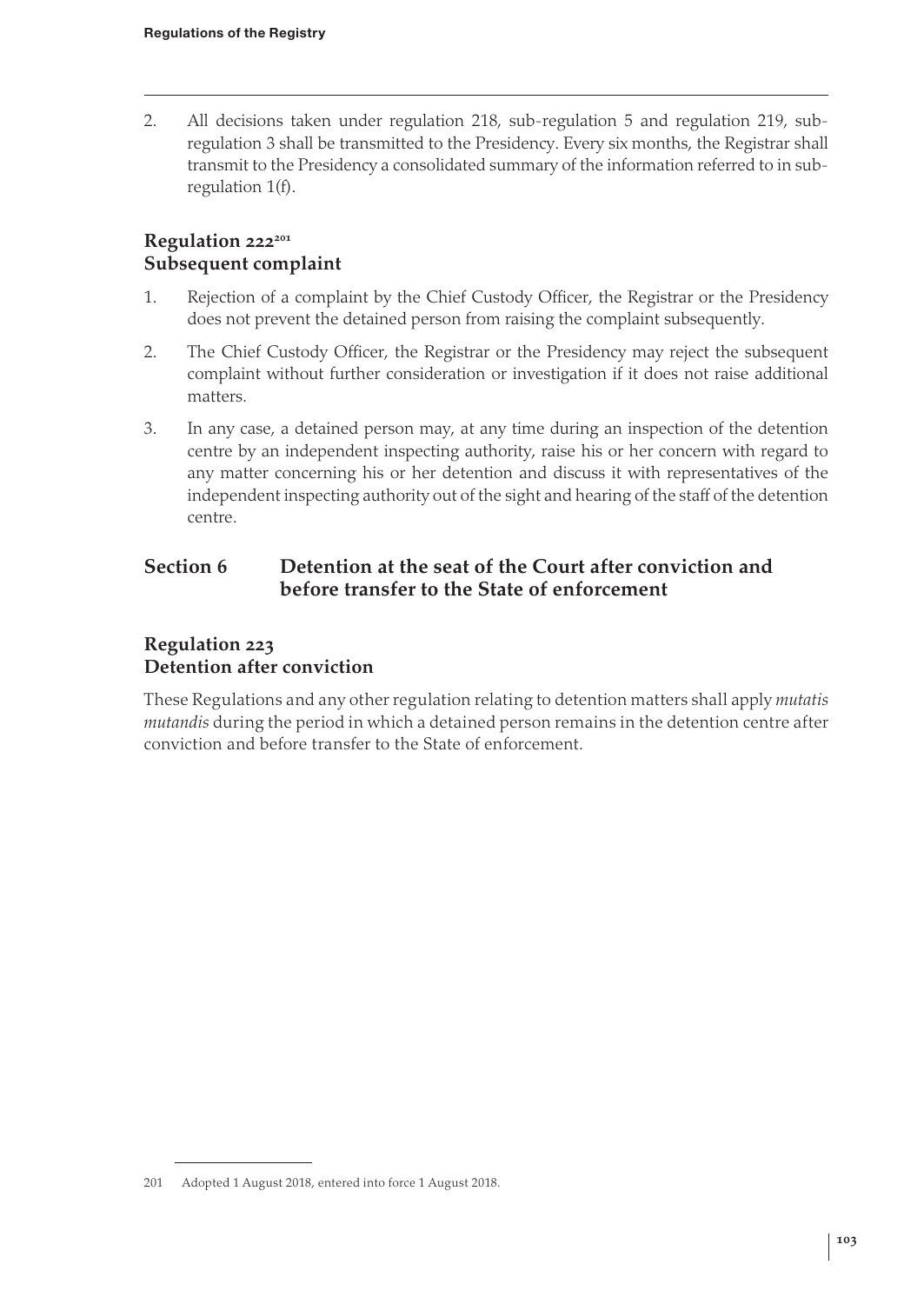2. All decisions taken under regulation 218, sub-regulation 5 and regulation 219, sub-regulation 3 shall be transmitted to the Presidency. Every six months, the Registrar shall transmit to the Presidency a consolidated summary of the information referred to in sub-regulation 1(f).

## Regulation 222[201]
## Subsequent complaint

1. Rejection of a complaint by the Chief Custody Officer, the Registrar or the Presidency does not prevent the detained person from raising the complaint subsequently.
2. The Chief Custody Officer, the Registrar or the Presidency may reject the subsequent complaint without further consideration or investigation if it does not raise additional matters.
3. In any case, a detained person may, at any time during an inspection of the detention centre by an independent inspecting authority, raise his or her concern with regard to any matter concerning his or her detention and discuss it with representatives of the independent inspecting authority out of the sight and hearing of the staff of the detention centre.

# Section 6 Detention at the seat of the Court after conviction and before transfer to the State of enforcement

## Regulation 223
## Detention after conviction

These Regulations and any other regulation relating to detention matters shall apply *mutatis mutandis* during the period in which a detained person remains in the detention centre after conviction and before transfer to the State of enforcement.

201 Adopted 1 August 2018, entered into force 1 August 2018.